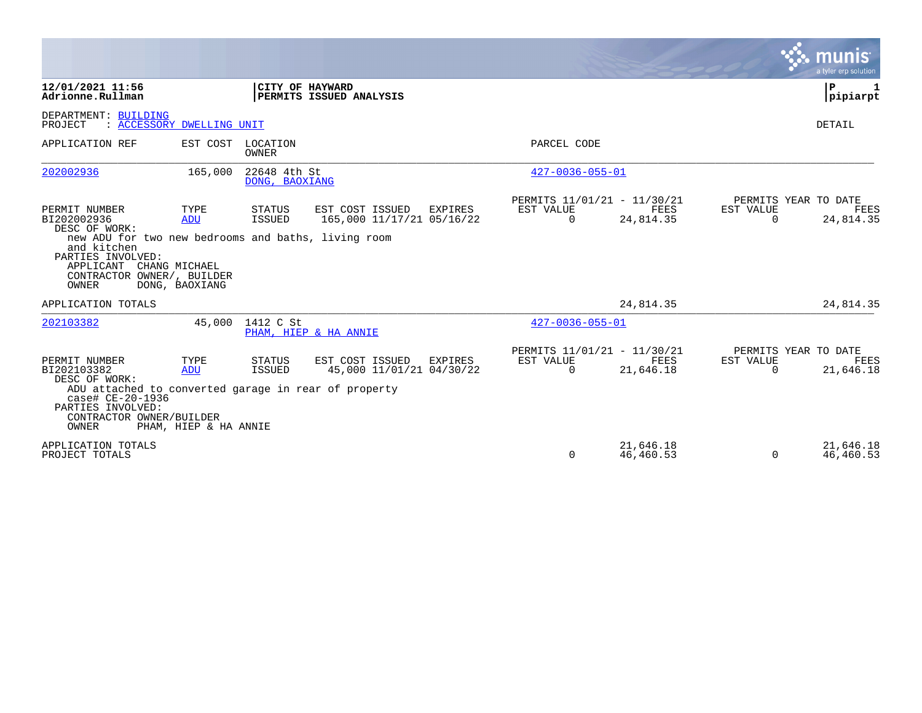**12/01/2021 11:56**
**Adrionne.Rullman**

**CITY OF HAYWARD**
**PERMITS ISSUED ANALYSIS**

**P 1**
**pipiarpt**

DEPARTMENT: BUILDING
PROJECT : ACCESSORY DWELLING UNIT

DETAIL

| APPLICATION REF | EST COST | LOCATION / OWNER | PARCEL CODE |
|---|---|---|---|
| 202002936 | 165,000 | 22648 4th St / DONG, BAOXIANG | 427-0036-055-01 |

| PERMIT NUMBER | TYPE | STATUS | EST COST | ISSUED | EXPIRES | PERMITS 11/01/21 - 11/30/21 EST VALUE | FEES | PERMITS YEAR TO DATE EST VALUE | FEES |
|---|---|---|---|---|---|---|---|---|---|
| BI202002936 | ADU | ISSUED | 165,000 | 11/17/21 | 05/16/22 | 0 | 24,814.35 | 0 | 24,814.35 |

DESC OF WORK:
new ADU for two new bedrooms and baths, living room and kitchen

PARTIES INVOLVED:
APPLICANT CHANG MICHAEL
CONTRACTOR OWNER/, BUILDER
OWNER DONG, BAOXIANG

APPLICATION TOTALS 24,814.35 24,814.35

| APPLICATION REF | EST COST | LOCATION / OWNER | PARCEL CODE |
|---|---|---|---|
| 202103382 | 45,000 | 1412 C St / PHAM, HIEP & HA ANNIE | 427-0036-055-01 |

| PERMIT NUMBER | TYPE | STATUS | EST COST | ISSUED | EXPIRES | PERMITS 11/01/21 - 11/30/21 EST VALUE | FEES | PERMITS YEAR TO DATE EST VALUE | FEES |
|---|---|---|---|---|---|---|---|---|---|
| BI202103382 | ADU | ISSUED | 45,000 | 11/01/21 | 04/30/22 | 0 | 21,646.18 | 0 | 21,646.18 |

DESC OF WORK:
ADU attached to converted garage in rear of property case# CE-20-1936

PARTIES INVOLVED:
CONTRACTOR OWNER/BUILDER
OWNER PHAM, HIEP & HA ANNIE

| | EST VALUE | FEES | EST VALUE (YTD) | FEES (YTD) |
|---|---|---|---|---|
| APPLICATION TOTALS | | 21,646.18 | | 21,646.18 |
| PROJECT TOTALS | 0 | 46,460.53 | 0 | 46,460.53 |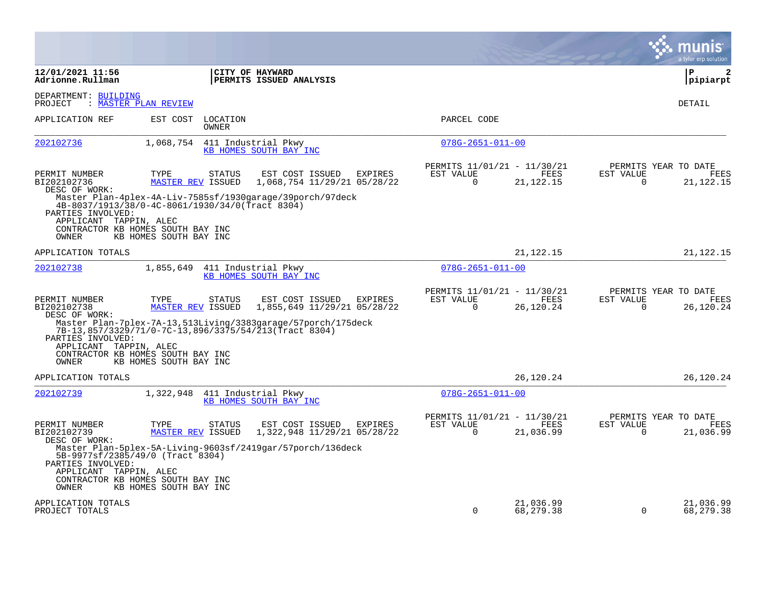**12/01/2021 11:56** | **CITY OF HAYWARD** | **P 2**
**Adrionne.Rullman** | **PERMITS ISSUED ANALYSIS** | **pipiarpt**

DEPARTMENT: BUILDING
PROJECT : MASTER PLAN REVIEW

DETAIL

| APPLICATION REF | EST COST | LOCATION / OWNER | PARCEL CODE |
|---|---|---|---|
| 202102736 | 1,068,754 | 411 Industrial Pkwy / KB HOMES SOUTH BAY INC | 078G-2651-011-00 |

| PERMIT NUMBER | TYPE | STATUS | EST COST | ISSUED | EXPIRES | PERMITS 11/01/21 - 11/30/21 EST VALUE | FEES | PERMITS YEAR TO DATE EST VALUE | FEES |
|---|---|---|---|---|---|---|---|---|---|
| BI202102736 | MASTER REV | ISSUED | 1,068,754 | 11/29/21 | 05/28/22 | 0 | 21,122.15 | 0 | 21,122.15 |

DESC OF WORK:
Master Plan-4plex-4A-Liv-7585sf/1930garage/39porch/97deck 4B-8037/1913/38/0-4C-8061/1930/34/0(Tract 8304)

PARTIES INVOLVED:
APPLICANT TAPPIN, ALEC
CONTRACTOR KB HOMES SOUTH BAY INC
OWNER KB HOMES SOUTH BAY INC

APPLICATION TOTALS: 21,122.15 | 21,122.15

| APPLICATION REF | EST COST | LOCATION / OWNER | PARCEL CODE |
|---|---|---|---|
| 202102738 | 1,855,649 | 411 Industrial Pkwy / KB HOMES SOUTH BAY INC | 078G-2651-011-00 |

| PERMIT NUMBER | TYPE | STATUS | EST COST | ISSUED | EXPIRES | PERMITS 11/01/21 - 11/30/21 EST VALUE | FEES | PERMITS YEAR TO DATE EST VALUE | FEES |
|---|---|---|---|---|---|---|---|---|---|
| BI202102738 | MASTER REV | ISSUED | 1,855,649 | 11/29/21 | 05/28/22 | 0 | 26,120.24 | 0 | 26,120.24 |

DESC OF WORK:
Master Plan-7plex-7A-13,513Living/3383garage/57porch/175deck 7B-13,857/3329/71/0-7C-13,896/3375/54/213(Tract 8304)

PARTIES INVOLVED:
APPLICANT TAPPIN, ALEC
CONTRACTOR KB HOMES SOUTH BAY INC
OWNER KB HOMES SOUTH BAY INC

APPLICATION TOTALS: 26,120.24 | 26,120.24

| APPLICATION REF | EST COST | LOCATION / OWNER | PARCEL CODE |
|---|---|---|---|
| 202102739 | 1,322,948 | 411 Industrial Pkwy / KB HOMES SOUTH BAY INC | 078G-2651-011-00 |

| PERMIT NUMBER | TYPE | STATUS | EST COST | ISSUED | EXPIRES | PERMITS 11/01/21 - 11/30/21 EST VALUE | FEES | PERMITS YEAR TO DATE EST VALUE | FEES |
|---|---|---|---|---|---|---|---|---|---|
| BI202102739 | MASTER REV | ISSUED | 1,322,948 | 11/29/21 | 05/28/22 | 0 | 21,036.99 | 0 | 21,036.99 |

DESC OF WORK:
Master Plan-5plex-5A-Living-9603sf/2419gar/57porch/136deck 5B-9977sf/2385/49/0 (Tract 8304)

PARTIES INVOLVED:
APPLICANT TAPPIN, ALEC
CONTRACTOR KB HOMES SOUTH BAY INC
OWNER KB HOMES SOUTH BAY INC

| | EST VALUE | FEES | EST VALUE | FEES |
|---|---|---|---|---|
| APPLICATION TOTALS | | 21,036.99 | | 21,036.99 |
| PROJECT TOTALS | 0 | 68,279.38 | 0 | 68,279.38 |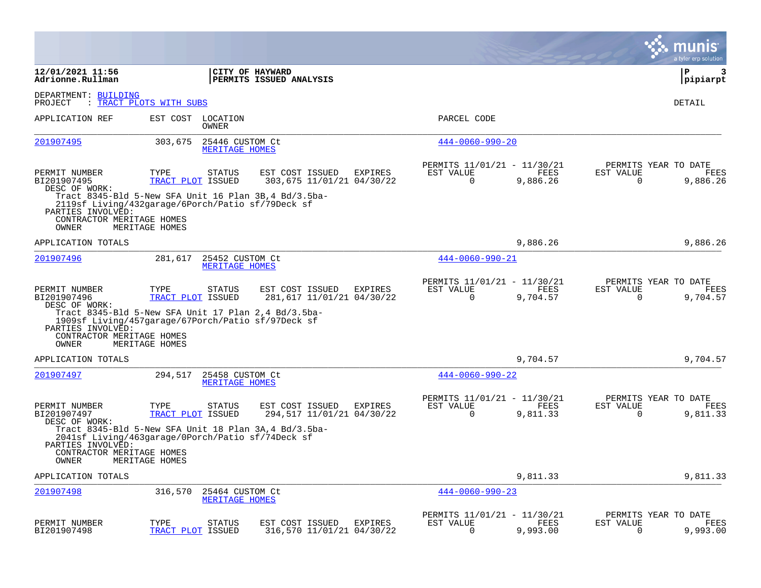12/01/2021 11:56
Adrionne.Rullman

**CITY OF HAYWARD**
**PERMITS ISSUED ANALYSIS**

pipiarpt

DEPARTMENT: BUILDING
PROJECT : TRACT PLOTS WITH SUBS

DETAIL

| APPLICATION REF | EST COST | LOCATION / OWNER | PARCEL CODE |
|---|---|---|---|
| 201907495 | 303,675 | 25446 CUSTOM Ct / MERITAGE HOMES | 444-0060-990-20 |

| PERMIT NUMBER | TYPE | STATUS | EST COST | ISSUED | EXPIRES | PERMITS 11/01/21 - 11/30/21 EST VALUE | FEES | PERMITS YEAR TO DATE EST VALUE | FEES |
|---|---|---|---|---|---|---|---|---|---|
| BI201907495 | TRACT PLOT | ISSUED | 303,675 | 11/01/21 | 04/30/22 | 0 | 9,886.26 | 0 | 9,886.26 |

DESC OF WORK:
Tract 8345-Bld 5-New SFA Unit 16 Plan 3B,4 Bd/3.5ba-2119sf Living/432garage/6Porch/Patio sf/79Deck sf
PARTIES INVOLVED:
CONTRACTOR MERITAGE HOMES
OWNER MERITAGE HOMES

APPLICATION TOTALS 9,886.26 9,886.26

| APPLICATION REF | EST COST | LOCATION / OWNER | PARCEL CODE |
|---|---|---|---|
| 201907496 | 281,617 | 25452 CUSTOM Ct / MERITAGE HOMES | 444-0060-990-21 |

| PERMIT NUMBER | TYPE | STATUS | EST COST | ISSUED | EXPIRES | PERMITS 11/01/21 - 11/30/21 EST VALUE | FEES | PERMITS YEAR TO DATE EST VALUE | FEES |
|---|---|---|---|---|---|---|---|---|---|
| BI201907496 | TRACT PLOT | ISSUED | 281,617 | 11/01/21 | 04/30/22 | 0 | 9,704.57 | 0 | 9,704.57 |

DESC OF WORK:
Tract 8345-Bld 5-New SFA Unit 17 Plan 2,4 Bd/3.5ba-1909sf Living/457garage/67Porch/Patio sf/97Deck sf
PARTIES INVOLVED:
CONTRACTOR MERITAGE HOMES
OWNER MERITAGE HOMES

APPLICATION TOTALS 9,704.57 9,704.57

| APPLICATION REF | EST COST | LOCATION / OWNER | PARCEL CODE |
|---|---|---|---|
| 201907497 | 294,517 | 25458 CUSTOM Ct / MERITAGE HOMES | 444-0060-990-22 |

| PERMIT NUMBER | TYPE | STATUS | EST COST | ISSUED | EXPIRES | PERMITS 11/01/21 - 11/30/21 EST VALUE | FEES | PERMITS YEAR TO DATE EST VALUE | FEES |
|---|---|---|---|---|---|---|---|---|---|
| BI201907497 | TRACT PLOT | ISSUED | 294,517 | 11/01/21 | 04/30/22 | 0 | 9,811.33 | 0 | 9,811.33 |

DESC OF WORK:
Tract 8345-Bld 5-New SFA Unit 18 Plan 3A,4 Bd/3.5ba-2041sf Living/463garage/0Porch/Patio sf/74Deck sf
PARTIES INVOLVED:
CONTRACTOR MERITAGE HOMES
OWNER MERITAGE HOMES

APPLICATION TOTALS 9,811.33 9,811.33

| APPLICATION REF | EST COST | LOCATION / OWNER | PARCEL CODE |
|---|---|---|---|
| 201907498 | 316,570 | 25464 CUSTOM Ct / MERITAGE HOMES | 444-0060-990-23 |

| PERMIT NUMBER | TYPE | STATUS | EST COST | ISSUED | EXPIRES | PERMITS 11/01/21 - 11/30/21 EST VALUE | FEES | PERMITS YEAR TO DATE EST VALUE | FEES |
|---|---|---|---|---|---|---|---|---|---|
| BI201907498 | TRACT PLOT | ISSUED | 316,570 | 11/01/21 | 04/30/22 | 0 | 9,993.00 | 0 | 9,993.00 |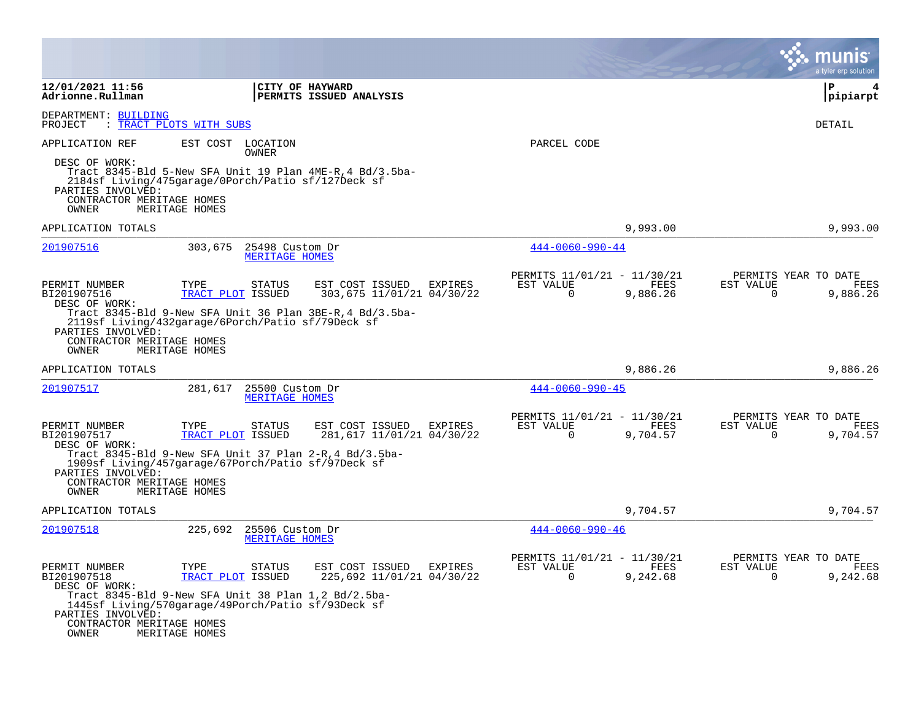**12/01/2021 11:56**
**Adrionne.Rullman**

**CITY OF HAYWARD**
**PERMITS ISSUED ANALYSIS**

**P 4**
**pipiarpt**

DEPARTMENT: BUILDING
PROJECT : TRACT PLOTS WITH SUBS

DETAIL

APPLICATION REF | EST COST | LOCATION / OWNER | PARCEL CODE

DESC OF WORK:
Tract 8345-Bld 5-New SFA Unit 19 Plan 4ME-R,4 Bd/3.5ba-2184sf Living/475garage/0Porch/Patio sf/127Deck sf
PARTIES INVOLVED:
CONTRACTOR MERITAGE HOMES
OWNER MERITAGE HOMES

APPLICATION TOTALS — 9,993.00 — 9,993.00

---

**201907516** | 303,675 | 25498 Custom Dr / MERITAGE HOMES | 444-0060-990-44

| PERMIT NUMBER | TYPE | STATUS | EST COST | ISSUED | EXPIRES | PERMITS 11/01/21 - 11/30/21 EST VALUE | FEES | PERMITS YEAR TO DATE EST VALUE | FEES |
|---|---|---|---|---|---|---|---|---|---|
| BI201907516 | TRACT PLOT | ISSUED | 303,675 | 11/01/21 | 04/30/22 | 0 | 9,886.26 | 0 | 9,886.26 |

DESC OF WORK:
Tract 8345-Bld 9-New SFA Unit 36 Plan 3BE-R,4 Bd/3.5ba-2119sf Living/432garage/6Porch/Patio sf/79Deck sf
PARTIES INVOLVED:
CONTRACTOR MERITAGE HOMES
OWNER MERITAGE HOMES

APPLICATION TOTALS — 9,886.26 — 9,886.26

---

**201907517** | 281,617 | 25500 Custom Dr / MERITAGE HOMES | 444-0060-990-45

| PERMIT NUMBER | TYPE | STATUS | EST COST | ISSUED | EXPIRES | PERMITS 11/01/21 - 11/30/21 EST VALUE | FEES | PERMITS YEAR TO DATE EST VALUE | FEES |
|---|---|---|---|---|---|---|---|---|---|
| BI201907517 | TRACT PLOT | ISSUED | 281,617 | 11/01/21 | 04/30/22 | 0 | 9,704.57 | 0 | 9,704.57 |

DESC OF WORK:
Tract 8345-Bld 9-New SFA Unit 37 Plan 2-R,4 Bd/3.5ba-1909sf Living/457garage/67Porch/Patio sf/97Deck sf
PARTIES INVOLVED:
CONTRACTOR MERITAGE HOMES
OWNER MERITAGE HOMES

APPLICATION TOTALS — 9,704.57 — 9,704.57

---

**201907518** | 225,692 | 25506 Custom Dr / MERITAGE HOMES | 444-0060-990-46

| PERMIT NUMBER | TYPE | STATUS | EST COST | ISSUED | EXPIRES | PERMITS 11/01/21 - 11/30/21 EST VALUE | FEES | PERMITS YEAR TO DATE EST VALUE | FEES |
|---|---|---|---|---|---|---|---|---|---|
| BI201907518 | TRACT PLOT | ISSUED | 225,692 | 11/01/21 | 04/30/22 | 0 | 9,242.68 | 0 | 9,242.68 |

DESC OF WORK:
Tract 8345-Bld 9-New SFA Unit 38 Plan 1,2 Bd/2.5ba-1445sf Living/570garage/49Porch/Patio sf/93Deck sf
PARTIES INVOLVED:
CONTRACTOR MERITAGE HOMES
OWNER MERITAGE HOMES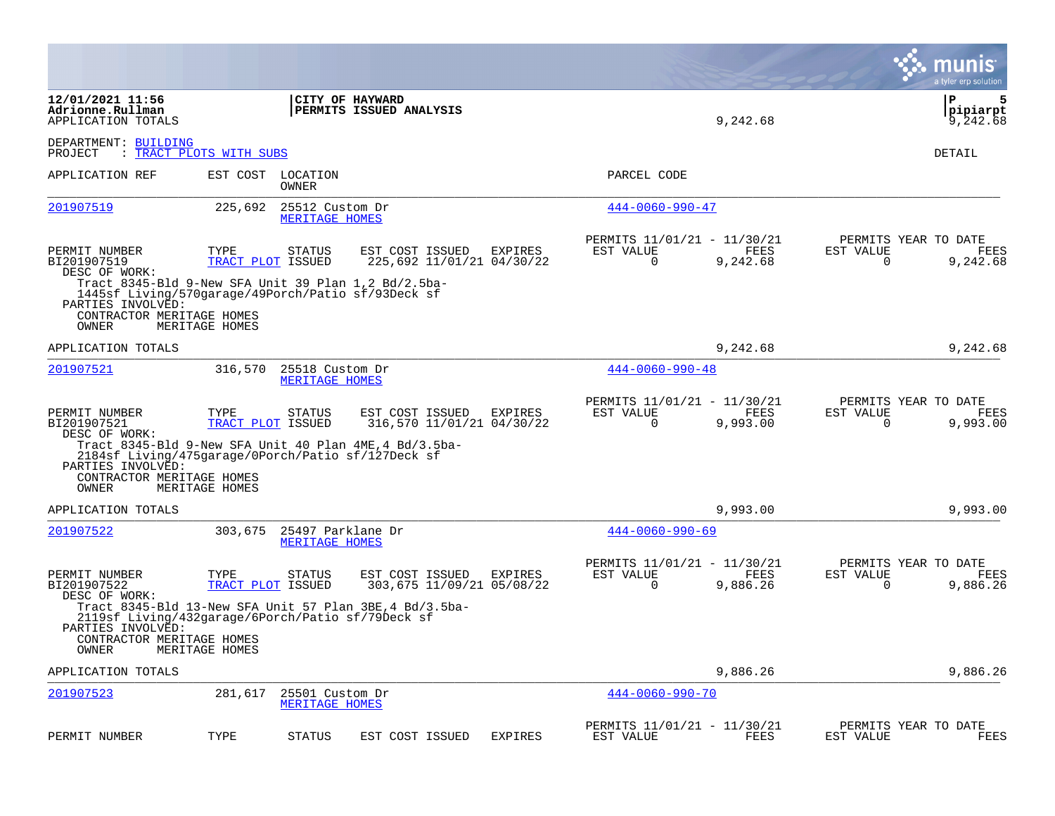**12/01/2021 11:56** | **CITY OF HAYWARD**
**Adrionne.Rullman** | **PERMITS ISSUED ANALYSIS**
APPLICATION TOTALS 9,242.68 | 9,242.68

DEPARTMENT: BUILDING
PROJECT : TRACT PLOTS WITH SUBS — DETAIL

| APPLICATION REF | EST COST | LOCATION / OWNER | PARCEL CODE |
|---|---|---|---|
| 201907519 | 225,692 | 25512 Custom Dr / MERITAGE HOMES | 444-0060-990-47 |

| PERMIT NUMBER | TYPE | STATUS | EST COST | ISSUED | EXPIRES | PERMITS 11/01/21 - 11/30/21 EST VALUE | FEES | PERMITS YEAR TO DATE EST VALUE | FEES |
|---|---|---|---|---|---|---|---|---|---|
| BI201907519 | TRACT PLOT | ISSUED | 225,692 | 11/01/21 | 04/30/22 | 0 | 9,242.68 | 0 | 9,242.68 |

DESC OF WORK:
Tract 8345-Bld 9-New SFA Unit 39 Plan 1,2 Bd/2.5ba-1445sf Living/570garage/49Porch/Patio sf/93Deck sf

PARTIES INVOLVED:
CONTRACTOR MERITAGE HOMES
OWNER MERITAGE HOMES

APPLICATION TOTALS 9,242.68 | 9,242.68

| APPLICATION REF | EST COST | LOCATION / OWNER | PARCEL CODE |
|---|---|---|---|
| 201907521 | 316,570 | 25518 Custom Dr / MERITAGE HOMES | 444-0060-990-48 |

| PERMIT NUMBER | TYPE | STATUS | EST COST | ISSUED | EXPIRES | PERMITS 11/01/21 - 11/30/21 EST VALUE | FEES | PERMITS YEAR TO DATE EST VALUE | FEES |
|---|---|---|---|---|---|---|---|---|---|
| BI201907521 | TRACT PLOT | ISSUED | 316,570 | 11/01/21 | 04/30/22 | 0 | 9,993.00 | 0 | 9,993.00 |

DESC OF WORK:
Tract 8345-Bld 9-New SFA Unit 40 Plan 4ME,4 Bd/3.5ba-2184sf Living/475garage/0Porch/Patio sf/127Deck sf

PARTIES INVOLVED:
CONTRACTOR MERITAGE HOMES
OWNER MERITAGE HOMES

APPLICATION TOTALS 9,993.00 | 9,993.00

| APPLICATION REF | EST COST | LOCATION / OWNER | PARCEL CODE |
|---|---|---|---|
| 201907522 | 303,675 | 25497 Parklane Dr / MERITAGE HOMES | 444-0060-990-69 |

| PERMIT NUMBER | TYPE | STATUS | EST COST | ISSUED | EXPIRES | PERMITS 11/01/21 - 11/30/21 EST VALUE | FEES | PERMITS YEAR TO DATE EST VALUE | FEES |
|---|---|---|---|---|---|---|---|---|---|
| BI201907522 | TRACT PLOT | ISSUED | 303,675 | 11/09/21 | 05/08/22 | 0 | 9,886.26 | 0 | 9,886.26 |

DESC OF WORK:
Tract 8345-Bld 13-New SFA Unit 57 Plan 3BE,4 Bd/3.5ba-2119sf Living/432garage/6Porch/Patio sf/79Deck sf

PARTIES INVOLVED:
CONTRACTOR MERITAGE HOMES
OWNER MERITAGE HOMES

APPLICATION TOTALS 9,886.26 | 9,886.26

| APPLICATION REF | EST COST | LOCATION / OWNER | PARCEL CODE |
|---|---|---|---|
| 201907523 | 281,617 | 25501 Custom Dr / MERITAGE HOMES | 444-0060-990-70 |

| PERMIT NUMBER | TYPE | STATUS | EST COST | ISSUED | EXPIRES | PERMITS 11/01/21 - 11/30/21 EST VALUE | FEES | PERMITS YEAR TO DATE EST VALUE | FEES |
|---|---|---|---|---|---|---|---|---|---|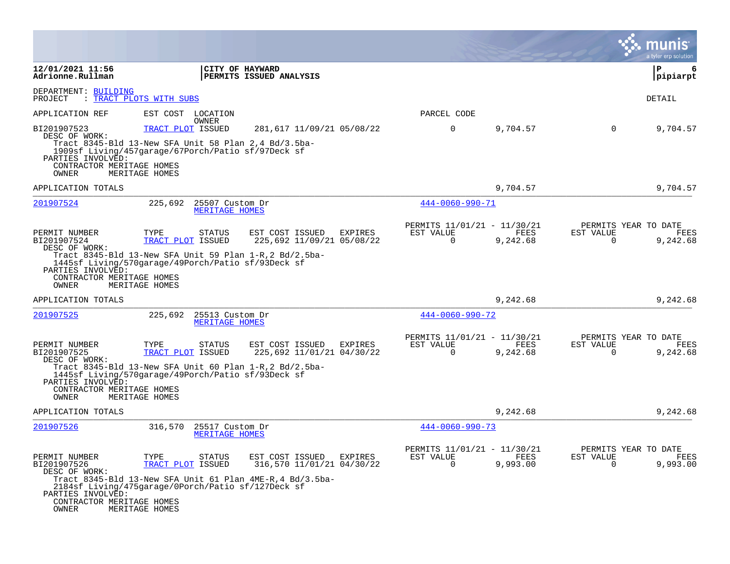**12/01/2021 11:56**
**Adrionne.Rullman**

**CITY OF HAYWARD**
**PERMITS ISSUED ANALYSIS**

**P 6**
**pipiarpt**

DEPARTMENT: BUILDING
PROJECT : TRACT PLOTS WITH SUBS

DETAIL

APPLICATION REF | EST COST | LOCATION / OWNER | PARCEL CODE

BI201907523 — TRACT PLOT — ISSUED — 281,617 — 11/09/21 — 05/08/22 — 0 — 9,704.57 — 0 — 9,704.57

DESC OF WORK:
Tract 8345-Bld 13-New SFA Unit 58 Plan 2,4 Bd/3.5ba-1909sf Living/457garage/67Porch/Patio sf/97Deck sf

PARTIES INVOLVED:
CONTRACTOR MERITAGE HOMES
OWNER MERITAGE HOMES

APPLICATION TOTALS — 9,704.57 — 9,704.57

---

**201907524** — 225,692 — 25507 Custom Dr — MERITAGE HOMES — 444-0060-990-71

| PERMIT NUMBER | TYPE | STATUS | EST COST | ISSUED | EXPIRES | PERMITS 11/01/21 - 11/30/21 EST VALUE | FEES | PERMITS YEAR TO DATE EST VALUE | FEES |
|---|---|---|---|---|---|---|---|---|---|
| BI201907524 | TRACT PLOT | ISSUED | 225,692 | 11/09/21 | 05/08/22 | 0 | 9,242.68 | 0 | 9,242.68 |

DESC OF WORK:
Tract 8345-Bld 13-New SFA Unit 59 Plan 1-R,2 Bd/2.5ba-1445sf Living/570garage/49Porch/Patio sf/93Deck sf

PARTIES INVOLVED:
CONTRACTOR MERITAGE HOMES
OWNER MERITAGE HOMES

APPLICATION TOTALS — 9,242.68 — 9,242.68

---

**201907525** — 225,692 — 25513 Custom Dr — MERITAGE HOMES — 444-0060-990-72

| PERMIT NUMBER | TYPE | STATUS | EST COST | ISSUED | EXPIRES | PERMITS 11/01/21 - 11/30/21 EST VALUE | FEES | PERMITS YEAR TO DATE EST VALUE | FEES |
|---|---|---|---|---|---|---|---|---|---|
| BI201907525 | TRACT PLOT | ISSUED | 225,692 | 11/01/21 | 04/30/22 | 0 | 9,242.68 | 0 | 9,242.68 |

DESC OF WORK:
Tract 8345-Bld 13-New SFA Unit 60 Plan 1-R,2 Bd/2.5ba-1445sf Living/570garage/49Porch/Patio sf/93Deck sf

PARTIES INVOLVED:
CONTRACTOR MERITAGE HOMES
OWNER MERITAGE HOMES

APPLICATION TOTALS — 9,242.68 — 9,242.68

---

**201907526** — 316,570 — 25517 Custom Dr — MERITAGE HOMES — 444-0060-990-73

| PERMIT NUMBER | TYPE | STATUS | EST COST | ISSUED | EXPIRES | PERMITS 11/01/21 - 11/30/21 EST VALUE | FEES | PERMITS YEAR TO DATE EST VALUE | FEES |
|---|---|---|---|---|---|---|---|---|---|
| BI201907526 | TRACT PLOT | ISSUED | 316,570 | 11/01/21 | 04/30/22 | 0 | 9,993.00 | 0 | 9,993.00 |

DESC OF WORK:
Tract 8345-Bld 13-New SFA Unit 61 Plan 4ME-R,4 Bd/3.5ba-2184sf Living/475garage/0Porch/Patio sf/127Deck sf

PARTIES INVOLVED:
CONTRACTOR MERITAGE HOMES
OWNER MERITAGE HOMES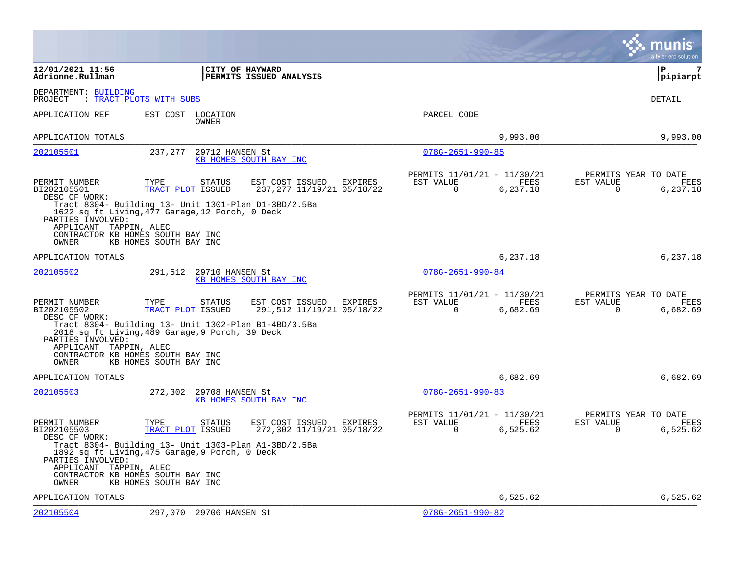**12/01/2021 11:56**
**Adrionne.Rullman**

**CITY OF HAYWARD**
**PERMITS ISSUED ANALYSIS**

**P 7**
**pipiarpt**

DEPARTMENT: BUILDING
PROJECT : TRACT PLOTS WITH SUBS

DETAIL

| APPLICATION REF | EST COST | LOCATION / OWNER | PARCEL CODE | | |
|---|---|---|---|---|---|
| APPLICATION TOTALS | | | | 9,993.00 | 9,993.00 |
| 202105501 | 237,277 | 29712 HANSEN St / KB HOMES SOUTH BAY INC | 078G-2651-990-85 | | |

| PERMIT NUMBER | TYPE | STATUS | EST COST | ISSUED | EXPIRES | PERMITS 11/01/21 - 11/30/21 EST VALUE | FEES | PERMITS YEAR TO DATE EST VALUE | FEES |
|---|---|---|---|---|---|---|---|---|---|
| BI202105501 | TRACT PLOT | ISSUED | 237,277 | 11/19/21 | 05/18/22 | 0 | 6,237.18 | 0 | 6,237.18 |

DESC OF WORK:
Tract 8304- Building 13- Unit 1301-Plan D1-3BD/2.5Ba
1622 sq ft Living,477 Garage,12 Porch, 0 Deck

PARTIES INVOLVED:
APPLICANT TAPPIN, ALEC
CONTRACTOR KB HOMES SOUTH BAY INC
OWNER KB HOMES SOUTH BAY INC

APPLICATION TOTALS 6,237.18 6,237.18

| APPLICATION REF | EST COST | LOCATION / OWNER | PARCEL CODE |
|---|---|---|---|
| 202105502 | 291,512 | 29710 HANSEN St / KB HOMES SOUTH BAY INC | 078G-2651-990-84 |

| PERMIT NUMBER | TYPE | STATUS | EST COST | ISSUED | EXPIRES | PERMITS 11/01/21 - 11/30/21 EST VALUE | FEES | PERMITS YEAR TO DATE EST VALUE | FEES |
|---|---|---|---|---|---|---|---|---|---|
| BI202105502 | TRACT PLOT | ISSUED | 291,512 | 11/19/21 | 05/18/22 | 0 | 6,682.69 | 0 | 6,682.69 |

DESC OF WORK:
Tract 8304- Building 13- Unit 1302-Plan B1-4BD/3.5Ba
2018 sq ft Living,489 Garage,9 Porch, 39 Deck

PARTIES INVOLVED:
APPLICANT TAPPIN, ALEC
CONTRACTOR KB HOMES SOUTH BAY INC
OWNER KB HOMES SOUTH BAY INC

APPLICATION TOTALS 6,682.69 6,682.69

| APPLICATION REF | EST COST | LOCATION / OWNER | PARCEL CODE |
|---|---|---|---|
| 202105503 | 272,302 | 29708 HANSEN St / KB HOMES SOUTH BAY INC | 078G-2651-990-83 |

| PERMIT NUMBER | TYPE | STATUS | EST COST | ISSUED | EXPIRES | PERMITS 11/01/21 - 11/30/21 EST VALUE | FEES | PERMITS YEAR TO DATE EST VALUE | FEES |
|---|---|---|---|---|---|---|---|---|---|
| BI202105503 | TRACT PLOT | ISSUED | 272,302 | 11/19/21 | 05/18/22 | 0 | 6,525.62 | 0 | 6,525.62 |

DESC OF WORK:
Tract 8304- Building 13- Unit 1303-Plan A1-3BD/2.5Ba
1892 sq ft Living,475 Garage,9 Porch, 0 Deck

PARTIES INVOLVED:
APPLICANT TAPPIN, ALEC
CONTRACTOR KB HOMES SOUTH BAY INC
OWNER KB HOMES SOUTH BAY INC

APPLICATION TOTALS 6,525.62 6,525.62

| APPLICATION REF | EST COST | LOCATION | PARCEL CODE |
|---|---|---|---|
| 202105504 | 297,070 | 29706 HANSEN St | 078G-2651-990-82 |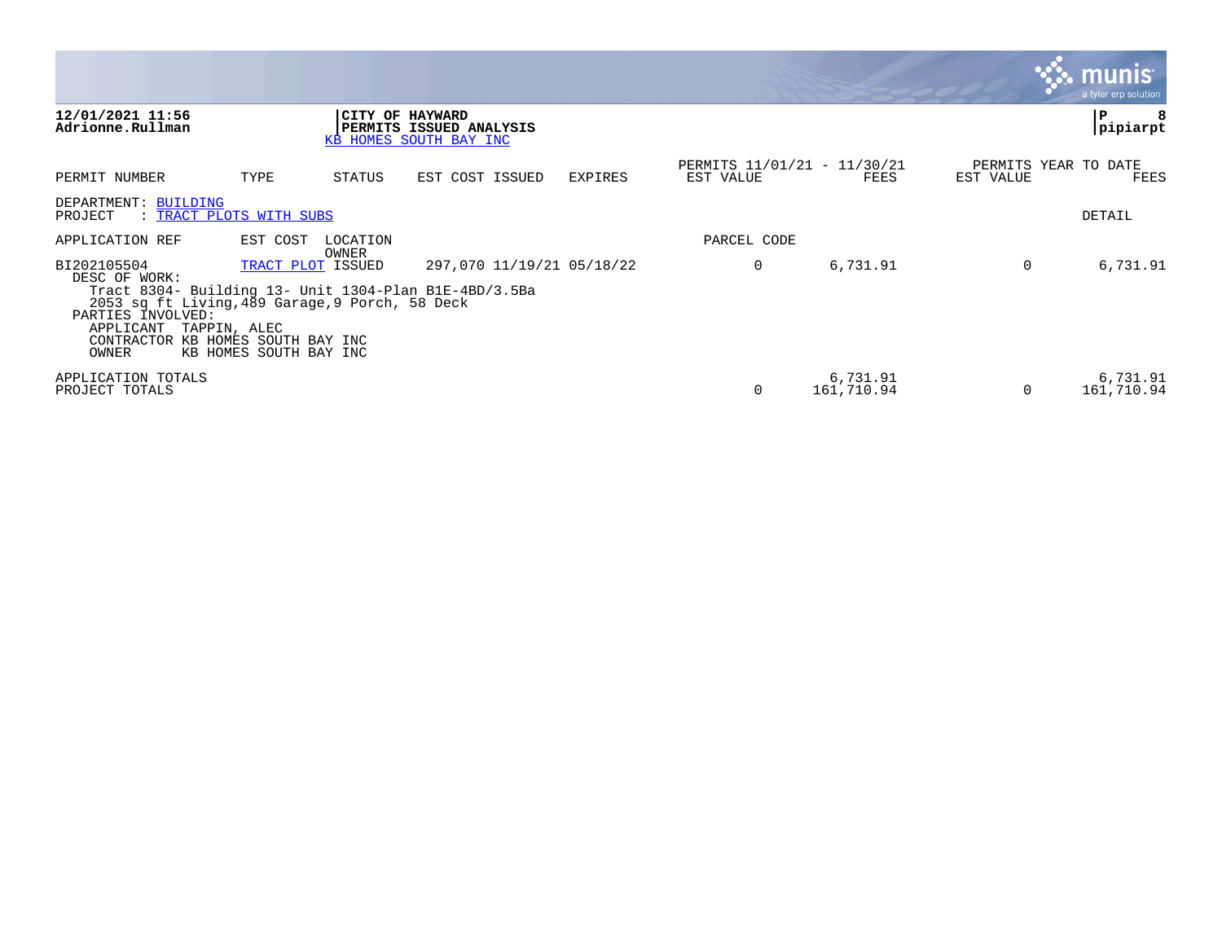**12/01/2021 11:56**
**Adrionne.Rullman**

**CITY OF HAYWARD**
**PERMITS ISSUED ANALYSIS**
KB HOMES SOUTH BAY INC

**P 8**
**pipiarpt**

| PERMIT NUMBER | TYPE | STATUS | EST COST | ISSUED | EXPIRES | PERMITS 11/01/21 - 11/30/21 EST VALUE | FEES | PERMITS YEAR TO DATE EST VALUE | FEES |
|---|---|---|---|---|---|---|---|---|---|

DEPARTMENT: BUILDING
PROJECT : TRACT PLOTS WITH SUBS

DETAIL

| APPLICATION REF | EST COST | LOCATION / OWNER | | | | PARCEL CODE | | | |
|---|---|---|---|---|---|---|---|---|---|
| BI202105504 | TRACT PLOT | ISSUED | 297,070 | 11/19/21 | 05/18/22 | 0 | 6,731.91 | 0 | 6,731.91 |

DESC OF WORK:
Tract 8304- Building 13- Unit 1304-Plan B1E-4BD/3.5Ba
2053 sq ft Living,489 Garage,9 Porch, 58 Deck

PARTIES INVOLVED:
APPLICANT TAPPIN, ALEC
CONTRACTOR KB HOMES SOUTH BAY INC
OWNER KB HOMES SOUTH BAY INC

| | EST VALUE | FEES | EST VALUE | FEES |
|---|---|---|---|---|
| APPLICATION TOTALS | | 6,731.91 | | 6,731.91 |
| PROJECT TOTALS | 0 | 161,710.94 | 0 | 161,710.94 |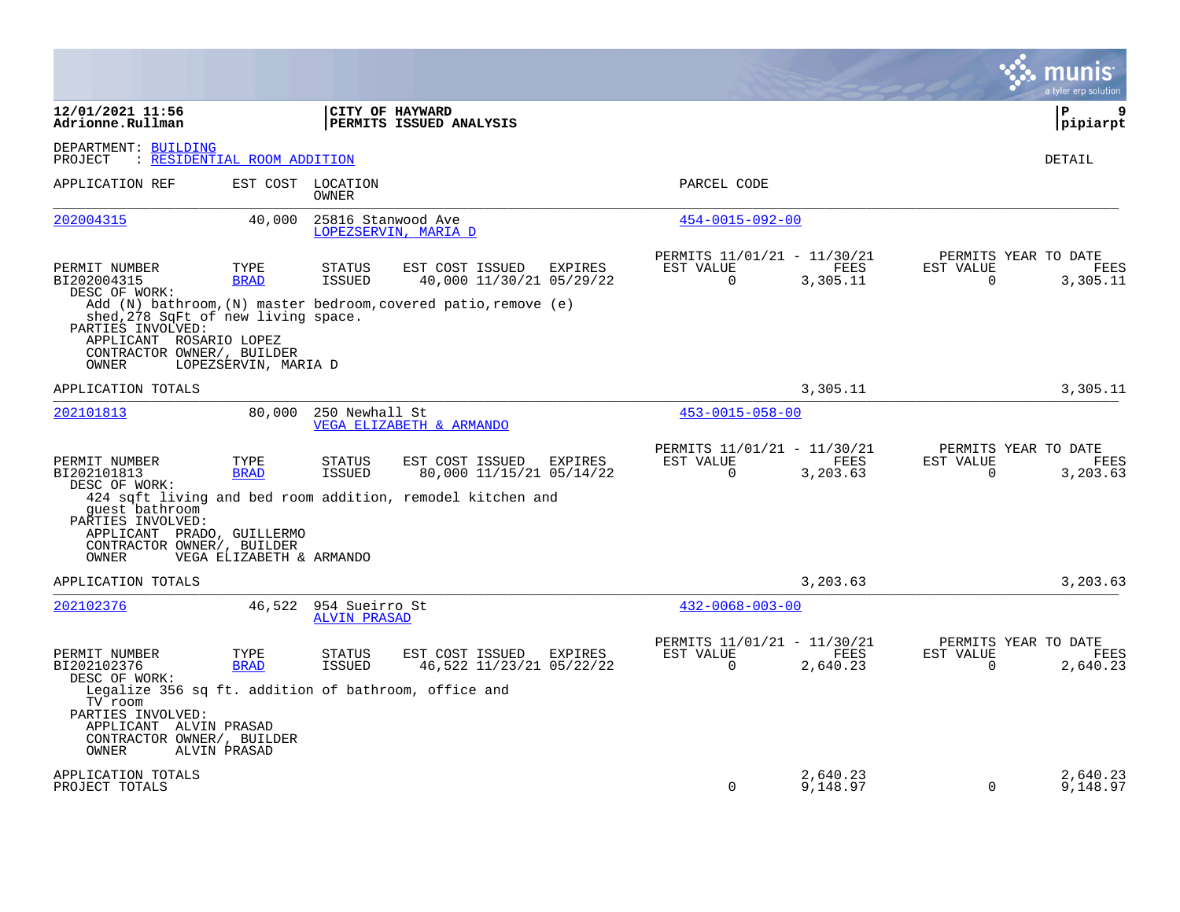**12/01/2021 11:56**
**Adrionne.Rullman**

**CITY OF HAYWARD**
**PERMITS ISSUED ANALYSIS**

**P 9**
**pipiarpt**

DEPARTMENT: BUILDING
PROJECT : RESIDENTIAL ROOM ADDITION

DETAIL

| APPLICATION REF | EST COST | LOCATION / OWNER | PARCEL CODE |
|---|---|---|---|
| 202004315 | 40,000 | 25816 Stanwood Ave / LOPEZSERVIN, MARIA D | 454-0015-092-00 |

| PERMIT NUMBER | TYPE | STATUS | EST COST | ISSUED | EXPIRES | PERMITS 11/01/21 - 11/30/21 EST VALUE | FEES | PERMITS YEAR TO DATE EST VALUE | FEES |
|---|---|---|---|---|---|---|---|---|---|
| BI202004315 | BRAD | ISSUED | 40,000 | 11/30/21 | 05/29/22 | 0 | 3,305.11 | 0 | 3,305.11 |

DESC OF WORK:
Add (N) bathroom,(N) master bedroom,covered patio,remove (e) shed,278 SqFt of new living space.
PARTIES INVOLVED:
APPLICANT ROSARIO LOPEZ
CONTRACTOR OWNER/, BUILDER
OWNER LOPEZSERVIN, MARIA D

APPLICATION TOTALS 3,305.11 3,305.11

| APPLICATION REF | EST COST | LOCATION / OWNER | PARCEL CODE |
|---|---|---|---|
| 202101813 | 80,000 | 250 Newhall St / VEGA ELIZABETH & ARMANDO | 453-0015-058-00 |

| PERMIT NUMBER | TYPE | STATUS | EST COST | ISSUED | EXPIRES | PERMITS 11/01/21 - 11/30/21 EST VALUE | FEES | PERMITS YEAR TO DATE EST VALUE | FEES |
|---|---|---|---|---|---|---|---|---|---|
| BI202101813 | BRAD | ISSUED | 80,000 | 11/15/21 | 05/14/22 | 0 | 3,203.63 | 0 | 3,203.63 |

DESC OF WORK:
424 sqft living and bed room addition, remodel kitchen and guest bathroom
PARTIES INVOLVED:
APPLICANT PRADO, GUILLERMO
CONTRACTOR OWNER/, BUILDER
OWNER VEGA ELIZABETH & ARMANDO

APPLICATION TOTALS 3,203.63 3,203.63

| APPLICATION REF | EST COST | LOCATION / OWNER | PARCEL CODE |
|---|---|---|---|
| 202102376 | 46,522 | 954 Sueirro St / ALVIN PRASAD | 432-0068-003-00 |

| PERMIT NUMBER | TYPE | STATUS | EST COST | ISSUED | EXPIRES | PERMITS 11/01/21 - 11/30/21 EST VALUE | FEES | PERMITS YEAR TO DATE EST VALUE | FEES |
|---|---|---|---|---|---|---|---|---|---|
| BI202102376 | BRAD | ISSUED | 46,522 | 11/23/21 | 05/22/22 | 0 | 2,640.23 | 0 | 2,640.23 |

DESC OF WORK:
Legalize 356 sq ft. addition of bathroom, office and TV room
PARTIES INVOLVED:
APPLICANT ALVIN PRASAD
CONTRACTOR OWNER/, BUILDER
OWNER ALVIN PRASAD

| | EST VALUE | FEES | YTD EST VALUE | YTD FEES |
|---|---|---|---|---|
| APPLICATION TOTALS | | 2,640.23 | | 2,640.23 |
| PROJECT TOTALS | 0 | 9,148.97 | 0 | 9,148.97 |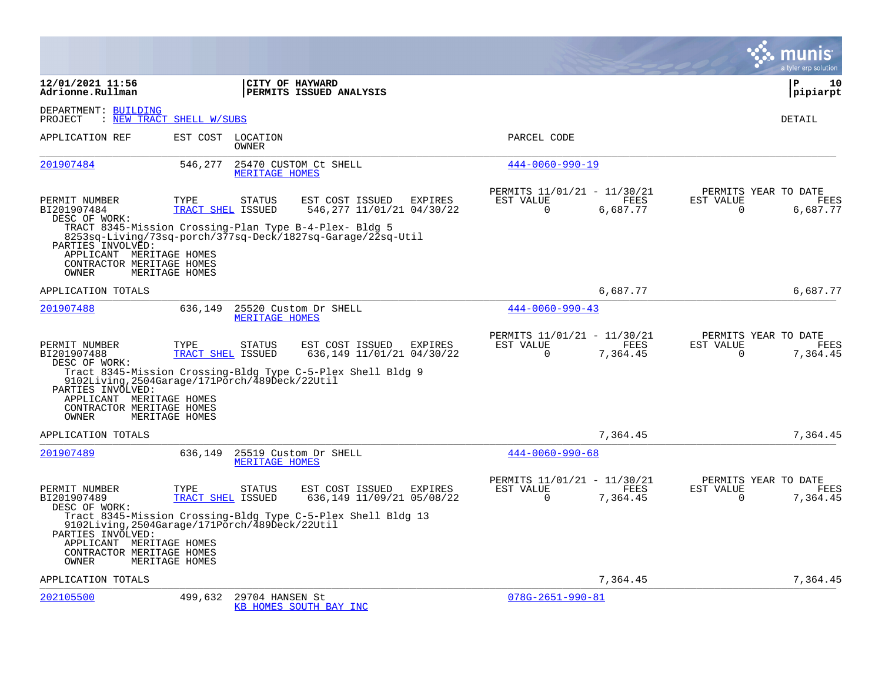**12/01/2021 11:56**
**Adrionne.Rullman**

**CITY OF HAYWARD**
**PERMITS ISSUED ANALYSIS**

**pipiarpt**

DEPARTMENT: BUILDING
PROJECT : NEW TRACT SHELL W/SUBS

DETAIL

| APPLICATION REF | EST COST | LOCATION / OWNER | PARCEL CODE |
|---|---|---|---|
| 201907484 | 546,277 | 25470 CUSTOM Ct SHELL / MERITAGE HOMES | 444-0060-990-19 |

| PERMIT NUMBER | TYPE | STATUS | EST COST | ISSUED | EXPIRES | PERMITS 11/01/21 - 11/30/21 EST VALUE | FEES | PERMITS YEAR TO DATE EST VALUE | FEES |
|---|---|---|---|---|---|---|---|---|---|
| BI201907484 | TRACT SHEL | ISSUED | 546,277 | 11/01/21 | 04/30/22 | 0 | 6,687.77 | 0 | 6,687.77 |

DESC OF WORK:
TRACT 8345-Mission Crossing-Plan Type B-4-Plex- Bldg 5
8253sq-Living/73sq-porch/377sq-Deck/1827sq-Garage/22sq-Util

PARTIES INVOLVED:
APPLICANT MERITAGE HOMES
CONTRACTOR MERITAGE HOMES
OWNER MERITAGE HOMES

APPLICATION TOTALS 6,687.77 6,687.77

| APPLICATION REF | EST COST | LOCATION / OWNER | PARCEL CODE |
|---|---|---|---|
| 201907488 | 636,149 | 25520 Custom Dr SHELL / MERITAGE HOMES | 444-0060-990-43 |

| PERMIT NUMBER | TYPE | STATUS | EST COST | ISSUED | EXPIRES | PERMITS 11/01/21 - 11/30/21 EST VALUE | FEES | PERMITS YEAR TO DATE EST VALUE | FEES |
|---|---|---|---|---|---|---|---|---|---|
| BI201907488 | TRACT SHEL | ISSUED | 636,149 | 11/01/21 | 04/30/22 | 0 | 7,364.45 | 0 | 7,364.45 |

DESC OF WORK:
Tract 8345-Mission Crossing-Bldg Type C-5-Plex Shell Bldg 9
9102Living,2504Garage/171Porch/489Deck/22Util

PARTIES INVOLVED:
APPLICANT MERITAGE HOMES
CONTRACTOR MERITAGE HOMES
OWNER MERITAGE HOMES

APPLICATION TOTALS 7,364.45 7,364.45

| APPLICATION REF | EST COST | LOCATION / OWNER | PARCEL CODE |
|---|---|---|---|
| 201907489 | 636,149 | 25519 Custom Dr SHELL / MERITAGE HOMES | 444-0060-990-68 |

| PERMIT NUMBER | TYPE | STATUS | EST COST | ISSUED | EXPIRES | PERMITS 11/01/21 - 11/30/21 EST VALUE | FEES | PERMITS YEAR TO DATE EST VALUE | FEES |
|---|---|---|---|---|---|---|---|---|---|
| BI201907489 | TRACT SHEL | ISSUED | 636,149 | 11/09/21 | 05/08/22 | 0 | 7,364.45 | 0 | 7,364.45 |

DESC OF WORK:
Tract 8345-Mission Crossing-Bldg Type C-5-Plex Shell Bldg 13
9102Living,2504Garage/171Porch/489Deck/22Util

PARTIES INVOLVED:
APPLICANT MERITAGE HOMES
CONTRACTOR MERITAGE HOMES
OWNER MERITAGE HOMES

APPLICATION TOTALS 7,364.45 7,364.45

| APPLICATION REF | EST COST | LOCATION / OWNER | PARCEL CODE |
|---|---|---|---|
| 202105500 | 499,632 | 29704 HANSEN St / KB HOMES SOUTH BAY INC | 078G-2651-990-81 |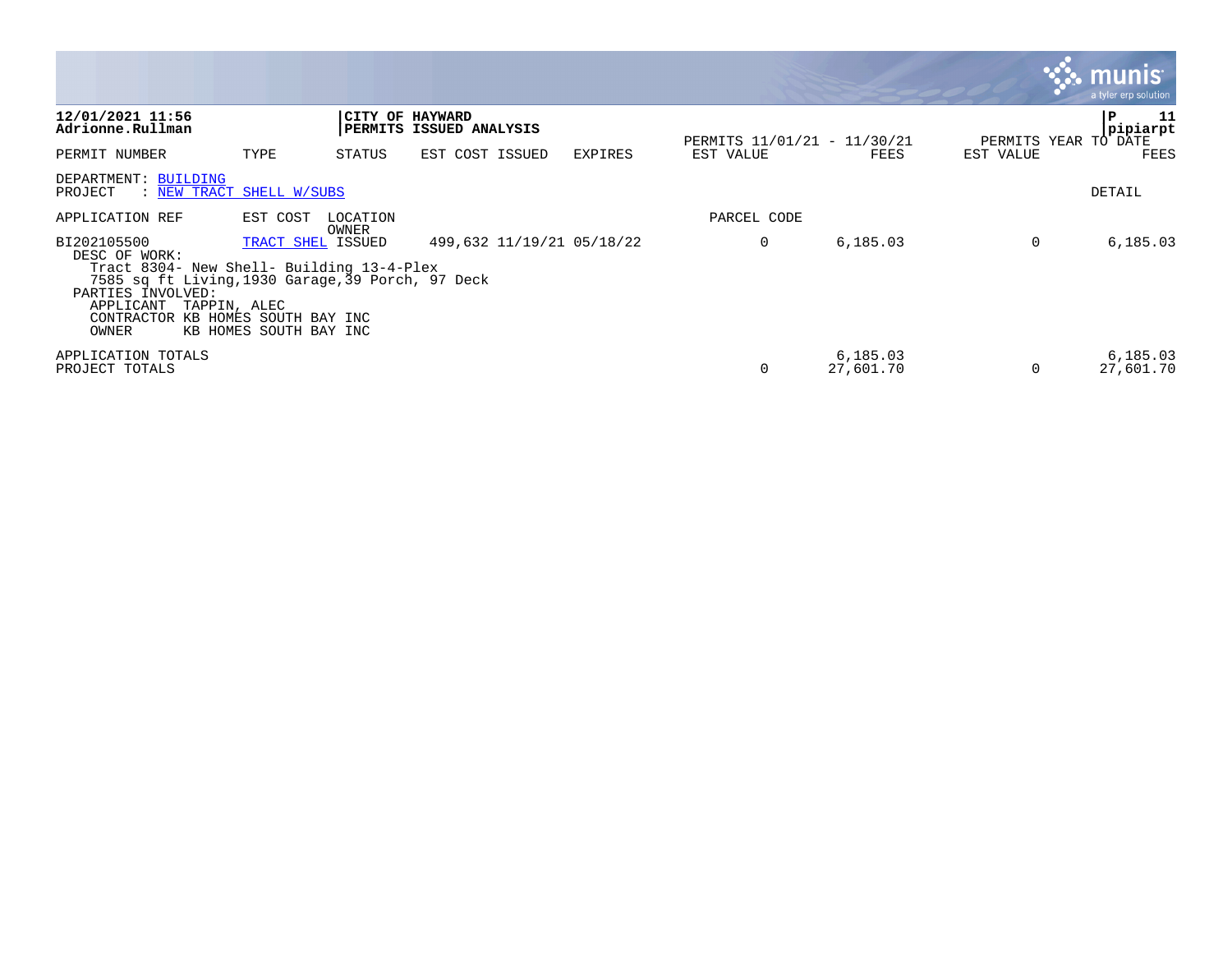**12/01/2021 11:56**
**Adrionne.Rullman**

**CITY OF HAYWARD**
**PERMITS ISSUED ANALYSIS**

**P 11**
**pipiarpt**

| PERMIT NUMBER | TYPE | STATUS | EST COST | ISSUED | EXPIRES | PERMITS 11/01/21 - 11/30/21 EST VALUE | FEES | PERMITS YEAR TO DATE EST VALUE | FEES |
|---|---|---|---|---|---|---|---|---|---|

DEPARTMENT: BUILDING
PROJECT : NEW TRACT SHELL W/SUBS

DETAIL

| APPLICATION REF | EST COST | LOCATION / OWNER | | | | PARCEL CODE | | | |
|---|---|---|---|---|---|---|---|---|---|
| BI202105500 | TRACT SHEL | ISSUED | 499,632 | 11/19/21 | 05/18/22 | 0 | 6,185.03 | 0 | 6,185.03 |

DESC OF WORK:
Tract 8304- New Shell- Building 13-4-Plex
7585 sq ft Living,1930 Garage,39 Porch, 97 Deck

PARTIES INVOLVED:
APPLICANT TAPPIN, ALEC
CONTRACTOR KB HOMES SOUTH BAY INC
OWNER KB HOMES SOUTH BAY INC

| | EST VALUE | FEES | EST VALUE | FEES |
|---|---|---|---|---|
| APPLICATION TOTALS | | 6,185.03 | | 6,185.03 |
| PROJECT TOTALS | 0 | 27,601.70 | 0 | 27,601.70 |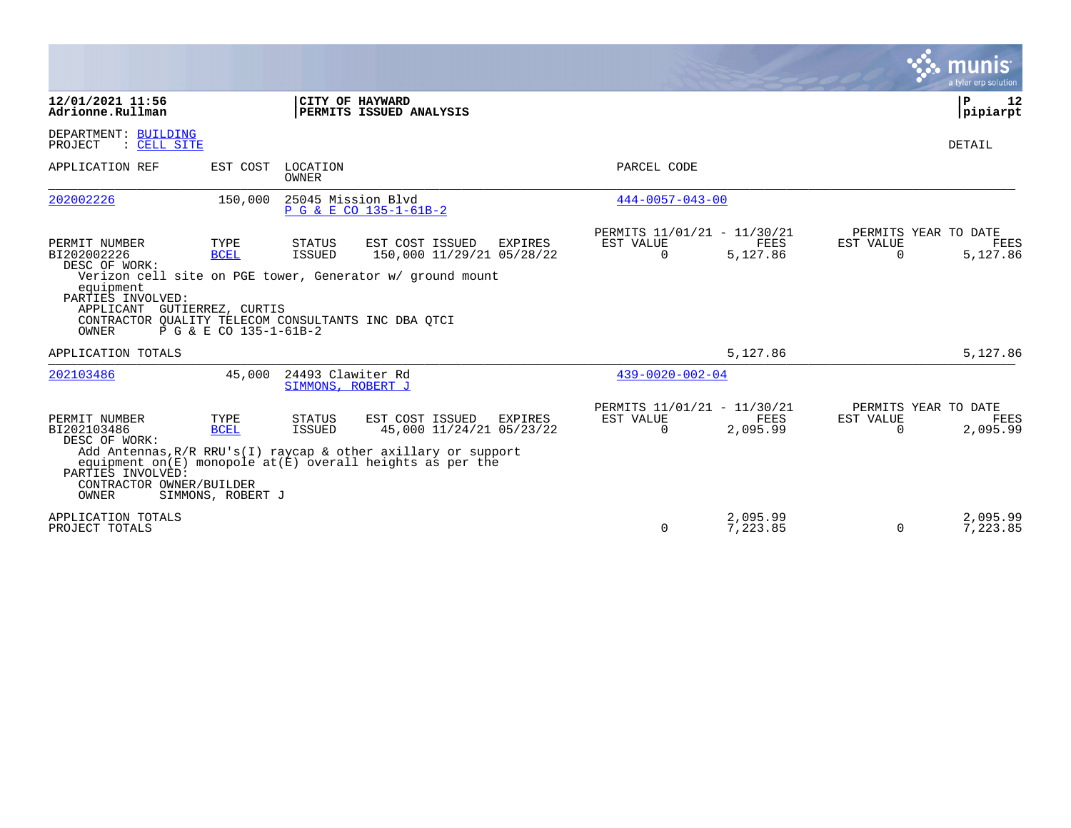**12/01/2021 11:56**
**Adrionne.Rullman**

**CITY OF HAYWARD**
**PERMITS ISSUED ANALYSIS**

**P 12**
**pipiarpt**

DEPARTMENT: BUILDING
PROJECT : CELL SITE

DETAIL

| APPLICATION REF | EST COST | LOCATION / OWNER | PARCEL CODE |
|---|---|---|---|
| 202002226 | 150,000 | 25045 Mission Blvd / P G & E CO 135-1-61B-2 | 444-0057-043-00 |

| PERMIT NUMBER | TYPE | STATUS | EST COST | ISSUED | EXPIRES | PERMITS 11/01/21 - 11/30/21 EST VALUE | FEES | PERMITS YEAR TO DATE EST VALUE | FEES |
|---|---|---|---|---|---|---|---|---|---|
| BI202002226 | BCEL | ISSUED | 150,000 | 11/29/21 | 05/28/22 | 0 | 5,127.86 | 0 | 5,127.86 |

DESC OF WORK:
Verizon cell site on PGE tower, Generator w/ ground mount equipment

PARTIES INVOLVED:
APPLICANT GUTIERREZ, CURTIS
CONTRACTOR QUALITY TELECOM CONSULTANTS INC DBA QTCI
OWNER P G & E CO 135-1-61B-2

APPLICATION TOTALS 5,127.86 5,127.86

| APPLICATION REF | EST COST | LOCATION / OWNER | PARCEL CODE |
|---|---|---|---|
| 202103486 | 45,000 | 24493 Clawiter Rd / SIMMONS, ROBERT J | 439-0020-002-04 |

| PERMIT NUMBER | TYPE | STATUS | EST COST | ISSUED | EXPIRES | PERMITS 11/01/21 - 11/30/21 EST VALUE | FEES | PERMITS YEAR TO DATE EST VALUE | FEES |
|---|---|---|---|---|---|---|---|---|---|
| BI202103486 | BCEL | ISSUED | 45,000 | 11/24/21 | 05/23/22 | 0 | 2,095.99 | 0 | 2,095.99 |

DESC OF WORK:
Add Antennas,R/R RRU's(I) raycap & other axillary or support equipment on(E) monopole at(E) overall heights as per the

PARTIES INVOLVED:
CONTRACTOR OWNER/BUILDER
OWNER SIMMONS, ROBERT J

| | EST VALUE | FEES | EST VALUE | FEES |
|---|---|---|---|---|
| APPLICATION TOTALS | | 2,095.99 | | 2,095.99 |
| PROJECT TOTALS | 0 | 7,223.85 | 0 | 7,223.85 |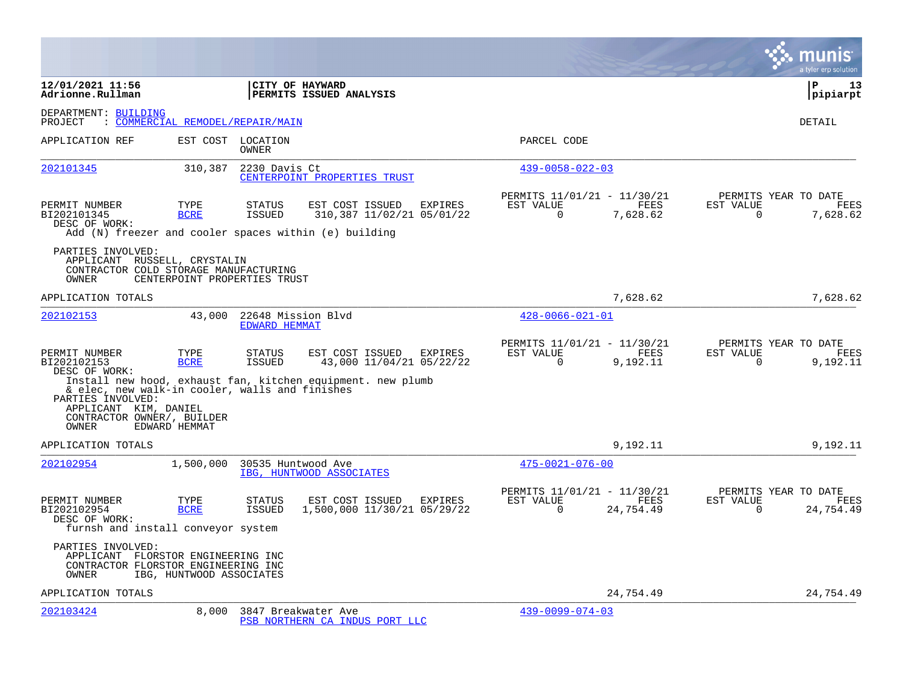12/01/2021 11:56
Adrionne.Rullman

**CITY OF HAYWARD**
**PERMITS ISSUED ANALYSIS**

P 13
pipiarpt

DEPARTMENT: BUILDING
PROJECT : COMMERCIAL REMODEL/REPAIR/MAIN

DETAIL

| APPLICATION REF | EST COST | LOCATION / OWNER | PARCEL CODE |
|---|---|---|---|
| 202101345 | 310,387 | 2230 Davis Ct / CENTERPOINT PROPERTIES TRUST | 439-0058-022-03 |

| PERMIT NUMBER | TYPE | STATUS | EST COST | ISSUED | EXPIRES | PERMITS 11/01/21 - 11/30/21 EST VALUE | FEES | PERMITS YEAR TO DATE EST VALUE | FEES |
|---|---|---|---|---|---|---|---|---|---|
| BI202101345 | BCRE | ISSUED | 310,387 | 11/02/21 | 05/01/22 | 0 | 7,628.62 | 0 | 7,628.62 |

DESC OF WORK:
Add (N) freezer and cooler spaces within (e) building

PARTIES INVOLVED:
APPLICANT RUSSELL, CRYSTALIN
CONTRACTOR COLD STORAGE MANUFACTURING
OWNER CENTERPOINT PROPERTIES TRUST

APPLICATION TOTALS 7,628.62 7,628.62

| APPLICATION REF | EST COST | LOCATION / OWNER | PARCEL CODE |
|---|---|---|---|
| 202102153 | 43,000 | 22648 Mission Blvd / EDWARD HEMMAT | 428-0066-021-01 |

| PERMIT NUMBER | TYPE | STATUS | EST COST | ISSUED | EXPIRES | PERMITS 11/01/21 - 11/30/21 EST VALUE | FEES | PERMITS YEAR TO DATE EST VALUE | FEES |
|---|---|---|---|---|---|---|---|---|---|
| BI202102153 | BCRE | ISSUED | 43,000 | 11/04/21 | 05/22/22 | 0 | 9,192.11 | 0 | 9,192.11 |

DESC OF WORK:
Install new hood, exhaust fan, kitchen equipment. new plumb & elec, new walk-in cooler, walls and finishes

PARTIES INVOLVED:
APPLICANT KIM, DANIEL
CONTRACTOR OWNER/, BUILDER
OWNER EDWARD HEMMAT

APPLICATION TOTALS 9,192.11 9,192.11

| APPLICATION REF | EST COST | LOCATION / OWNER | PARCEL CODE |
|---|---|---|---|
| 202102954 | 1,500,000 | 30535 Huntwood Ave / IBG, HUNTWOOD ASSOCIATES | 475-0021-076-00 |

| PERMIT NUMBER | TYPE | STATUS | EST COST | ISSUED | EXPIRES | PERMITS 11/01/21 - 11/30/21 EST VALUE | FEES | PERMITS YEAR TO DATE EST VALUE | FEES |
|---|---|---|---|---|---|---|---|---|---|
| BI202102954 | BCRE | ISSUED | 1,500,000 | 11/30/21 | 05/29/22 | 0 | 24,754.49 | 0 | 24,754.49 |

DESC OF WORK:
furnsh and install conveyor system

PARTIES INVOLVED:
APPLICANT FLORSTOR ENGINEERING INC
CONTRACTOR FLORSTOR ENGINEERING INC
OWNER IBG, HUNTWOOD ASSOCIATES

APPLICATION TOTALS 24,754.49 24,754.49

| APPLICATION REF | EST COST | LOCATION / OWNER | PARCEL CODE |
|---|---|---|---|
| 202103424 | 8,000 | 3847 Breakwater Ave / PSB NORTHERN CA INDUS PORT LLC | 439-0099-074-03 |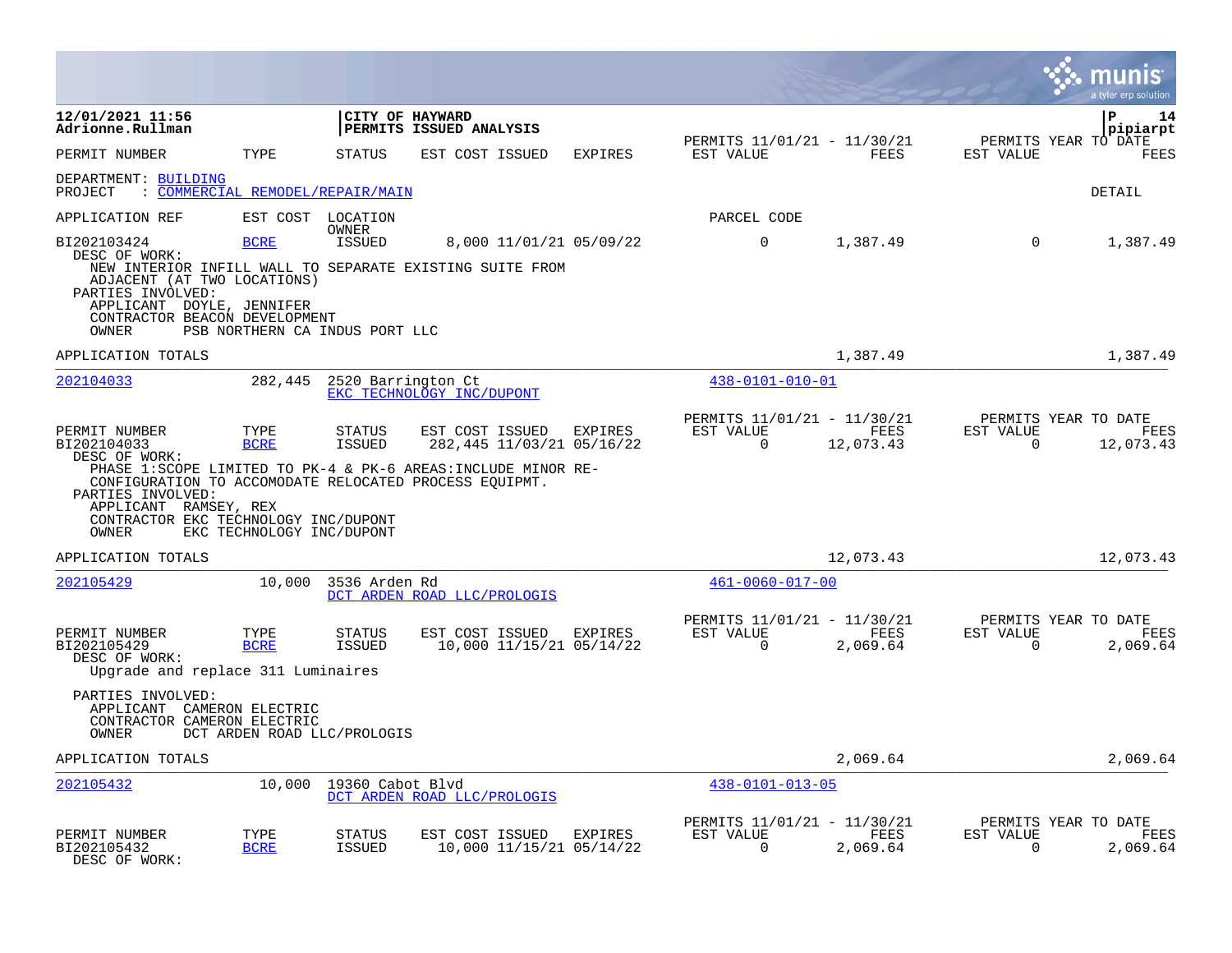12/01/2021 11:56
Adrionne.Rullman

**CITY OF HAYWARD**
**PERMITS ISSUED ANALYSIS**

P 14
pipiarpt

| PERMIT NUMBER | TYPE | STATUS | EST COST | ISSUED | EXPIRES | PERMITS 11/01/21 - 11/30/21 EST VALUE | FEES | PERMITS YEAR TO DATE EST VALUE | FEES |
|---|---|---|---|---|---|---|---|---|---|

DEPARTMENT: BUILDING
PROJECT : COMMERCIAL REMODEL/REPAIR/MAIN

DETAIL

| APPLICATION REF | EST COST | LOCATION OWNER | | | | PARCEL CODE | | | |
|---|---|---|---|---|---|---|---|---|---|
| BI202103424 | BCRE | ISSUED | 8,000 | 11/01/21 | 05/09/22 | 0 | 1,387.49 | 0 | 1,387.49 |

DESC OF WORK:
NEW INTERIOR INFILL WALL TO SEPARATE EXISTING SUITE FROM ADJACENT (AT TWO LOCATIONS)
PARTIES INVOLVED:
APPLICANT DOYLE, JENNIFER
CONTRACTOR BEACON DEVELOPMENT
OWNER PSB NORTHERN CA INDUS PORT LLC

APPLICATION TOTALS 1,387.49 1,387.49

---

202104033 — 282,445 — 2520 Barrington Ct — EKC TECHNOLOGY INC/DUPONT — 438-0101-010-01

| PERMIT NUMBER | TYPE | STATUS | EST COST | ISSUED | EXPIRES | PERMITS 11/01/21 - 11/30/21 EST VALUE | FEES | PERMITS YEAR TO DATE EST VALUE | FEES |
|---|---|---|---|---|---|---|---|---|---|
| BI202104033 | BCRE | ISSUED | 282,445 | 11/03/21 | 05/16/22 | 0 | 12,073.43 | 0 | 12,073.43 |

DESC OF WORK:
PHASE 1:SCOPE LIMITED TO PK-4 & PK-6 AREAS:INCLUDE MINOR RE-CONFIGURATION TO ACCOMODATE RELOCATED PROCESS EQUIPMT.
PARTIES INVOLVED:
APPLICANT RAMSEY, REX
CONTRACTOR EKC TECHNOLOGY INC/DUPONT
OWNER EKC TECHNOLOGY INC/DUPONT

APPLICATION TOTALS 12,073.43 12,073.43

---

202105429 — 10,000 — 3536 Arden Rd — DCT ARDEN ROAD LLC/PROLOGIS — 461-0060-017-00

| PERMIT NUMBER | TYPE | STATUS | EST COST | ISSUED | EXPIRES | PERMITS 11/01/21 - 11/30/21 EST VALUE | FEES | PERMITS YEAR TO DATE EST VALUE | FEES |
|---|---|---|---|---|---|---|---|---|---|
| BI202105429 | BCRE | ISSUED | 10,000 | 11/15/21 | 05/14/22 | 0 | 2,069.64 | 0 | 2,069.64 |

DESC OF WORK:
Upgrade and replace 311 Luminaires

PARTIES INVOLVED:
APPLICANT CAMERON ELECTRIC
CONTRACTOR CAMERON ELECTRIC
OWNER DCT ARDEN ROAD LLC/PROLOGIS

APPLICATION TOTALS 2,069.64 2,069.64

---

202105432 — 10,000 — 19360 Cabot Blvd — DCT ARDEN ROAD LLC/PROLOGIS — 438-0101-013-05

| PERMIT NUMBER | TYPE | STATUS | EST COST | ISSUED | EXPIRES | PERMITS 11/01/21 - 11/30/21 EST VALUE | FEES | PERMITS YEAR TO DATE EST VALUE | FEES |
|---|---|---|---|---|---|---|---|---|---|
| BI202105432 | BCRE | ISSUED | 10,000 | 11/15/21 | 05/14/22 | 0 | 2,069.64 | 0 | 2,069.64 |

DESC OF WORK: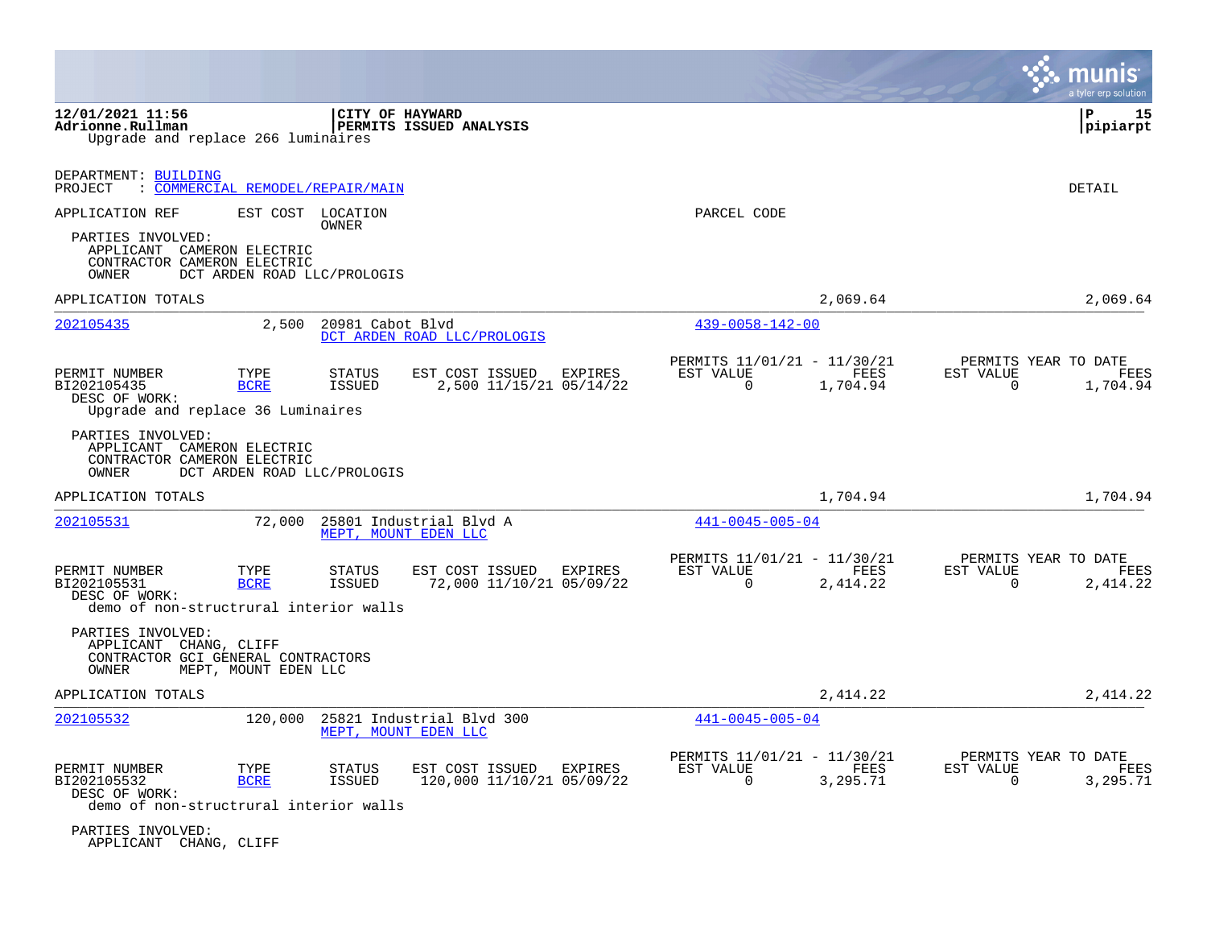12/01/2021 11:56
Adrionne.Rullman

**CITY OF HAYWARD**
**PERMITS ISSUED ANALYSIS**

Upgrade and replace 266 luminaires

DEPARTMENT: BUILDING
PROJECT : COMMERCIAL REMODEL/REPAIR/MAIN

DETAIL

APPLICATION REF | EST COST | LOCATION / OWNER | PARCEL CODE

PARTIES INVOLVED:
APPLICANT CAMERON ELECTRIC
CONTRACTOR CAMERON ELECTRIC
OWNER DCT ARDEN ROAD LLC/PROLOGIS

APPLICATION TOTALS 2,069.64 2,069.64

---

**202105435** | 2,500 | 20981 Cabot Blvd / DCT ARDEN ROAD LLC/PROLOGIS | 439-0058-142-00

| PERMIT NUMBER | TYPE | STATUS | EST COST | ISSUED | EXPIRES | PERMITS 11/01/21 - 11/30/21 EST VALUE | FEES | PERMITS YEAR TO DATE EST VALUE | FEES |
|---|---|---|---|---|---|---|---|---|---|
| BI202105435 | BCRE | ISSUED | 2,500 | 11/15/21 | 05/14/22 | 0 | 1,704.94 | 0 | 1,704.94 |

DESC OF WORK:
Upgrade and replace 36 Luminaires

PARTIES INVOLVED:
APPLICANT CAMERON ELECTRIC
CONTRACTOR CAMERON ELECTRIC
OWNER DCT ARDEN ROAD LLC/PROLOGIS

APPLICATION TOTALS 1,704.94 1,704.94

---

**202105531** | 72,000 | 25801 Industrial Blvd A / MEPT, MOUNT EDEN LLC | 441-0045-005-04

| PERMIT NUMBER | TYPE | STATUS | EST COST | ISSUED | EXPIRES | PERMITS 11/01/21 - 11/30/21 EST VALUE | FEES | PERMITS YEAR TO DATE EST VALUE | FEES |
|---|---|---|---|---|---|---|---|---|---|
| BI202105531 | BCRE | ISSUED | 72,000 | 11/10/21 | 05/09/22 | 0 | 2,414.22 | 0 | 2,414.22 |

DESC OF WORK:
demo of non-structrural interior walls

PARTIES INVOLVED:
APPLICANT CHANG, CLIFF
CONTRACTOR GCI GENERAL CONTRACTORS
OWNER MEPT, MOUNT EDEN LLC

APPLICATION TOTALS 2,414.22 2,414.22

---

**202105532** | 120,000 | 25821 Industrial Blvd 300 / MEPT, MOUNT EDEN LLC | 441-0045-005-04

| PERMIT NUMBER | TYPE | STATUS | EST COST | ISSUED | EXPIRES | PERMITS 11/01/21 - 11/30/21 EST VALUE | FEES | PERMITS YEAR TO DATE EST VALUE | FEES |
|---|---|---|---|---|---|---|---|---|---|
| BI202105532 | BCRE | ISSUED | 120,000 | 11/10/21 | 05/09/22 | 0 | 3,295.71 | 0 | 3,295.71 |

DESC OF WORK:
demo of non-structrural interior walls

PARTIES INVOLVED:
APPLICANT CHANG, CLIFF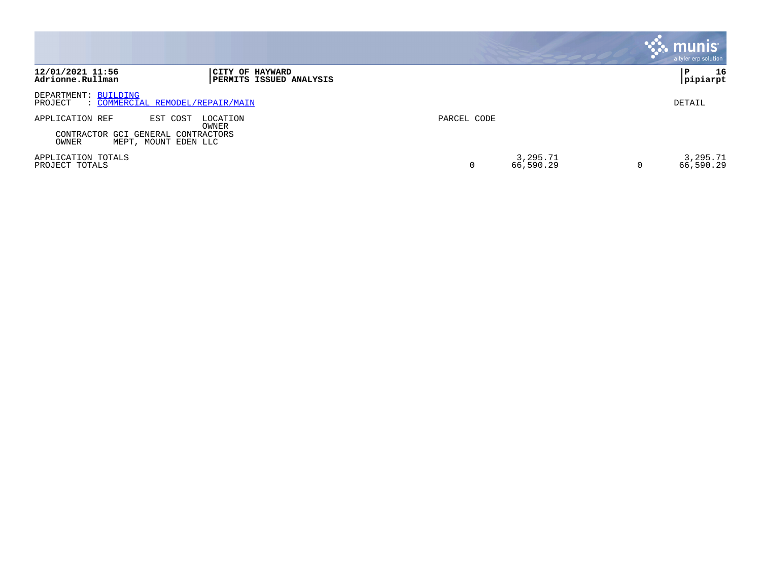**12/01/2021 11:56**
**Adrionne.Rullman**

**CITY OF HAYWARD**
**PERMITS ISSUED ANALYSIS**

**P 16**
**pipiarpt**

DEPARTMENT: BUILDING
PROJECT : COMMERCIAL REMODEL/REPAIR/MAIN

DETAIL

| APPLICATION REF | EST COST | LOCATION / OWNER | PARCEL CODE | | | |
|---|---|---|---|---|---|---|
| CONTRACTOR GCI GENERAL CONTRACTORS | | | | | | |
| OWNER MEPT, MOUNT EDEN LLC | | | | | | |
| APPLICATION TOTALS | | | | 3,295.71 | | 3,295.71 |
| PROJECT TOTALS | | | 0 | 66,590.29 | 0 | 66,590.29 |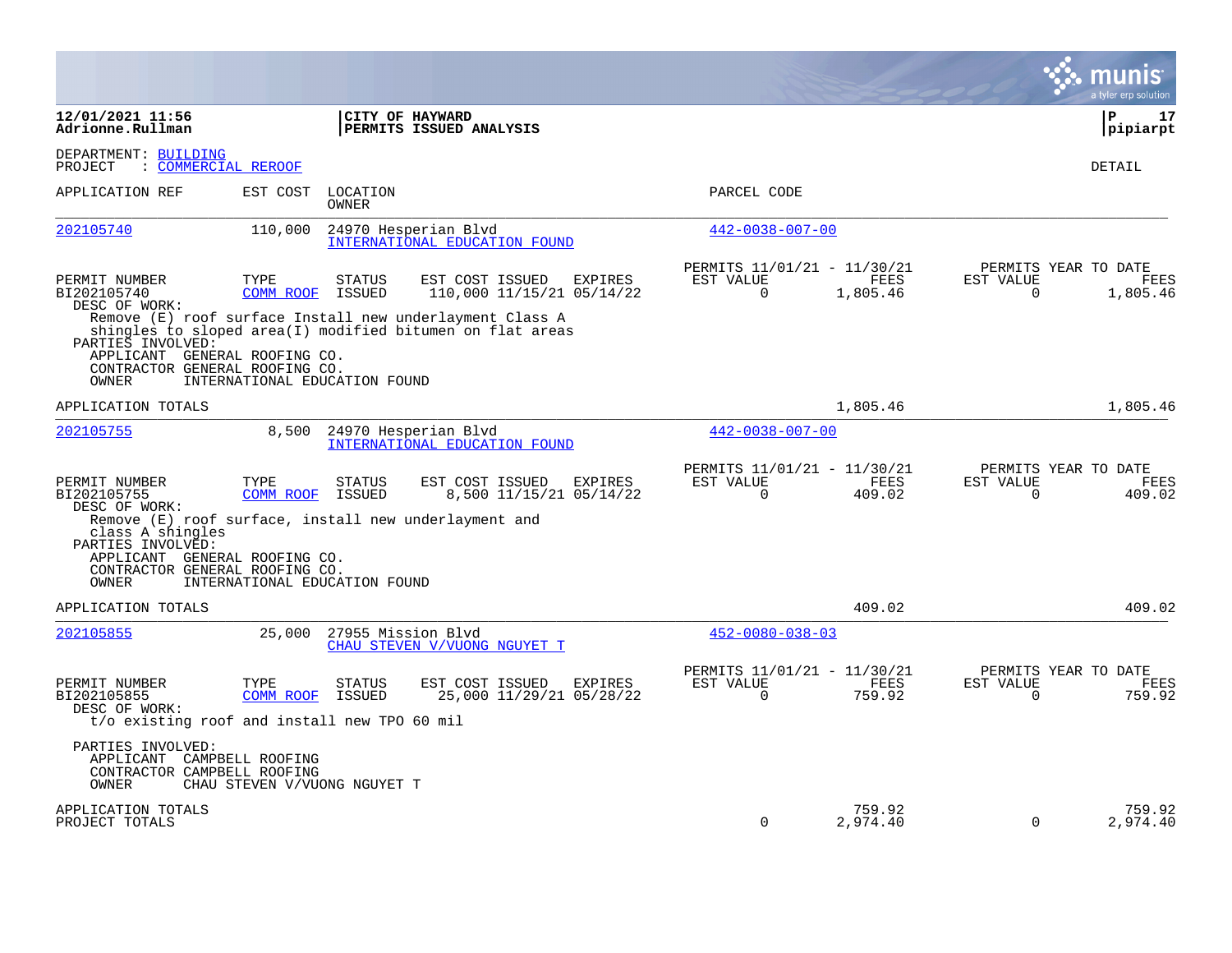**12/01/2021 11:56**
**Adrionne.Rullman**

**CITY OF HAYWARD**
**PERMITS ISSUED ANALYSIS**

**pipiarpt**

DEPARTMENT: BUILDING
PROJECT : COMMERCIAL REROOF

DETAIL

| APPLICATION REF | EST COST | LOCATION / OWNER | PARCEL CODE |
|---|---|---|---|
| 202105740 | 110,000 | 24970 Hesperian Blvd / INTERNATIONAL EDUCATION FOUND | 442-0038-007-00 |

| PERMIT NUMBER | TYPE | STATUS | EST COST | ISSUED | EXPIRES | PERMITS 11/01/21 - 11/30/21 EST VALUE | FEES | PERMITS YEAR TO DATE EST VALUE | FEES |
|---|---|---|---|---|---|---|---|---|---|
| BI202105740 | COMM ROOF | ISSUED | 110,000 | 11/15/21 | 05/14/22 | 0 | 1,805.46 | 0 | 1,805.46 |

DESC OF WORK:
Remove (E) roof surface Install new underlayment Class A shingles to sloped area(I) modified bitumen on flat areas

PARTIES INVOLVED:
APPLICANT GENERAL ROOFING CO.
CONTRACTOR GENERAL ROOFING CO.
OWNER INTERNATIONAL EDUCATION FOUND

APPLICATION TOTALS 1,805.46 1,805.46

| APPLICATION REF | EST COST | LOCATION / OWNER | PARCEL CODE |
|---|---|---|---|
| 202105755 | 8,500 | 24970 Hesperian Blvd / INTERNATIONAL EDUCATION FOUND | 442-0038-007-00 |

| PERMIT NUMBER | TYPE | STATUS | EST COST | ISSUED | EXPIRES | PERMITS 11/01/21 - 11/30/21 EST VALUE | FEES | PERMITS YEAR TO DATE EST VALUE | FEES |
|---|---|---|---|---|---|---|---|---|---|
| BI202105755 | COMM ROOF | ISSUED | 8,500 | 11/15/21 | 05/14/22 | 0 | 409.02 | 0 | 409.02 |

DESC OF WORK:
Remove (E) roof surface, install new underlayment and class A shingles

PARTIES INVOLVED:
APPLICANT GENERAL ROOFING CO.
CONTRACTOR GENERAL ROOFING CO.
OWNER INTERNATIONAL EDUCATION FOUND

APPLICATION TOTALS 409.02 409.02

| APPLICATION REF | EST COST | LOCATION / OWNER | PARCEL CODE |
|---|---|---|---|
| 202105855 | 25,000 | 27955 Mission Blvd / CHAU STEVEN V/VUONG NGUYET T | 452-0080-038-03 |

| PERMIT NUMBER | TYPE | STATUS | EST COST | ISSUED | EXPIRES | PERMITS 11/01/21 - 11/30/21 EST VALUE | FEES | PERMITS YEAR TO DATE EST VALUE | FEES |
|---|---|---|---|---|---|---|---|---|---|
| BI202105855 | COMM ROOF | ISSUED | 25,000 | 11/29/21 | 05/28/22 | 0 | 759.92 | 0 | 759.92 |

DESC OF WORK:
t/o existing roof and install new TPO 60 mil

PARTIES INVOLVED:
APPLICANT CAMPBELL ROOFING
CONTRACTOR CAMPBELL ROOFING
OWNER CHAU STEVEN V/VUONG NGUYET T

| | EST VALUE | FEES | EST VALUE | FEES |
|---|---|---|---|---|
| APPLICATION TOTALS | | 759.92 | | 759.92 |
| PROJECT TOTALS | 0 | 2,974.40 | 0 | 2,974.40 |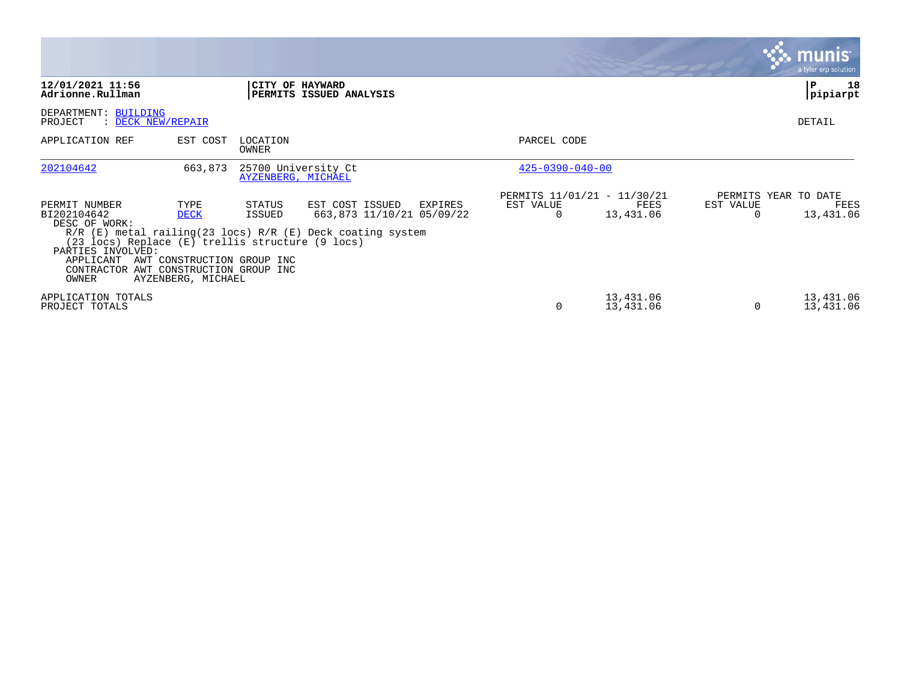12/01/2021 11:56
Adrionne.Rullman

**CITY OF HAYWARD**
**PERMITS ISSUED ANALYSIS**

pipiarpt

DEPARTMENT: BUILDING
PROJECT : DECK NEW/REPAIR

DETAIL

| APPLICATION REF | EST COST | LOCATION / OWNER | PARCEL CODE |
|---|---|---|---|
| 202104642 | 663,873 | 25700 University Ct / AYZENBERG, MICHAEL | 425-0390-040-00 |

| PERMIT NUMBER | TYPE | STATUS | EST COST | ISSUED | EXPIRES | PERMITS 11/01/21 - 11/30/21 EST VALUE | FEES | PERMITS YEAR TO DATE EST VALUE | FEES |
|---|---|---|---|---|---|---|---|---|---|
| BI202104642 | DECK | ISSUED | 663,873 | 11/10/21 | 05/09/22 | 0 | 13,431.06 | 0 | 13,431.06 |

DESC OF WORK:
R/R (E) metal railing(23 locs) R/R (E) Deck coating system (23 locs) Replace (E) trellis structure (9 locs)

PARTIES INVOLVED:
APPLICANT AWT CONSTRUCTION GROUP INC
CONTRACTOR AWT CONSTRUCTION GROUP INC
OWNER AYZENBERG, MICHAEL

| | EST VALUE | FEES | YTD EST VALUE | YTD FEES |
|---|---|---|---|---|
| APPLICATION TOTALS | | 13,431.06 | | 13,431.06 |
| PROJECT TOTALS | 0 | 13,431.06 | 0 | 13,431.06 |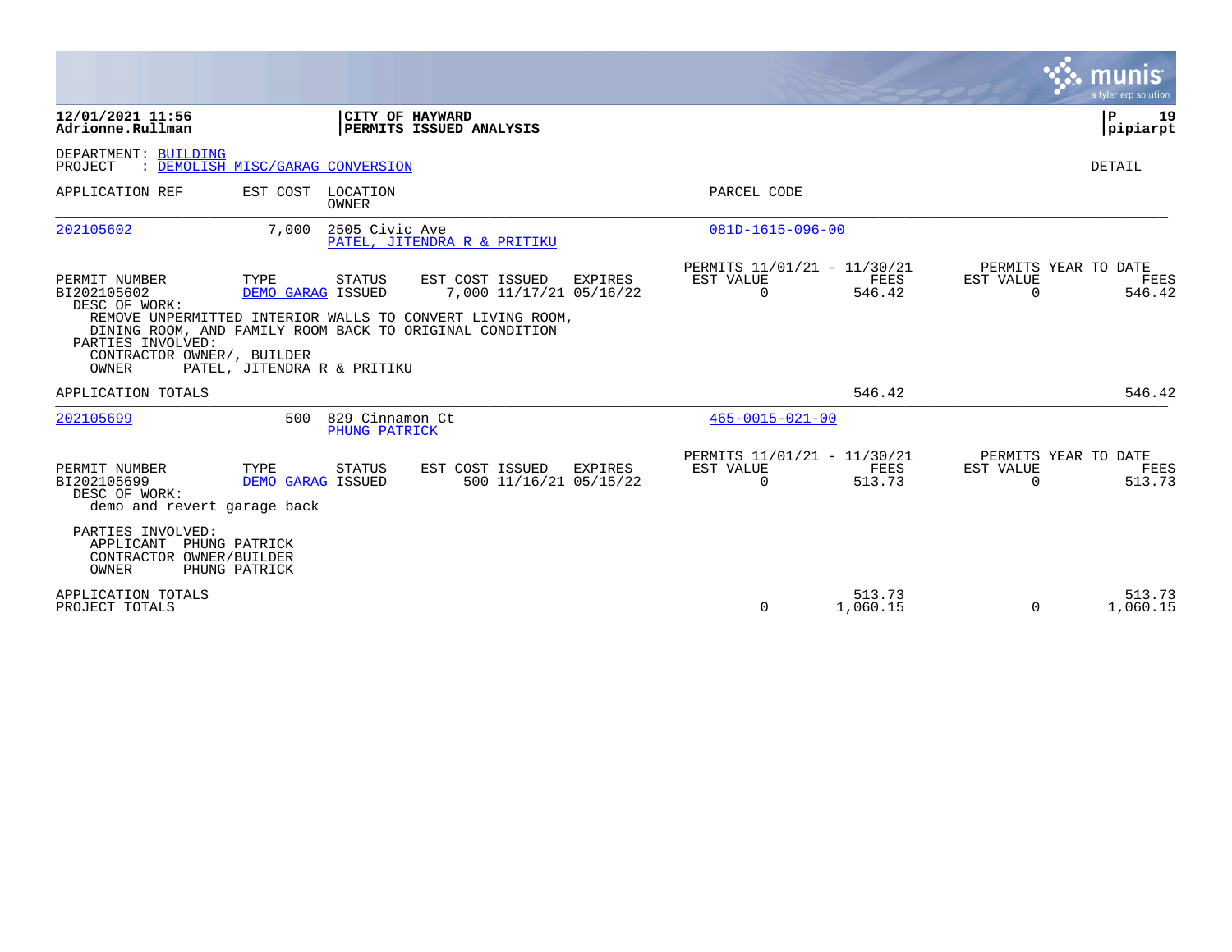12/01/2021 11:56
Adrionne.Rullman

**CITY OF HAYWARD**
**PERMITS ISSUED ANALYSIS**

P 19
pipiarpt

DEPARTMENT: BUILDING
PROJECT : DEMOLISH MISC/GARAG CONVERSION

DETAIL

| APPLICATION REF | EST COST | LOCATION / OWNER | PARCEL CODE |
|---|---|---|---|
| 202105602 | 7,000 | 2505 Civic Ave / PATEL, JITENDRA R & PRITIKU | 081D-1615-096-00 |

| PERMIT NUMBER | TYPE | STATUS | EST COST | ISSUED | EXPIRES | PERMITS 11/01/21 - 11/30/21 EST VALUE | FEES | PERMITS YEAR TO DATE EST VALUE | FEES |
|---|---|---|---|---|---|---|---|---|---|
| BI202105602 | DEMO GARAG | ISSUED | 7,000 | 11/17/21 | 05/16/22 | 0 | 546.42 | 0 | 546.42 |

DESC OF WORK:
REMOVE UNPERMITTED INTERIOR WALLS TO CONVERT LIVING ROOM, DINING ROOM, AND FAMILY ROOM BACK TO ORIGINAL CONDITION

PARTIES INVOLVED:
CONTRACTOR OWNER/, BUILDER
OWNER PATEL, JITENDRA R & PRITIKU

APPLICATION TOTALS — FEES 546.42 — YEAR TO DATE FEES 546.42

| APPLICATION REF | EST COST | LOCATION / OWNER | PARCEL CODE |
|---|---|---|---|
| 202105699 | 500 | 829 Cinnamon Ct / PHUNG PATRICK | 465-0015-021-00 |

| PERMIT NUMBER | TYPE | STATUS | EST COST | ISSUED | EXPIRES | PERMITS 11/01/21 - 11/30/21 EST VALUE | FEES | PERMITS YEAR TO DATE EST VALUE | FEES |
|---|---|---|---|---|---|---|---|---|---|
| BI202105699 | DEMO GARAG | ISSUED | 500 | 11/16/21 | 05/15/22 | 0 | 513.73 | 0 | 513.73 |

DESC OF WORK:
demo and revert garage back

PARTIES INVOLVED:
APPLICANT PHUNG PATRICK
CONTRACTOR OWNER/BUILDER
OWNER PHUNG PATRICK

| | EST VALUE | FEES | YTD EST VALUE | YTD FEES |
|---|---|---|---|---|
| APPLICATION TOTALS | | 513.73 | | 513.73 |
| PROJECT TOTALS | 0 | 1,060.15 | 0 | 1,060.15 |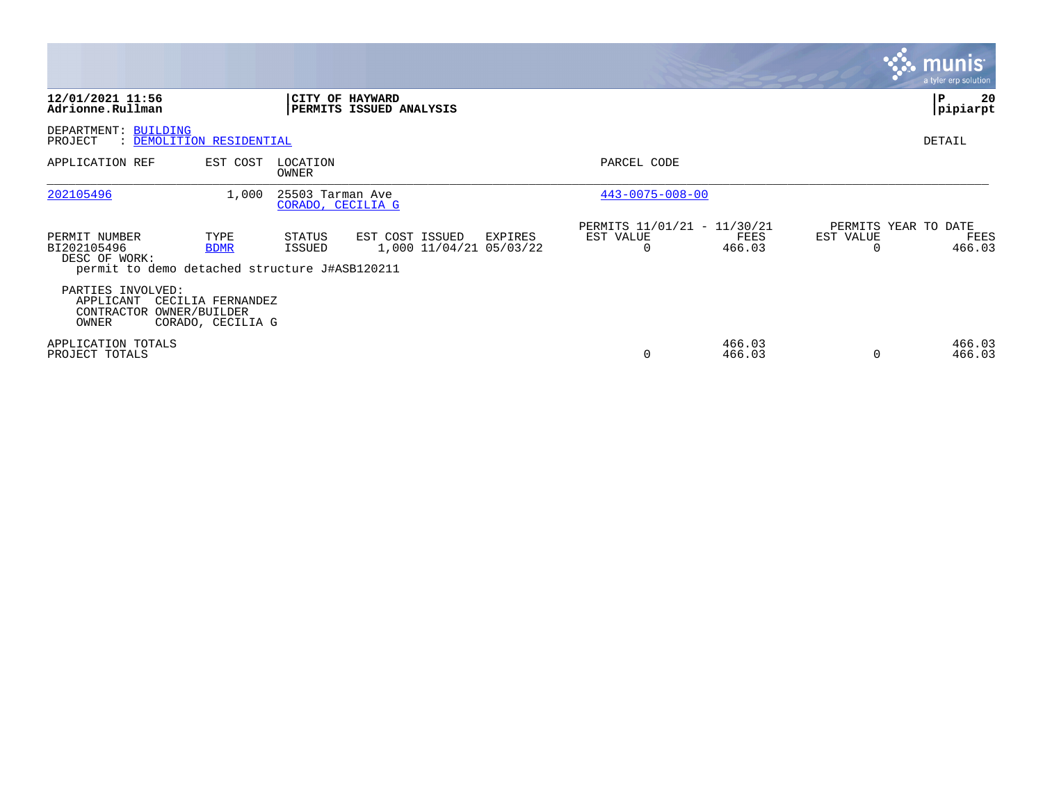12/01/2021 11:56
Adrionne.Rullman

**CITY OF HAYWARD**
**PERMITS ISSUED ANALYSIS**

pipiarpt

DEPARTMENT: BUILDING
PROJECT : DEMOLITION RESIDENTIAL

DETAIL

| APPLICATION REF | EST COST | LOCATION / OWNER | PARCEL CODE |
|---|---|---|---|
| 202105496 | 1,000 | 25503 Tarman Ave / CORADO, CECILIA G | 443-0075-008-00 |

| PERMIT NUMBER | TYPE | STATUS | EST COST | ISSUED | EXPIRES | PERMITS 11/01/21 - 11/30/21 EST VALUE | FEES | PERMITS YEAR TO DATE EST VALUE | FEES |
|---|---|---|---|---|---|---|---|---|---|
| BI202105496 | BDMR | ISSUED | 1,000 | 11/04/21 | 05/03/22 | 0 | 466.03 | 0 | 466.03 |

DESC OF WORK:
permit to demo detached structure J#ASB120211

PARTIES INVOLVED:
APPLICANT CECILIA FERNANDEZ
CONTRACTOR OWNER/BUILDER
OWNER CORADO, CECILIA G

| | EST VALUE | FEES | EST VALUE | FEES |
|---|---|---|---|---|
| APPLICATION TOTALS | | 466.03 | | 466.03 |
| PROJECT TOTALS | 0 | 466.03 | 0 | 466.03 |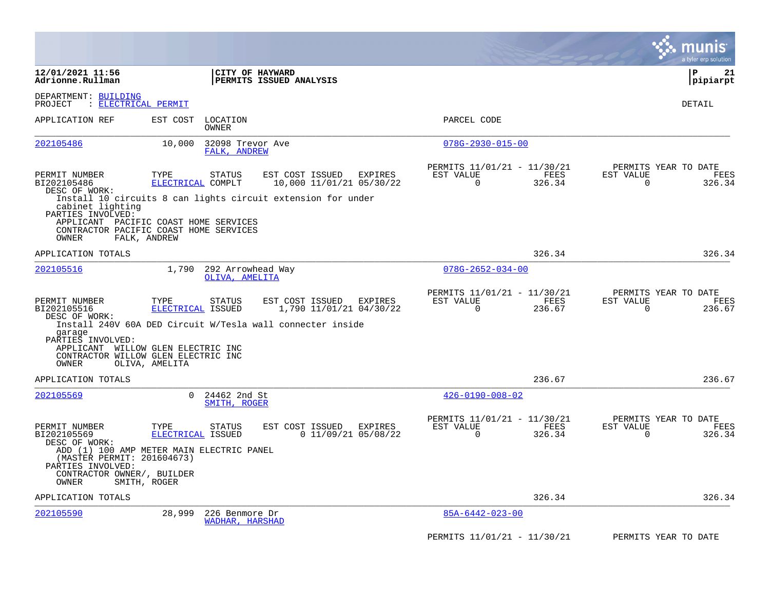**CITY OF HAYWARD**
**PERMITS ISSUED ANALYSIS**

12/01/2021 11:56
Adrionne.Rullman

P 21
pipiarpt

DEPARTMENT: BUILDING
PROJECT : ELECTRICAL PERMIT

DETAIL

| APPLICATION REF | EST COST | LOCATION / OWNER | PARCEL CODE |
|---|---|---|---|
| 202105486 | 10,000 | 32098 Trevor Ave / FALK, ANDREW | 078G-2930-015-00 |

| PERMIT NUMBER | TYPE | STATUS | EST COST | ISSUED | EXPIRES | PERMITS 11/01/21 - 11/30/21 EST VALUE | FEES | PERMITS YEAR TO DATE EST VALUE | FEES |
|---|---|---|---|---|---|---|---|---|---|
| BI202105486 | ELECTRICAL | COMPLT | 10,000 | 11/01/21 | 05/30/22 | 0 | 326.34 | 0 | 326.34 |

DESC OF WORK:
Install 10 circuits 8 can lights circuit extension for under cabinet lighting

PARTIES INVOLVED:
APPLICANT PACIFIC COAST HOME SERVICES
CONTRACTOR PACIFIC COAST HOME SERVICES
OWNER FALK, ANDREW

APPLICATION TOTALS 326.34 326.34

| APPLICATION REF | EST COST | LOCATION / OWNER | PARCEL CODE |
|---|---|---|---|
| 202105516 | 1,790 | 292 Arrowhead Way / OLIVA, AMELITA | 078G-2652-034-00 |

| PERMIT NUMBER | TYPE | STATUS | EST COST | ISSUED | EXPIRES | PERMITS 11/01/21 - 11/30/21 EST VALUE | FEES | PERMITS YEAR TO DATE EST VALUE | FEES |
|---|---|---|---|---|---|---|---|---|---|
| BI202105516 | ELECTRICAL | ISSUED | 1,790 | 11/01/21 | 04/30/22 | 0 | 236.67 | 0 | 236.67 |

DESC OF WORK:
Install 240V 60A DED Circuit W/Tesla wall connecter inside garage

PARTIES INVOLVED:
APPLICANT WILLOW GLEN ELECTRIC INC
CONTRACTOR WILLOW GLEN ELECTRIC INC
OWNER OLIVA, AMELITA

APPLICATION TOTALS 236.67 236.67

| APPLICATION REF | EST COST | LOCATION / OWNER | PARCEL CODE |
|---|---|---|---|
| 202105569 | 0 | 24462 2nd St / SMITH, ROGER | 426-0190-008-02 |

| PERMIT NUMBER | TYPE | STATUS | EST COST | ISSUED | EXPIRES | PERMITS 11/01/21 - 11/30/21 EST VALUE | FEES | PERMITS YEAR TO DATE EST VALUE | FEES |
|---|---|---|---|---|---|---|---|---|---|
| BI202105569 | ELECTRICAL | ISSUED | 0 | 11/09/21 | 05/08/22 | 0 | 326.34 | 0 | 326.34 |

DESC OF WORK:
ADD (1) 100 AMP METER MAIN ELECTRIC PANEL (MASTER PERMIT: 201604673)

PARTIES INVOLVED:
CONTRACTOR OWNER/, BUILDER
OWNER SMITH, ROGER

APPLICATION TOTALS 326.34 326.34

| APPLICATION REF | EST COST | LOCATION / OWNER | PARCEL CODE |
|---|---|---|---|
| 202105590 | 28,999 | 226 Benmore Dr / WADHAR, HARSHAD | 85A-6442-023-00 |

PERMITS 11/01/21 - 11/30/21 PERMITS YEAR TO DATE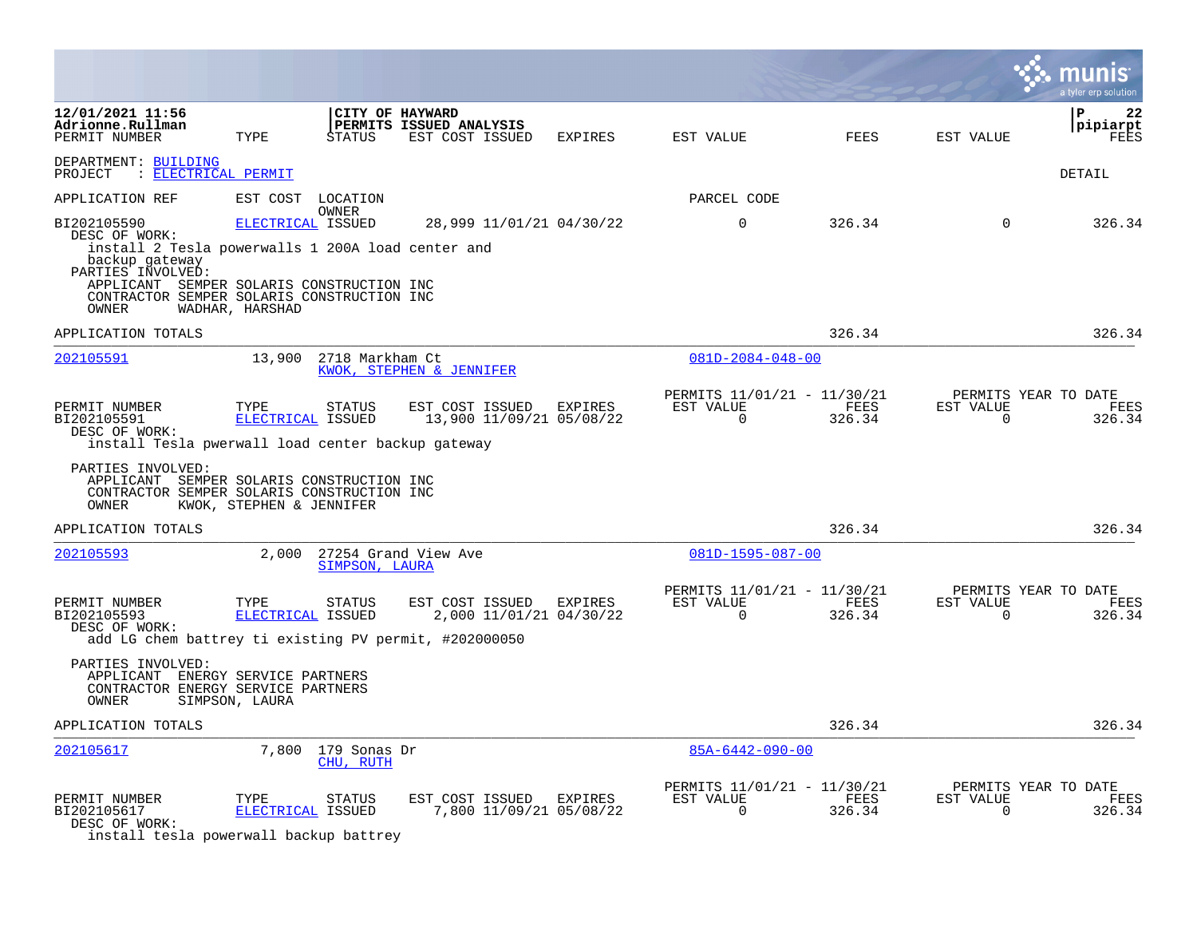12/01/2021 11:56 | CITY OF HAYWARD | P 22
Adrionne.Rullman | PERMITS ISSUED ANALYSIS | pipiarpt

DEPARTMENT: BUILDING
PROJECT : ELECTRICAL PERMIT

DETAIL

| PERMIT NUMBER | TYPE | STATUS | EST COST | ISSUED | EXPIRES | EST VALUE | FEES | EST VALUE | FEES |
|---|---|---|---|---|---|---|---|---|---|
| BI202105590 | ELECTRICAL | ISSUED | 28,999 | 11/01/21 | 04/30/22 | 0 | 326.34 | 0 | 326.34 |

DESC OF WORK:
install 2 Tesla powerwalls 1 200A load center and backup gateway

PARTIES INVOLVED:
- APPLICANT SEMPER SOLARIS CONSTRUCTION INC
- CONTRACTOR SEMPER SOLARIS CONSTRUCTION INC
- OWNER WADHAR, HARSHAD

APPLICATION TOTALS: 326.34 | 326.34

---

| APPLICATION REF | EST COST | LOCATION / OWNER | PARCEL CODE |
|---|---|---|---|
| 202105591 | 13,900 | 2718 Markham Ct / KWOK, STEPHEN & JENNIFER | 081D-2084-048-00 |

| PERMIT NUMBER | TYPE | STATUS | EST COST | ISSUED | EXPIRES | PERMITS 11/01/21 - 11/30/21 EST VALUE | FEES | PERMITS YEAR TO DATE EST VALUE | FEES |
|---|---|---|---|---|---|---|---|---|---|
| BI202105591 | ELECTRICAL | ISSUED | 13,900 | 11/09/21 | 05/08/22 | 0 | 326.34 | 0 | 326.34 |

DESC OF WORK:
install Tesla pwerwall load center backup gateway

PARTIES INVOLVED:
- APPLICANT SEMPER SOLARIS CONSTRUCTION INC
- CONTRACTOR SEMPER SOLARIS CONSTRUCTION INC
- OWNER KWOK, STEPHEN & JENNIFER

APPLICATION TOTALS: 326.34 | 326.34

---

| APPLICATION REF | EST COST | LOCATION / OWNER | PARCEL CODE |
|---|---|---|---|
| 202105593 | 2,000 | 27254 Grand View Ave / SIMPSON, LAURA | 081D-1595-087-00 |

| PERMIT NUMBER | TYPE | STATUS | EST COST | ISSUED | EXPIRES | PERMITS 11/01/21 - 11/30/21 EST VALUE | FEES | PERMITS YEAR TO DATE EST VALUE | FEES |
|---|---|---|---|---|---|---|---|---|---|
| BI202105593 | ELECTRICAL | ISSUED | 2,000 | 11/01/21 | 04/30/22 | 0 | 326.34 | 0 | 326.34 |

DESC OF WORK:
add LG chem battrey ti existing PV permit, #202000050

PARTIES INVOLVED:
- APPLICANT ENERGY SERVICE PARTNERS
- CONTRACTOR ENERGY SERVICE PARTNERS
- OWNER SIMPSON, LAURA

APPLICATION TOTALS: 326.34 | 326.34

---

| APPLICATION REF | EST COST | LOCATION / OWNER | PARCEL CODE |
|---|---|---|---|
| 202105617 | 7,800 | 179 Sonas Dr / CHU, RUTH | 85A-6442-090-00 |

| PERMIT NUMBER | TYPE | STATUS | EST COST | ISSUED | EXPIRES | PERMITS 11/01/21 - 11/30/21 EST VALUE | FEES | PERMITS YEAR TO DATE EST VALUE | FEES |
|---|---|---|---|---|---|---|---|---|---|
| BI202105617 | ELECTRICAL | ISSUED | 7,800 | 11/09/21 | 05/08/22 | 0 | 326.34 | 0 | 326.34 |

DESC OF WORK:
install tesla powerwall backup battrey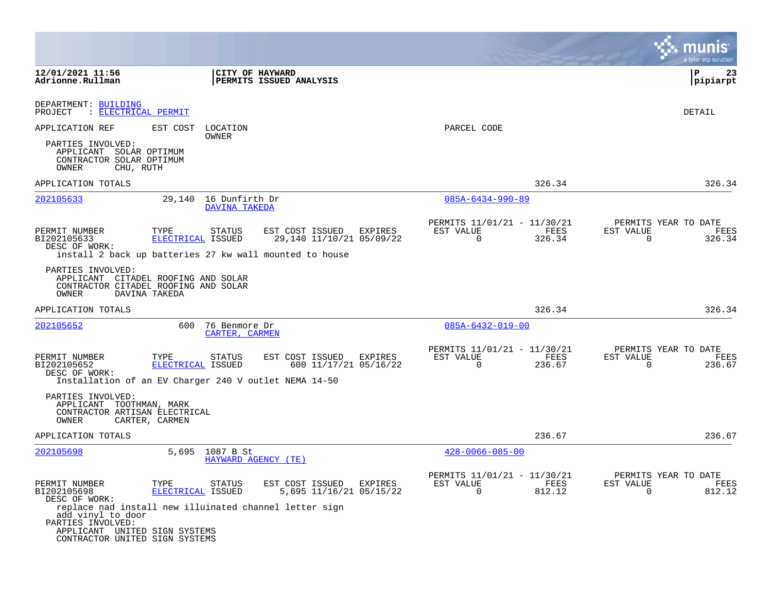DEPARTMENT: BUILDING
PROJECT : ELECTRICAL PERMIT

DETAIL

APPLICATION REF | EST COST | LOCATION / OWNER | PARCEL CODE

PARTIES INVOLVED:
- APPLICANT SOLAR OPTIMUM
- CONTRACTOR SOLAR OPTIMUM
- OWNER CHU, RUTH

APPLICATION TOTALS 326.34 326.34

---

**202105633** | 29,140 | 16 Dunfirth Dr / DAVINA TAKEDA | 085A-6434-990-89

| PERMIT NUMBER | TYPE | STATUS | EST COST | ISSUED | EXPIRES | PERMITS 11/01/21 - 11/30/21 EST VALUE | FEES | PERMITS YEAR TO DATE EST VALUE | FEES |
|---|---|---|---|---|---|---|---|---|---|
| BI202105633 | ELECTRICAL | ISSUED | 29,140 | 11/10/21 | 05/09/22 | 0 | 326.34 | 0 | 326.34 |

DESC OF WORK:
install 2 back up batteries 27 kw wall mounted to house

PARTIES INVOLVED:
- APPLICANT CITADEL ROOFING AND SOLAR
- CONTRACTOR CITADEL ROOFING AND SOLAR
- OWNER DAVINA TAKEDA

APPLICATION TOTALS 326.34 326.34

---

**202105652** | 600 | 76 Benmore Dr / CARTER, CARMEN | 085A-6432-019-00

| PERMIT NUMBER | TYPE | STATUS | EST COST | ISSUED | EXPIRES | PERMITS 11/01/21 - 11/30/21 EST VALUE | FEES | PERMITS YEAR TO DATE EST VALUE | FEES |
|---|---|---|---|---|---|---|---|---|---|
| BI202105652 | ELECTRICAL | ISSUED | 600 | 11/17/21 | 05/16/22 | 0 | 236.67 | 0 | 236.67 |

DESC OF WORK:
Installation of an EV Charger 240 V outlet NEMA 14-50

PARTIES INVOLVED:
- APPLICANT TOOTHMAN, MARK
- CONTRACTOR ARTISAN ELECTRICAL
- OWNER CARTER, CARMEN

APPLICATION TOTALS 236.67 236.67

---

**202105698** | 5,695 | 1087 B St / HAYWARD AGENCY (TE) | 428-0066-085-00

| PERMIT NUMBER | TYPE | STATUS | EST COST | ISSUED | EXPIRES | PERMITS 11/01/21 - 11/30/21 EST VALUE | FEES | PERMITS YEAR TO DATE EST VALUE | FEES |
|---|---|---|---|---|---|---|---|---|---|
| BI202105698 | ELECTRICAL | ISSUED | 5,695 | 11/16/21 | 05/15/22 | 0 | 812.12 | 0 | 812.12 |

DESC OF WORK:
replace nad install new illuinated channel letter sign
add vinyl to door

PARTIES INVOLVED:
- APPLICANT UNITED SIGN SYSTEMS
- CONTRACTOR UNITED SIGN SYSTEMS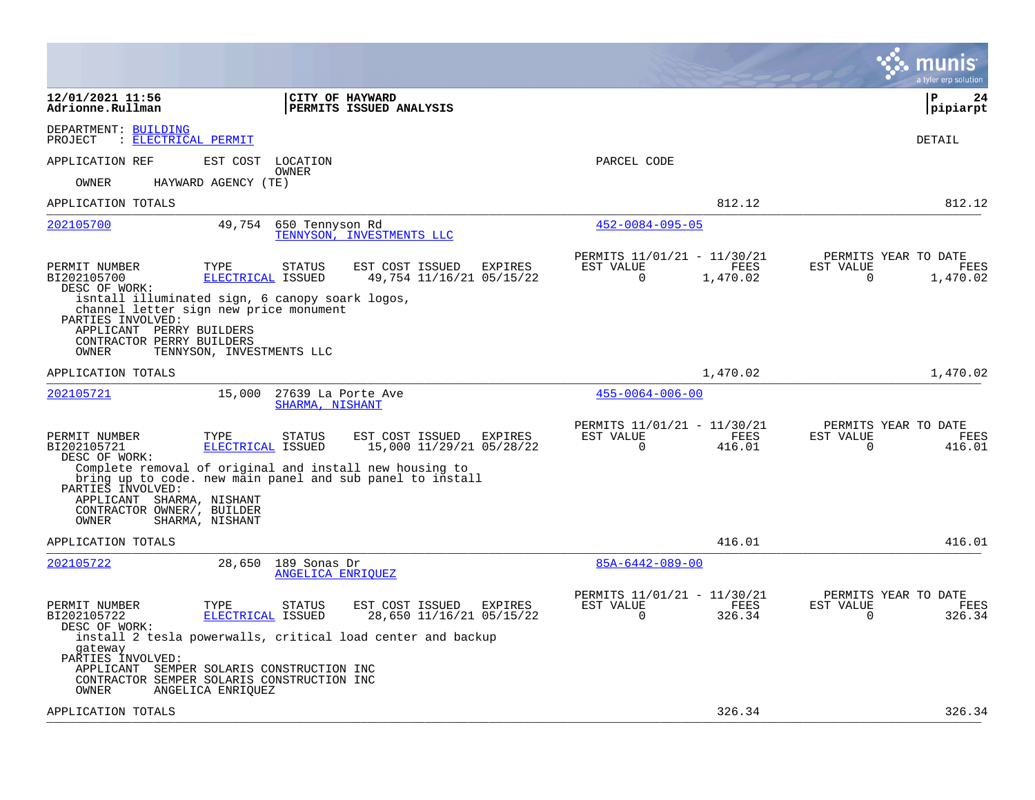**12/01/2021 11:56**
**Adrionne.Rullman**

**CITY OF HAYWARD**
**PERMITS ISSUED ANALYSIS**

**P 24**
**pipiarpt**

DEPARTMENT: BUILDING
PROJECT : ELECTRICAL PERMIT

DETAIL

APPLICATION REF | EST COST | LOCATION / OWNER | PARCEL CODE

OWNER HAYWARD AGENCY (TE)

APPLICATION TOTALS 812.12 812.12

---

**202105700** | 49,754 | 650 Tennyson Rd / TENNYSON, INVESTMENTS LLC | 452-0084-095-05

| PERMIT NUMBER | TYPE | STATUS | EST COST | ISSUED | EXPIRES | PERMITS 11/01/21 - 11/30/21 EST VALUE | FEES | PERMITS YEAR TO DATE EST VALUE | FEES |
|---|---|---|---|---|---|---|---|---|---|
| BI202105700 | ELECTRICAL | ISSUED | 49,754 | 11/16/21 | 05/15/22 | 0 | 1,470.02 | 0 | 1,470.02 |

DESC OF WORK:
isntall illuminated sign, 6 canopy soark logos, channel letter sign new price monument

PARTIES INVOLVED:
APPLICANT PERRY BUILDERS
CONTRACTOR PERRY BUILDERS
OWNER TENNYSON, INVESTMENTS LLC

APPLICATION TOTALS 1,470.02 1,470.02

---

**202105721** | 15,000 | 27639 La Porte Ave / SHARMA, NISHANT | 455-0064-006-00

| PERMIT NUMBER | TYPE | STATUS | EST COST | ISSUED | EXPIRES | PERMITS 11/01/21 - 11/30/21 EST VALUE | FEES | PERMITS YEAR TO DATE EST VALUE | FEES |
|---|---|---|---|---|---|---|---|---|---|
| BI202105721 | ELECTRICAL | ISSUED | 15,000 | 11/29/21 | 05/28/22 | 0 | 416.01 | 0 | 416.01 |

DESC OF WORK:
Complete removal of original and install new housing to bring up to code. new main panel and sub panel to install

PARTIES INVOLVED:
APPLICANT SHARMA, NISHANT
CONTRACTOR OWNER/, BUILDER
OWNER SHARMA, NISHANT

APPLICATION TOTALS 416.01 416.01

---

**202105722** | 28,650 | 189 Sonas Dr / ANGELICA ENRIQUEZ | 85A-6442-089-00

| PERMIT NUMBER | TYPE | STATUS | EST COST | ISSUED | EXPIRES | PERMITS 11/01/21 - 11/30/21 EST VALUE | FEES | PERMITS YEAR TO DATE EST VALUE | FEES |
|---|---|---|---|---|---|---|---|---|---|
| BI202105722 | ELECTRICAL | ISSUED | 28,650 | 11/16/21 | 05/15/22 | 0 | 326.34 | 0 | 326.34 |

DESC OF WORK:
install 2 tesla powerwalls, critical load center and backup gateway

PARTIES INVOLVED:
APPLICANT SEMPER SOLARIS CONSTRUCTION INC
CONTRACTOR SEMPER SOLARIS CONSTRUCTION INC
OWNER ANGELICA ENRIQUEZ

APPLICATION TOTALS 326.34 326.34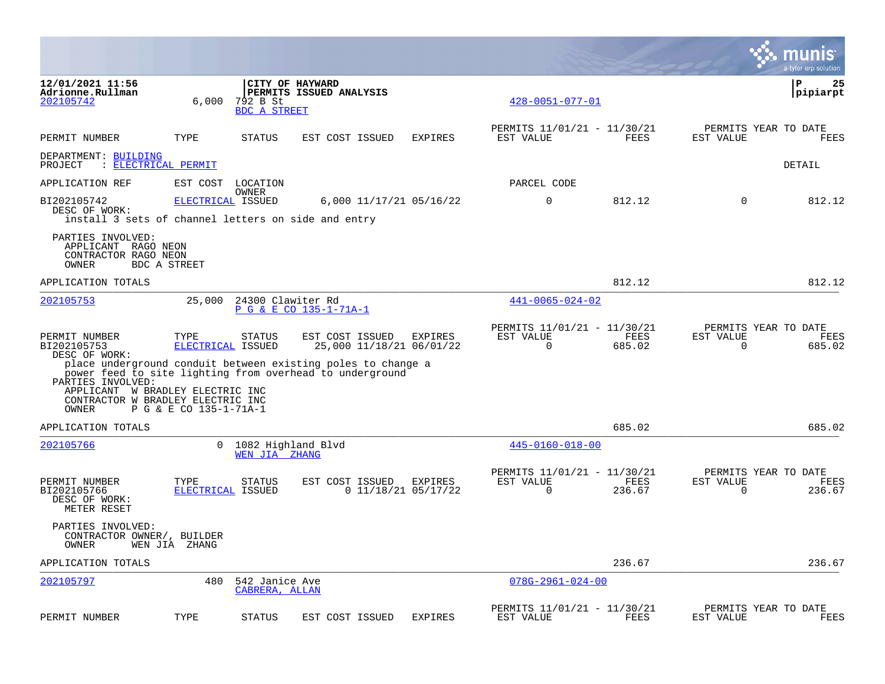**12/01/2021 11:56**
**Adrionne.Rullman**

**CITY OF HAYWARD**
**PERMITS ISSUED ANALYSIS**

**P 25**
**pipiarpt**

202105742 6,000 792 B St
BDC A STREET
428-0051-077-01

| PERMIT NUMBER | TYPE | STATUS | EST COST | ISSUED | EXPIRES | PERMITS 11/01/21 - 11/30/21 EST VALUE | FEES | PERMITS YEAR TO DATE EST VALUE | FEES |
|---|---|---|---|---|---|---|---|---|---|

DEPARTMENT: BUILDING
PROJECT : ELECTRICAL PERMIT

DETAIL

APPLICATION REF EST COST LOCATION OWNER PARCEL CODE

| PERMIT NUMBER | TYPE | STATUS | EST COST | ISSUED | EXPIRES | EST VALUE | FEES | EST VALUE | FEES |
|---|---|---|---|---|---|---|---|---|---|
| BI202105742 | ELECTRICAL | ISSUED | 6,000 | 11/17/21 | 05/16/22 | 0 | 812.12 | 0 | 812.12 |

DESC OF WORK:
install 3 sets of channel letters on side and entry

PARTIES INVOLVED:
APPLICANT RAGO NEON
CONTRACTOR RAGO NEON
OWNER BDC A STREET

APPLICATION TOTALS 812.12 812.12

---

202105753 25,000 24300 Clawiter Rd
P G & E CO 135-1-71A-1
441-0065-024-02

| PERMIT NUMBER | TYPE | STATUS | EST COST | ISSUED | EXPIRES | PERMITS 11/01/21 - 11/30/21 EST VALUE | FEES | PERMITS YEAR TO DATE EST VALUE | FEES |
|---|---|---|---|---|---|---|---|---|---|
| BI202105753 | ELECTRICAL | ISSUED | 25,000 | 11/18/21 | 06/01/22 | 0 | 685.02 | 0 | 685.02 |

DESC OF WORK:
place underground conduit between existing poles to change a power feed to site lighting from overhead to underground

PARTIES INVOLVED:
APPLICANT W BRADLEY ELECTRIC INC
CONTRACTOR W BRADLEY ELECTRIC INC
OWNER P G & E CO 135-1-71A-1

APPLICATION TOTALS 685.02 685.02

---

202105766 0 1082 Highland Blvd
WEN JIA ZHANG
445-0160-018-00

| PERMIT NUMBER | TYPE | STATUS | EST COST | ISSUED | EXPIRES | PERMITS 11/01/21 - 11/30/21 EST VALUE | FEES | PERMITS YEAR TO DATE EST VALUE | FEES |
|---|---|---|---|---|---|---|---|---|---|
| BI202105766 | ELECTRICAL | ISSUED | 0 | 11/18/21 | 05/17/22 | 0 | 236.67 | 0 | 236.67 |

DESC OF WORK:
METER RESET

PARTIES INVOLVED:
CONTRACTOR OWNER/, BUILDER
OWNER WEN JIA ZHANG

APPLICATION TOTALS 236.67 236.67

---

202105797 480 542 Janice Ave
CABRERA, ALLAN
078G-2961-024-00

| PERMIT NUMBER | TYPE | STATUS | EST COST | ISSUED | EXPIRES | PERMITS 11/01/21 - 11/30/21 EST VALUE | FEES | PERMITS YEAR TO DATE EST VALUE | FEES |
|---|---|---|---|---|---|---|---|---|---|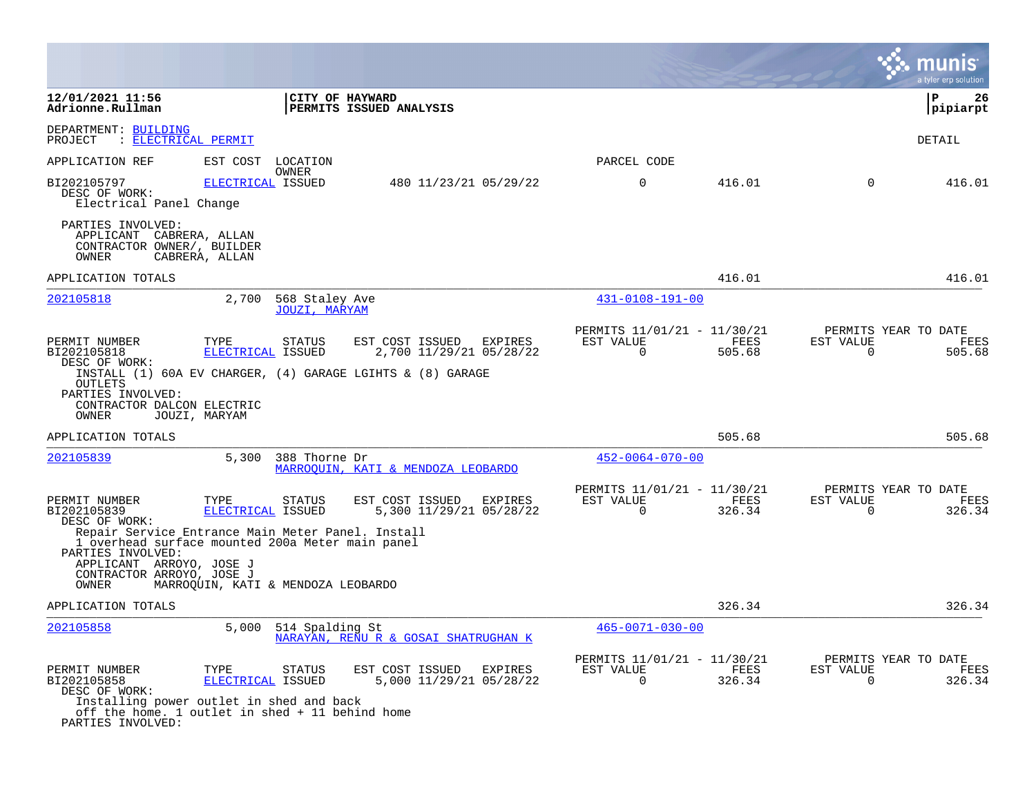**12/01/2021 11:56**
**Adrionne.Rullman**

**CITY OF HAYWARD**
**PERMITS ISSUED ANALYSIS**

**P 26**
**pipiarpt**

DEPARTMENT: BUILDING
PROJECT : ELECTRICAL PERMIT

DETAIL

| APPLICATION REF | EST COST | LOCATION / OWNER | | | | PARCEL CODE | | | |
|---|---|---|---|---|---|---|---|---|---|
| BI202105797 | ELECTRICAL | ISSUED | 480 11/23/21 05/29/22 | | | 0 | 416.01 | 0 | 416.01 |

DESC OF WORK:
Electrical Panel Change

PARTIES INVOLVED:
APPLICANT CABRERA, ALLAN
CONTRACTOR OWNER/, BUILDER
OWNER CABRERA, ALLAN

APPLICATION TOTALS — 416.01 — 416.01

---

**202105818** — 2,700 — 568 Staley Ave — JOUZI, MARYAM — 431-0108-191-00

| PERMIT NUMBER | TYPE | STATUS | EST COST | ISSUED | EXPIRES | PERMITS 11/01/21 - 11/30/21 EST VALUE | FEES | PERMITS YEAR TO DATE EST VALUE | FEES |
|---|---|---|---|---|---|---|---|---|---|
| BI202105818 | ELECTRICAL | ISSUED | 2,700 | 11/29/21 | 05/28/22 | 0 | 505.68 | 0 | 505.68 |

DESC OF WORK:
INSTALL (1) 60A EV CHARGER, (4) GARAGE LGIHTS & (8) GARAGE OUTLETS

PARTIES INVOLVED:
CONTRACTOR DALCON ELECTRIC
OWNER JOUZI, MARYAM

APPLICATION TOTALS — 505.68 — 505.68

---

**202105839** — 5,300 — 388 Thorne Dr — MARROQUIN, KATI & MENDOZA LEOBARDO — 452-0064-070-00

| PERMIT NUMBER | TYPE | STATUS | EST COST | ISSUED | EXPIRES | PERMITS 11/01/21 - 11/30/21 EST VALUE | FEES | PERMITS YEAR TO DATE EST VALUE | FEES |
|---|---|---|---|---|---|---|---|---|---|
| BI202105839 | ELECTRICAL | ISSUED | 5,300 | 11/29/21 | 05/28/22 | 0 | 326.34 | 0 | 326.34 |

DESC OF WORK:
Repair Service Entrance Main Meter Panel. Install 1 overhead surface mounted 200a Meter main panel

PARTIES INVOLVED:
APPLICANT ARROYO, JOSE J
CONTRACTOR ARROYO, JOSE J
OWNER MARROQUIN, KATI & MENDOZA LEOBARDO

APPLICATION TOTALS — 326.34 — 326.34

---

**202105858** — 5,000 — 514 Spalding St — NARAYAN, RENU R & GOSAI SHATRUGHAN K — 465-0071-030-00

| PERMIT NUMBER | TYPE | STATUS | EST COST | ISSUED | EXPIRES | PERMITS 11/01/21 - 11/30/21 EST VALUE | FEES | PERMITS YEAR TO DATE EST VALUE | FEES |
|---|---|---|---|---|---|---|---|---|---|
| BI202105858 | ELECTRICAL | ISSUED | 5,000 | 11/29/21 | 05/28/22 | 0 | 326.34 | 0 | 326.34 |

DESC OF WORK:
Installing power outlet in shed and back off the home. 1 outlet in shed + 11 behind home

PARTIES INVOLVED: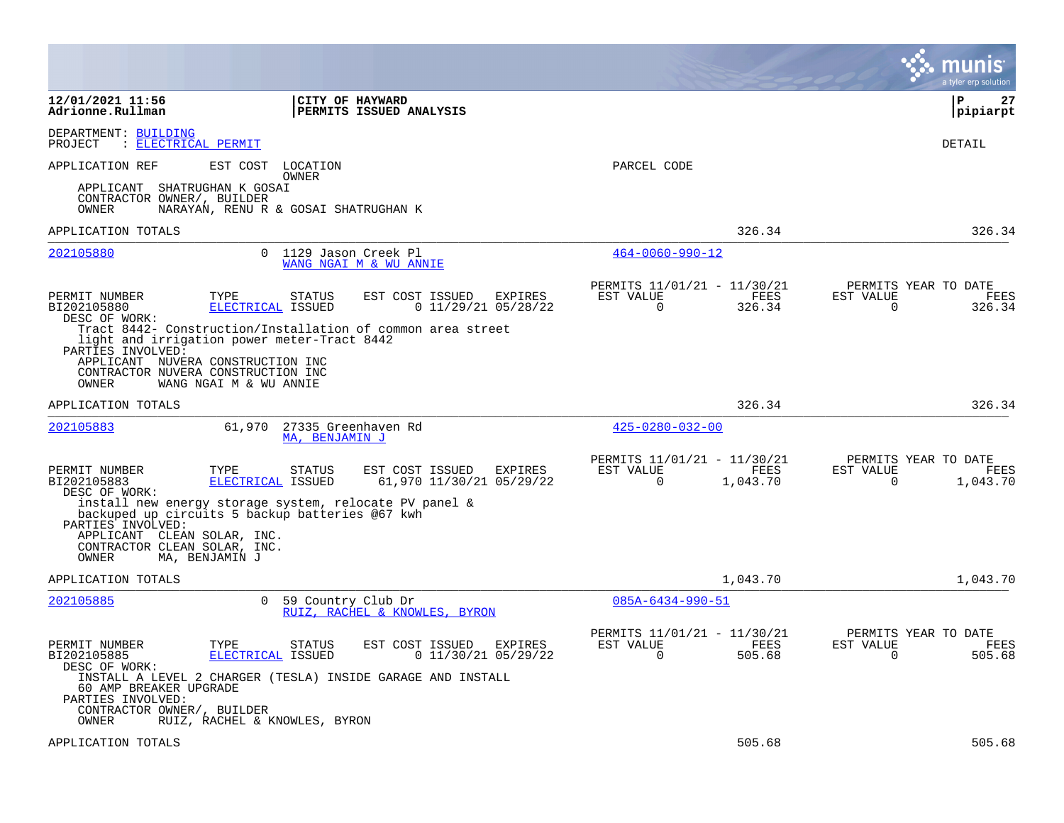**12/01/2021 11:56**
**Adrionne.Rullman**

**CITY OF HAYWARD**
**PERMITS ISSUED ANALYSIS**

**pipiarpt**

DEPARTMENT: BUILDING
PROJECT : ELECTRICAL PERMIT

DETAIL

APPLICATION REF | EST COST | LOCATION / OWNER | PARCEL CODE

APPLICANT SHATRUGHAN K GOSAI
CONTRACTOR OWNER/, BUILDER
OWNER NARAYAN, RENU R & GOSAI SHATRUGHAN K

APPLICATION TOTALS 326.34 326.34

---

**202105880** 0 1129 Jason Creek Pl
WANG NGAI M & WU ANNIE
PARCEL CODE: 464-0060-990-12

| PERMIT NUMBER | TYPE | STATUS | EST COST | ISSUED | EXPIRES | PERMITS 11/01/21 - 11/30/21 EST VALUE | FEES | PERMITS YEAR TO DATE EST VALUE | FEES |
|---|---|---|---|---|---|---|---|---|---|
| BI202105880 | ELECTRICAL | ISSUED | 0 | 11/29/21 | 05/28/22 | 0 | 326.34 | 0 | 326.34 |

DESC OF WORK:
Tract 8442- Construction/Installation of common area street light and irrigation power meter-Tract 8442

PARTIES INVOLVED:
APPLICANT NUVERA CONSTRUCTION INC
CONTRACTOR NUVERA CONSTRUCTION INC
OWNER WANG NGAI M & WU ANNIE

APPLICATION TOTALS 326.34 326.34

---

**202105883** 61,970 27335 Greenhaven Rd
MA, BENJAMIN J
PARCEL CODE: 425-0280-032-00

| PERMIT NUMBER | TYPE | STATUS | EST COST | ISSUED | EXPIRES | PERMITS 11/01/21 - 11/30/21 EST VALUE | FEES | PERMITS YEAR TO DATE EST VALUE | FEES |
|---|---|---|---|---|---|---|---|---|---|
| BI202105883 | ELECTRICAL | ISSUED | 61,970 | 11/30/21 | 05/29/22 | 0 | 1,043.70 | 0 | 1,043.70 |

DESC OF WORK:
install new energy storage system, relocate PV panel & backuped up circuits 5 backup batteries @67 kwh

PARTIES INVOLVED:
APPLICANT CLEAN SOLAR, INC.
CONTRACTOR CLEAN SOLAR, INC.
OWNER MA, BENJAMIN J

APPLICATION TOTALS 1,043.70 1,043.70

---

**202105885** 0 59 Country Club Dr
RUIZ, RACHEL & KNOWLES, BYRON
PARCEL CODE: 085A-6434-990-51

| PERMIT NUMBER | TYPE | STATUS | EST COST | ISSUED | EXPIRES | PERMITS 11/01/21 - 11/30/21 EST VALUE | FEES | PERMITS YEAR TO DATE EST VALUE | FEES |
|---|---|---|---|---|---|---|---|---|---|
| BI202105885 | ELECTRICAL | ISSUED | 0 | 11/30/21 | 05/29/22 | 0 | 505.68 | 0 | 505.68 |

DESC OF WORK:
INSTALL A LEVEL 2 CHARGER (TESLA) INSIDE GARAGE AND INSTALL 60 AMP BREAKER UPGRADE

PARTIES INVOLVED:
CONTRACTOR OWNER/, BUILDER
OWNER RUIZ, RACHEL & KNOWLES, BYRON

APPLICATION TOTALS 505.68 505.68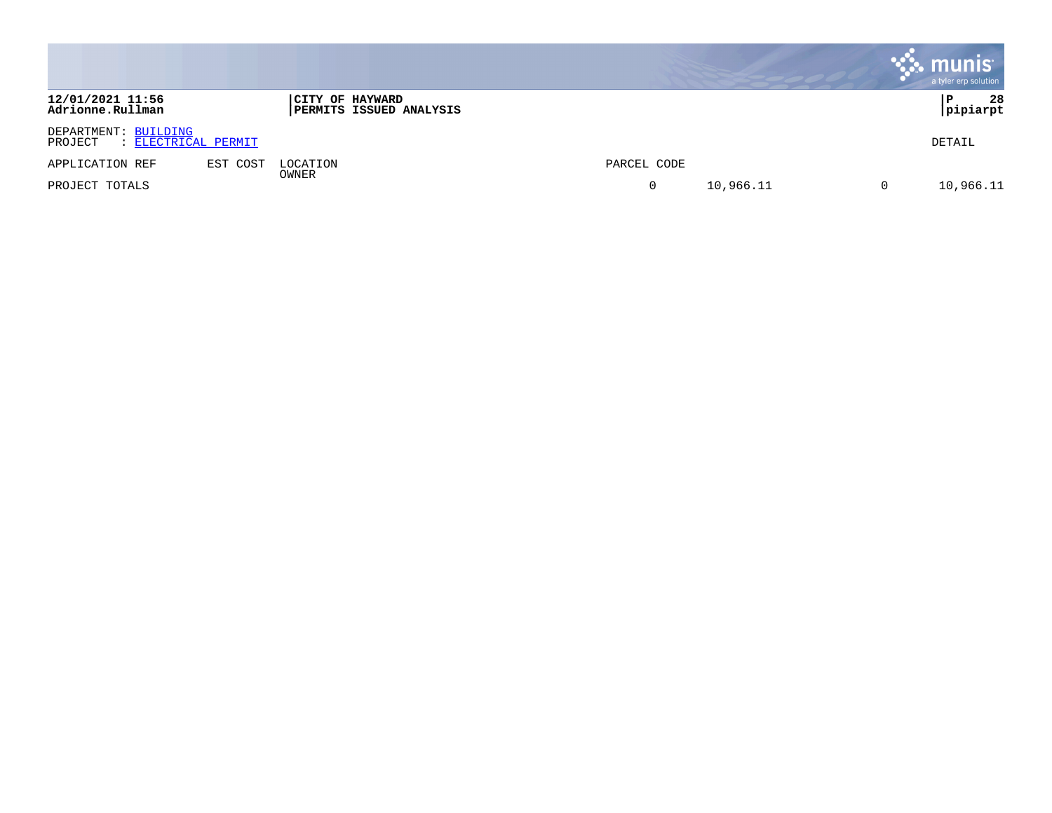**12/01/2021 11:56**
**Adrionne.Rullman**

**CITY OF HAYWARD**
**PERMITS ISSUED ANALYSIS**

**P 28**
**pipiarpt**

DEPARTMENT: BUILDING
PROJECT : ELECTRICAL PERMIT

DETAIL

| APPLICATION REF | EST COST | LOCATION<br>OWNER | PARCEL CODE | | | |
|---|---|---|---|---|---|---|
| PROJECT TOTALS | | | 0 | 10,966.11 | 0 | 10,966.11 |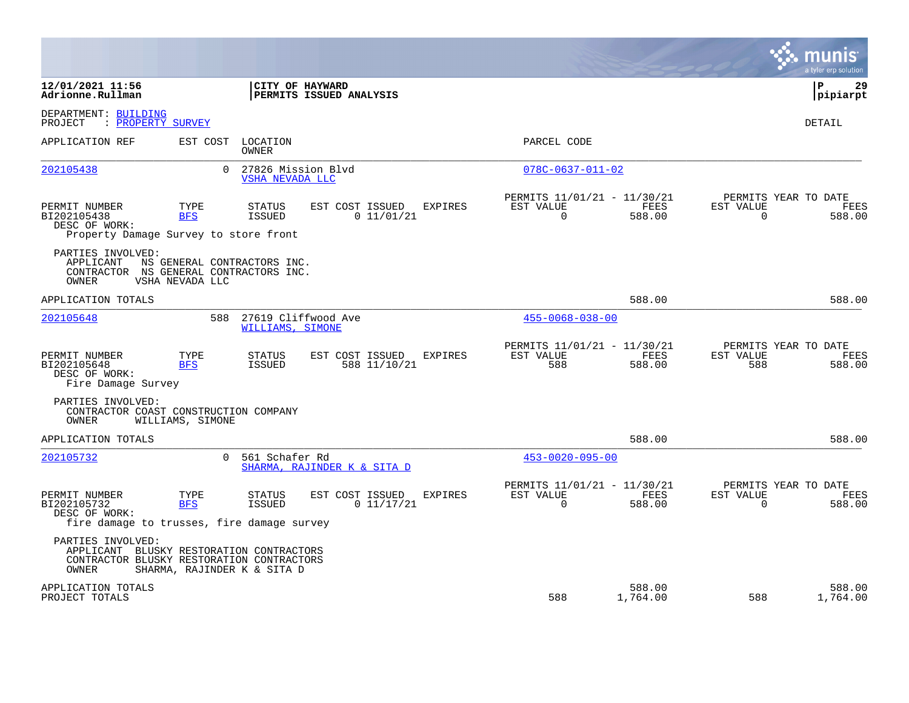**12/01/2021 11:56**
**Adrionne.Rullman**

**CITY OF HAYWARD**
**PERMITS ISSUED ANALYSIS**

**pipiarpt**

DEPARTMENT: BUILDING
PROJECT : PROPERTY SURVEY

DETAIL

| APPLICATION REF | EST COST | LOCATION / OWNER | PARCEL CODE |
|---|---|---|---|
| 202105438 | 0 | 27826 Mission Blvd / VSHA NEVADA LLC | 078C-0637-011-02 |

| PERMIT NUMBER | TYPE | STATUS | EST COST | ISSUED | EXPIRES | PERMITS 11/01/21 - 11/30/21 EST VALUE | FEES | PERMITS YEAR TO DATE EST VALUE | FEES |
|---|---|---|---|---|---|---|---|---|---|
| BI202105438 | BFS | ISSUED | 0 | 11/01/21 | | 0 | 588.00 | 0 | 588.00 |

DESC OF WORK:
Property Damage Survey to store front

PARTIES INVOLVED:
APPLICANT NS GENERAL CONTRACTORS INC.
CONTRACTOR NS GENERAL CONTRACTORS INC.
OWNER VSHA NEVADA LLC

APPLICATION TOTALS 588.00 588.00

| APPLICATION REF | EST COST | LOCATION / OWNER | PARCEL CODE |
|---|---|---|---|
| 202105648 | 588 | 27619 Cliffwood Ave / WILLIAMS, SIMONE | 455-0068-038-00 |

| PERMIT NUMBER | TYPE | STATUS | EST COST | ISSUED | EXPIRES | PERMITS 11/01/21 - 11/30/21 EST VALUE | FEES | PERMITS YEAR TO DATE EST VALUE | FEES |
|---|---|---|---|---|---|---|---|---|---|
| BI202105648 | BFS | ISSUED | 588 | 11/10/21 | | 588 | 588.00 | 588 | 588.00 |

DESC OF WORK:
Fire Damage Survey

PARTIES INVOLVED:
CONTRACTOR COAST CONSTRUCTION COMPANY
OWNER WILLIAMS, SIMONE

APPLICATION TOTALS 588.00 588.00

| APPLICATION REF | EST COST | LOCATION / OWNER | PARCEL CODE |
|---|---|---|---|
| 202105732 | 0 | 561 Schafer Rd / SHARMA, RAJINDER K & SITA D | 453-0020-095-00 |

| PERMIT NUMBER | TYPE | STATUS | EST COST | ISSUED | EXPIRES | PERMITS 11/01/21 - 11/30/21 EST VALUE | FEES | PERMITS YEAR TO DATE EST VALUE | FEES |
|---|---|---|---|---|---|---|---|---|---|
| BI202105732 | BFS | ISSUED | 0 | 11/17/21 | | 0 | 588.00 | 0 | 588.00 |

DESC OF WORK:
fire damage to trusses, fire damage survey

PARTIES INVOLVED:
APPLICANT BLUSKY RESTORATION CONTRACTORS
CONTRACTOR BLUSKY RESTORATION CONTRACTORS
OWNER SHARMA, RAJINDER K & SITA D

| | EST VALUE | FEES | YTD EST VALUE | YTD FEES |
|---|---|---|---|---|
| APPLICATION TOTALS | | 588.00 | | 588.00 |
| PROJECT TOTALS | 588 | 1,764.00 | 588 | 1,764.00 |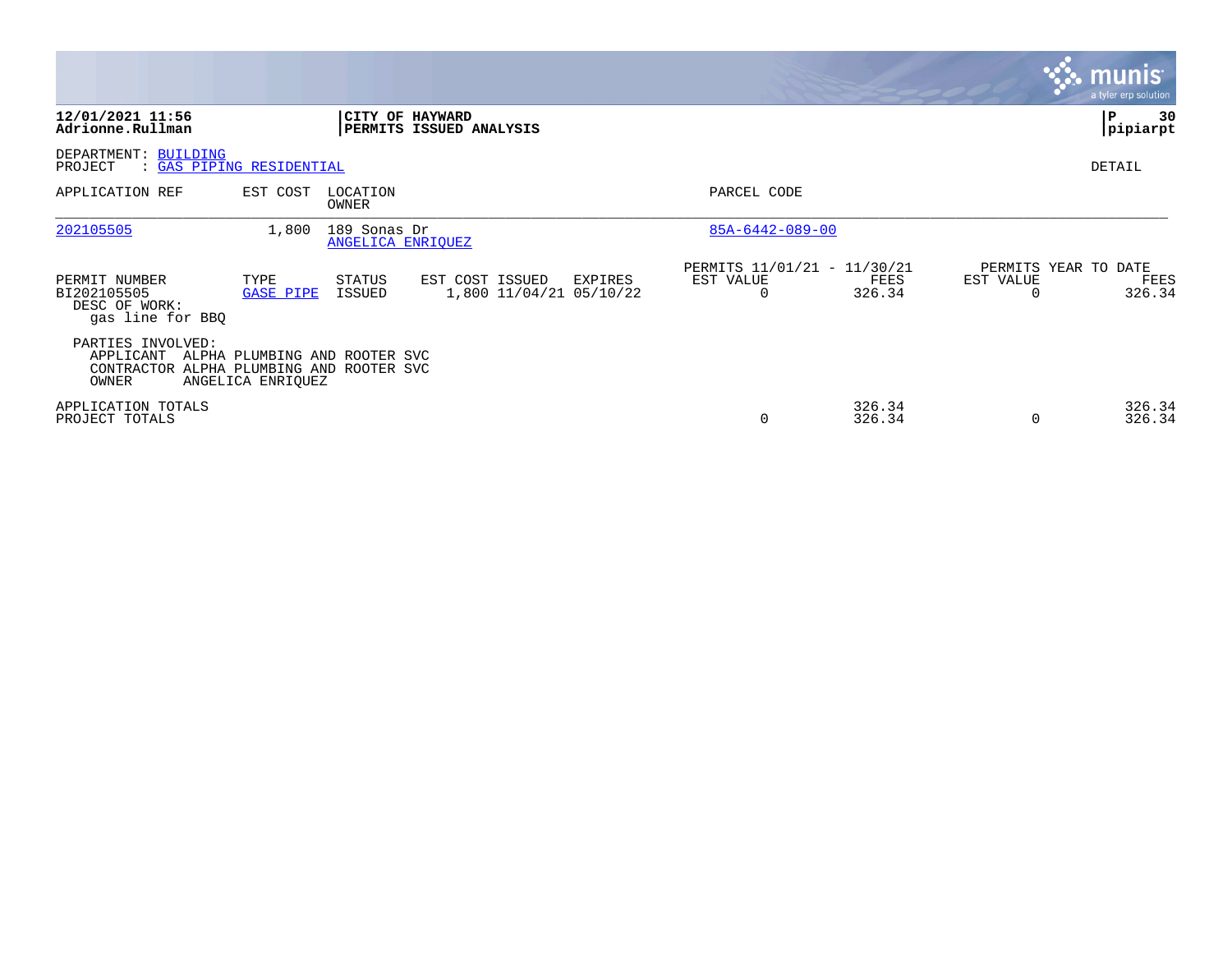**12/01/2021 11:56**
**Adrionne.Rullman**

**CITY OF HAYWARD**
**PERMITS ISSUED ANALYSIS**

**pipiarpt**

DEPARTMENT: BUILDING
PROJECT : GAS PIPING RESIDENTIAL

DETAIL

| APPLICATION REF | EST COST | LOCATION / OWNER | PARCEL CODE |
|---|---|---|---|
| 202105505 | 1,800 | 189 Sonas Dr / ANGELICA ENRIQUEZ | 85A-6442-089-00 |

| PERMIT NUMBER | TYPE | STATUS | EST COST | ISSUED | EXPIRES | PERMITS 11/01/21 - 11/30/21 EST VALUE | FEES | PERMITS YEAR TO DATE EST VALUE | FEES |
|---|---|---|---|---|---|---|---|---|---|
| BI202105505 | GASE PIPE | ISSUED | 1,800 | 11/04/21 | 05/10/22 | 0 | 326.34 | 0 | 326.34 |

DESC OF WORK:
gas line for BBQ

PARTIES INVOLVED:
APPLICANT ALPHA PLUMBING AND ROOTER SVC
CONTRACTOR ALPHA PLUMBING AND ROOTER SVC
OWNER ANGELICA ENRIQUEZ

| | EST VALUE | FEES | EST VALUE | FEES |
|---|---|---|---|---|
| APPLICATION TOTALS | | 326.34 | | 326.34 |
| PROJECT TOTALS | 0 | 326.34 | 0 | 326.34 |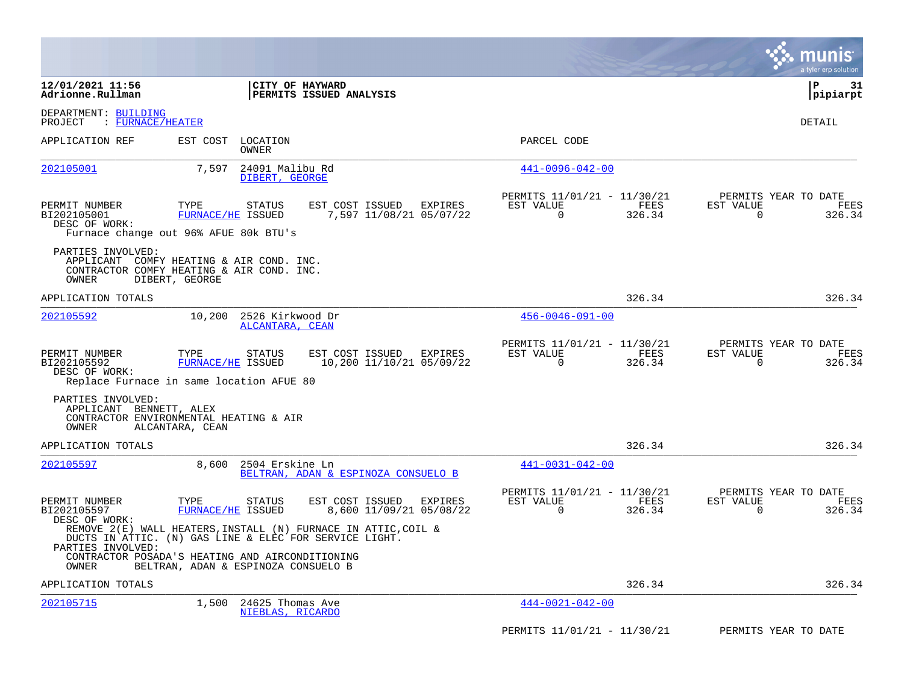**12/01/2021 11:56**
**Adrionne.Rullman**

**CITY OF HAYWARD**
**PERMITS ISSUED ANALYSIS**

**P 31**
**pipiarpt**

DEPARTMENT: BUILDING
PROJECT : FURNACE/HEATER

DETAIL

| APPLICATION REF | EST COST | LOCATION / OWNER | PARCEL CODE |
|---|---|---|---|
| 202105001 | 7,597 | 24091 Malibu Rd / DIBERT, GEORGE | 441-0096-042-00 |

| PERMIT NUMBER | TYPE | STATUS | EST COST | ISSUED | EXPIRES | PERMITS 11/01/21 - 11/30/21 EST VALUE | FEES | PERMITS YEAR TO DATE EST VALUE | FEES |
|---|---|---|---|---|---|---|---|---|---|
| BI202105001 | FURNACE/HE | ISSUED | 7,597 | 11/08/21 | 05/07/22 | 0 | 326.34 | 0 | 326.34 |

DESC OF WORK:
Furnace change out 96% AFUE 80k BTU's

PARTIES INVOLVED:
APPLICANT COMFY HEATING & AIR COND. INC.
CONTRACTOR COMFY HEATING & AIR COND. INC.
OWNER DIBERT, GEORGE

APPLICATION TOTALS: 326.34 | 326.34

| APPLICATION REF | EST COST | LOCATION / OWNER | PARCEL CODE |
|---|---|---|---|
| 202105592 | 10,200 | 2526 Kirkwood Dr / ALCANTARA, CEAN | 456-0046-091-00 |

| PERMIT NUMBER | TYPE | STATUS | EST COST | ISSUED | EXPIRES | PERMITS 11/01/21 - 11/30/21 EST VALUE | FEES | PERMITS YEAR TO DATE EST VALUE | FEES |
|---|---|---|---|---|---|---|---|---|---|
| BI202105592 | FURNACE/HE | ISSUED | 10,200 | 11/10/21 | 05/09/22 | 0 | 326.34 | 0 | 326.34 |

DESC OF WORK:
Replace Furnace in same location AFUE 80

PARTIES INVOLVED:
APPLICANT BENNETT, ALEX
CONTRACTOR ENVIRONMENTAL HEATING & AIR
OWNER ALCANTARA, CEAN

APPLICATION TOTALS: 326.34 | 326.34

| APPLICATION REF | EST COST | LOCATION / OWNER | PARCEL CODE |
|---|---|---|---|
| 202105597 | 8,600 | 2504 Erskine Ln / BELTRAN, ADAN & ESPINOZA CONSUELO B | 441-0031-042-00 |

| PERMIT NUMBER | TYPE | STATUS | EST COST | ISSUED | EXPIRES | PERMITS 11/01/21 - 11/30/21 EST VALUE | FEES | PERMITS YEAR TO DATE EST VALUE | FEES |
|---|---|---|---|---|---|---|---|---|---|
| BI202105597 | FURNACE/HE | ISSUED | 8,600 | 11/09/21 | 05/08/22 | 0 | 326.34 | 0 | 326.34 |

DESC OF WORK:
REMOVE 2(E) WALL HEATERS,INSTALL (N) FURNACE IN ATTIC,COIL & DUCTS IN ATTIC. (N) GAS LINE & ELEC FOR SERVICE LIGHT.

PARTIES INVOLVED:
CONTRACTOR POSADA'S HEATING AND AIRCONDITIONING
OWNER BELTRAN, ADAN & ESPINOZA CONSUELO B

APPLICATION TOTALS: 326.34 | 326.34

| APPLICATION REF | EST COST | LOCATION / OWNER | PARCEL CODE |
|---|---|---|---|
| 202105715 | 1,500 | 24625 Thomas Ave / NIEBLAS, RICARDO | 444-0021-042-00 |

PERMITS 11/01/21 - 11/30/21 | PERMITS YEAR TO DATE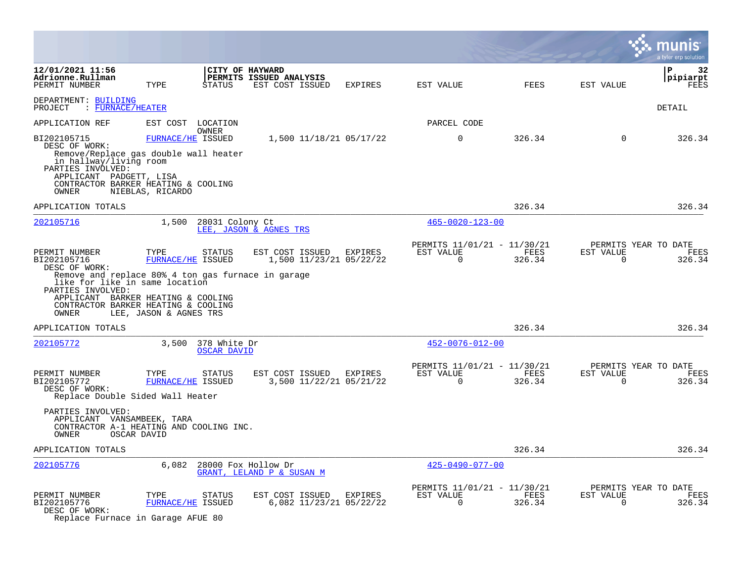12/01/2021 11:56
Adrionne.Rullman

**CITY OF HAYWARD**
**PERMITS ISSUED ANALYSIS**

P 32
pipiarpt

PERMIT NUMBER | TYPE | STATUS | EST COST | ISSUED | EXPIRES | EST VALUE | FEES | EST VALUE | FEES

DEPARTMENT: BUILDING
PROJECT : FURNACE/HEATER

DETAIL

APPLICATION REF | EST COST | LOCATION / OWNER | PARCEL CODE

| PERMIT NUMBER | TYPE | STATUS | EST COST | ISSUED | EXPIRES | EST VALUE | FEES | EST VALUE | FEES |
|---|---|---|---|---|---|---|---|---|---|
| BI202105715 | FURNACE/HE | ISSUED | 1,500 | 11/18/21 | 05/17/22 | 0 | 326.34 | 0 | 326.34 |

DESC OF WORK:
Remove/Replace gas double wall heater in hallway/living room

PARTIES INVOLVED:
- APPLICANT PADGETT, LISA
- CONTRACTOR BARKER HEATING & COOLING
- OWNER NIEBLAS, RICARDO

APPLICATION TOTALS — 326.34 — 326.34

---

202105716 — 1,500 — 28031 Colony Ct — LEE, JASON & AGNES TRS — 465-0020-123-00

| PERMIT NUMBER | TYPE | STATUS | EST COST | ISSUED | EXPIRES | PERMITS 11/01/21 - 11/30/21 EST VALUE | FEES | PERMITS YEAR TO DATE EST VALUE | FEES |
|---|---|---|---|---|---|---|---|---|---|
| BI202105716 | FURNACE/HE | ISSUED | 1,500 | 11/23/21 | 05/22/22 | 0 | 326.34 | 0 | 326.34 |

DESC OF WORK:
Remove and replace 80% 4 ton gas furnace in garage like for like in same location

PARTIES INVOLVED:
- APPLICANT BARKER HEATING & COOLING
- CONTRACTOR BARKER HEATING & COOLING
- OWNER LEE, JASON & AGNES TRS

APPLICATION TOTALS — 326.34 — 326.34

---

202105772 — 3,500 — 378 White Dr — OSCAR DAVID — 452-0076-012-00

| PERMIT NUMBER | TYPE | STATUS | EST COST | ISSUED | EXPIRES | PERMITS 11/01/21 - 11/30/21 EST VALUE | FEES | PERMITS YEAR TO DATE EST VALUE | FEES |
|---|---|---|---|---|---|---|---|---|---|
| BI202105772 | FURNACE/HE | ISSUED | 3,500 | 11/22/21 | 05/21/22 | 0 | 326.34 | 0 | 326.34 |

DESC OF WORK:
Replace Double Sided Wall Heater

PARTIES INVOLVED:
- APPLICANT VANSAMBEEK, TARA
- CONTRACTOR A-1 HEATING AND COOLING INC.
- OWNER OSCAR DAVID

APPLICATION TOTALS — 326.34 — 326.34

---

202105776 — 6,082 — 28000 Fox Hollow Dr — GRANT, LELAND P & SUSAN M — 425-0490-077-00

| PERMIT NUMBER | TYPE | STATUS | EST COST | ISSUED | EXPIRES | PERMITS 11/01/21 - 11/30/21 EST VALUE | FEES | PERMITS YEAR TO DATE EST VALUE | FEES |
|---|---|---|---|---|---|---|---|---|---|
| BI202105776 | FURNACE/HE | ISSUED | 6,082 | 11/23/21 | 05/22/22 | 0 | 326.34 | 0 | 326.34 |

DESC OF WORK:
Replace Furnace in Garage AFUE 80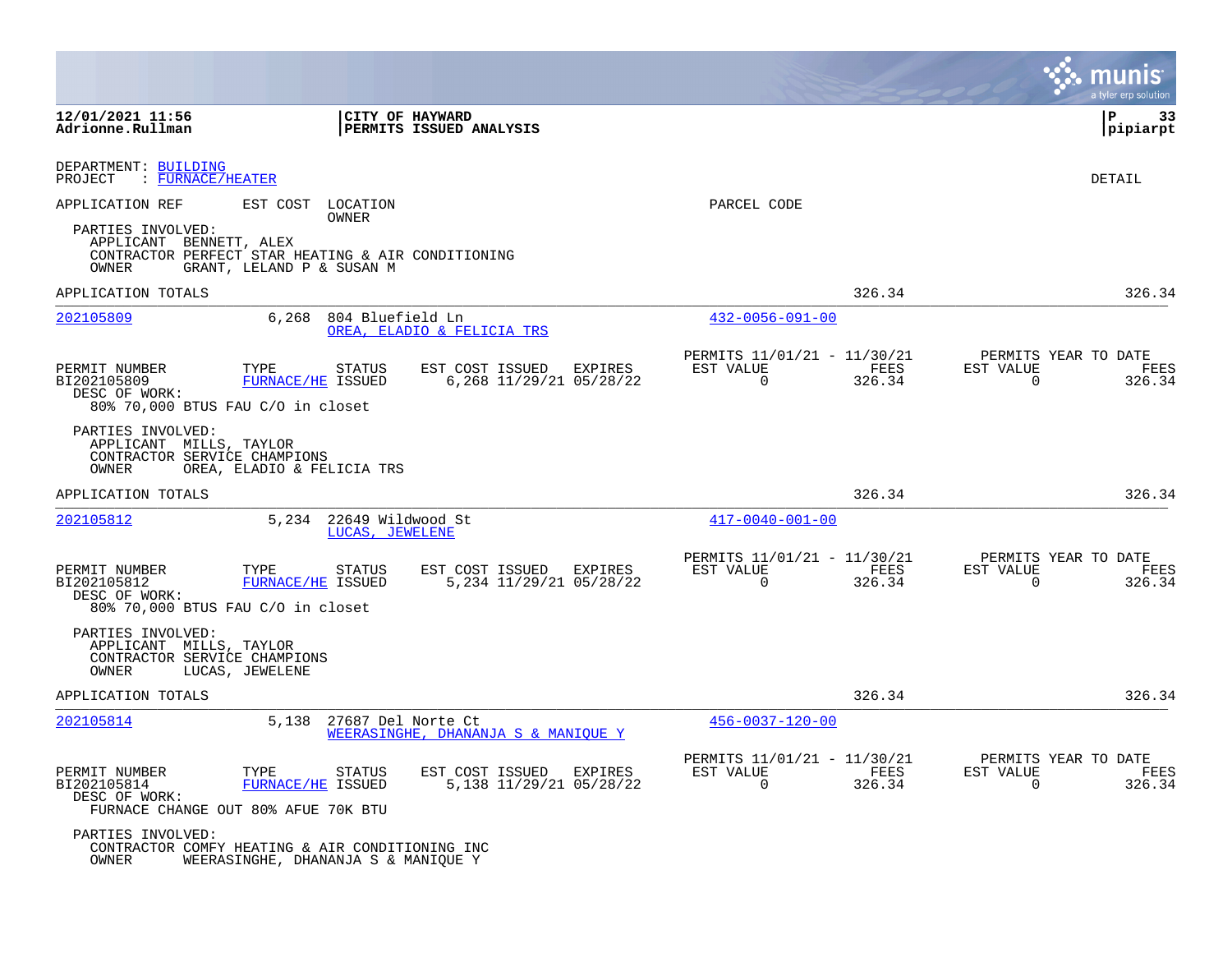12/01/2021 11:56
Adrionne.Rullman

CITY OF HAYWARD
PERMITS ISSUED ANALYSIS

P 33
pipiarpt

DEPARTMENT: BUILDING
PROJECT : FURNACE/HEATER

DETAIL

APPLICATION REF | EST COST | LOCATION / OWNER | PARCEL CODE

PARTIES INVOLVED:
APPLICANT BENNETT, ALEX
CONTRACTOR PERFECT STAR HEATING & AIR CONDITIONING
OWNER GRANT, LELAND P & SUSAN M

APPLICATION TOTALS 326.34 326.34

---

**202105809** 6,268 804 Bluefield Ln
OREA, ELADIO & FELICIA TRS
432-0056-091-00

| PERMIT NUMBER | TYPE | STATUS | EST COST | ISSUED | EXPIRES | PERMITS 11/01/21 - 11/30/21 EST VALUE | FEES | PERMITS YEAR TO DATE EST VALUE | FEES |
|---|---|---|---|---|---|---|---|---|---|
| BI202105809 | FURNACE/HE | ISSUED | 6,268 | 11/29/21 | 05/28/22 | 0 | 326.34 | 0 | 326.34 |

DESC OF WORK:
80% 70,000 BTUS FAU C/O in closet

PARTIES INVOLVED:
APPLICANT MILLS, TAYLOR
CONTRACTOR SERVICE CHAMPIONS
OWNER OREA, ELADIO & FELICIA TRS

APPLICATION TOTALS 326.34 326.34

---

**202105812** 5,234 22649 Wildwood St
LUCAS, JEWELENE
417-0040-001-00

| PERMIT NUMBER | TYPE | STATUS | EST COST | ISSUED | EXPIRES | PERMITS 11/01/21 - 11/30/21 EST VALUE | FEES | PERMITS YEAR TO DATE EST VALUE | FEES |
|---|---|---|---|---|---|---|---|---|---|
| BI202105812 | FURNACE/HE | ISSUED | 5,234 | 11/29/21 | 05/28/22 | 0 | 326.34 | 0 | 326.34 |

DESC OF WORK:
80% 70,000 BTUS FAU C/O in closet

PARTIES INVOLVED:
APPLICANT MILLS, TAYLOR
CONTRACTOR SERVICE CHAMPIONS
OWNER LUCAS, JEWELENE

APPLICATION TOTALS 326.34 326.34

---

**202105814** 5,138 27687 Del Norte Ct
WEERASINGHE, DHANANJA S & MANIQUE Y
456-0037-120-00

| PERMIT NUMBER | TYPE | STATUS | EST COST | ISSUED | EXPIRES | PERMITS 11/01/21 - 11/30/21 EST VALUE | FEES | PERMITS YEAR TO DATE EST VALUE | FEES |
|---|---|---|---|---|---|---|---|---|---|
| BI202105814 | FURNACE/HE | ISSUED | 5,138 | 11/29/21 | 05/28/22 | 0 | 326.34 | 0 | 326.34 |

DESC OF WORK:
FURNACE CHANGE OUT 80% AFUE 70K BTU

PARTIES INVOLVED:
CONTRACTOR COMFY HEATING & AIR CONDITIONING INC
OWNER WEERASINGHE, DHANANJA S & MANIQUE Y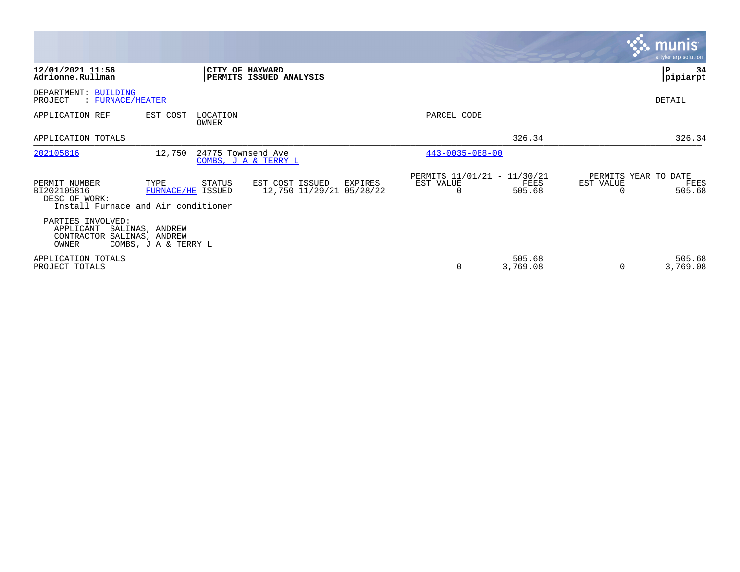**12/01/2021 11:56**
**Adrionne.Rullman**

**CITY OF HAYWARD**
**PERMITS ISSUED ANALYSIS**

**pipiarpt**

DEPARTMENT: BUILDING
PROJECT : FURNACE/HEATER

DETAIL

| APPLICATION REF | EST COST | LOCATION / OWNER | PARCEL CODE | | |
|---|---|---|---|---|---|
| APPLICATION TOTALS | | | | 326.34 | 326.34 |
| 202105816 | 12,750 | 24775 Townsend Ave / COMBS, J A & TERRY L | 443-0035-088-00 | | |

| PERMIT NUMBER | TYPE | STATUS | EST COST | ISSUED | EXPIRES | PERMITS 11/01/21 - 11/30/21 EST VALUE | FEES | PERMITS YEAR TO DATE EST VALUE | FEES |
|---|---|---|---|---|---|---|---|---|---|
| BI202105816 | FURNACE/HE | ISSUED | 12,750 | 11/29/21 | 05/28/22 | 0 | 505.68 | 0 | 505.68 |

DESC OF WORK:
Install Furnace and Air conditioner

PARTIES INVOLVED:
APPLICANT SALINAS, ANDREW
CONTRACTOR SALINAS, ANDREW
OWNER COMBS, J A & TERRY L

| | EST VALUE | FEES | EST VALUE | FEES |
|---|---|---|---|---|
| APPLICATION TOTALS | | 505.68 | | 505.68 |
| PROJECT TOTALS | 0 | 3,769.08 | 0 | 3,769.08 |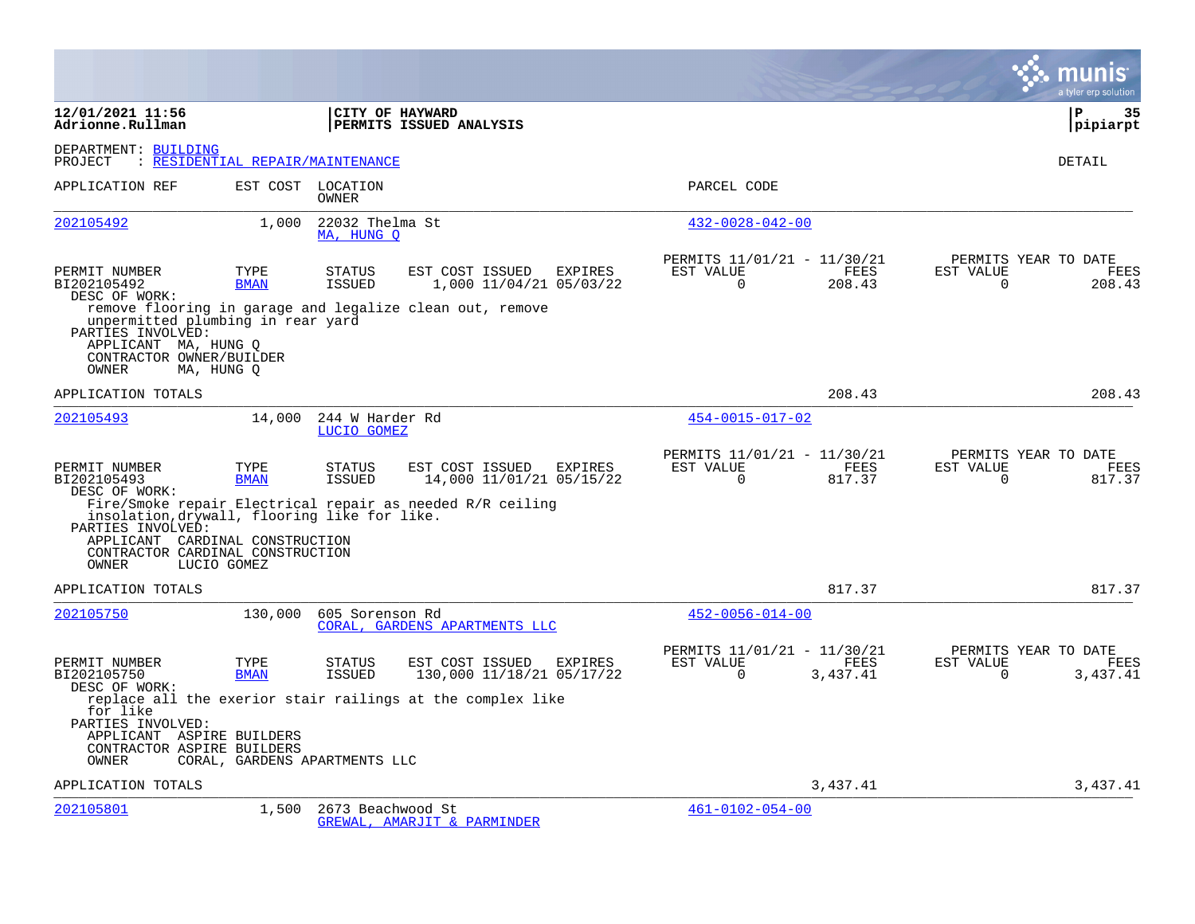**12/01/2021 11:56**
**Adrionne.Rullman**

**CITY OF HAYWARD**
**PERMITS ISSUED ANALYSIS**

**pipiarpt**

DEPARTMENT: BUILDING
PROJECT : RESIDENTIAL REPAIR/MAINTENANCE

DETAIL

| APPLICATION REF | EST COST | LOCATION / OWNER | PARCEL CODE |
|---|---|---|---|
| 202105492 | 1,000 | 22032 Thelma St / MA, HUNG Q | 432-0028-042-00 |

| PERMIT NUMBER | TYPE | STATUS | EST COST | ISSUED | EXPIRES | PERMITS 11/01/21 - 11/30/21 EST VALUE | FEES | PERMITS YEAR TO DATE EST VALUE | FEES |
|---|---|---|---|---|---|---|---|---|---|
| BI202105492 | BMAN | ISSUED | 1,000 | 11/04/21 | 05/03/22 | 0 | 208.43 | 0 | 208.43 |

DESC OF WORK:
remove flooring in garage and legalize clean out, remove unpermitted plumbing in rear yard

PARTIES INVOLVED:
APPLICANT MA, HUNG Q
CONTRACTOR OWNER/BUILDER
OWNER MA, HUNG Q

APPLICATION TOTALS 208.43 208.43

| APPLICATION REF | EST COST | LOCATION / OWNER | PARCEL CODE |
|---|---|---|---|
| 202105493 | 14,000 | 244 W Harder Rd / LUCIO GOMEZ | 454-0015-017-02 |

| PERMIT NUMBER | TYPE | STATUS | EST COST | ISSUED | EXPIRES | PERMITS 11/01/21 - 11/30/21 EST VALUE | FEES | PERMITS YEAR TO DATE EST VALUE | FEES |
|---|---|---|---|---|---|---|---|---|---|
| BI202105493 | BMAN | ISSUED | 14,000 | 11/01/21 | 05/15/22 | 0 | 817.37 | 0 | 817.37 |

DESC OF WORK:
Fire/Smoke repair Electrical repair as needed R/R ceiling insolation,drywall, flooring like for like.

PARTIES INVOLVED:
APPLICANT CARDINAL CONSTRUCTION
CONTRACTOR CARDINAL CONSTRUCTION
OWNER LUCIO GOMEZ

APPLICATION TOTALS 817.37 817.37

| APPLICATION REF | EST COST | LOCATION / OWNER | PARCEL CODE |
|---|---|---|---|
| 202105750 | 130,000 | 605 Sorenson Rd / CORAL, GARDENS APARTMENTS LLC | 452-0056-014-00 |

| PERMIT NUMBER | TYPE | STATUS | EST COST | ISSUED | EXPIRES | PERMITS 11/01/21 - 11/30/21 EST VALUE | FEES | PERMITS YEAR TO DATE EST VALUE | FEES |
|---|---|---|---|---|---|---|---|---|---|
| BI202105750 | BMAN | ISSUED | 130,000 | 11/18/21 | 05/17/22 | 0 | 3,437.41 | 0 | 3,437.41 |

DESC OF WORK:
replace all the exerior stair railings at the complex like for like

PARTIES INVOLVED:
APPLICANT ASPIRE BUILDERS
CONTRACTOR ASPIRE BUILDERS
OWNER CORAL, GARDENS APARTMENTS LLC

APPLICATION TOTALS 3,437.41 3,437.41

| APPLICATION REF | EST COST | LOCATION / OWNER | PARCEL CODE |
|---|---|---|---|
| 202105801 | 1,500 | 2673 Beachwood St / GREWAL, AMARJIT & PARMINDER | 461-0102-054-00 |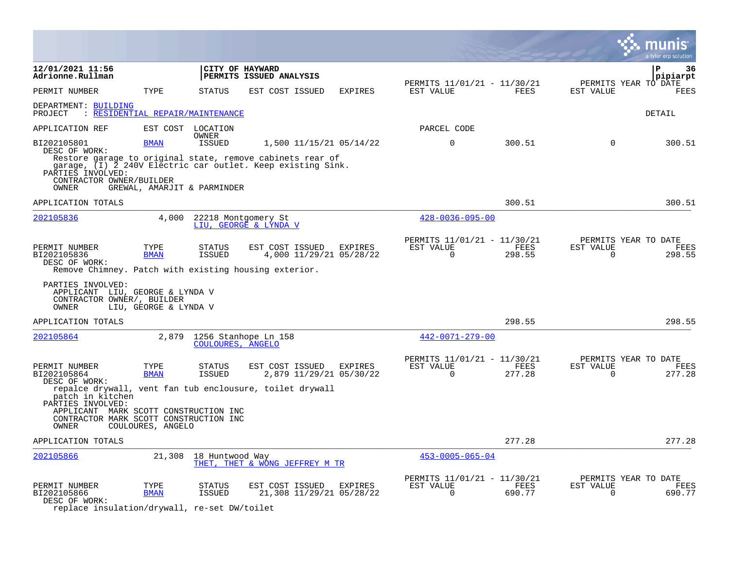12/01/2021 11:56
Adrionne.Rullman

CITY OF HAYWARD
PERMITS ISSUED ANALYSIS

pipiarpt

| PERMIT NUMBER | TYPE | STATUS | EST COST | ISSUED | EXPIRES | PERMITS 11/01/21 - 11/30/21 EST VALUE | FEES | PERMITS YEAR TO DATE EST VALUE | FEES |
|---|---|---|---|---|---|---|---|---|---|

DEPARTMENT: BUILDING
PROJECT : RESIDENTIAL REPAIR/MAINTENANCE

DETAIL

APPLICATION REF | EST COST | LOCATION / OWNER | PARCEL CODE

| PERMIT NUMBER | TYPE | STATUS | EST COST | ISSUED | EXPIRES | EST VALUE | FEES | EST VALUE | FEES |
|---|---|---|---|---|---|---|---|---|---|
| BI202105801 | BMAN | ISSUED | 1,500 | 11/15/21 | 05/14/22 | 0 | 300.51 | 0 | 300.51 |

DESC OF WORK:
Restore garage to original state, remove cabinets rear of garage, (I) 2 240V Electric car outlet. Keep existing Sink.
PARTIES INVOLVED:
CONTRACTOR OWNER/BUILDER
OWNER GREWAL, AMARJIT & PARMINDER

APPLICATION TOTALS: 300.51 | 300.51

---

202105836 | 4,000 | 22218 Montgomery St | LIU, GEORGE & LYNDA V | 428-0036-095-00

| PERMIT NUMBER | TYPE | STATUS | EST COST | ISSUED | EXPIRES | PERMITS 11/01/21 - 11/30/21 EST VALUE | FEES | PERMITS YEAR TO DATE EST VALUE | FEES |
|---|---|---|---|---|---|---|---|---|---|
| BI202105836 | BMAN | ISSUED | 4,000 | 11/29/21 | 05/28/22 | 0 | 298.55 | 0 | 298.55 |

DESC OF WORK:
Remove Chimney. Patch with existing housing exterior.

PARTIES INVOLVED:
APPLICANT LIU, GEORGE & LYNDA V
CONTRACTOR OWNER/, BUILDER
OWNER LIU, GEORGE & LYNDA V

APPLICATION TOTALS: 298.55 | 298.55

---

202105864 | 2,879 | 1256 Stanhope Ln 158 | COULOURES, ANGELO | 442-0071-279-00

| PERMIT NUMBER | TYPE | STATUS | EST COST | ISSUED | EXPIRES | PERMITS 11/01/21 - 11/30/21 EST VALUE | FEES | PERMITS YEAR TO DATE EST VALUE | FEES |
|---|---|---|---|---|---|---|---|---|---|
| BI202105864 | BMAN | ISSUED | 2,879 | 11/29/21 | 05/30/22 | 0 | 277.28 | 0 | 277.28 |

DESC OF WORK:
repalce drywall, vent fan tub enclousure, toilet drywall patch in kitchen
PARTIES INVOLVED:
APPLICANT MARK SCOTT CONSTRUCTION INC
CONTRACTOR MARK SCOTT CONSTRUCTION INC
OWNER COULOURES, ANGELO

APPLICATION TOTALS: 277.28 | 277.28

---

202105866 | 21,308 | 18 Huntwood Way | THET, THET & WONG JEFFREY M TR | 453-0005-065-04

| PERMIT NUMBER | TYPE | STATUS | EST COST | ISSUED | EXPIRES | PERMITS 11/01/21 - 11/30/21 EST VALUE | FEES | PERMITS YEAR TO DATE EST VALUE | FEES |
|---|---|---|---|---|---|---|---|---|---|
| BI202105866 | BMAN | ISSUED | 21,308 | 11/29/21 | 05/28/22 | 0 | 690.77 | 0 | 690.77 |

DESC OF WORK:
replace insulation/drywall, re-set DW/toilet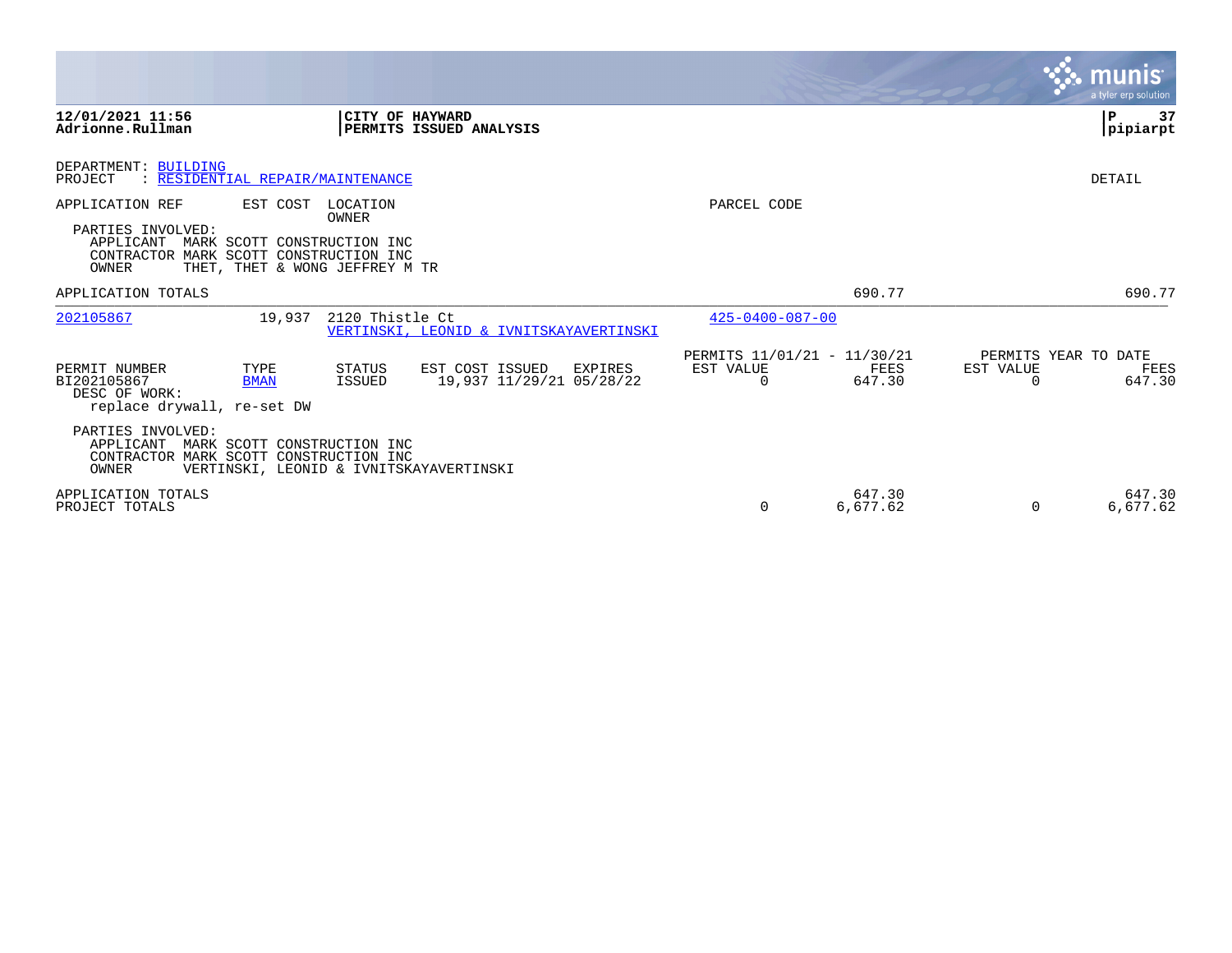**12/01/2021 11:56**
**Adrionne.Rullman**

**CITY OF HAYWARD**
**PERMITS ISSUED ANALYSIS**

**P 37**
**pipiarpt**

DEPARTMENT: BUILDING
PROJECT : RESIDENTIAL REPAIR/MAINTENANCE

DETAIL

| APPLICATION REF | EST COST | LOCATION / OWNER | PARCEL CODE | | | | |
|---|---|---|---|---|---|---|---|

PARTIES INVOLVED:
APPLICANT MARK SCOTT CONSTRUCTION INC
CONTRACTOR MARK SCOTT CONSTRUCTION INC
OWNER THET, THET & WONG JEFFREY M TR

APPLICATION TOTALS 690.77 690.77

| 202105867 | 19,937 | 2120 Thistle Ct<br>VERTINSKI, LEONID & IVNITSKAYAVERTINSKI | 425-0400-087-00 |
|---|---|---|---|

| PERMIT NUMBER | TYPE | STATUS | EST COST | ISSUED | EXPIRES | PERMITS 11/01/21 - 11/30/21 EST VALUE | FEES | PERMITS YEAR TO DATE EST VALUE | FEES |
|---|---|---|---|---|---|---|---|---|---|
| BI202105867 | BMAN | ISSUED | 19,937 | 11/29/21 | 05/28/22 | 0 | 647.30 | 0 | 647.30 |

DESC OF WORK:
replace drywall, re-set DW

PARTIES INVOLVED:
APPLICANT MARK SCOTT CONSTRUCTION INC
CONTRACTOR MARK SCOTT CONSTRUCTION INC
OWNER VERTINSKI, LEONID & IVNITSKAYAVERTINSKI

| | EST VALUE | FEES | EST VALUE | FEES |
|---|---|---|---|---|
| APPLICATION TOTALS | | 647.30 | | 647.30 |
| PROJECT TOTALS | 0 | 6,677.62 | 0 | 6,677.62 |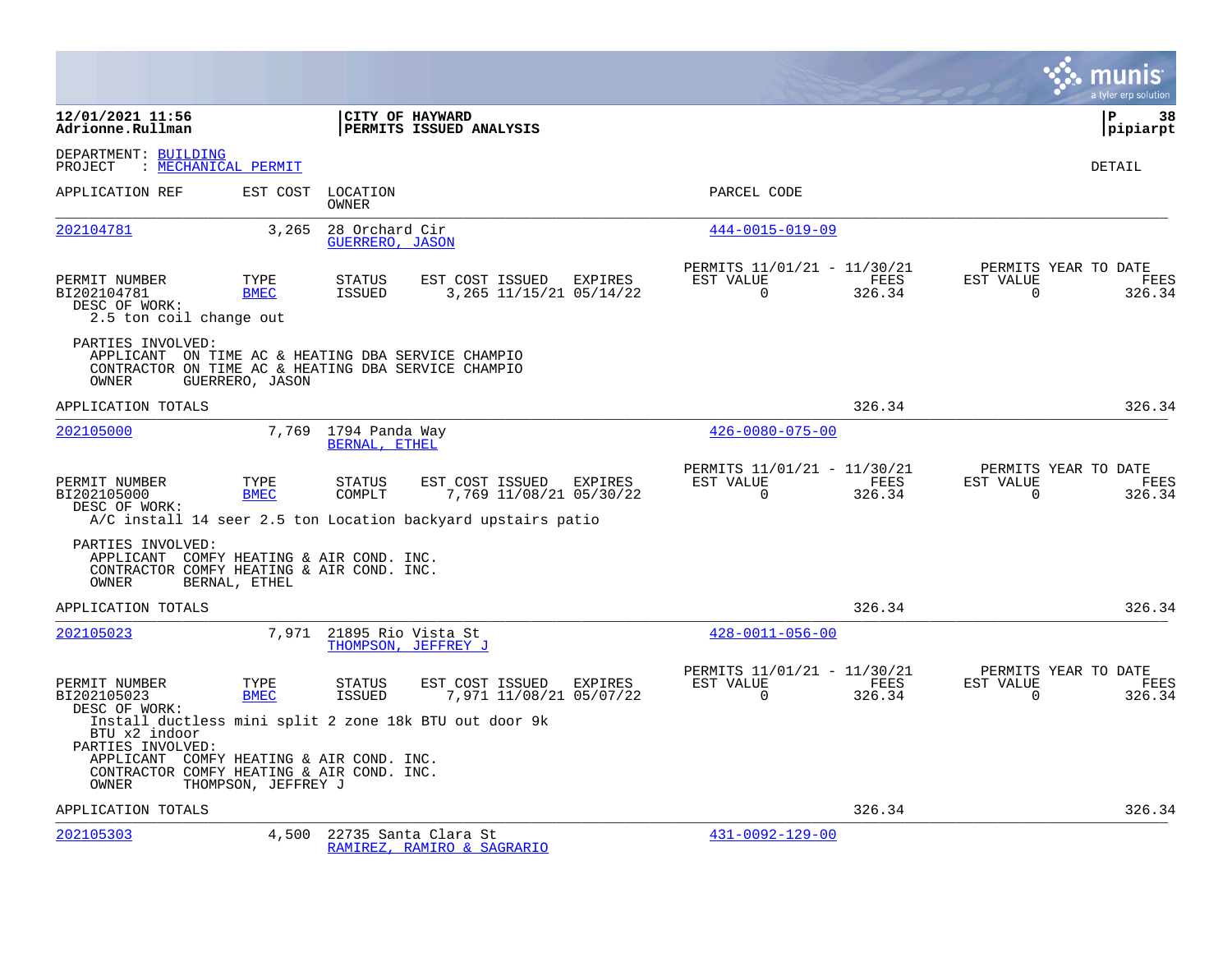**12/01/2021 11:56**
**Adrionne.Rullman**

**CITY OF HAYWARD**
**PERMITS ISSUED ANALYSIS**

**P 38**
**pipiarpt**

DEPARTMENT: BUILDING
PROJECT : MECHANICAL PERMIT

DETAIL

| APPLICATION REF | EST COST | LOCATION / OWNER | PARCEL CODE |
|---|---|---|---|
| 202104781 | 3,265 | 28 Orchard Cir / GUERRERO, JASON | 444-0015-019-09 |

| PERMIT NUMBER | TYPE | STATUS | EST COST | ISSUED | EXPIRES | PERMITS 11/01/21 - 11/30/21 EST VALUE | FEES | PERMITS YEAR TO DATE EST VALUE | FEES |
|---|---|---|---|---|---|---|---|---|---|
| BI202104781 | BMEC | ISSUED | 3,265 | 11/15/21 | 05/14/22 | 0 | 326.34 | 0 | 326.34 |

DESC OF WORK:
2.5 ton coil change out

PARTIES INVOLVED:
APPLICANT ON TIME AC & HEATING DBA SERVICE CHAMPIO
CONTRACTOR ON TIME AC & HEATING DBA SERVICE CHAMPIO
OWNER GUERRERO, JASON

APPLICATION TOTALS 326.34 326.34

| APPLICATION REF | EST COST | LOCATION / OWNER | PARCEL CODE |
|---|---|---|---|
| 202105000 | 7,769 | 1794 Panda Way / BERNAL, ETHEL | 426-0080-075-00 |

| PERMIT NUMBER | TYPE | STATUS | EST COST | ISSUED | EXPIRES | PERMITS 11/01/21 - 11/30/21 EST VALUE | FEES | PERMITS YEAR TO DATE EST VALUE | FEES |
|---|---|---|---|---|---|---|---|---|---|
| BI202105000 | BMEC | COMPLT | 7,769 | 11/08/21 | 05/30/22 | 0 | 326.34 | 0 | 326.34 |

DESC OF WORK:
A/C install 14 seer 2.5 ton Location backyard upstairs patio

PARTIES INVOLVED:
APPLICANT COMFY HEATING & AIR COND. INC.
CONTRACTOR COMFY HEATING & AIR COND. INC.
OWNER BERNAL, ETHEL

APPLICATION TOTALS 326.34 326.34

| APPLICATION REF | EST COST | LOCATION / OWNER | PARCEL CODE |
|---|---|---|---|
| 202105023 | 7,971 | 21895 Rio Vista St / THOMPSON, JEFFREY J | 428-0011-056-00 |

| PERMIT NUMBER | TYPE | STATUS | EST COST | ISSUED | EXPIRES | PERMITS 11/01/21 - 11/30/21 EST VALUE | FEES | PERMITS YEAR TO DATE EST VALUE | FEES |
|---|---|---|---|---|---|---|---|---|---|
| BI202105023 | BMEC | ISSUED | 7,971 | 11/08/21 | 05/07/22 | 0 | 326.34 | 0 | 326.34 |

DESC OF WORK:
Install ductless mini split 2 zone 18k BTU out door 9k BTU x2 indoor

PARTIES INVOLVED:
APPLICANT COMFY HEATING & AIR COND. INC.
CONTRACTOR COMFY HEATING & AIR COND. INC.
OWNER THOMPSON, JEFFREY J

APPLICATION TOTALS 326.34 326.34

| APPLICATION REF | EST COST | LOCATION / OWNER | PARCEL CODE |
|---|---|---|---|
| 202105303 | 4,500 | 22735 Santa Clara St / RAMIREZ, RAMIRO & SAGRARIO | 431-0092-129-00 |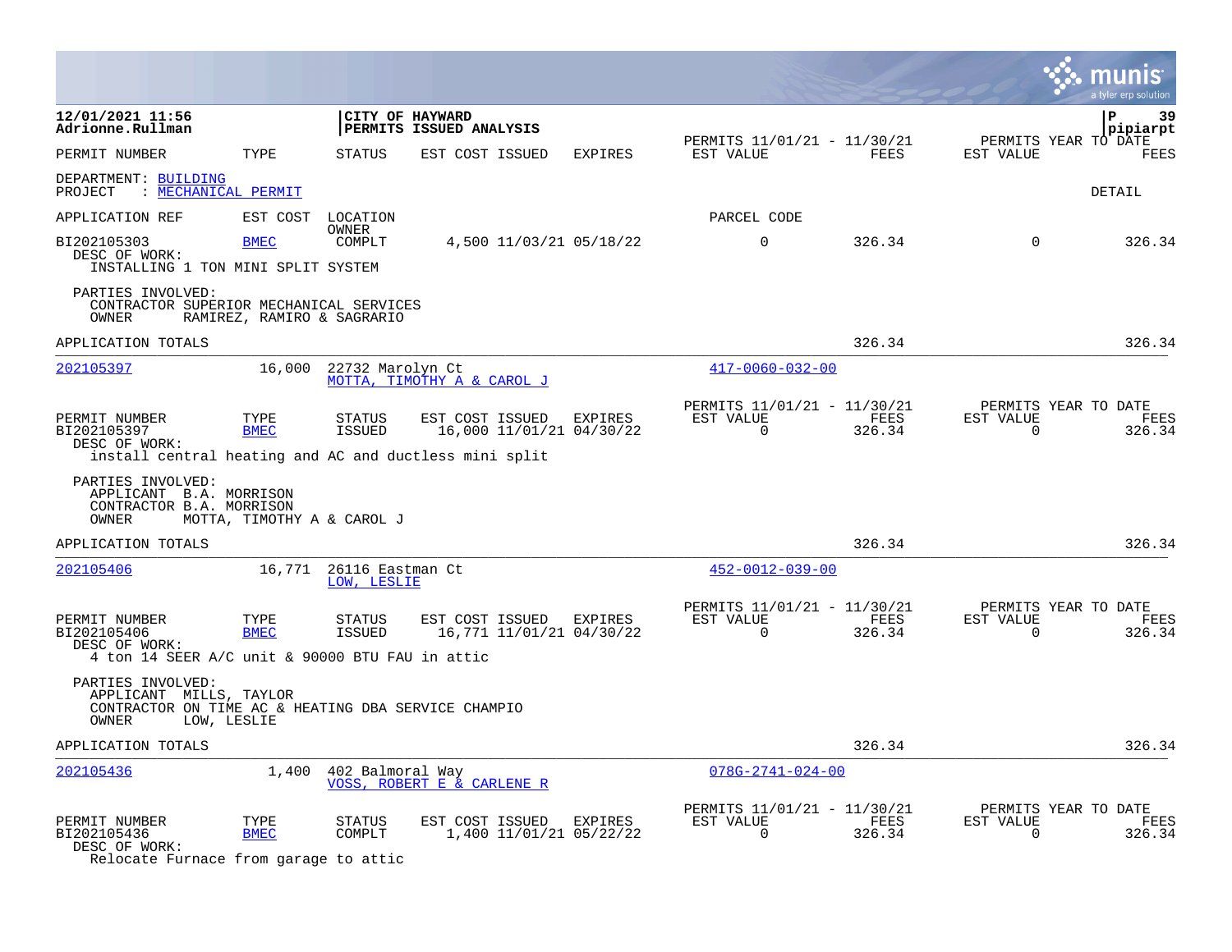**12/01/2021 11:56**
**Adrionne.Rullman**

**CITY OF HAYWARD**
**PERMITS ISSUED ANALYSIS**

**pipiarpt**

| PERMIT NUMBER | TYPE | STATUS | EST COST | ISSUED | EXPIRES | PERMITS 11/01/21 - 11/30/21 EST VALUE | FEES | PERMITS YEAR TO DATE EST VALUE | FEES |
|---|---|---|---|---|---|---|---|---|---|

DEPARTMENT: BUILDING
PROJECT : MECHANICAL PERMIT

DETAIL

| APPLICATION REF | EST COST | LOCATION / OWNER | PARCEL CODE |
|---|---|---|---|

| PERMIT NUMBER | TYPE | STATUS | EST COST | ISSUED | EXPIRES | EST VALUE | FEES | EST VALUE | FEES |
|---|---|---|---|---|---|---|---|---|---|
| BI202105303 | BMEC | COMPLT | 4,500 | 11/03/21 | 05/18/22 | 0 | 326.34 | 0 | 326.34 |

DESC OF WORK:
INSTALLING 1 TON MINI SPLIT SYSTEM

PARTIES INVOLVED:
CONTRACTOR SUPERIOR MECHANICAL SERVICES
OWNER RAMIREZ, RAMIRO & SAGRARIO

APPLICATION TOTALS 326.34 326.34

---

| APPLICATION REF | EST COST | LOCATION | OWNER | PARCEL CODE |
|---|---|---|---|---|
| 202105397 | 16,000 | 22732 Marolyn Ct | MOTTA, TIMOTHY A & CAROL J | 417-0060-032-00 |

| PERMIT NUMBER | TYPE | STATUS | EST COST | ISSUED | EXPIRES | PERMITS 11/01/21 - 11/30/21 EST VALUE | FEES | PERMITS YEAR TO DATE EST VALUE | FEES |
|---|---|---|---|---|---|---|---|---|---|
| BI202105397 | BMEC | ISSUED | 16,000 | 11/01/21 | 04/30/22 | 0 | 326.34 | 0 | 326.34 |

DESC OF WORK:
install central heating and AC and ductless mini split

PARTIES INVOLVED:
APPLICANT B.A. MORRISON
CONTRACTOR B.A. MORRISON
OWNER MOTTA, TIMOTHY A & CAROL J

APPLICATION TOTALS 326.34 326.34

---

| APPLICATION REF | EST COST | LOCATION | OWNER | PARCEL CODE |
|---|---|---|---|---|
| 202105406 | 16,771 | 26116 Eastman Ct | LOW, LESLIE | 452-0012-039-00 |

| PERMIT NUMBER | TYPE | STATUS | EST COST | ISSUED | EXPIRES | PERMITS 11/01/21 - 11/30/21 EST VALUE | FEES | PERMITS YEAR TO DATE EST VALUE | FEES |
|---|---|---|---|---|---|---|---|---|---|
| BI202105406 | BMEC | ISSUED | 16,771 | 11/01/21 | 04/30/22 | 0 | 326.34 | 0 | 326.34 |

DESC OF WORK:
4 ton 14 SEER A/C unit & 90000 BTU FAU in attic

PARTIES INVOLVED:
APPLICANT MILLS, TAYLOR
CONTRACTOR ON TIME AC & HEATING DBA SERVICE CHAMPIO
OWNER LOW, LESLIE

APPLICATION TOTALS 326.34 326.34

---

| APPLICATION REF | EST COST | LOCATION | OWNER | PARCEL CODE |
|---|---|---|---|---|
| 202105436 | 1,400 | 402 Balmoral Way | VOSS, ROBERT E & CARLENE R | 078G-2741-024-00 |

| PERMIT NUMBER | TYPE | STATUS | EST COST | ISSUED | EXPIRES | PERMITS 11/01/21 - 11/30/21 EST VALUE | FEES | PERMITS YEAR TO DATE EST VALUE | FEES |
|---|---|---|---|---|---|---|---|---|---|
| BI202105436 | BMEC | COMPLT | 1,400 | 11/01/21 | 05/22/22 | 0 | 326.34 | 0 | 326.34 |

DESC OF WORK:
Relocate Furnace from garage to attic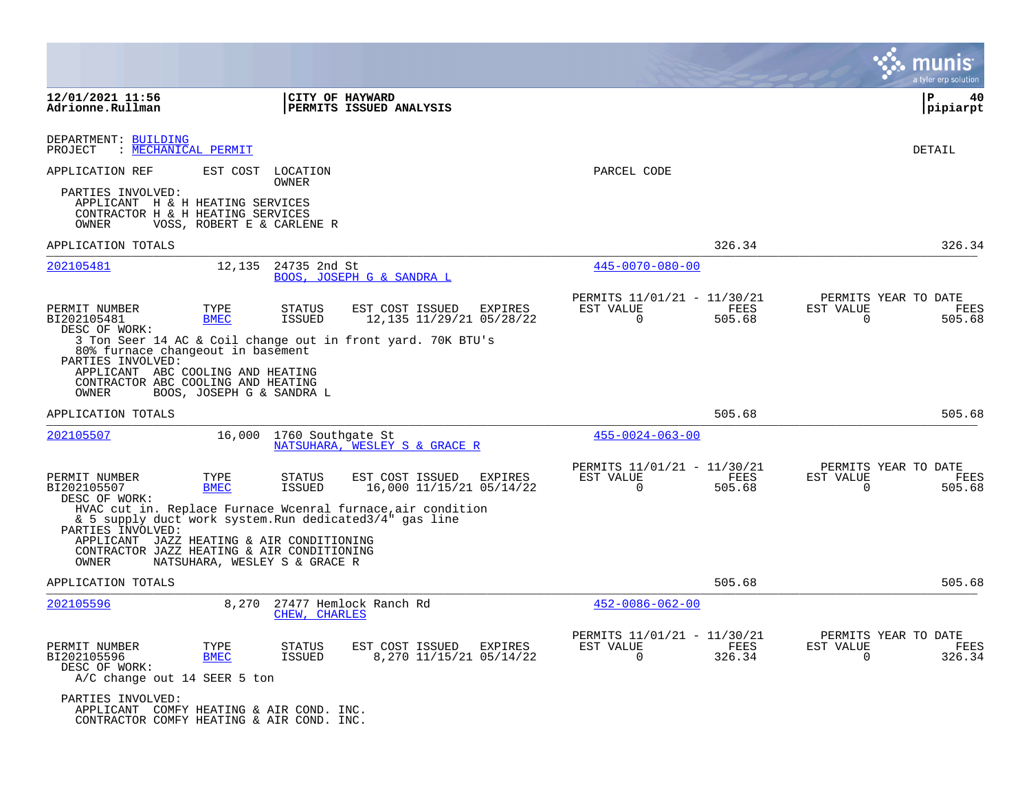DEPARTMENT: BUILDING
PROJECT : MECHANICAL PERMIT

DETAIL

APPLICATION REF | EST COST | LOCATION / OWNER | PARCEL CODE

PARTIES INVOLVED:
APPLICANT H & H HEATING SERVICES
CONTRACTOR H & H HEATING SERVICES
OWNER VOSS, ROBERT E & CARLENE R

APPLICATION TOTALS 326.34 326.34

---

**202105481** 12,135 24735 2nd St — BOOS, JOSEPH G & SANDRA L — 445-0070-080-00

| PERMIT NUMBER | TYPE | STATUS | EST COST | ISSUED | EXPIRES | PERMITS 11/01/21 - 11/30/21 EST VALUE | FEES | PERMITS YEAR TO DATE EST VALUE | FEES |
|---|---|---|---|---|---|---|---|---|---|
| BI202105481 | BMEC | ISSUED | 12,135 | 11/29/21 | 05/28/22 | 0 | 505.68 | 0 | 505.68 |

DESC OF WORK:
3 Ton Seer 14 AC & Coil change out in front yard. 70K BTU's
80% furnace changeout in basement

PARTIES INVOLVED:
APPLICANT ABC COOLING AND HEATING
CONTRACTOR ABC COOLING AND HEATING
OWNER BOOS, JOSEPH G & SANDRA L

APPLICATION TOTALS 505.68 505.68

---

**202105507** 16,000 1760 Southgate St — NATSUHARA, WESLEY S & GRACE R — 455-0024-063-00

| PERMIT NUMBER | TYPE | STATUS | EST COST | ISSUED | EXPIRES | PERMITS 11/01/21 - 11/30/21 EST VALUE | FEES | PERMITS YEAR TO DATE EST VALUE | FEES |
|---|---|---|---|---|---|---|---|---|---|
| BI202105507 | BMEC | ISSUED | 16,000 | 11/15/21 | 05/14/22 | 0 | 505.68 | 0 | 505.68 |

DESC OF WORK:
HVAC cut in. Replace Furnace Wcenral furnace,air condition
& 5 supply duct work system.Run dedicated3/4" gas line

PARTIES INVOLVED:
APPLICANT JAZZ HEATING & AIR CONDITIONING
CONTRACTOR JAZZ HEATING & AIR CONDITIONING
OWNER NATSUHARA, WESLEY S & GRACE R

APPLICATION TOTALS 505.68 505.68

---

**202105596** 8,270 27477 Hemlock Ranch Rd — CHEW, CHARLES — 452-0086-062-00

| PERMIT NUMBER | TYPE | STATUS | EST COST | ISSUED | EXPIRES | PERMITS 11/01/21 - 11/30/21 EST VALUE | FEES | PERMITS YEAR TO DATE EST VALUE | FEES |
|---|---|---|---|---|---|---|---|---|---|
| BI202105596 | BMEC | ISSUED | 8,270 | 11/15/21 | 05/14/22 | 0 | 326.34 | 0 | 326.34 |

DESC OF WORK:
A/C change out 14 SEER 5 ton

PARTIES INVOLVED:
APPLICANT COMFY HEATING & AIR COND. INC.
CONTRACTOR COMFY HEATING & AIR COND. INC.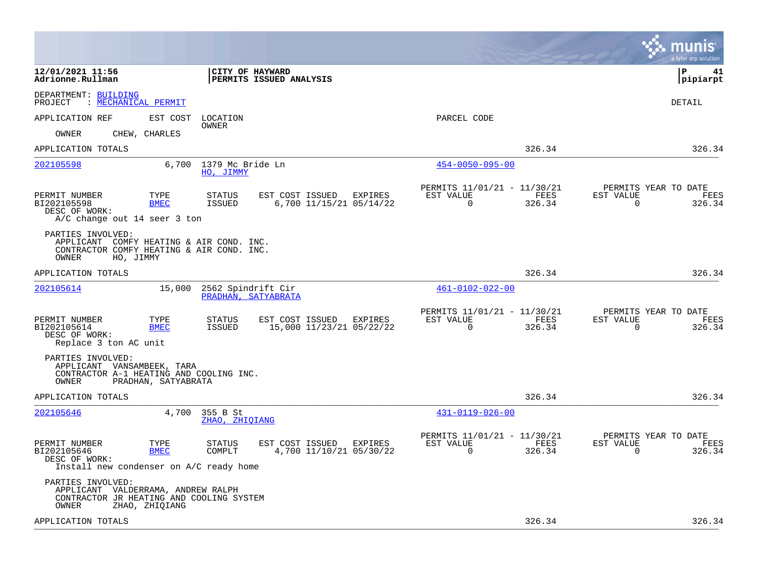**12/01/2021 11:56**
**Adrionne.Rullman**

**CITY OF HAYWARD**
**PERMITS ISSUED ANALYSIS**

**pipiarpt**

DEPARTMENT: BUILDING
PROJECT : MECHANICAL PERMIT

DETAIL

APPLICATION REF | EST COST | LOCATION OWNER | PARCEL CODE

OWNER CHEW, CHARLES

APPLICATION TOTALS 326.34 326.34

---

**202105598** 6,700 1379 Mc Bride Ln — HO, JIMMY — 454-0050-095-00

| PERMIT NUMBER | TYPE | STATUS | EST COST | ISSUED | EXPIRES | PERMITS 11/01/21 - 11/30/21 EST VALUE | FEES | PERMITS YEAR TO DATE EST VALUE | FEES |
|---|---|---|---|---|---|---|---|---|---|
| BI202105598 | BMEC | ISSUED | 6,700 | 11/15/21 | 05/14/22 | 0 | 326.34 | 0 | 326.34 |

DESC OF WORK:
A/C change out 14 seer 3 ton

PARTIES INVOLVED:
APPLICANT COMFY HEATING & AIR COND. INC.
CONTRACTOR COMFY HEATING & AIR COND. INC.
OWNER HO, JIMMY

APPLICATION TOTALS 326.34 326.34

---

**202105614** 15,000 2562 Spindrift Cir — PRADHAN, SATYABRATA — 461-0102-022-00

| PERMIT NUMBER | TYPE | STATUS | EST COST | ISSUED | EXPIRES | PERMITS 11/01/21 - 11/30/21 EST VALUE | FEES | PERMITS YEAR TO DATE EST VALUE | FEES |
|---|---|---|---|---|---|---|---|---|---|
| BI202105614 | BMEC | ISSUED | 15,000 | 11/23/21 | 05/22/22 | 0 | 326.34 | 0 | 326.34 |

DESC OF WORK:
Replace 3 ton AC unit

PARTIES INVOLVED:
APPLICANT VANSAMBEEK, TARA
CONTRACTOR A-1 HEATING AND COOLING INC.
OWNER PRADHAN, SATYABRATA

APPLICATION TOTALS 326.34 326.34

---

**202105646** 4,700 355 B St — ZHAO, ZHIQIANG — 431-0119-026-00

| PERMIT NUMBER | TYPE | STATUS | EST COST | ISSUED | EXPIRES | PERMITS 11/01/21 - 11/30/21 EST VALUE | FEES | PERMITS YEAR TO DATE EST VALUE | FEES |
|---|---|---|---|---|---|---|---|---|---|
| BI202105646 | BMEC | COMPLT | 4,700 | 11/10/21 | 05/30/22 | 0 | 326.34 | 0 | 326.34 |

DESC OF WORK:
Install new condenser on A/C ready home

PARTIES INVOLVED:
APPLICANT VALDERRAMA, ANDREW RALPH
CONTRACTOR JR HEATING AND COOLING SYSTEM
OWNER ZHAO, ZHIQIANG

APPLICATION TOTALS 326.34 326.34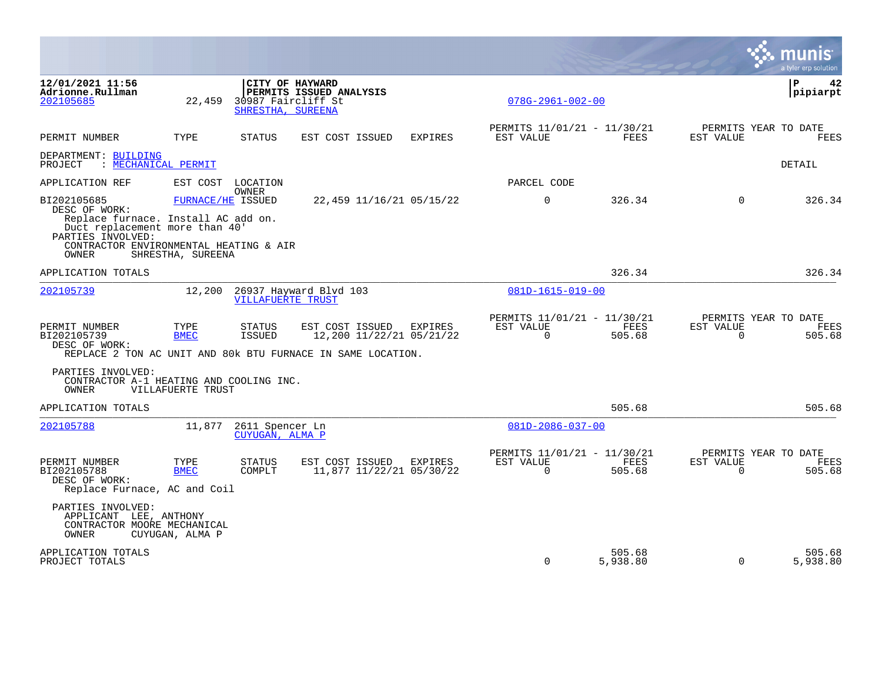**12/01/2021 11:56**
**Adrionne.Rullman**

**CITY OF HAYWARD**
**PERMITS ISSUED ANALYSIS**

**P 42**
**pipiarpt**

202105685 22,459 30987 Faircliff St
SHRESTHA, SUREENA
078G-2961-002-00

| PERMIT NUMBER | TYPE | STATUS | EST COST | ISSUED | EXPIRES | PERMITS 11/01/21 - 11/30/21 EST VALUE | FEES | PERMITS YEAR TO DATE EST VALUE | FEES |
|---|---|---|---|---|---|---|---|---|---|

DEPARTMENT: BUILDING
PROJECT : MECHANICAL PERMIT

DETAIL

| APPLICATION REF | EST COST | LOCATION OWNER | | | | PARCEL CODE | | | |
|---|---|---|---|---|---|---|---|---|---|
| BI202105685 | FURNACE/HE | ISSUED | 22,459 | 11/16/21 | 05/15/22 | 0 | 326.34 | 0 | 326.34 |

DESC OF WORK:
Replace furnace. Install AC add on.
Duct replacement more than 40'
PARTIES INVOLVED:
CONTRACTOR ENVIRONMENTAL HEATING & AIR
OWNER SHRESTHA, SUREENA

APPLICATION TOTALS 326.34 326.34

---

202105739 12,200 26937 Hayward Blvd 103
VILLAFUERTE TRUST
081D-1615-019-00

| PERMIT NUMBER | TYPE | STATUS | EST COST | ISSUED | EXPIRES | PERMITS 11/01/21 - 11/30/21 EST VALUE | FEES | PERMITS YEAR TO DATE EST VALUE | FEES |
|---|---|---|---|---|---|---|---|---|---|
| BI202105739 | BMEC | ISSUED | 12,200 | 11/22/21 | 05/21/22 | 0 | 505.68 | 0 | 505.68 |

DESC OF WORK:
REPLACE 2 TON AC UNIT AND 80k BTU FURNACE IN SAME LOCATION.

PARTIES INVOLVED:
CONTRACTOR A-1 HEATING AND COOLING INC.
OWNER VILLAFUERTE TRUST

APPLICATION TOTALS 505.68 505.68

---

202105788 11,877 2611 Spencer Ln
CUYUGAN, ALMA P
081D-2086-037-00

| PERMIT NUMBER | TYPE | STATUS | EST COST | ISSUED | EXPIRES | PERMITS 11/01/21 - 11/30/21 EST VALUE | FEES | PERMITS YEAR TO DATE EST VALUE | FEES |
|---|---|---|---|---|---|---|---|---|---|
| BI202105788 | BMEC | COMPLT | 11,877 | 11/22/21 | 05/30/22 | 0 | 505.68 | 0 | 505.68 |

DESC OF WORK:
Replace Furnace, AC and Coil

PARTIES INVOLVED:
APPLICANT LEE, ANTHONY
CONTRACTOR MOORE MECHANICAL
OWNER CUYUGAN, ALMA P

| | EST VALUE | FEES | EST VALUE | FEES |
|---|---|---|---|---|
| APPLICATION TOTALS | | 505.68 | | 505.68 |
| PROJECT TOTALS | 0 | 5,938.80 | 0 | 5,938.80 |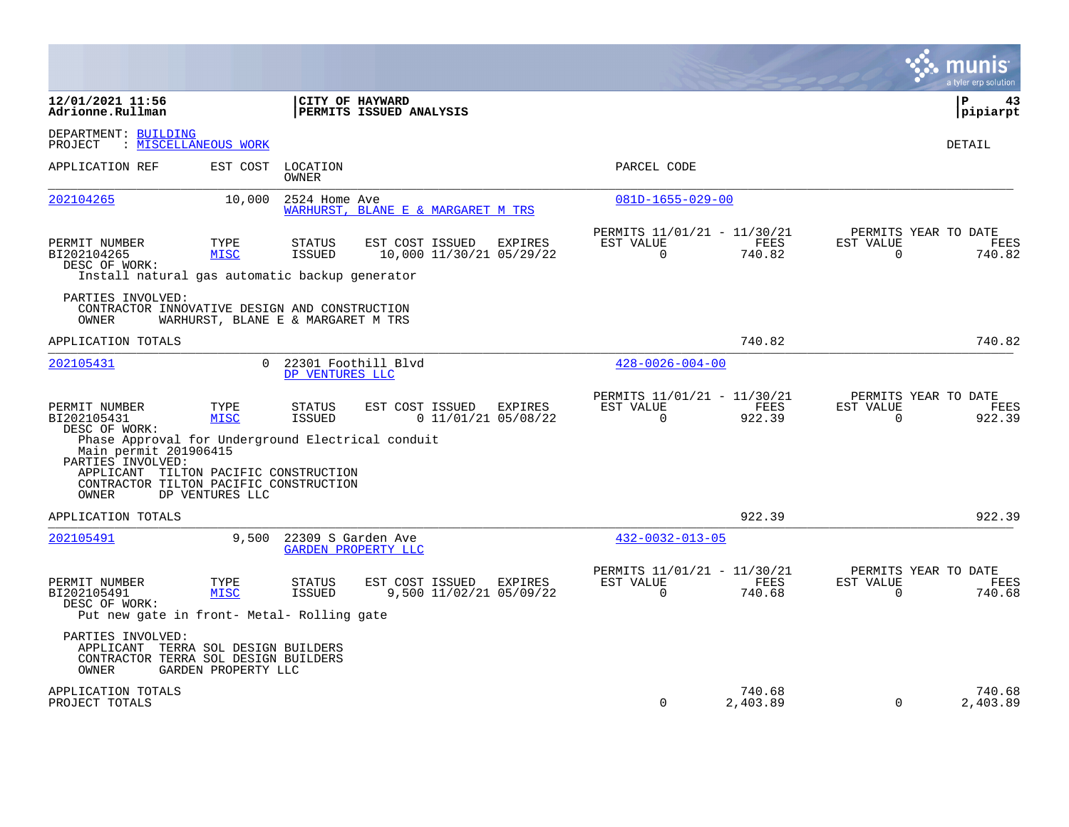12/01/2021 11:56
Adrionne.Rullman

**CITY OF HAYWARD**
**PERMITS ISSUED ANALYSIS**

pipiarpt

DEPARTMENT: BUILDING
PROJECT : MISCELLANEOUS WORK

DETAIL

| APPLICATION REF | EST COST | LOCATION / OWNER | PARCEL CODE |
|---|---|---|---|
| 202104265 | 10,000 | 2524 Home Ave / WARHURST, BLANE E & MARGARET M TRS | 081D-1655-029-00 |

| PERMIT NUMBER | TYPE | STATUS | EST COST | ISSUED | EXPIRES | PERMITS 11/01/21 - 11/30/21 EST VALUE | FEES | PERMITS YEAR TO DATE EST VALUE | FEES |
|---|---|---|---|---|---|---|---|---|---|
| BI202104265 | MISC | ISSUED | 10,000 | 11/30/21 | 05/29/22 | 0 | 740.82 | 0 | 740.82 |

DESC OF WORK:
Install natural gas automatic backup generator

PARTIES INVOLVED:
CONTRACTOR INNOVATIVE DESIGN AND CONSTRUCTION
OWNER WARHURST, BLANE E & MARGARET M TRS

APPLICATION TOTALS 740.82 740.82

| APPLICATION REF | EST COST | LOCATION / OWNER | PARCEL CODE |
|---|---|---|---|
| 202105431 | 0 | 22301 Foothill Blvd / DP VENTURES LLC | 428-0026-004-00 |

| PERMIT NUMBER | TYPE | STATUS | EST COST | ISSUED | EXPIRES | PERMITS 11/01/21 - 11/30/21 EST VALUE | FEES | PERMITS YEAR TO DATE EST VALUE | FEES |
|---|---|---|---|---|---|---|---|---|---|
| BI202105431 | MISC | ISSUED | 0 | 11/01/21 | 05/08/22 | 0 | 922.39 | 0 | 922.39 |

DESC OF WORK:
Phase Approval for Underground Electrical conduit
Main permit 201906415

PARTIES INVOLVED:
APPLICANT TILTON PACIFIC CONSTRUCTION
CONTRACTOR TILTON PACIFIC CONSTRUCTION
OWNER DP VENTURES LLC

APPLICATION TOTALS 922.39 922.39

| APPLICATION REF | EST COST | LOCATION / OWNER | PARCEL CODE |
|---|---|---|---|
| 202105491 | 9,500 | 22309 S Garden Ave / GARDEN PROPERTY LLC | 432-0032-013-05 |

| PERMIT NUMBER | TYPE | STATUS | EST COST | ISSUED | EXPIRES | PERMITS 11/01/21 - 11/30/21 EST VALUE | FEES | PERMITS YEAR TO DATE EST VALUE | FEES |
|---|---|---|---|---|---|---|---|---|---|
| BI202105491 | MISC | ISSUED | 9,500 | 11/02/21 | 05/09/22 | 0 | 740.68 | 0 | 740.68 |

DESC OF WORK:
Put new gate in front- Metal- Rolling gate

PARTIES INVOLVED:
APPLICANT TERRA SOL DESIGN BUILDERS
CONTRACTOR TERRA SOL DESIGN BUILDERS
OWNER GARDEN PROPERTY LLC

| | EST VALUE | FEES | YTD EST VALUE | YTD FEES |
|---|---|---|---|---|
| APPLICATION TOTALS | | 740.68 | | 740.68 |
| PROJECT TOTALS | 0 | 2,403.89 | 0 | 2,403.89 |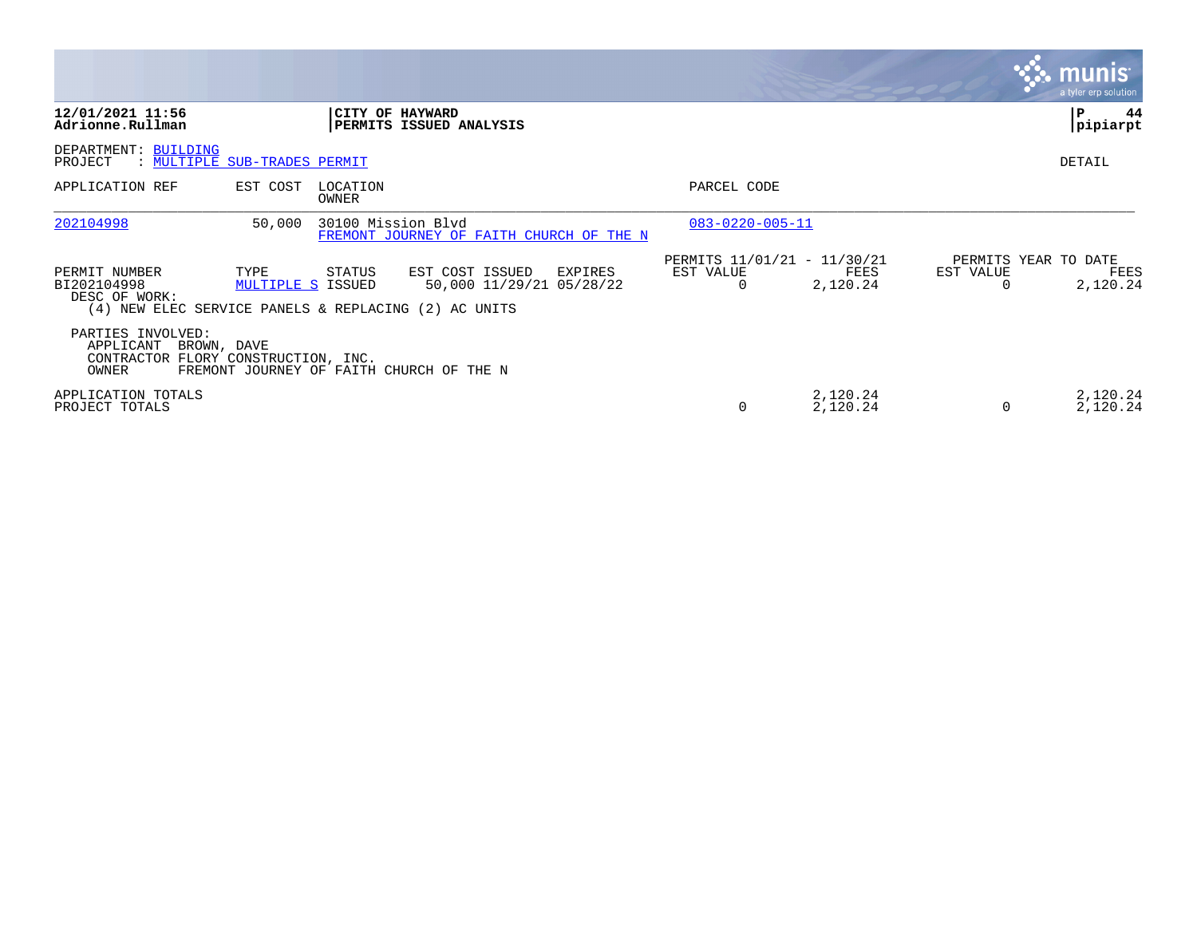**12/01/2021 11:56**
**Adrionne.Rullman**

**CITY OF HAYWARD**
**PERMITS ISSUED ANALYSIS**

**P 44**
**pipiarpt**

DEPARTMENT: BUILDING
PROJECT : MULTIPLE SUB-TRADES PERMIT

DETAIL

| APPLICATION REF | EST COST | LOCATION / OWNER | PARCEL CODE |
|---|---|---|---|
| 202104998 | 50,000 | 30100 Mission Blvd / FREMONT JOURNEY OF FAITH CHURCH OF THE N | 083-0220-005-11 |

| PERMIT NUMBER | TYPE | STATUS | EST COST | ISSUED | EXPIRES | PERMITS 11/01/21 - 11/30/21 EST VALUE | FEES | PERMITS YEAR TO DATE EST VALUE | FEES |
|---|---|---|---|---|---|---|---|---|---|
| BI202104998 | MULTIPLE S | ISSUED | 50,000 | 11/29/21 | 05/28/22 | 0 | 2,120.24 | 0 | 2,120.24 |

DESC OF WORK:
(4) NEW ELEC SERVICE PANELS & REPLACING (2) AC UNITS

PARTIES INVOLVED:
APPLICANT BROWN, DAVE
CONTRACTOR FLORY CONSTRUCTION, INC.
OWNER FREMONT JOURNEY OF FAITH CHURCH OF THE N

| | EST VALUE | FEES | EST VALUE | FEES |
|---|---|---|---|---|
| APPLICATION TOTALS | | 2,120.24 | | 2,120.24 |
| PROJECT TOTALS | 0 | 2,120.24 | 0 | 2,120.24 |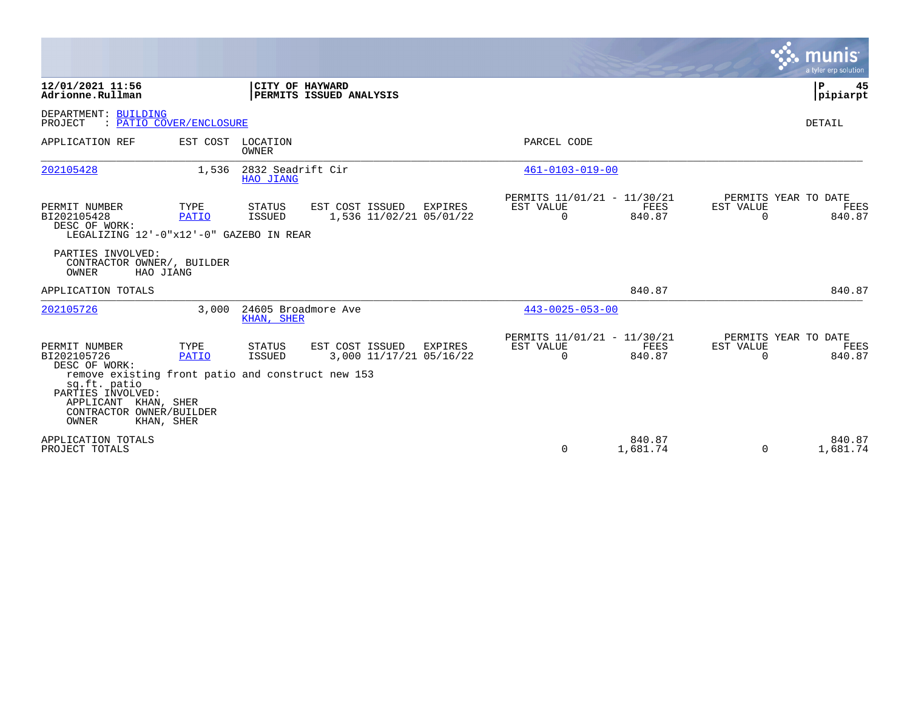**12/01/2021 11:56**
**Adrionne.Rullman**

**CITY OF HAYWARD**
**PERMITS ISSUED ANALYSIS**

**P 45**
**pipiarpt**

DEPARTMENT: BUILDING
PROJECT : PATIO COVER/ENCLOSURE

DETAIL

| APPLICATION REF | EST COST | LOCATION / OWNER | PARCEL CODE |
|---|---|---|---|
| 202105428 | 1,536 | 2832 Seadrift Cir / HAO JIANG | 461-0103-019-00 |

| PERMIT NUMBER | TYPE | STATUS | EST COST | ISSUED | EXPIRES | PERMITS 11/01/21 - 11/30/21 EST VALUE | FEES | PERMITS YEAR TO DATE EST VALUE | FEES |
|---|---|---|---|---|---|---|---|---|---|
| BI202105428 | PATIO | ISSUED | 1,536 | 11/02/21 | 05/01/22 | 0 | 840.87 | 0 | 840.87 |

DESC OF WORK:
LEGALIZING 12'-0"x12'-0" GAZEBO IN REAR

PARTIES INVOLVED:
CONTRACTOR OWNER/, BUILDER
OWNER HAO JIANG

APPLICATION TOTALS 840.87 840.87

| APPLICATION REF | EST COST | LOCATION / OWNER | PARCEL CODE |
|---|---|---|---|
| 202105726 | 3,000 | 24605 Broadmore Ave / KHAN, SHER | 443-0025-053-00 |

| PERMIT NUMBER | TYPE | STATUS | EST COST | ISSUED | EXPIRES | PERMITS 11/01/21 - 11/30/21 EST VALUE | FEES | PERMITS YEAR TO DATE EST VALUE | FEES |
|---|---|---|---|---|---|---|---|---|---|
| BI202105726 | PATIO | ISSUED | 3,000 | 11/17/21 | 05/16/22 | 0 | 840.87 | 0 | 840.87 |

DESC OF WORK:
remove existing front patio and construct new 153 sq.ft. patio

PARTIES INVOLVED:
APPLICANT KHAN, SHER
CONTRACTOR OWNER/BUILDER
OWNER KHAN, SHER

| | EST VALUE | FEES | YTD EST VALUE | YTD FEES |
|---|---|---|---|---|
| APPLICATION TOTALS | | 840.87 | | 840.87 |
| PROJECT TOTALS | 0 | 1,681.74 | 0 | 1,681.74 |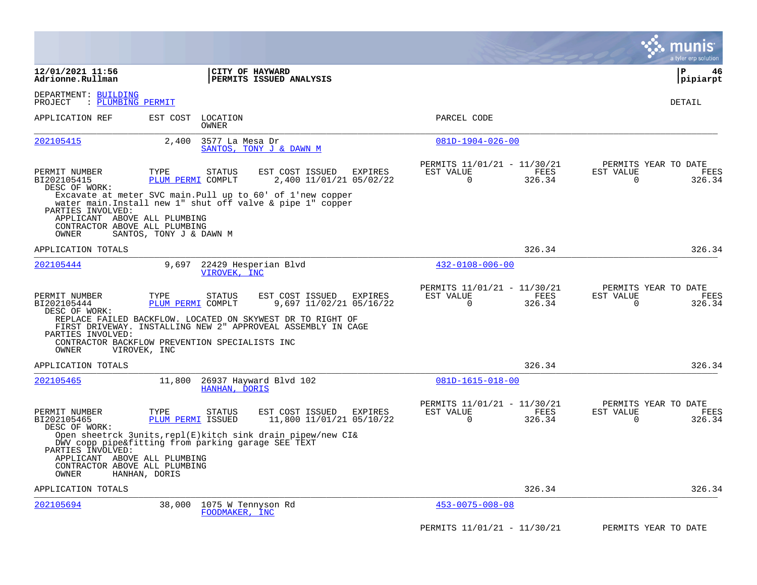**12/01/2021 11:56**
**Adrionne.Rullman**

**CITY OF HAYWARD**
**PERMITS ISSUED ANALYSIS**

**pipiarpt**

DEPARTMENT: BUILDING
PROJECT : PLUMBING PERMIT

DETAIL

| APPLICATION REF | EST COST | LOCATION / OWNER | PARCEL CODE |
|---|---|---|---|
| 202105415 | 2,400 | 3577 La Mesa Dr / SANTOS, TONY J & DAWN M | 081D-1904-026-00 |

| PERMIT NUMBER | TYPE | STATUS | EST COST | ISSUED | EXPIRES | PERMITS 11/01/21 - 11/30/21 EST VALUE | FEES | PERMITS YEAR TO DATE EST VALUE | FEES |
|---|---|---|---|---|---|---|---|---|---|
| BI202105415 | PLUM PERMI | COMPLT | 2,400 | 11/01/21 | 05/02/22 | 0 | 326.34 | 0 | 326.34 |

DESC OF WORK:
Excavate at meter SVC main.Pull up to 60' of 1'new copper water main.Install new 1" shut off valve & pipe 1" copper

PARTIES INVOLVED:
APPLICANT ABOVE ALL PLUMBING
CONTRACTOR ABOVE ALL PLUMBING
OWNER SANTOS, TONY J & DAWN M

APPLICATION TOTALS: 326.34 | 326.34

| APPLICATION REF | EST COST | LOCATION / OWNER | PARCEL CODE |
|---|---|---|---|
| 202105444 | 9,697 | 22429 Hesperian Blvd / VIROVEK, INC | 432-0108-006-00 |

| PERMIT NUMBER | TYPE | STATUS | EST COST | ISSUED | EXPIRES | PERMITS 11/01/21 - 11/30/21 EST VALUE | FEES | PERMITS YEAR TO DATE EST VALUE | FEES |
|---|---|---|---|---|---|---|---|---|---|
| BI202105444 | PLUM PERMI | COMPLT | 9,697 | 11/02/21 | 05/16/22 | 0 | 326.34 | 0 | 326.34 |

DESC OF WORK:
REPLACE FAILED BACKFLOW. LOCATED ON SKYWEST DR TO RIGHT OF FIRST DRIVEWAY. INSTALLING NEW 2" APPROVEAL ASSEMBLY IN CAGE

PARTIES INVOLVED:
CONTRACTOR BACKFLOW PREVENTION SPECIALISTS INC
OWNER VIROVEK, INC

APPLICATION TOTALS: 326.34 | 326.34

| APPLICATION REF | EST COST | LOCATION / OWNER | PARCEL CODE |
|---|---|---|---|
| 202105465 | 11,800 | 26937 Hayward Blvd 102 / HANHAN, DORIS | 081D-1615-018-00 |

| PERMIT NUMBER | TYPE | STATUS | EST COST | ISSUED | EXPIRES | PERMITS 11/01/21 - 11/30/21 EST VALUE | FEES | PERMITS YEAR TO DATE EST VALUE | FEES |
|---|---|---|---|---|---|---|---|---|---|
| BI202105465 | PLUM PERMI | ISSUED | 11,800 | 11/01/21 | 05/10/22 | 0 | 326.34 | 0 | 326.34 |

DESC OF WORK:
Open sheetrck 3units,repl(E)kitch sink drain pipew/new CI& DWV copp pipe&fitting from parking garage SEE TEXT

PARTIES INVOLVED:
APPLICANT ABOVE ALL PLUMBING
CONTRACTOR ABOVE ALL PLUMBING
OWNER HANHAN, DORIS

APPLICATION TOTALS: 326.34 | 326.34

| APPLICATION REF | EST COST | LOCATION / OWNER | PARCEL CODE |
|---|---|---|---|
| 202105694 | 38,000 | 1075 W Tennyson Rd / FOODMAKER, INC | 453-0075-008-08 |

PERMITS 11/01/21 - 11/30/21 PERMITS YEAR TO DATE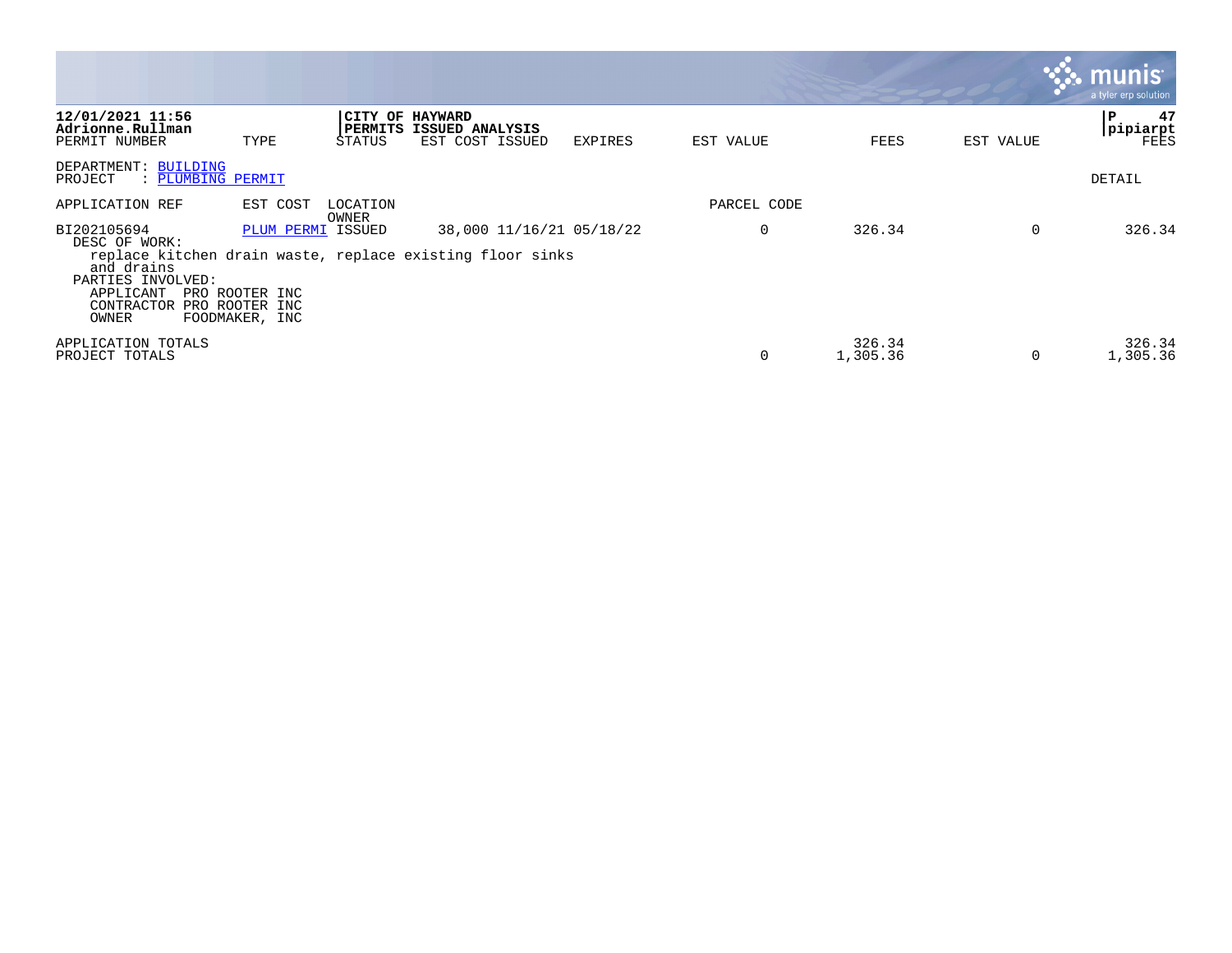**12/01/2021 11:56**
**Adrionne.Rullman**

**CITY OF HAYWARD**
**PERMITS ISSUED ANALYSIS**

**P 47**
**pipiarpt**

| PERMIT NUMBER | TYPE | STATUS | EST COST ISSUED | EXPIRES | EST VALUE | FEES | EST VALUE | FEES |
|---|---|---|---|---|---|---|---|---|

DEPARTMENT: BUILDING
PROJECT : PLUMBING PERMIT

DETAIL

| APPLICATION REF | EST COST | LOCATION / OWNER | | | PARCEL CODE | | | |
|---|---|---|---|---|---|---|---|---|
| BI202105694 | PLUM PERMI | ISSUED | 38,000 11/16/21 | 05/18/22 | 0 | 326.34 | 0 | 326.34 |

DESC OF WORK:
replace kitchen drain waste, replace existing floor sinks and drains

PARTIES INVOLVED:
APPLICANT PRO ROOTER INC
CONTRACTOR PRO ROOTER INC
OWNER FOODMAKER, INC

| | EST VALUE | FEES | EST VALUE | FEES |
|---|---|---|---|---|
| APPLICATION TOTALS | | 326.34 | | 326.34 |
| PROJECT TOTALS | 0 | 1,305.36 | 0 | 1,305.36 |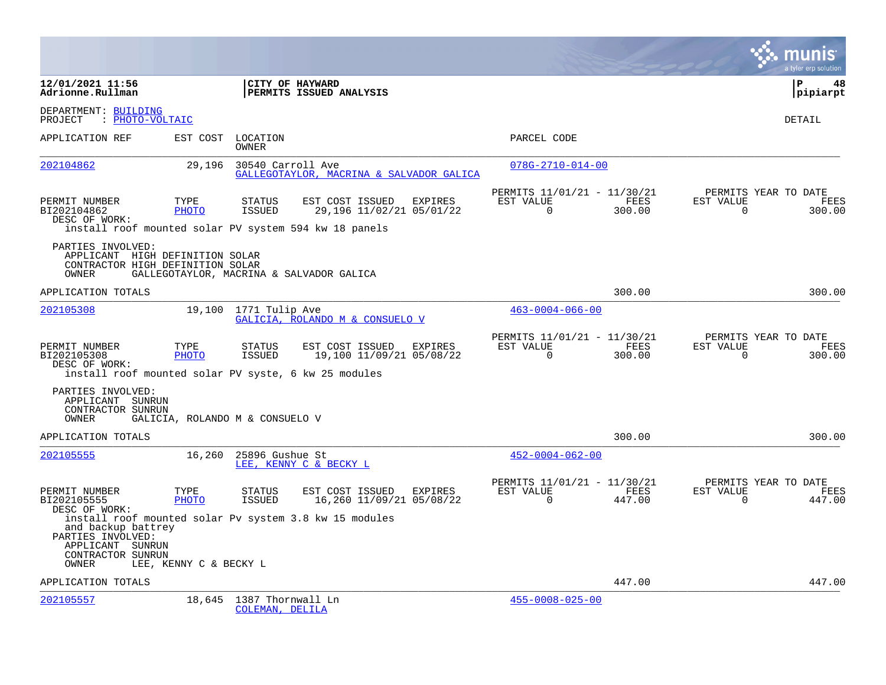**12/01/2021 11:56**
**Adrionne.Rullman**

**CITY OF HAYWARD**
**PERMITS ISSUED ANALYSIS**

**P 48**
**pipiarpt**

DEPARTMENT: BUILDING
PROJECT : PHOTO-VOLTAIC

DETAIL

| APPLICATION REF | EST COST | LOCATION / OWNER | PARCEL CODE |
|---|---|---|---|
| 202104862 | 29,196 | 30540 Carroll Ave / GALLEGOTAYLOR, MACRINA & SALVADOR GALICA | 078G-2710-014-00 |

| PERMIT NUMBER | TYPE | STATUS | EST COST | ISSUED | EXPIRES | PERMITS 11/01/21 - 11/30/21 EST VALUE | FEES | PERMITS YEAR TO DATE EST VALUE | FEES |
|---|---|---|---|---|---|---|---|---|---|
| BI202104862 | PHOTO | ISSUED | 29,196 | 11/02/21 | 05/01/22 | 0 | 300.00 | 0 | 300.00 |

DESC OF WORK:
install roof mounted solar PV system 594 kw 18 panels

PARTIES INVOLVED:
APPLICANT HIGH DEFINITION SOLAR
CONTRACTOR HIGH DEFINITION SOLAR
OWNER GALLEGOTAYLOR, MACRINA & SALVADOR GALICA

APPLICATION TOTALS 300.00 300.00

| APPLICATION REF | EST COST | LOCATION / OWNER | PARCEL CODE |
|---|---|---|---|
| 202105308 | 19,100 | 1771 Tulip Ave / GALICIA, ROLANDO M & CONSUELO V | 463-0004-066-00 |

| PERMIT NUMBER | TYPE | STATUS | EST COST | ISSUED | EXPIRES | PERMITS 11/01/21 - 11/30/21 EST VALUE | FEES | PERMITS YEAR TO DATE EST VALUE | FEES |
|---|---|---|---|---|---|---|---|---|---|
| BI202105308 | PHOTO | ISSUED | 19,100 | 11/09/21 | 05/08/22 | 0 | 300.00 | 0 | 300.00 |

DESC OF WORK:
install roof mounted solar PV syste, 6 kw 25 modules

PARTIES INVOLVED:
APPLICANT SUNRUN
CONTRACTOR SUNRUN
OWNER GALICIA, ROLANDO M & CONSUELO V

APPLICATION TOTALS 300.00 300.00

| APPLICATION REF | EST COST | LOCATION / OWNER | PARCEL CODE |
|---|---|---|---|
| 202105555 | 16,260 | 25896 Gushue St / LEE, KENNY C & BECKY L | 452-0004-062-00 |

| PERMIT NUMBER | TYPE | STATUS | EST COST | ISSUED | EXPIRES | PERMITS 11/01/21 - 11/30/21 EST VALUE | FEES | PERMITS YEAR TO DATE EST VALUE | FEES |
|---|---|---|---|---|---|---|---|---|---|
| BI202105555 | PHOTO | ISSUED | 16,260 | 11/09/21 | 05/08/22 | 0 | 447.00 | 0 | 447.00 |

DESC OF WORK:
install roof mounted solar Pv system 3.8 kw 15 modules
and backup battrey

PARTIES INVOLVED:
APPLICANT SUNRUN
CONTRACTOR SUNRUN
OWNER LEE, KENNY C & BECKY L

APPLICATION TOTALS 447.00 447.00

| APPLICATION REF | EST COST | LOCATION / OWNER | PARCEL CODE |
|---|---|---|---|
| 202105557 | 18,645 | 1387 Thornwall Ln / COLEMAN, DELILA | 455-0008-025-00 |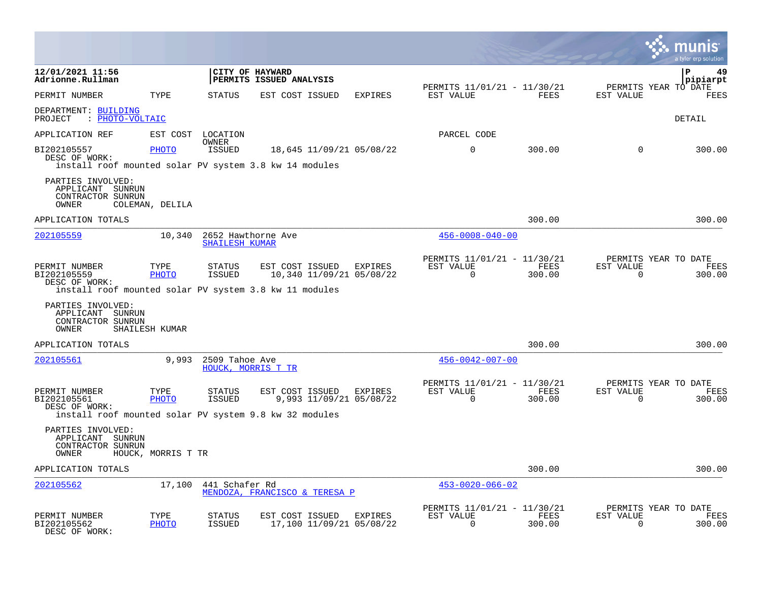12/01/2021 11:56 | CITY OF HAYWARD | P 49
Adrionne.Rullman | PERMITS ISSUED ANALYSIS | pipiarpt

| PERMIT NUMBER | TYPE | STATUS | EST COST | ISSUED | EXPIRES | PERMITS 11/01/21 - 11/30/21 EST VALUE | FEES | PERMITS YEAR TO DATE EST VALUE | FEES |
|---|---|---|---|---|---|---|---|---|---|

DEPARTMENT: BUILDING
PROJECT : PHOTO-VOLTAIC

DETAIL

| APPLICATION REF | EST COST | LOCATION / OWNER | | | | PARCEL CODE | | | |
|---|---|---|---|---|---|---|---|---|---|
| BI202105557 | PHOTO | ISSUED | 18,645 | 11/09/21 | 05/08/22 | 0 | 300.00 | 0 | 300.00 |

DESC OF WORK:
install roof mounted solar PV system 3.8 kw 14 modules

PARTIES INVOLVED:
APPLICANT SUNRUN
CONTRACTOR SUNRUN
OWNER COLEMAN, DELILA

APPLICATION TOTALS — 300.00 — 300.00

---

202105559 | 10,340 | 2652 Hawthorne Ave | SHAILESH KUMAR | 456-0008-040-00

| PERMIT NUMBER | TYPE | STATUS | EST COST | ISSUED | EXPIRES | PERMITS 11/01/21 - 11/30/21 EST VALUE | FEES | PERMITS YEAR TO DATE EST VALUE | FEES |
|---|---|---|---|---|---|---|---|---|---|
| BI202105559 | PHOTO | ISSUED | 10,340 | 11/09/21 | 05/08/22 | 0 | 300.00 | 0 | 300.00 |

DESC OF WORK:
install roof mounted solar PV system 3.8 kw 11 modules

PARTIES INVOLVED:
APPLICANT SUNRUN
CONTRACTOR SUNRUN
OWNER SHAILESH KUMAR

APPLICATION TOTALS — 300.00 — 300.00

---

202105561 | 9,993 | 2509 Tahoe Ave | HOUCK, MORRIS T TR | 456-0042-007-00

| PERMIT NUMBER | TYPE | STATUS | EST COST | ISSUED | EXPIRES | PERMITS 11/01/21 - 11/30/21 EST VALUE | FEES | PERMITS YEAR TO DATE EST VALUE | FEES |
|---|---|---|---|---|---|---|---|---|---|
| BI202105561 | PHOTO | ISSUED | 9,993 | 11/09/21 | 05/08/22 | 0 | 300.00 | 0 | 300.00 |

DESC OF WORK:
install roof mounted solar PV system 9.8 kw 32 modules

PARTIES INVOLVED:
APPLICANT SUNRUN
CONTRACTOR SUNRUN
OWNER HOUCK, MORRIS T TR

APPLICATION TOTALS — 300.00 — 300.00

---

202105562 | 17,100 | 441 Schafer Rd | MENDOZA, FRANCISCO & TERESA P | 453-0020-066-02

| PERMIT NUMBER | TYPE | STATUS | EST COST | ISSUED | EXPIRES | PERMITS 11/01/21 - 11/30/21 EST VALUE | FEES | PERMITS YEAR TO DATE EST VALUE | FEES |
|---|---|---|---|---|---|---|---|---|---|
| BI202105562 | PHOTO | ISSUED | 17,100 | 11/09/21 | 05/08/22 | 0 | 300.00 | 0 | 300.00 |

DESC OF WORK: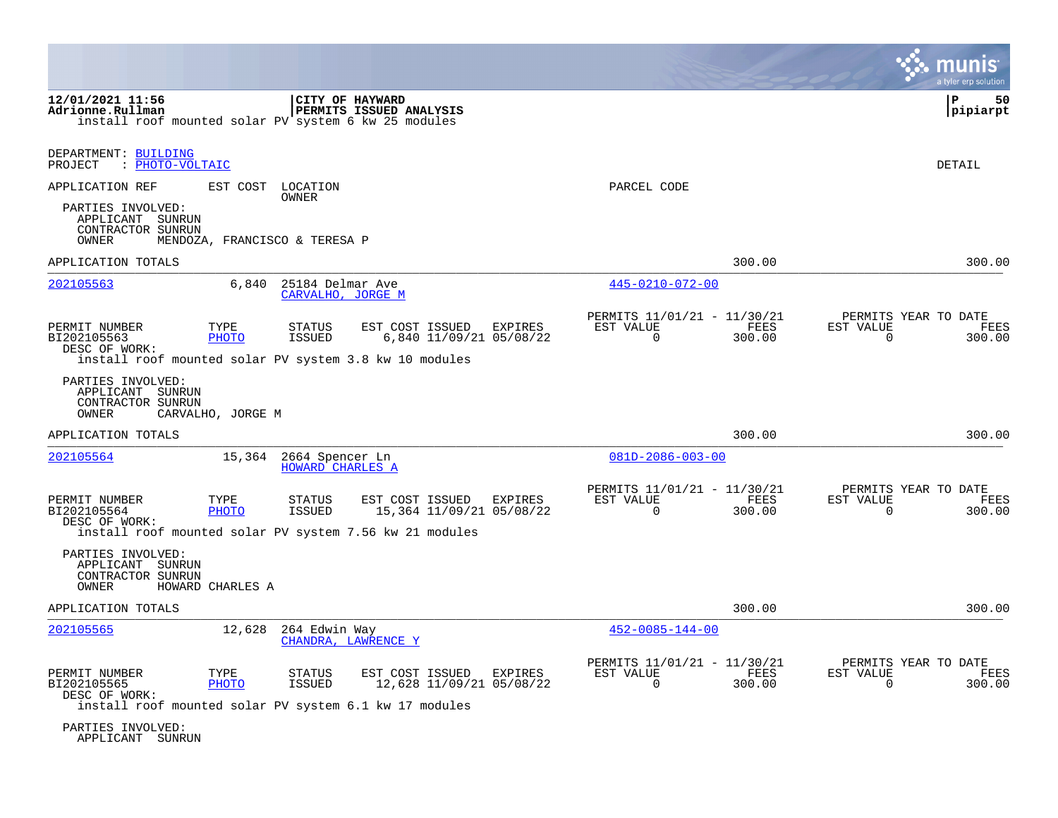12/01/2021 11:56 | CITY OF HAYWARD | P 50
Adrionne.Rullman | PERMITS ISSUED ANALYSIS | pipiarpt

install roof mounted solar PV system 6 kw 25 modules

DEPARTMENT: BUILDING
PROJECT : PHOTO-VOLTAIC

DETAIL

APPLICATION REF | EST COST | LOCATION / OWNER | PARCEL CODE

PARTIES INVOLVED:
APPLICANT SUNRUN
CONTRACTOR SUNRUN
OWNER MENDOZA, FRANCISCO & TERESA P

APPLICATION TOTALS 300.00 300.00

---

**202105563** 6,840 25184 Delmar Ave
CARVALHO, JORGE M
445-0210-072-00

| PERMIT NUMBER | TYPE | STATUS | EST COST | ISSUED | EXPIRES | PERMITS 11/01/21 - 11/30/21 EST VALUE | FEES | PERMITS YEAR TO DATE EST VALUE | FEES |
|---|---|---|---|---|---|---|---|---|---|
| BI202105563 | PHOTO | ISSUED | 6,840 | 11/09/21 | 05/08/22 | 0 | 300.00 | 0 | 300.00 |

DESC OF WORK:
install roof mounted solar PV system 3.8 kw 10 modules

PARTIES INVOLVED:
APPLICANT SUNRUN
CONTRACTOR SUNRUN
OWNER CARVALHO, JORGE M

APPLICATION TOTALS 300.00 300.00

---

**202105564** 15,364 2664 Spencer Ln
HOWARD CHARLES A
081D-2086-003-00

| PERMIT NUMBER | TYPE | STATUS | EST COST | ISSUED | EXPIRES | PERMITS 11/01/21 - 11/30/21 EST VALUE | FEES | PERMITS YEAR TO DATE EST VALUE | FEES |
|---|---|---|---|---|---|---|---|---|---|
| BI202105564 | PHOTO | ISSUED | 15,364 | 11/09/21 | 05/08/22 | 0 | 300.00 | 0 | 300.00 |

DESC OF WORK:
install roof mounted solar PV system 7.56 kw 21 modules

PARTIES INVOLVED:
APPLICANT SUNRUN
CONTRACTOR SUNRUN
OWNER HOWARD CHARLES A

APPLICATION TOTALS 300.00 300.00

---

**202105565** 12,628 264 Edwin Way
CHANDRA, LAWRENCE Y
452-0085-144-00

| PERMIT NUMBER | TYPE | STATUS | EST COST | ISSUED | EXPIRES | PERMITS 11/01/21 - 11/30/21 EST VALUE | FEES | PERMITS YEAR TO DATE EST VALUE | FEES |
|---|---|---|---|---|---|---|---|---|---|
| BI202105565 | PHOTO | ISSUED | 12,628 | 11/09/21 | 05/08/22 | 0 | 300.00 | 0 | 300.00 |

DESC OF WORK:
install roof mounted solar PV system 6.1 kw 17 modules

PARTIES INVOLVED:
APPLICANT SUNRUN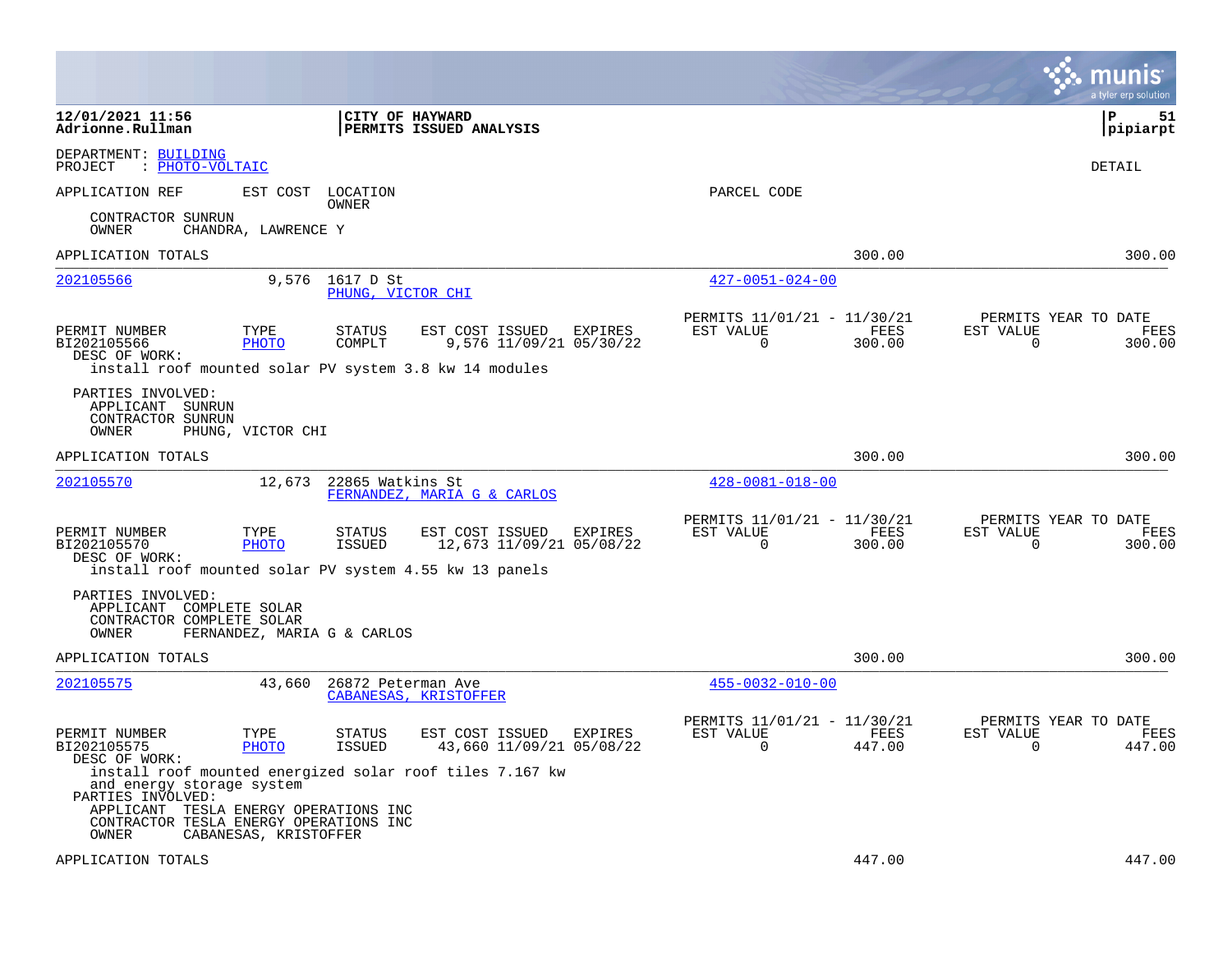12/01/2021 11:56
Adrionne.Rullman

CITY OF HAYWARD
PERMITS ISSUED ANALYSIS

pipiarpt

DEPARTMENT: BUILDING
PROJECT : PHOTO-VOLTAIC

DETAIL

APPLICATION REF    EST COST    LOCATION / OWNER    PARCEL CODE

CONTRACTOR SUNRUN
OWNER CHANDRA, LAWRENCE Y

APPLICATION TOTALS 300.00 300.00

---

**202105566** 9,576 1617 D St — PHUNG, VICTOR CHI — 427-0051-024-00

| PERMIT NUMBER | TYPE | STATUS | EST COST | ISSUED | EXPIRES | PERMITS 11/01/21 - 11/30/21 EST VALUE | FEES | PERMITS YEAR TO DATE EST VALUE | FEES |
|---|---|---|---|---|---|---|---|---|---|
| BI202105566 | PHOTO | COMPLT | 9,576 | 11/09/21 | 05/30/22 | 0 | 300.00 | 0 | 300.00 |

DESC OF WORK:
install roof mounted solar PV system 3.8 kw 14 modules

PARTIES INVOLVED:
APPLICANT SUNRUN
CONTRACTOR SUNRUN
OWNER PHUNG, VICTOR CHI

APPLICATION TOTALS 300.00 300.00

---

**202105570** 12,673 22865 Watkins St — FERNANDEZ, MARIA G & CARLOS — 428-0081-018-00

| PERMIT NUMBER | TYPE | STATUS | EST COST | ISSUED | EXPIRES | PERMITS 11/01/21 - 11/30/21 EST VALUE | FEES | PERMITS YEAR TO DATE EST VALUE | FEES |
|---|---|---|---|---|---|---|---|---|---|
| BI202105570 | PHOTO | ISSUED | 12,673 | 11/09/21 | 05/08/22 | 0 | 300.00 | 0 | 300.00 |

DESC OF WORK:
install roof mounted solar PV system 4.55 kw 13 panels

PARTIES INVOLVED:
APPLICANT COMPLETE SOLAR
CONTRACTOR COMPLETE SOLAR
OWNER FERNANDEZ, MARIA G & CARLOS

APPLICATION TOTALS 300.00 300.00

---

**202105575** 43,660 26872 Peterman Ave — CABANESAS, KRISTOFFER — 455-0032-010-00

| PERMIT NUMBER | TYPE | STATUS | EST COST | ISSUED | EXPIRES | PERMITS 11/01/21 - 11/30/21 EST VALUE | FEES | PERMITS YEAR TO DATE EST VALUE | FEES |
|---|---|---|---|---|---|---|---|---|---|
| BI202105575 | PHOTO | ISSUED | 43,660 | 11/09/21 | 05/08/22 | 0 | 447.00 | 0 | 447.00 |

DESC OF WORK:
install roof mounted energized solar roof tiles 7.167 kw and energy storage system

PARTIES INVOLVED:
APPLICANT TESLA ENERGY OPERATIONS INC
CONTRACTOR TESLA ENERGY OPERATIONS INC
OWNER CABANESAS, KRISTOFFER

APPLICATION TOTALS 447.00 447.00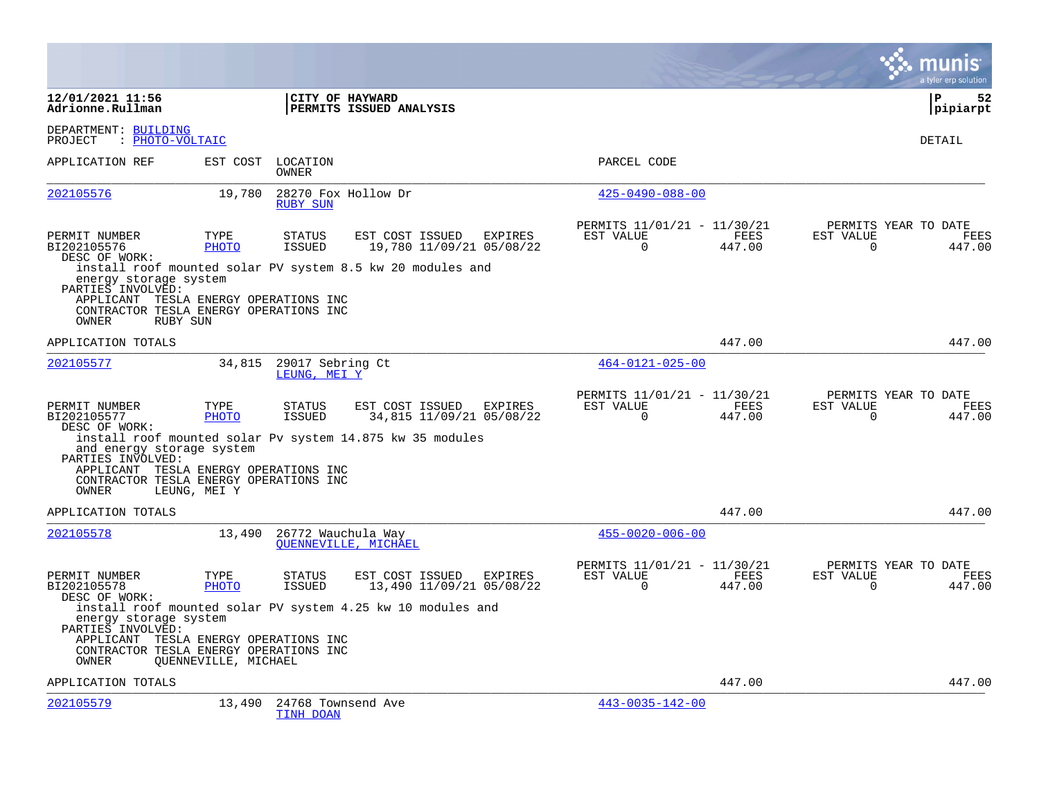12/01/2021 11:56
Adrionne.Rullman

CITY OF HAYWARD
PERMITS ISSUED ANALYSIS

P 52
pipiarpt

DEPARTMENT: BUILDING
PROJECT : PHOTO-VOLTAIC

DETAIL

| APPLICATION REF | EST COST | LOCATION / OWNER | PARCEL CODE |
|---|---|---|---|
| 202105576 | 19,780 | 28270 Fox Hollow Dr / RUBY SUN | 425-0490-088-00 |

| PERMIT NUMBER | TYPE | STATUS | EST COST | ISSUED | EXPIRES | PERMITS 11/01/21 - 11/30/21 EST VALUE | FEES | PERMITS YEAR TO DATE EST VALUE | FEES |
|---|---|---|---|---|---|---|---|---|---|
| BI202105576 | PHOTO | ISSUED | 19,780 | 11/09/21 | 05/08/22 | 0 | 447.00 | 0 | 447.00 |

DESC OF WORK:
install roof mounted solar PV system 8.5 kw 20 modules and energy storage system

PARTIES INVOLVED:
APPLICANT TESLA ENERGY OPERATIONS INC
CONTRACTOR TESLA ENERGY OPERATIONS INC
OWNER RUBY SUN

APPLICATION TOTALS 447.00 447.00

| APPLICATION REF | EST COST | LOCATION / OWNER | PARCEL CODE |
|---|---|---|---|
| 202105577 | 34,815 | 29017 Sebring Ct / LEUNG, MEI Y | 464-0121-025-00 |

| PERMIT NUMBER | TYPE | STATUS | EST COST | ISSUED | EXPIRES | PERMITS 11/01/21 - 11/30/21 EST VALUE | FEES | PERMITS YEAR TO DATE EST VALUE | FEES |
|---|---|---|---|---|---|---|---|---|---|
| BI202105577 | PHOTO | ISSUED | 34,815 | 11/09/21 | 05/08/22 | 0 | 447.00 | 0 | 447.00 |

DESC OF WORK:
install roof mounted solar Pv system 14.875 kw 35 modules and energy storage system

PARTIES INVOLVED:
APPLICANT TESLA ENERGY OPERATIONS INC
CONTRACTOR TESLA ENERGY OPERATIONS INC
OWNER LEUNG, MEI Y

APPLICATION TOTALS 447.00 447.00

| APPLICATION REF | EST COST | LOCATION / OWNER | PARCEL CODE |
|---|---|---|---|
| 202105578 | 13,490 | 26772 Wauchula Way / QUENNEVILLE, MICHAEL | 455-0020-006-00 |

| PERMIT NUMBER | TYPE | STATUS | EST COST | ISSUED | EXPIRES | PERMITS 11/01/21 - 11/30/21 EST VALUE | FEES | PERMITS YEAR TO DATE EST VALUE | FEES |
|---|---|---|---|---|---|---|---|---|---|
| BI202105578 | PHOTO | ISSUED | 13,490 | 11/09/21 | 05/08/22 | 0 | 447.00 | 0 | 447.00 |

DESC OF WORK:
install roof mounted solar PV system 4.25 kw 10 modules and energy storage system

PARTIES INVOLVED:
APPLICANT TESLA ENERGY OPERATIONS INC
CONTRACTOR TESLA ENERGY OPERATIONS INC
OWNER QUENNEVILLE, MICHAEL

APPLICATION TOTALS 447.00 447.00

| APPLICATION REF | EST COST | LOCATION / OWNER | PARCEL CODE |
|---|---|---|---|
| 202105579 | 13,490 | 24768 Townsend Ave / TINH DOAN | 443-0035-142-00 |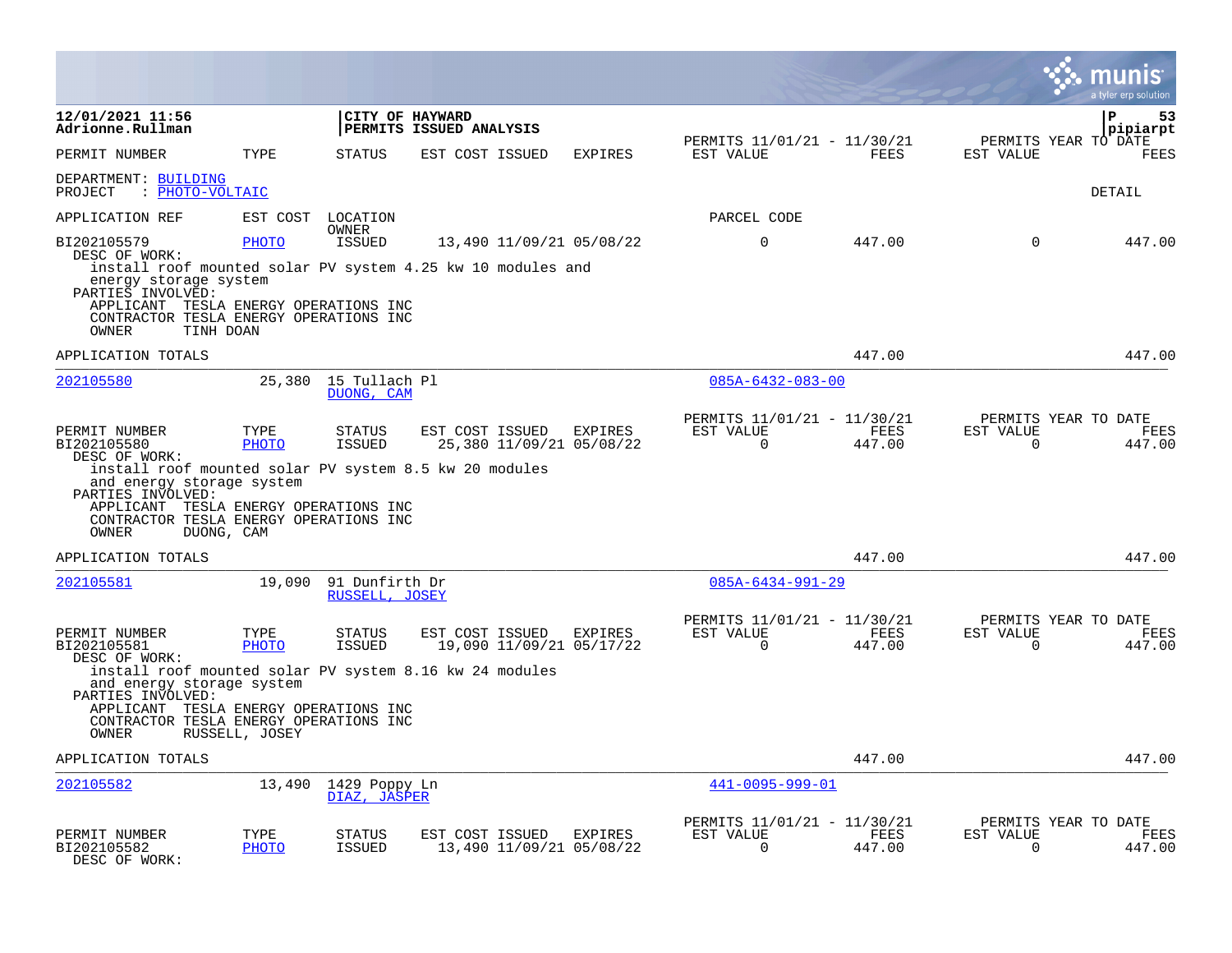**12/01/2021 11:56**
**Adrionne.Rullman**

**CITY OF HAYWARD**
**PERMITS ISSUED ANALYSIS**

**P 53**
**pipiarpt**

| PERMIT NUMBER | TYPE | STATUS | EST COST | ISSUED | EXPIRES | PERMITS 11/01/21 - 11/30/21 EST VALUE | FEES | PERMITS YEAR TO DATE EST VALUE | FEES |
|---|---|---|---|---|---|---|---|---|---|

DEPARTMENT: BUILDING
PROJECT : PHOTO-VOLTAIC

DETAIL

APPLICATION REF | EST COST | LOCATION / OWNER | PARCEL CODE

| PERMIT NUMBER | TYPE | STATUS | EST COST | ISSUED | EXPIRES | EST VALUE | FEES | EST VALUE | FEES |
|---|---|---|---|---|---|---|---|---|---|
| BI202105579 | PHOTO | ISSUED | 13,490 | 11/09/21 | 05/08/22 | 0 | 447.00 | 0 | 447.00 |

DESC OF WORK:
install roof mounted solar PV system 4.25 kw 10 modules and energy storage system
PARTIES INVOLVED:
APPLICANT TESLA ENERGY OPERATIONS INC
CONTRACTOR TESLA ENERGY OPERATIONS INC
OWNER TINH DOAN

APPLICATION TOTALS 447.00 447.00

---

202105580 | 25,380 | 15 Tullach Pl | DUONG, CAM | 085A-6432-083-00

| PERMIT NUMBER | TYPE | STATUS | EST COST | ISSUED | EXPIRES | PERMITS 11/01/21 - 11/30/21 EST VALUE | FEES | PERMITS YEAR TO DATE EST VALUE | FEES |
|---|---|---|---|---|---|---|---|---|---|
| BI202105580 | PHOTO | ISSUED | 25,380 | 11/09/21 | 05/08/22 | 0 | 447.00 | 0 | 447.00 |

DESC OF WORK:
install roof mounted solar PV system 8.5 kw 20 modules and energy storage system
PARTIES INVOLVED:
APPLICANT TESLA ENERGY OPERATIONS INC
CONTRACTOR TESLA ENERGY OPERATIONS INC
OWNER DUONG, CAM

APPLICATION TOTALS 447.00 447.00

---

202105581 | 19,090 | 91 Dunfirth Dr | RUSSELL, JOSEY | 085A-6434-991-29

| PERMIT NUMBER | TYPE | STATUS | EST COST | ISSUED | EXPIRES | PERMITS 11/01/21 - 11/30/21 EST VALUE | FEES | PERMITS YEAR TO DATE EST VALUE | FEES |
|---|---|---|---|---|---|---|---|---|---|
| BI202105581 | PHOTO | ISSUED | 19,090 | 11/09/21 | 05/17/22 | 0 | 447.00 | 0 | 447.00 |

DESC OF WORK:
install roof mounted solar PV system 8.16 kw 24 modules and energy storage system
PARTIES INVOLVED:
APPLICANT TESLA ENERGY OPERATIONS INC
CONTRACTOR TESLA ENERGY OPERATIONS INC
OWNER RUSSELL, JOSEY

APPLICATION TOTALS 447.00 447.00

---

202105582 | 13,490 | 1429 Poppy Ln | DIAZ, JASPER | 441-0095-999-01

| PERMIT NUMBER | TYPE | STATUS | EST COST | ISSUED | EXPIRES | PERMITS 11/01/21 - 11/30/21 EST VALUE | FEES | PERMITS YEAR TO DATE EST VALUE | FEES |
|---|---|---|---|---|---|---|---|---|---|
| BI202105582 | PHOTO | ISSUED | 13,490 | 11/09/21 | 05/08/22 | 0 | 447.00 | 0 | 447.00 |

DESC OF WORK: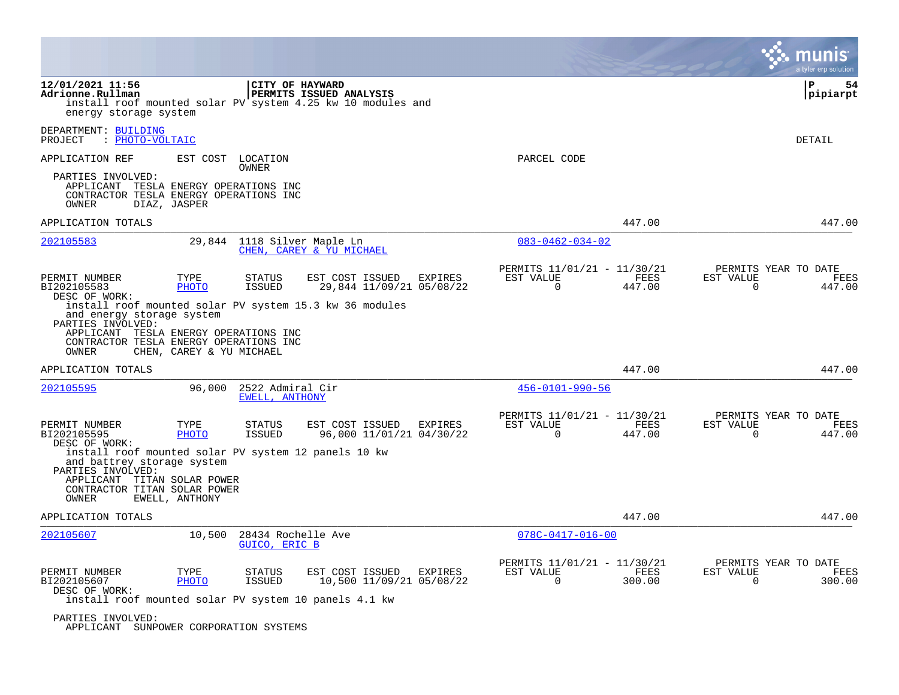install roof mounted solar PV system 4.25 kw 10 modules and energy storage system

DEPARTMENT: BUILDING
PROJECT : PHOTO-VOLTAIC

DETAIL

| APPLICATION REF | EST COST | LOCATION / OWNER | PARCEL CODE | | |
|---|---|---|---|---|---|

PARTIES INVOLVED:
APPLICANT TESLA ENERGY OPERATIONS INC
CONTRACTOR TESLA ENERGY OPERATIONS INC
OWNER DIAZ, JASPER

APPLICATION TOTALS 447.00 447.00

---

**202105583** 29,844 1118 Silver Maple Ln — CHEN, CAREY & YU MICHAEL — 083-0462-034-02

| PERMIT NUMBER | TYPE | STATUS | EST COST | ISSUED | EXPIRES | PERMITS 11/01/21 - 11/30/21 EST VALUE | FEES | PERMITS YEAR TO DATE EST VALUE | FEES |
|---|---|---|---|---|---|---|---|---|---|
| BI202105583 | PHOTO | ISSUED | 29,844 | 11/09/21 | 05/08/22 | 0 | 447.00 | 0 | 447.00 |

DESC OF WORK:
install roof mounted solar PV system 15.3 kw 36 modules and energy storage system

PARTIES INVOLVED:
APPLICANT TESLA ENERGY OPERATIONS INC
CONTRACTOR TESLA ENERGY OPERATIONS INC
OWNER CHEN, CAREY & YU MICHAEL

APPLICATION TOTALS 447.00 447.00

---

**202105595** 96,000 2522 Admiral Cir — EWELL, ANTHONY — 456-0101-990-56

| PERMIT NUMBER | TYPE | STATUS | EST COST | ISSUED | EXPIRES | PERMITS 11/01/21 - 11/30/21 EST VALUE | FEES | PERMITS YEAR TO DATE EST VALUE | FEES |
|---|---|---|---|---|---|---|---|---|---|
| BI202105595 | PHOTO | ISSUED | 96,000 | 11/01/21 | 04/30/22 | 0 | 447.00 | 0 | 447.00 |

DESC OF WORK:
install roof mounted solar PV system 12 panels 10 kw and battrey storage system

PARTIES INVOLVED:
APPLICANT TITAN SOLAR POWER
CONTRACTOR TITAN SOLAR POWER
OWNER EWELL, ANTHONY

APPLICATION TOTALS 447.00 447.00

---

**202105607** 10,500 28434 Rochelle Ave — GUICO, ERIC B — 078C-0417-016-00

| PERMIT NUMBER | TYPE | STATUS | EST COST | ISSUED | EXPIRES | PERMITS 11/01/21 - 11/30/21 EST VALUE | FEES | PERMITS YEAR TO DATE EST VALUE | FEES |
|---|---|---|---|---|---|---|---|---|---|
| BI202105607 | PHOTO | ISSUED | 10,500 | 11/09/21 | 05/08/22 | 0 | 300.00 | 0 | 300.00 |

DESC OF WORK:
install roof mounted solar PV system 10 panels 4.1 kw

PARTIES INVOLVED:
APPLICANT SUNPOWER CORPORATION SYSTEMS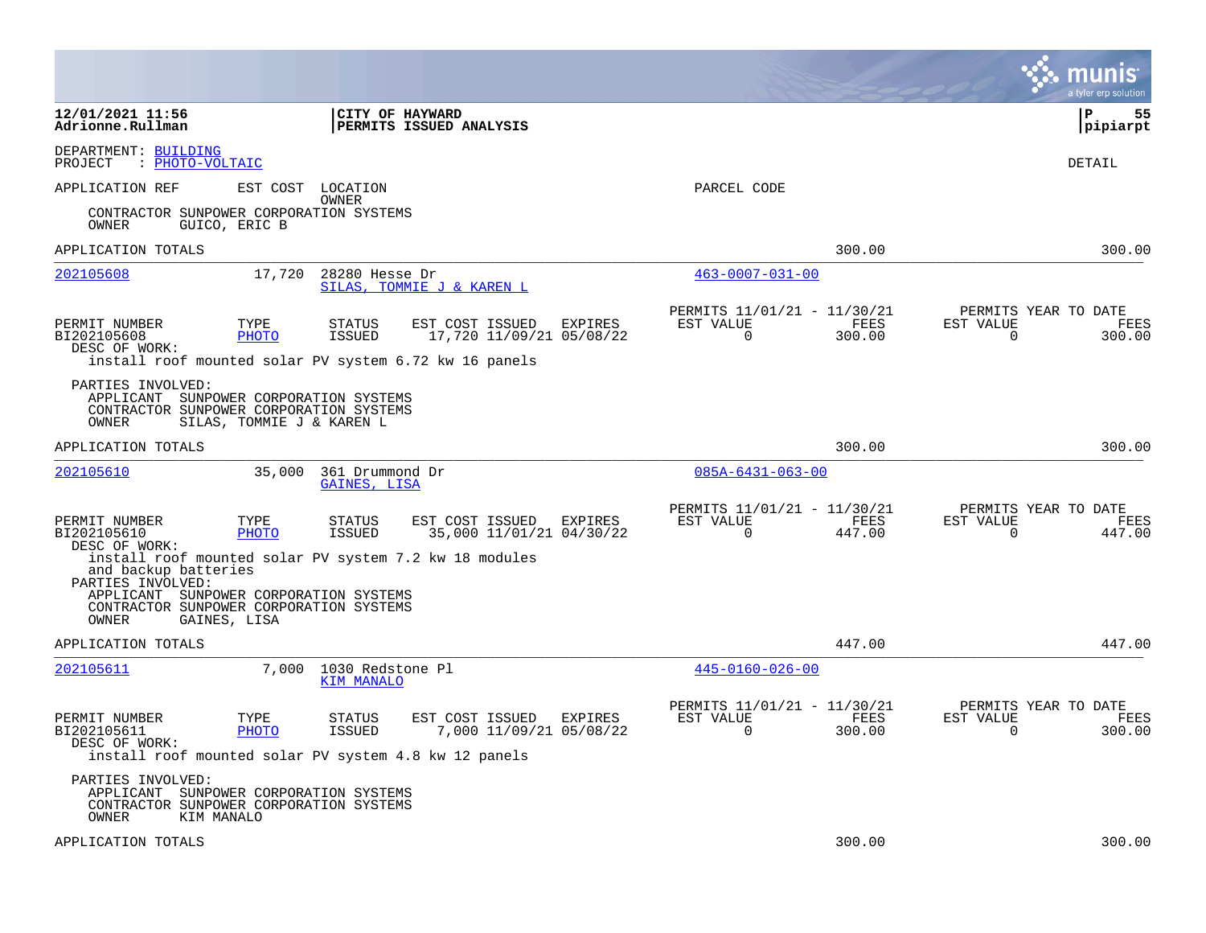12/01/2021 11:56
Adrionne.Rullman

CITY OF HAYWARD
PERMITS ISSUED ANALYSIS

P 55
pipiarpt

DEPARTMENT: BUILDING
PROJECT : PHOTO-VOLTAIC

DETAIL

APPLICATION REF | EST COST | LOCATION / OWNER | PARCEL CODE

CONTRACTOR SUNPOWER CORPORATION SYSTEMS
OWNER GUICO, ERIC B

APPLICATION TOTALS 300.00 300.00

---

**202105608** | 17,720 | 28280 Hesse Dr | SILAS, TOMMIE J & KAREN L | 463-0007-031-00

| PERMIT NUMBER | TYPE | STATUS | EST COST | ISSUED | EXPIRES | PERMITS 11/01/21 - 11/30/21 EST VALUE | FEES | PERMITS YEAR TO DATE EST VALUE | FEES |
|---|---|---|---|---|---|---|---|---|---|
| BI202105608 | PHOTO | ISSUED | 17,720 | 11/09/21 | 05/08/22 | 0 | 300.00 | 0 | 300.00 |

DESC OF WORK:
install roof mounted solar PV system 6.72 kw 16 panels

PARTIES INVOLVED:
APPLICANT SUNPOWER CORPORATION SYSTEMS
CONTRACTOR SUNPOWER CORPORATION SYSTEMS
OWNER SILAS, TOMMIE J & KAREN L

APPLICATION TOTALS 300.00 300.00

---

**202105610** | 35,000 | 361 Drummond Dr | GAINES, LISA | 085A-6431-063-00

| PERMIT NUMBER | TYPE | STATUS | EST COST | ISSUED | EXPIRES | PERMITS 11/01/21 - 11/30/21 EST VALUE | FEES | PERMITS YEAR TO DATE EST VALUE | FEES |
|---|---|---|---|---|---|---|---|---|---|
| BI202105610 | PHOTO | ISSUED | 35,000 | 11/01/21 | 04/30/22 | 0 | 447.00 | 0 | 447.00 |

DESC OF WORK:
install roof mounted solar PV system 7.2 kw 18 modules and backup batteries

PARTIES INVOLVED:
APPLICANT SUNPOWER CORPORATION SYSTEMS
CONTRACTOR SUNPOWER CORPORATION SYSTEMS
OWNER GAINES, LISA

APPLICATION TOTALS 447.00 447.00

---

**202105611** | 7,000 | 1030 Redstone Pl | KIM MANALO | 445-0160-026-00

| PERMIT NUMBER | TYPE | STATUS | EST COST | ISSUED | EXPIRES | PERMITS 11/01/21 - 11/30/21 EST VALUE | FEES | PERMITS YEAR TO DATE EST VALUE | FEES |
|---|---|---|---|---|---|---|---|---|---|
| BI202105611 | PHOTO | ISSUED | 7,000 | 11/09/21 | 05/08/22 | 0 | 300.00 | 0 | 300.00 |

DESC OF WORK:
install roof mounted solar PV system 4.8 kw 12 panels

PARTIES INVOLVED:
APPLICANT SUNPOWER CORPORATION SYSTEMS
CONTRACTOR SUNPOWER CORPORATION SYSTEMS
OWNER KIM MANALO

APPLICATION TOTALS 300.00 300.00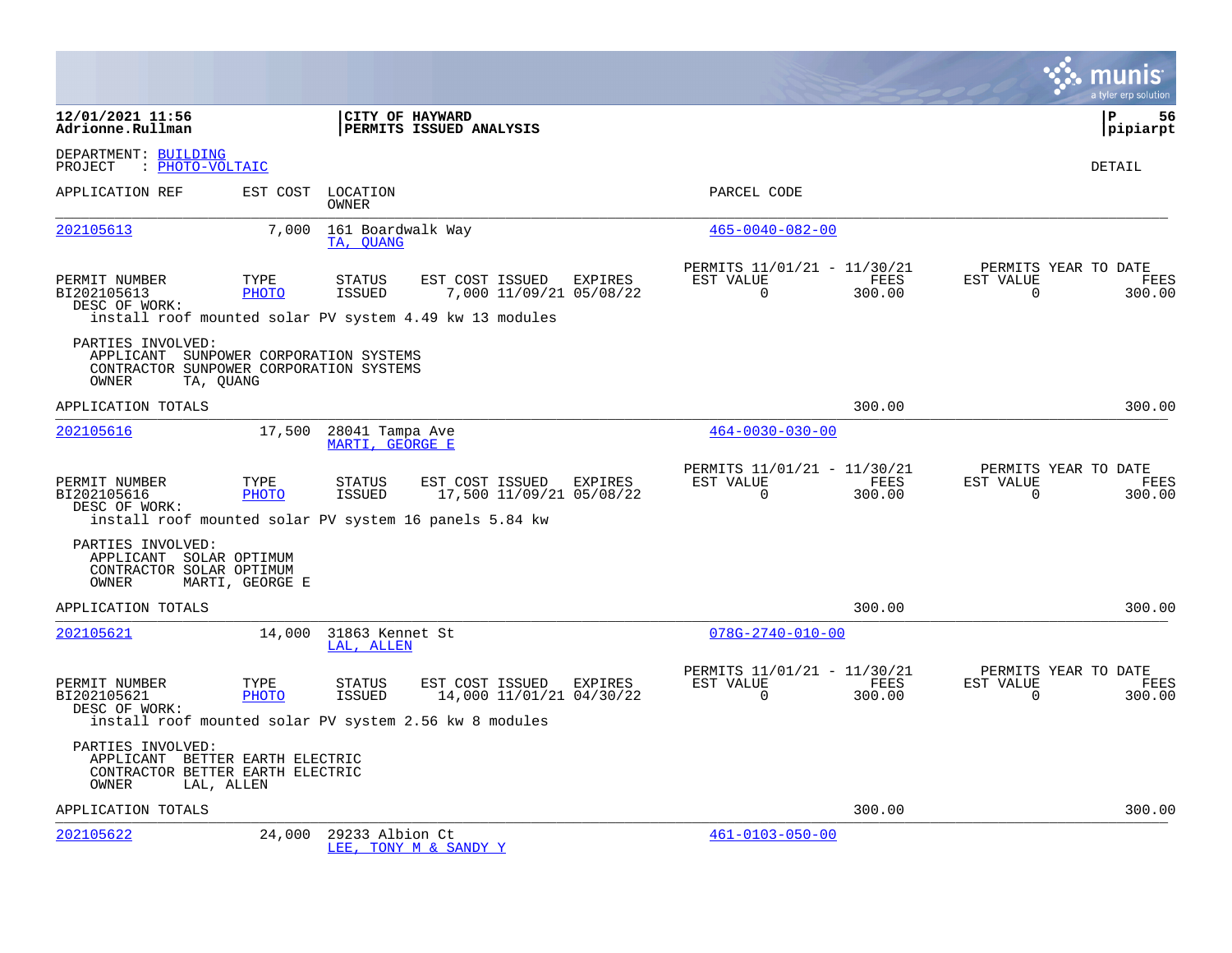**12/01/2021 11:56**
**Adrionne.Rullman**

**CITY OF HAYWARD**
**PERMITS ISSUED ANALYSIS**

**P 56**
**pipiarpt**

DEPARTMENT: BUILDING
PROJECT : PHOTO-VOLTAIC

DETAIL

| APPLICATION REF | EST COST | LOCATION / OWNER | PARCEL CODE |
|---|---|---|---|
| 202105613 | 7,000 | 161 Boardwalk Way / TA, QUANG | 465-0040-082-00 |

| PERMIT NUMBER | TYPE | STATUS | EST COST | ISSUED | EXPIRES | PERMITS 11/01/21 - 11/30/21 EST VALUE | FEES | PERMITS YEAR TO DATE EST VALUE | FEES |
|---|---|---|---|---|---|---|---|---|---|
| BI202105613 | PHOTO | ISSUED | 7,000 | 11/09/21 | 05/08/22 | 0 | 300.00 | 0 | 300.00 |

DESC OF WORK:
install roof mounted solar PV system 4.49 kw 13 modules

PARTIES INVOLVED:
APPLICANT SUNPOWER CORPORATION SYSTEMS
CONTRACTOR SUNPOWER CORPORATION SYSTEMS
OWNER TA, QUANG

APPLICATION TOTALS — 300.00 — 300.00

| APPLICATION REF | EST COST | LOCATION / OWNER | PARCEL CODE |
|---|---|---|---|
| 202105616 | 17,500 | 28041 Tampa Ave / MARTI, GEORGE E | 464-0030-030-00 |

| PERMIT NUMBER | TYPE | STATUS | EST COST | ISSUED | EXPIRES | PERMITS 11/01/21 - 11/30/21 EST VALUE | FEES | PERMITS YEAR TO DATE EST VALUE | FEES |
|---|---|---|---|---|---|---|---|---|---|
| BI202105616 | PHOTO | ISSUED | 17,500 | 11/09/21 | 05/08/22 | 0 | 300.00 | 0 | 300.00 |

DESC OF WORK:
install roof mounted solar PV system 16 panels 5.84 kw

PARTIES INVOLVED:
APPLICANT SOLAR OPTIMUM
CONTRACTOR SOLAR OPTIMUM
OWNER MARTI, GEORGE E

APPLICATION TOTALS — 300.00 — 300.00

| APPLICATION REF | EST COST | LOCATION / OWNER | PARCEL CODE |
|---|---|---|---|
| 202105621 | 14,000 | 31863 Kennet St / LAL, ALLEN | 078G-2740-010-00 |

| PERMIT NUMBER | TYPE | STATUS | EST COST | ISSUED | EXPIRES | PERMITS 11/01/21 - 11/30/21 EST VALUE | FEES | PERMITS YEAR TO DATE EST VALUE | FEES |
|---|---|---|---|---|---|---|---|---|---|
| BI202105621 | PHOTO | ISSUED | 14,000 | 11/01/21 | 04/30/22 | 0 | 300.00 | 0 | 300.00 |

DESC OF WORK:
install roof mounted solar PV system 2.56 kw 8 modules

PARTIES INVOLVED:
APPLICANT BETTER EARTH ELECTRIC
CONTRACTOR BETTER EARTH ELECTRIC
OWNER LAL, ALLEN

APPLICATION TOTALS — 300.00 — 300.00

| APPLICATION REF | EST COST | LOCATION / OWNER | PARCEL CODE |
|---|---|---|---|
| 202105622 | 24,000 | 29233 Albion Ct / LEE, TONY M & SANDY Y | 461-0103-050-00 |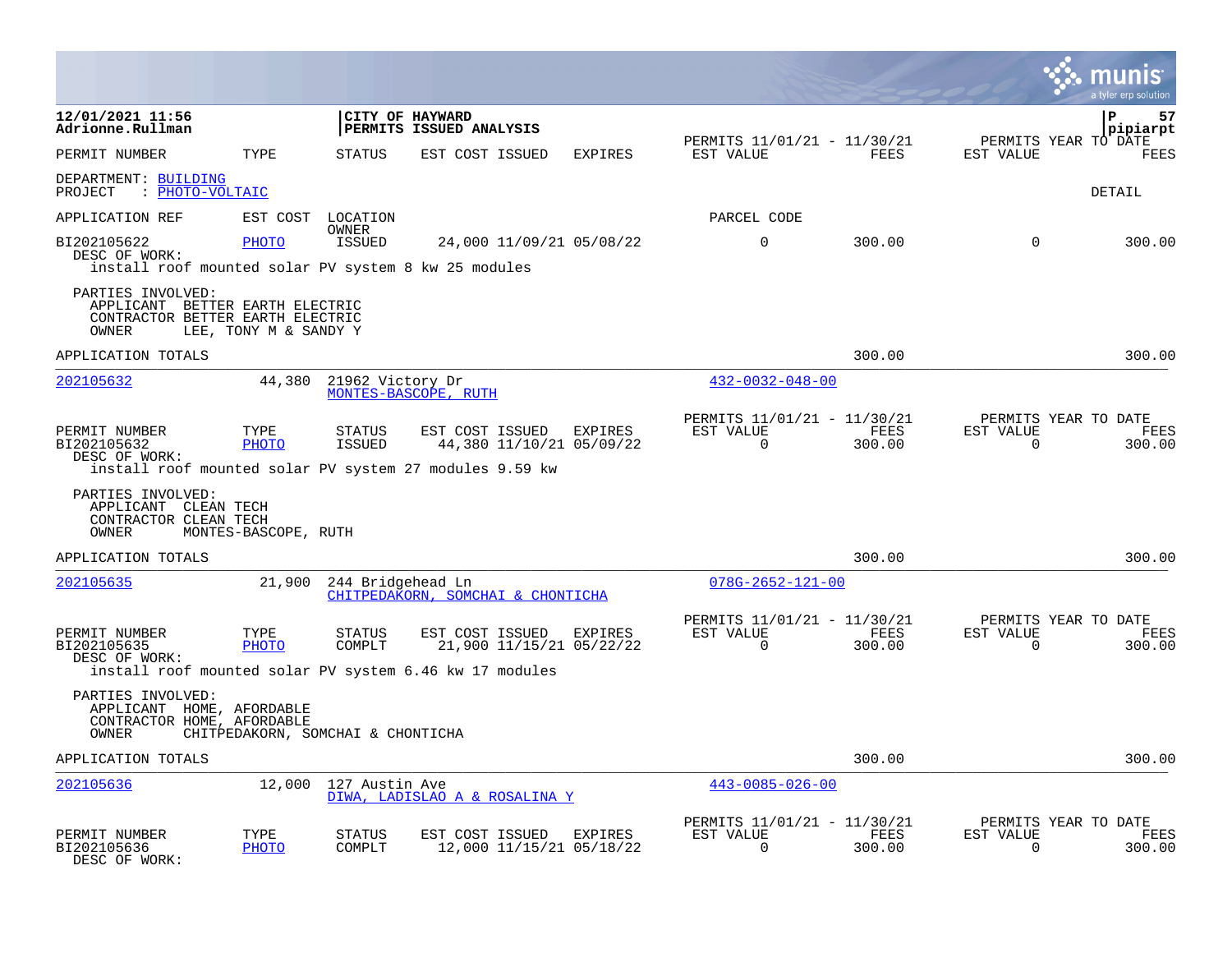**12/01/2021 11:56**
**Adrionne.Rullman**

**CITY OF HAYWARD**
**PERMITS ISSUED ANALYSIS**

**P 57**
**pipiarpt**

| PERMIT NUMBER | TYPE | STATUS | EST COST | ISSUED | EXPIRES | PERMITS 11/01/21 - 11/30/21 EST VALUE | FEES | PERMITS YEAR TO DATE EST VALUE | FEES |
|---|---|---|---|---|---|---|---|---|---|

DEPARTMENT: BUILDING
PROJECT : PHOTO-VOLTAIC

DETAIL

| APPLICATION REF | EST COST | LOCATION OWNER | PARCEL CODE |
|---|---|---|---|

| PERMIT NUMBER | TYPE | STATUS | EST COST | ISSUED | EXPIRES | EST VALUE | FEES | EST VALUE | FEES |
|---|---|---|---|---|---|---|---|---|---|
| BI202105622 | PHOTO | ISSUED | 24,000 | 11/09/21 | 05/08/22 | 0 | 300.00 | 0 | 300.00 |

DESC OF WORK:
install roof mounted solar PV system 8 kw 25 modules

PARTIES INVOLVED:
APPLICANT BETTER EARTH ELECTRIC
CONTRACTOR BETTER EARTH ELECTRIC
OWNER LEE, TONY M & SANDY Y

APPLICATION TOTALS 300.00 300.00

---

| APPLICATION REF | EST COST | LOCATION / OWNER | PARCEL CODE |
|---|---|---|---|
| 202105632 | 44,380 | 21962 Victory Dr / MONTES-BASCOPE, RUTH | 432-0032-048-00 |

| PERMIT NUMBER | TYPE | STATUS | EST COST | ISSUED | EXPIRES | PERMITS 11/01/21 - 11/30/21 EST VALUE | FEES | PERMITS YEAR TO DATE EST VALUE | FEES |
|---|---|---|---|---|---|---|---|---|---|
| BI202105632 | PHOTO | ISSUED | 44,380 | 11/10/21 | 05/09/22 | 0 | 300.00 | 0 | 300.00 |

DESC OF WORK:
install roof mounted solar PV system 27 modules 9.59 kw

PARTIES INVOLVED:
APPLICANT CLEAN TECH
CONTRACTOR CLEAN TECH
OWNER MONTES-BASCOPE, RUTH

APPLICATION TOTALS 300.00 300.00

---

| APPLICATION REF | EST COST | LOCATION / OWNER | PARCEL CODE |
|---|---|---|---|
| 202105635 | 21,900 | 244 Bridgehead Ln / CHITPEDAKORN, SOMCHAI & CHONTICHA | 078G-2652-121-00 |

| PERMIT NUMBER | TYPE | STATUS | EST COST | ISSUED | EXPIRES | PERMITS 11/01/21 - 11/30/21 EST VALUE | FEES | PERMITS YEAR TO DATE EST VALUE | FEES |
|---|---|---|---|---|---|---|---|---|---|
| BI202105635 | PHOTO | COMPLT | 21,900 | 11/15/21 | 05/22/22 | 0 | 300.00 | 0 | 300.00 |

DESC OF WORK:
install roof mounted solar PV system 6.46 kw 17 modules

PARTIES INVOLVED:
APPLICANT HOME, AFORDABLE
CONTRACTOR HOME, AFORDABLE
OWNER CHITPEDAKORN, SOMCHAI & CHONTICHA

APPLICATION TOTALS 300.00 300.00

---

| APPLICATION REF | EST COST | LOCATION / OWNER | PARCEL CODE |
|---|---|---|---|
| 202105636 | 12,000 | 127 Austin Ave / DIWA, LADISLAO A & ROSALINA Y | 443-0085-026-00 |

| PERMIT NUMBER | TYPE | STATUS | EST COST | ISSUED | EXPIRES | PERMITS 11/01/21 - 11/30/21 EST VALUE | FEES | PERMITS YEAR TO DATE EST VALUE | FEES |
|---|---|---|---|---|---|---|---|---|---|
| BI202105636 | PHOTO | COMPLT | 12,000 | 11/15/21 | 05/18/22 | 0 | 300.00 | 0 | 300.00 |

DESC OF WORK: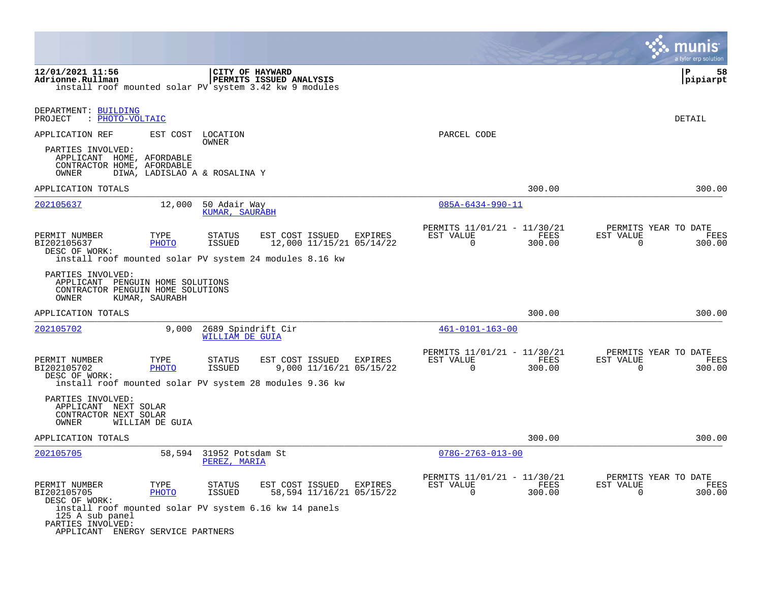install roof mounted solar PV system 3.42 kw 9 modules

DEPARTMENT: BUILDING
PROJECT : PHOTO-VOLTAIC

DETAIL

APPLICATION REF | EST COST | LOCATION / OWNER | PARCEL CODE

PARTIES INVOLVED:
- APPLICANT HOME, AFORDABLE
- CONTRACTOR HOME, AFORDABLE
- OWNER DIWA, LADISLAO A & ROSALINA Y

APPLICATION TOTALS — 300.00 — 300.00

---

**202105637** — 12,000 — 50 Adair Way — KUMAR, SAURABH — 085A-6434-990-11

| PERMIT NUMBER | TYPE | STATUS | EST COST | ISSUED | EXPIRES | PERMITS 11/01/21 - 11/30/21 EST VALUE | FEES | PERMITS YEAR TO DATE EST VALUE | FEES |
|---|---|---|---|---|---|---|---|---|---|
| BI202105637 | PHOTO | ISSUED | 12,000 | 11/15/21 | 05/14/22 | 0 | 300.00 | 0 | 300.00 |

DESC OF WORK:
install roof mounted solar PV system 24 modules 8.16 kw

PARTIES INVOLVED:
- APPLICANT PENGUIN HOME SOLUTIONS
- CONTRACTOR PENGUIN HOME SOLUTIONS
- OWNER KUMAR, SAURABH

APPLICATION TOTALS — 300.00 — 300.00

---

**202105702** — 9,000 — 2689 Spindrift Cir — WILLIAM DE GUIA — 461-0101-163-00

| PERMIT NUMBER | TYPE | STATUS | EST COST | ISSUED | EXPIRES | PERMITS 11/01/21 - 11/30/21 EST VALUE | FEES | PERMITS YEAR TO DATE EST VALUE | FEES |
|---|---|---|---|---|---|---|---|---|---|
| BI202105702 | PHOTO | ISSUED | 9,000 | 11/16/21 | 05/15/22 | 0 | 300.00 | 0 | 300.00 |

DESC OF WORK:
install roof mounted solar PV system 28 modules 9.36 kw

PARTIES INVOLVED:
- APPLICANT NEXT SOLAR
- CONTRACTOR NEXT SOLAR
- OWNER WILLIAM DE GUIA

APPLICATION TOTALS — 300.00 — 300.00

---

**202105705** — 58,594 — 31952 Potsdam St — PEREZ, MARIA — 078G-2763-013-00

| PERMIT NUMBER | TYPE | STATUS | EST COST | ISSUED | EXPIRES | PERMITS 11/01/21 - 11/30/21 EST VALUE | FEES | PERMITS YEAR TO DATE EST VALUE | FEES |
|---|---|---|---|---|---|---|---|---|---|
| BI202105705 | PHOTO | ISSUED | 58,594 | 11/16/21 | 05/15/22 | 0 | 300.00 | 0 | 300.00 |

DESC OF WORK:
install roof mounted solar PV system 6.16 kw 14 panels
125 A sub panel

PARTIES INVOLVED:
- APPLICANT ENERGY SERVICE PARTNERS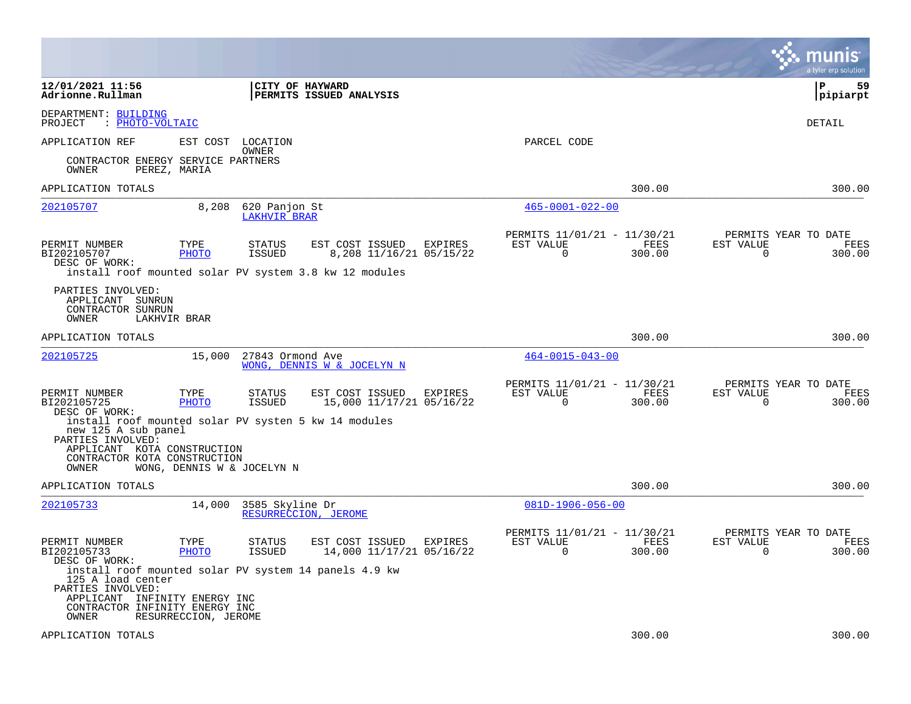12/01/2021 11:56 | CITY OF HAYWARD | P 59
Adrionne.Rullman | PERMITS ISSUED ANALYSIS | pipiarpt

DEPARTMENT: BUILDING
PROJECT : PHOTO-VOLTAIC

DETAIL

APPLICATION REF | EST COST | LOCATION / OWNER | PARCEL CODE

CONTRACTOR ENERGY SERVICE PARTNERS
OWNER PEREZ, MARIA

APPLICATION TOTALS 300.00 300.00

---

**202105707** | 8,208 | 620 Panjon St | 465-0001-022-00
LAKHVIR BRAR

| PERMIT NUMBER | TYPE | STATUS | EST COST | ISSUED | EXPIRES | PERMITS 11/01/21 - 11/30/21 EST VALUE | FEES | PERMITS YEAR TO DATE EST VALUE | FEES |
|---|---|---|---|---|---|---|---|---|---|
| BI202105707 | PHOTO | ISSUED | 8,208 | 11/16/21 | 05/15/22 | 0 | 300.00 | 0 | 300.00 |

DESC OF WORK:
install roof mounted solar PV system 3.8 kw 12 modules

PARTIES INVOLVED:
APPLICANT SUNRUN
CONTRACTOR SUNRUN
OWNER LAKHVIR BRAR

APPLICATION TOTALS 300.00 300.00

---

**202105725** | 15,000 | 27843 Ormond Ave | 464-0015-043-00
WONG, DENNIS W & JOCELYN N

| PERMIT NUMBER | TYPE | STATUS | EST COST | ISSUED | EXPIRES | PERMITS 11/01/21 - 11/30/21 EST VALUE | FEES | PERMITS YEAR TO DATE EST VALUE | FEES |
|---|---|---|---|---|---|---|---|---|---|
| BI202105725 | PHOTO | ISSUED | 15,000 | 11/17/21 | 05/16/22 | 0 | 300.00 | 0 | 300.00 |

DESC OF WORK:
install roof mounted solar PV systen 5 kw 14 modules
new 125 A sub panel

PARTIES INVOLVED:
APPLICANT KOTA CONSTRUCTION
CONTRACTOR KOTA CONSTRUCTION
OWNER WONG, DENNIS W & JOCELYN N

APPLICATION TOTALS 300.00 300.00

---

**202105733** | 14,000 | 3585 Skyline Dr | 081D-1906-056-00
RESURRECCION, JEROME

| PERMIT NUMBER | TYPE | STATUS | EST COST | ISSUED | EXPIRES | PERMITS 11/01/21 - 11/30/21 EST VALUE | FEES | PERMITS YEAR TO DATE EST VALUE | FEES |
|---|---|---|---|---|---|---|---|---|---|
| BI202105733 | PHOTO | ISSUED | 14,000 | 11/17/21 | 05/16/22 | 0 | 300.00 | 0 | 300.00 |

DESC OF WORK:
install roof mounted solar PV system 14 panels 4.9 kw
125 A load center

PARTIES INVOLVED:
APPLICANT INFINITY ENERGY INC
CONTRACTOR INFINITY ENERGY INC
OWNER RESURRECCION, JEROME

APPLICATION TOTALS 300.00 300.00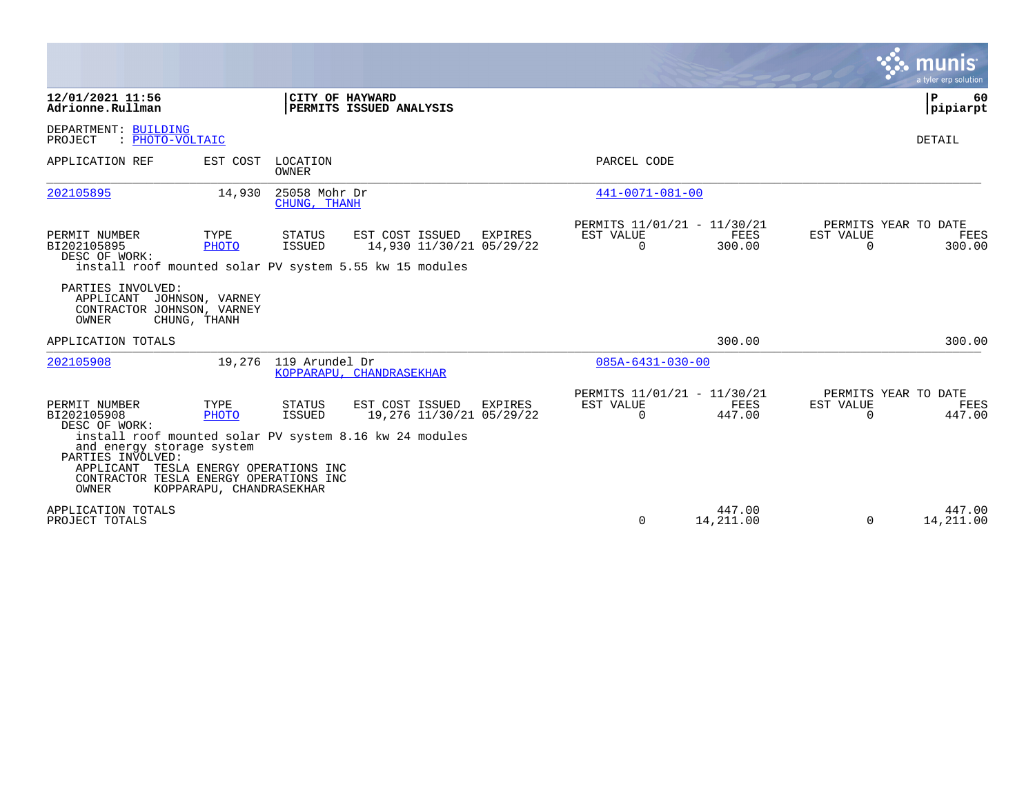**12/01/2021 11:56**
**Adrionne.Rullman**

**CITY OF HAYWARD**
**PERMITS ISSUED ANALYSIS**

**P 60**
**pipiarpt**

DEPARTMENT: BUILDING
PROJECT : PHOTO-VOLTAIC

DETAIL

| APPLICATION REF | EST COST | LOCATION / OWNER | PARCEL CODE |
|---|---|---|---|
| 202105895 | 14,930 | 25058 Mohr Dr / CHUNG, THANH | 441-0071-081-00 |

| PERMIT NUMBER | TYPE | STATUS | EST COST | ISSUED | EXPIRES | PERMITS 11/01/21 - 11/30/21 EST VALUE | FEES | PERMITS YEAR TO DATE EST VALUE | FEES |
|---|---|---|---|---|---|---|---|---|---|
| BI202105895 | PHOTO | ISSUED | 14,930 | 11/30/21 | 05/29/22 | 0 | 300.00 | 0 | 300.00 |

DESC OF WORK:
install roof mounted solar PV system 5.55 kw 15 modules

PARTIES INVOLVED:
APPLICANT JOHNSON, VARNEY
CONTRACTOR JOHNSON, VARNEY
OWNER CHUNG, THANH

APPLICATION TOTALS 300.00 300.00

| APPLICATION REF | EST COST | LOCATION / OWNER | PARCEL CODE |
|---|---|---|---|
| 202105908 | 19,276 | 119 Arundel Dr / KOPPARAPU, CHANDRASEKHAR | 085A-6431-030-00 |

| PERMIT NUMBER | TYPE | STATUS | EST COST | ISSUED | EXPIRES | PERMITS 11/01/21 - 11/30/21 EST VALUE | FEES | PERMITS YEAR TO DATE EST VALUE | FEES |
|---|---|---|---|---|---|---|---|---|---|
| BI202105908 | PHOTO | ISSUED | 19,276 | 11/30/21 | 05/29/22 | 0 | 447.00 | 0 | 447.00 |

DESC OF WORK:
install roof mounted solar PV system 8.16 kw 24 modules
and energy storage system

PARTIES INVOLVED:
APPLICANT TESLA ENERGY OPERATIONS INC
CONTRACTOR TESLA ENERGY OPERATIONS INC
OWNER KOPPARAPU, CHANDRASEKHAR

| | EST VALUE | FEES | EST VALUE | FEES |
|---|---|---|---|---|
| APPLICATION TOTALS | | 447.00 | | 447.00 |
| PROJECT TOTALS | 0 | 14,211.00 | 0 | 14,211.00 |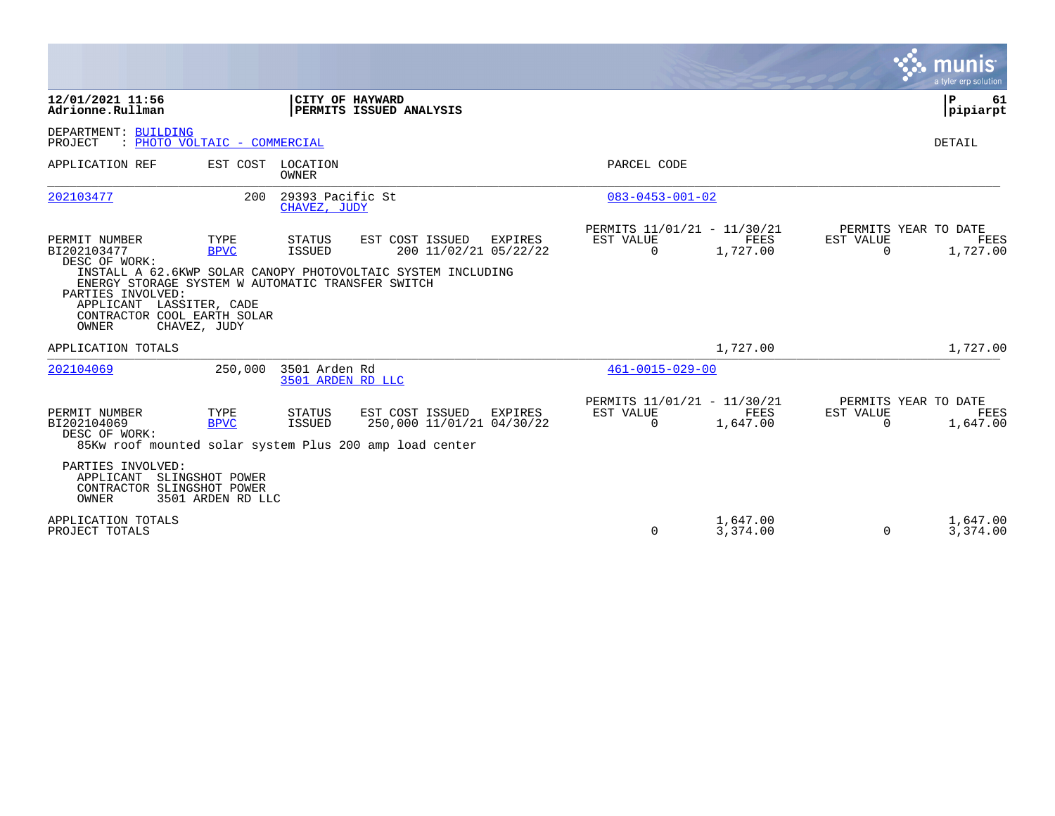**12/01/2021 11:56**
**Adrionne.Rullman**

**CITY OF HAYWARD**
**PERMITS ISSUED ANALYSIS**

**P 61**
**pipiarpt**

DEPARTMENT: BUILDING
PROJECT : PHOTO VOLTAIC - COMMERCIAL

DETAIL

| APPLICATION REF | EST COST | LOCATION / OWNER | PARCEL CODE |
|---|---|---|---|
| 202103477 | 200 | 29393 Pacific St / CHAVEZ, JUDY | 083-0453-001-02 |

| PERMIT NUMBER | TYPE | STATUS | EST COST | ISSUED | EXPIRES | PERMITS 11/01/21 - 11/30/21 EST VALUE | FEES | PERMITS YEAR TO DATE EST VALUE | FEES |
|---|---|---|---|---|---|---|---|---|---|
| BI202103477 | BPVC | ISSUED | 200 | 11/02/21 | 05/22/22 | 0 | 1,727.00 | 0 | 1,727.00 |

DESC OF WORK:
INSTALL A 62.6KWP SOLAR CANOPY PHOTOVOLTAIC SYSTEM INCLUDING ENERGY STORAGE SYSTEM W AUTOMATIC TRANSFER SWITCH

PARTIES INVOLVED:
- APPLICANT LASSITER, CADE
- CONTRACTOR COOL EARTH SOLAR
- OWNER CHAVEZ, JUDY

APPLICATION TOTALS — FEES 1,727.00 — YEAR TO DATE FEES 1,727.00

| APPLICATION REF | EST COST | LOCATION / OWNER | PARCEL CODE |
|---|---|---|---|
| 202104069 | 250,000 | 3501 Arden Rd / 3501 ARDEN RD LLC | 461-0015-029-00 |

| PERMIT NUMBER | TYPE | STATUS | EST COST | ISSUED | EXPIRES | PERMITS 11/01/21 - 11/30/21 EST VALUE | FEES | PERMITS YEAR TO DATE EST VALUE | FEES |
|---|---|---|---|---|---|---|---|---|---|
| BI202104069 | BPVC | ISSUED | 250,000 | 11/01/21 | 04/30/22 | 0 | 1,647.00 | 0 | 1,647.00 |

DESC OF WORK:
85Kw roof mounted solar system Plus 200 amp load center

PARTIES INVOLVED:
- APPLICANT SLINGSHOT POWER
- CONTRACTOR SLINGSHOT POWER
- OWNER 3501 ARDEN RD LLC

| | EST VALUE | FEES | YTD EST VALUE | YTD FEES |
|---|---|---|---|---|
| APPLICATION TOTALS | | 1,647.00 | | 1,647.00 |
| PROJECT TOTALS | 0 | 3,374.00 | 0 | 3,374.00 |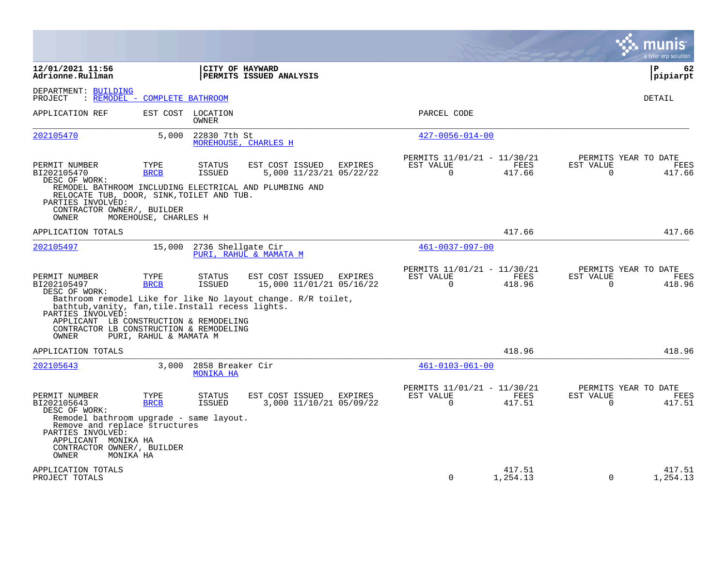**12/01/2021 11:56**
**Adrionne.Rullman**

**CITY OF HAYWARD**
**PERMITS ISSUED ANALYSIS**

**pipiarpt**

DEPARTMENT: BUILDING
PROJECT : REMODEL - COMPLETE BATHROOM

DETAIL

| APPLICATION REF | EST COST | LOCATION / OWNER | PARCEL CODE |
|---|---|---|---|
| 202105470 | 5,000 | 22830 7th St / MOREHOUSE, CHARLES H | 427-0056-014-00 |

| PERMIT NUMBER | TYPE | STATUS | EST COST | ISSUED | EXPIRES | PERMITS 11/01/21 - 11/30/21 EST VALUE | FEES | PERMITS YEAR TO DATE EST VALUE | FEES |
|---|---|---|---|---|---|---|---|---|---|
| BI202105470 | BRCB | ISSUED | 5,000 | 11/23/21 | 05/22/22 | 0 | 417.66 | 0 | 417.66 |

DESC OF WORK:
REMODEL BATHROOM INCLUDING ELECTRICAL AND PLUMBING AND RELOCATE TUB, DOOR, SINK,TOILET AND TUB.

PARTIES INVOLVED:
CONTRACTOR OWNER/, BUILDER
OWNER MOREHOUSE, CHARLES H

APPLICATION TOTALS 417.66 417.66

| APPLICATION REF | EST COST | LOCATION / OWNER | PARCEL CODE |
|---|---|---|---|
| 202105497 | 15,000 | 2736 Shellgate Cir / PURI, RAHUL & MAMATA M | 461-0037-097-00 |

| PERMIT NUMBER | TYPE | STATUS | EST COST | ISSUED | EXPIRES | PERMITS 11/01/21 - 11/30/21 EST VALUE | FEES | PERMITS YEAR TO DATE EST VALUE | FEES |
|---|---|---|---|---|---|---|---|---|---|
| BI202105497 | BRCB | ISSUED | 15,000 | 11/01/21 | 05/16/22 | 0 | 418.96 | 0 | 418.96 |

DESC OF WORK:
Bathroom remodel Like for like No layout change. R/R toilet, bathtub,vanity, fan,tile.Install recess lights.

PARTIES INVOLVED:
APPLICANT LB CONSTRUCTION & REMODELING
CONTRACTOR LB CONSTRUCTION & REMODELING
OWNER PURI, RAHUL & MAMATA M

APPLICATION TOTALS 418.96 418.96

| APPLICATION REF | EST COST | LOCATION / OWNER | PARCEL CODE |
|---|---|---|---|
| 202105643 | 3,000 | 2858 Breaker Cir / MONIKA HA | 461-0103-061-00 |

| PERMIT NUMBER | TYPE | STATUS | EST COST | ISSUED | EXPIRES | PERMITS 11/01/21 - 11/30/21 EST VALUE | FEES | PERMITS YEAR TO DATE EST VALUE | FEES |
|---|---|---|---|---|---|---|---|---|---|
| BI202105643 | BRCB | ISSUED | 3,000 | 11/10/21 | 05/09/22 | 0 | 417.51 | 0 | 417.51 |

DESC OF WORK:
Remodel bathroom upgrade - same layout.
Remove and replace structures

PARTIES INVOLVED:
APPLICANT MONIKA HA
CONTRACTOR OWNER/, BUILDER
OWNER MONIKA HA

| | EST VALUE | FEES | YTD EST VALUE | YTD FEES |
|---|---|---|---|---|
| APPLICATION TOTALS | | 417.51 | | 417.51 |
| PROJECT TOTALS | 0 | 1,254.13 | 0 | 1,254.13 |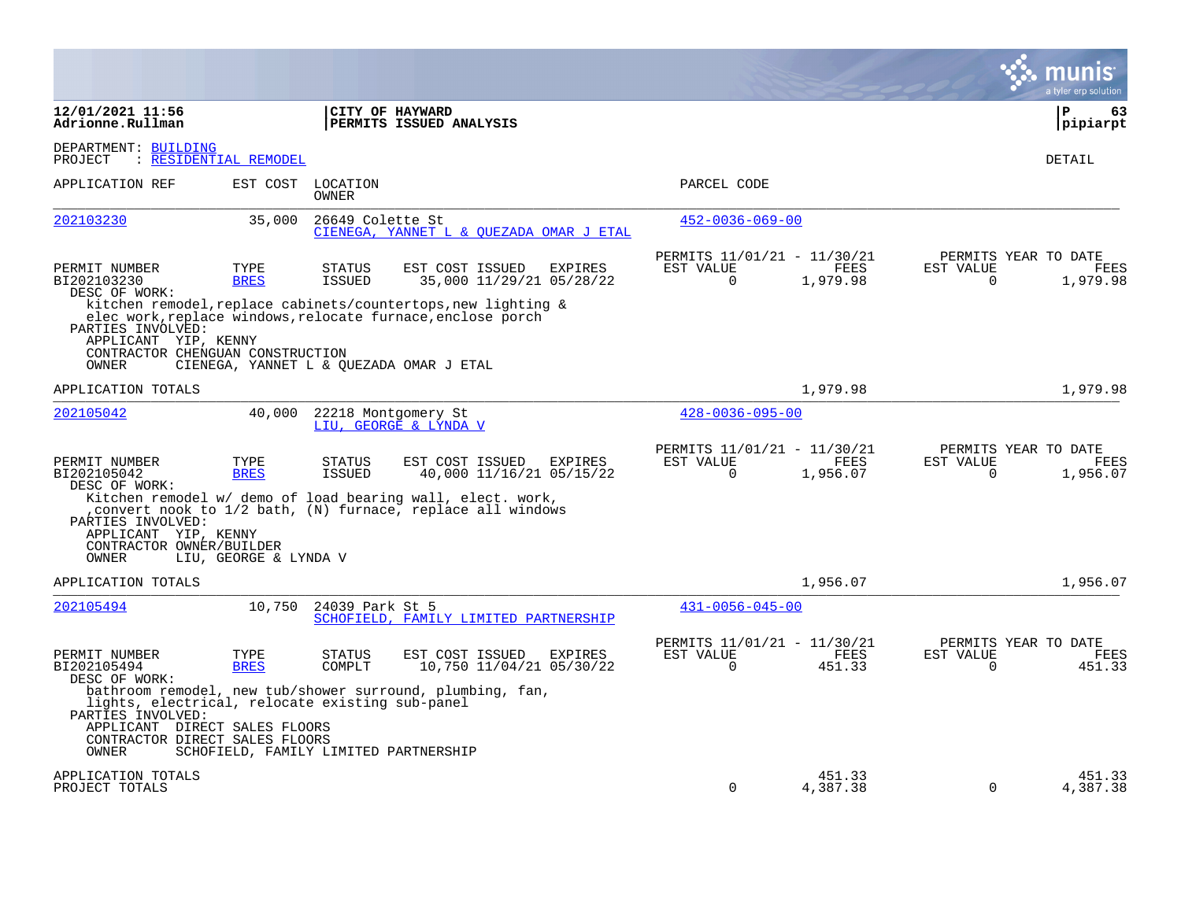**12/01/2021 11:56**
**Adrionne.Rullman**

**CITY OF HAYWARD**
**PERMITS ISSUED ANALYSIS**

**pipiarpt**

DEPARTMENT: BUILDING
PROJECT : RESIDENTIAL REMODEL

DETAIL

| APPLICATION REF | EST COST | LOCATION / OWNER | PARCEL CODE |
|---|---|---|---|
| 202103230 | 35,000 | 26649 Colette St / CIENEGA, YANNET L & QUEZADA OMAR J ETAL | 452-0036-069-00 |

| PERMIT NUMBER | TYPE | STATUS | EST COST | ISSUED | EXPIRES | PERMITS 11/01/21 - 11/30/21 EST VALUE | FEES | PERMITS YEAR TO DATE EST VALUE | FEES |
|---|---|---|---|---|---|---|---|---|---|
| BI202103230 | BRES | ISSUED | 35,000 | 11/29/21 | 05/28/22 | 0 | 1,979.98 | 0 | 1,979.98 |

DESC OF WORK:
kitchen remodel,replace cabinets/countertops,new lighting & elec work,replace windows,relocate furnace,enclose porch

PARTIES INVOLVED:
- APPLICANT YIP, KENNY
- CONTRACTOR CHENGUAN CONSTRUCTION
- OWNER CIENEGA, YANNET L & QUEZADA OMAR J ETAL

APPLICATION TOTALS: 1,979.98 | 1,979.98

| APPLICATION REF | EST COST | LOCATION / OWNER | PARCEL CODE |
|---|---|---|---|
| 202105042 | 40,000 | 22218 Montgomery St / LIU, GEORGE & LYNDA V | 428-0036-095-00 |

| PERMIT NUMBER | TYPE | STATUS | EST COST | ISSUED | EXPIRES | PERMITS 11/01/21 - 11/30/21 EST VALUE | FEES | PERMITS YEAR TO DATE EST VALUE | FEES |
|---|---|---|---|---|---|---|---|---|---|
| BI202105042 | BRES | ISSUED | 40,000 | 11/16/21 | 05/15/22 | 0 | 1,956.07 | 0 | 1,956.07 |

DESC OF WORK:
Kitchen remodel w/ demo of load bearing wall, elect. work, ,convert nook to 1/2 bath, (N) furnace, replace all windows

PARTIES INVOLVED:
- APPLICANT YIP, KENNY
- CONTRACTOR OWNER/BUILDER
- OWNER LIU, GEORGE & LYNDA V

APPLICATION TOTALS: 1,956.07 | 1,956.07

| APPLICATION REF | EST COST | LOCATION / OWNER | PARCEL CODE |
|---|---|---|---|
| 202105494 | 10,750 | 24039 Park St 5 / SCHOFIELD, FAMILY LIMITED PARTNERSHIP | 431-0056-045-00 |

| PERMIT NUMBER | TYPE | STATUS | EST COST | ISSUED | EXPIRES | PERMITS 11/01/21 - 11/30/21 EST VALUE | FEES | PERMITS YEAR TO DATE EST VALUE | FEES |
|---|---|---|---|---|---|---|---|---|---|
| BI202105494 | BRES | COMPLT | 10,750 | 11/04/21 | 05/30/22 | 0 | 451.33 | 0 | 451.33 |

DESC OF WORK:
bathroom remodel, new tub/shower surround, plumbing, fan, lights, electrical, relocate existing sub-panel

PARTIES INVOLVED:
- APPLICANT DIRECT SALES FLOORS
- CONTRACTOR DIRECT SALES FLOORS
- OWNER SCHOFIELD, FAMILY LIMITED PARTNERSHIP

| | EST VALUE | FEES | YTD EST VALUE | YTD FEES |
|---|---|---|---|---|
| APPLICATION TOTALS | | 451.33 | | 451.33 |
| PROJECT TOTALS | 0 | 4,387.38 | 0 | 4,387.38 |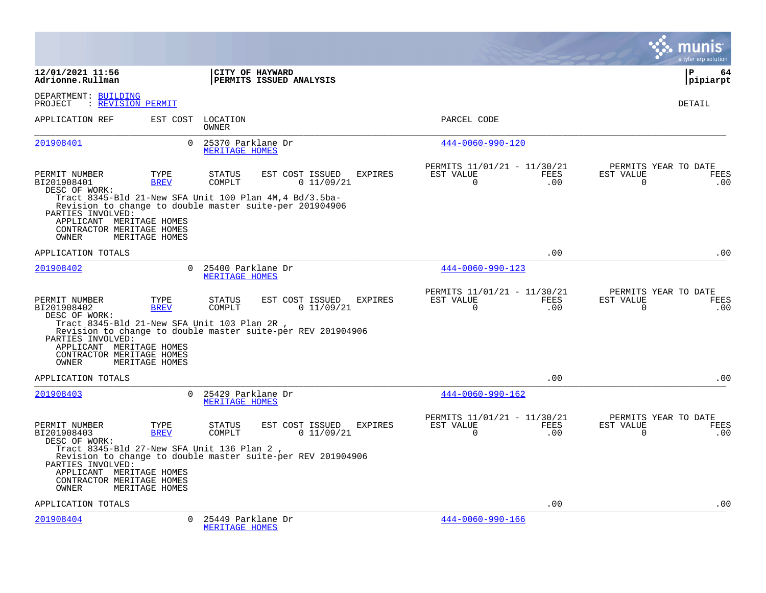**12/01/2021 11:56**
**Adrionne.Rullman**

**CITY OF HAYWARD**
**PERMITS ISSUED ANALYSIS**

**pipiarpt**

DEPARTMENT: BUILDING
PROJECT : REVISION PERMIT

DETAIL

| APPLICATION REF | EST COST | LOCATION / OWNER | PARCEL CODE |
|---|---|---|---|
| 201908401 | 0 | 25370 Parklane Dr / MERITAGE HOMES | 444-0060-990-120 |

| PERMIT NUMBER | TYPE | STATUS | EST COST | ISSUED | EXPIRES | PERMITS 11/01/21 - 11/30/21 EST VALUE | FEES | PERMITS YEAR TO DATE EST VALUE | FEES |
|---|---|---|---|---|---|---|---|---|---|
| BI201908401 | BREV | COMPLT | 0 | 11/09/21 | | 0 | .00 | 0 | .00 |

DESC OF WORK:
Tract 8345-Bld 21-New SFA Unit 100 Plan 4M,4 Bd/3.5ba-
Revision to change to double master suite-per 201904906

PARTIES INVOLVED:
APPLICANT MERITAGE HOMES
CONTRACTOR MERITAGE HOMES
OWNER MERITAGE HOMES

APPLICATION TOTALS .00 .00

| APPLICATION REF | EST COST | LOCATION / OWNER | PARCEL CODE |
|---|---|---|---|
| 201908402 | 0 | 25400 Parklane Dr / MERITAGE HOMES | 444-0060-990-123 |

| PERMIT NUMBER | TYPE | STATUS | EST COST | ISSUED | EXPIRES | PERMITS 11/01/21 - 11/30/21 EST VALUE | FEES | PERMITS YEAR TO DATE EST VALUE | FEES |
|---|---|---|---|---|---|---|---|---|---|
| BI201908402 | BREV | COMPLT | 0 | 11/09/21 | | 0 | .00 | 0 | .00 |

DESC OF WORK:
Tract 8345-Bld 21-New SFA Unit 103 Plan 2R ,
Revision to change to double master suite-per REV 201904906

PARTIES INVOLVED:
APPLICANT MERITAGE HOMES
CONTRACTOR MERITAGE HOMES
OWNER MERITAGE HOMES

APPLICATION TOTALS .00 .00

| APPLICATION REF | EST COST | LOCATION / OWNER | PARCEL CODE |
|---|---|---|---|
| 201908403 | 0 | 25429 Parklane Dr / MERITAGE HOMES | 444-0060-990-162 |

| PERMIT NUMBER | TYPE | STATUS | EST COST | ISSUED | EXPIRES | PERMITS 11/01/21 - 11/30/21 EST VALUE | FEES | PERMITS YEAR TO DATE EST VALUE | FEES |
|---|---|---|---|---|---|---|---|---|---|
| BI201908403 | BREV | COMPLT | 0 | 11/09/21 | | 0 | .00 | 0 | .00 |

DESC OF WORK:
Tract 8345-Bld 27-New SFA Unit 136 Plan 2 ,
Revision to change to double master suite-per REV 201904906

PARTIES INVOLVED:
APPLICANT MERITAGE HOMES
CONTRACTOR MERITAGE HOMES
OWNER MERITAGE HOMES

APPLICATION TOTALS .00 .00

| APPLICATION REF | EST COST | LOCATION / OWNER | PARCEL CODE |
|---|---|---|---|
| 201908404 | 0 | 25449 Parklane Dr / MERITAGE HOMES | 444-0060-990-166 |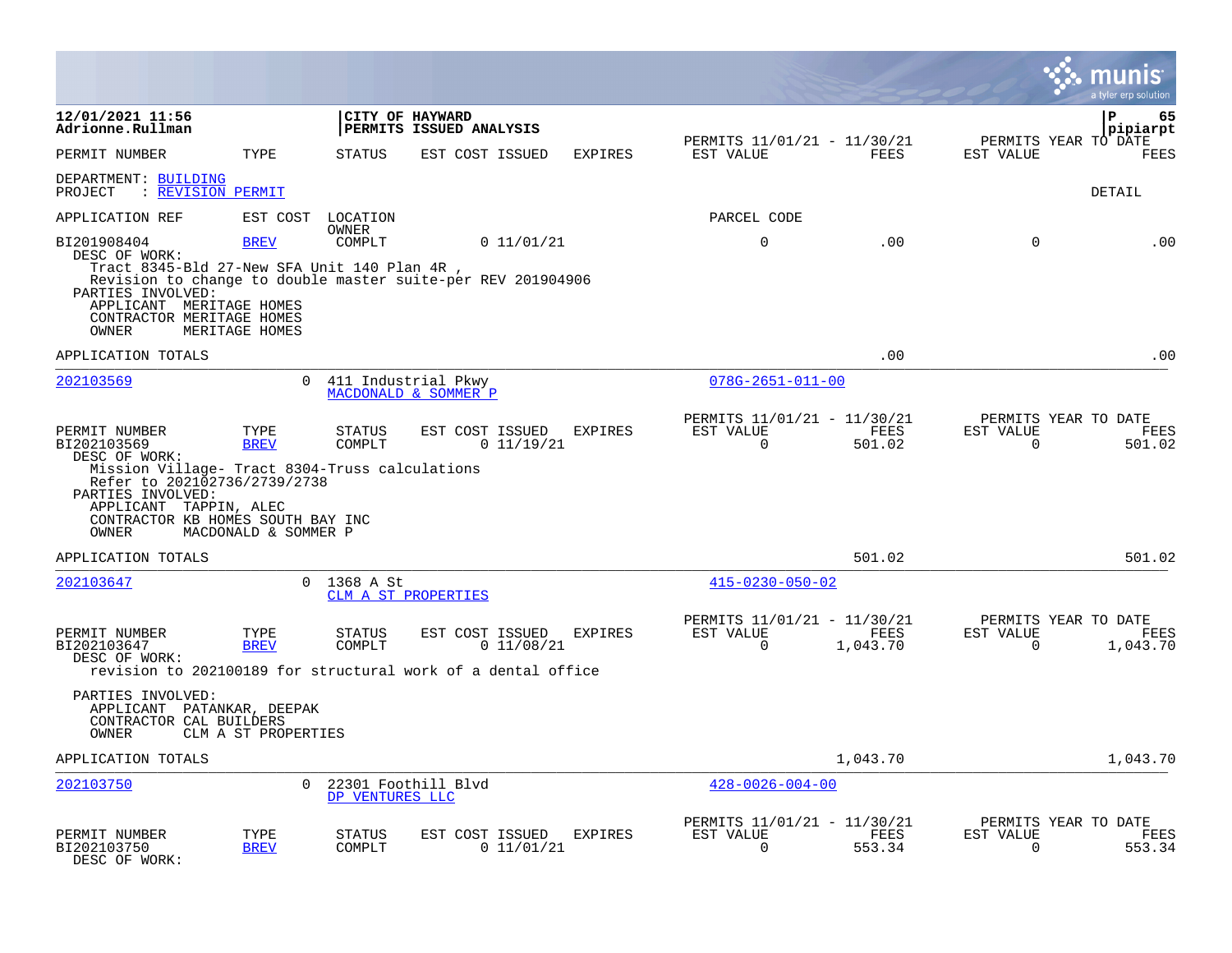12/01/2021 11:56
Adrionne.Rullman

**CITY OF HAYWARD**
**PERMITS ISSUED ANALYSIS**

P 65
pipiarpt

| PERMIT NUMBER | TYPE | STATUS | EST COST | ISSUED | EXPIRES | PERMITS 11/01/21 - 11/30/21 EST VALUE | FEES | PERMITS YEAR TO DATE EST VALUE | FEES |
|---|---|---|---|---|---|---|---|---|---|

DEPARTMENT: BUILDING
PROJECT : REVISION PERMIT

DETAIL

| APPLICATION REF | EST COST | LOCATION OWNER | | | | PARCEL CODE | | | |
|---|---|---|---|---|---|---|---|---|---|
| BI201908404 | BREV | COMPLT | 0 | 11/01/21 | | 0 | .00 | 0 | .00 |

DESC OF WORK:
Tract 8345-Bld 27-New SFA Unit 140 Plan 4R ,
Revision to change to double master suite-per REV 201904906

PARTIES INVOLVED:
APPLICANT MERITAGE HOMES
CONTRACTOR MERITAGE HOMES
OWNER MERITAGE HOMES

APPLICATION TOTALS .00 .00

---

202103569 0 411 Industrial Pkwy — MACDONALD & SOMMER P — 078G-2651-011-00

| PERMIT NUMBER | TYPE | STATUS | EST COST | ISSUED | EXPIRES | PERMITS 11/01/21 - 11/30/21 EST VALUE | FEES | PERMITS YEAR TO DATE EST VALUE | FEES |
|---|---|---|---|---|---|---|---|---|---|
| BI202103569 | BREV | COMPLT | 0 | 11/19/21 | | 0 | 501.02 | 0 | 501.02 |

DESC OF WORK:
Mission Village- Tract 8304-Truss calculations
Refer to 202102736/2739/2738

PARTIES INVOLVED:
APPLICANT TAPPIN, ALEC
CONTRACTOR KB HOMES SOUTH BAY INC
OWNER MACDONALD & SOMMER P

APPLICATION TOTALS 501.02 501.02

---

202103647 0 1368 A St — CLM A ST PROPERTIES — 415-0230-050-02

| PERMIT NUMBER | TYPE | STATUS | EST COST | ISSUED | EXPIRES | PERMITS 11/01/21 - 11/30/21 EST VALUE | FEES | PERMITS YEAR TO DATE EST VALUE | FEES |
|---|---|---|---|---|---|---|---|---|---|
| BI202103647 | BREV | COMPLT | 0 | 11/08/21 | | 0 | 1,043.70 | 0 | 1,043.70 |

DESC OF WORK:
revision to 202100189 for structural work of a dental office

PARTIES INVOLVED:
APPLICANT PATANKAR, DEEPAK
CONTRACTOR CAL BUILDERS
OWNER CLM A ST PROPERTIES

APPLICATION TOTALS 1,043.70 1,043.70

---

202103750 0 22301 Foothill Blvd — DP VENTURES LLC — 428-0026-004-00

| PERMIT NUMBER | TYPE | STATUS | EST COST | ISSUED | EXPIRES | PERMITS 11/01/21 - 11/30/21 EST VALUE | FEES | PERMITS YEAR TO DATE EST VALUE | FEES |
|---|---|---|---|---|---|---|---|---|---|
| BI202103750 | BREV | COMPLT | 0 | 11/01/21 | | 0 | 553.34 | 0 | 553.34 |

DESC OF WORK: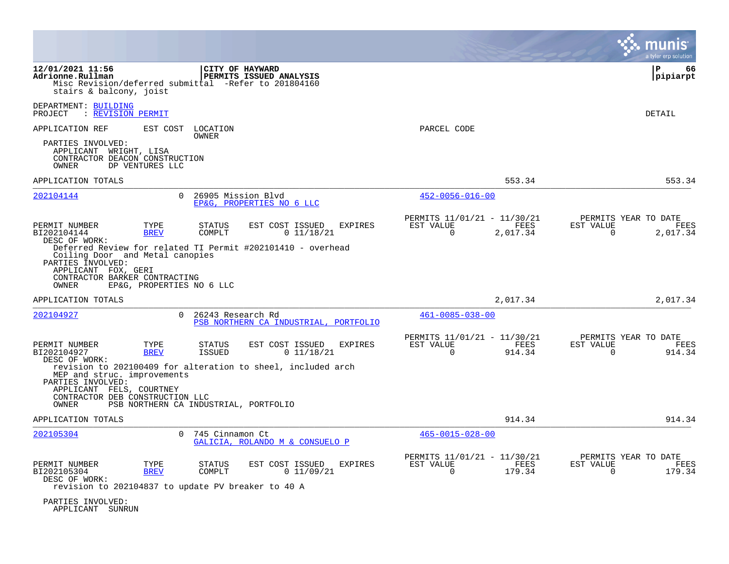12/01/2021 11:56
Adrionne.Rullman

**CITY OF HAYWARD**
**PERMITS ISSUED ANALYSIS**

pipiarpt

Misc Revision/deferred submittal -Refer to 201804160
stairs & balcony, joist

DEPARTMENT: BUILDING
PROJECT : REVISION PERMIT

DETAIL

APPLICATION REF | EST COST | LOCATION / OWNER | PARCEL CODE

PARTIES INVOLVED:
APPLICANT WRIGHT, LISA
CONTRACTOR DEACON CONSTRUCTION
OWNER DP VENTURES LLC

APPLICATION TOTALS 553.34 553.34

---

**202104144** | 0 | 26905 Mission Blvd | EP&G, PROPERTIES NO 6 LLC | 452-0056-016-00

| PERMIT NUMBER | TYPE | STATUS | EST COST | ISSUED | EXPIRES | PERMITS 11/01/21 - 11/30/21 EST VALUE | FEES | PERMITS YEAR TO DATE EST VALUE | FEES |
|---|---|---|---|---|---|---|---|---|---|
| BI202104144 | BREV | COMPLT | 0 | 11/18/21 | | 0 | 2,017.34 | 0 | 2,017.34 |

DESC OF WORK:
Deferred Review for related TI Permit #202101410 - overhead
Coiling Door and Metal canopies

PARTIES INVOLVED:
APPLICANT FOX, GERI
CONTRACTOR BARKER CONTRACTING
OWNER EP&G, PROPERTIES NO 6 LLC

APPLICATION TOTALS 2,017.34 2,017.34

---

**202104927** | 0 | 26243 Research Rd | PSB NORTHERN CA INDUSTRIAL, PORTFOLIO | 461-0085-038-00

| PERMIT NUMBER | TYPE | STATUS | EST COST | ISSUED | EXPIRES | PERMITS 11/01/21 - 11/30/21 EST VALUE | FEES | PERMITS YEAR TO DATE EST VALUE | FEES |
|---|---|---|---|---|---|---|---|---|---|
| BI202104927 | BREV | ISSUED | 0 | 11/18/21 | | 0 | 914.34 | 0 | 914.34 |

DESC OF WORK:
revision to 202100409 for alteration to sheel, included arch
MEP and struc. improvements

PARTIES INVOLVED:
APPLICANT FELS, COURTNEY
CONTRACTOR DEB CONSTRUCTION LLC
OWNER PSB NORTHERN CA INDUSTRIAL, PORTFOLIO

APPLICATION TOTALS 914.34 914.34

---

**202105304** | 0 | 745 Cinnamon Ct | GALICIA, ROLANDO M & CONSUELO P | 465-0015-028-00

| PERMIT NUMBER | TYPE | STATUS | EST COST | ISSUED | EXPIRES | PERMITS 11/01/21 - 11/30/21 EST VALUE | FEES | PERMITS YEAR TO DATE EST VALUE | FEES |
|---|---|---|---|---|---|---|---|---|---|
| BI202105304 | BREV | COMPLT | 0 | 11/09/21 | | 0 | 179.34 | 0 | 179.34 |

DESC OF WORK:
revision to 202104837 to update PV breaker to 40 A

PARTIES INVOLVED:
APPLICANT SUNRUN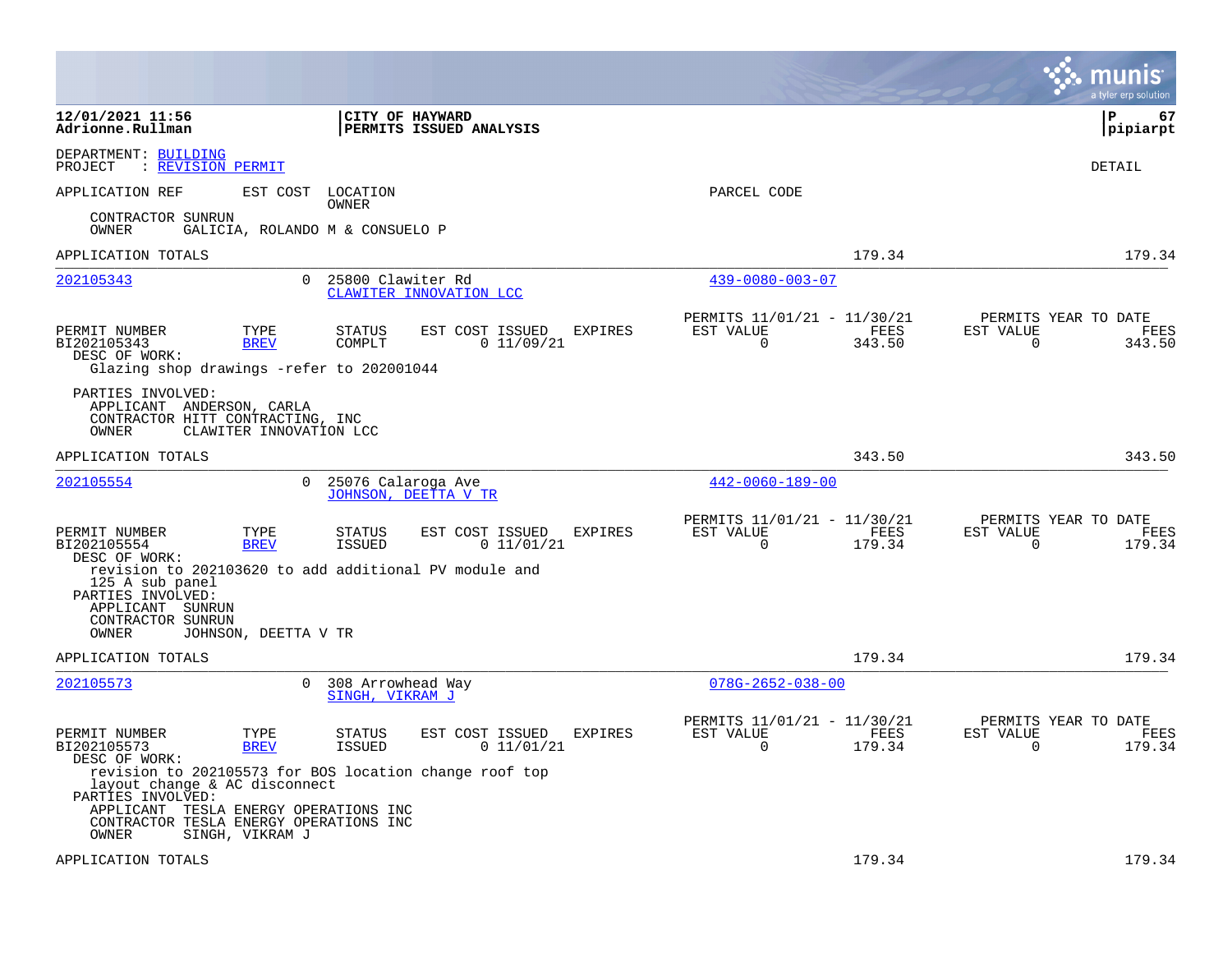DEPARTMENT: BUILDING
PROJECT : REVISION PERMIT

DETAIL

APPLICATION REF | EST COST | LOCATION / OWNER | PARCEL CODE

CONTRACTOR SUNRUN
OWNER GALICIA, ROLANDO M & CONSUELO P

APPLICATION TOTALS — 179.34 — 179.34

---

**202105343** — 0 — 25800 Clawiter Rd — CLAWITER INNOVATION LCC — 439-0080-003-07

| PERMIT NUMBER | TYPE | STATUS | EST COST | ISSUED | EXPIRES | PERMITS 11/01/21 - 11/30/21 EST VALUE | FEES | PERMITS YEAR TO DATE EST VALUE | FEES |
|---|---|---|---|---|---|---|---|---|---|
| BI202105343 | BREV | COMPLT | 0 | 11/09/21 | | 0 | 343.50 | 0 | 343.50 |

DESC OF WORK:
Glazing shop drawings -refer to 202001044

PARTIES INVOLVED:
APPLICANT ANDERSON, CARLA
CONTRACTOR HITT CONTRACTING, INC
OWNER CLAWITER INNOVATION LCC

APPLICATION TOTALS — 343.50 — 343.50

---

**202105554** — 0 — 25076 Calaroga Ave — JOHNSON, DEETTA V TR — 442-0060-189-00

| PERMIT NUMBER | TYPE | STATUS | EST COST | ISSUED | EXPIRES | PERMITS 11/01/21 - 11/30/21 EST VALUE | FEES | PERMITS YEAR TO DATE EST VALUE | FEES |
|---|---|---|---|---|---|---|---|---|---|
| BI202105554 | BREV | ISSUED | 0 | 11/01/21 | | 0 | 179.34 | 0 | 179.34 |

DESC OF WORK:
revision to 202103620 to add additional PV module and 125 A sub panel

PARTIES INVOLVED:
APPLICANT SUNRUN
CONTRACTOR SUNRUN
OWNER JOHNSON, DEETTA V TR

APPLICATION TOTALS — 179.34 — 179.34

---

**202105573** — 0 — 308 Arrowhead Way — SINGH, VIKRAM J — 078G-2652-038-00

| PERMIT NUMBER | TYPE | STATUS | EST COST | ISSUED | EXPIRES | PERMITS 11/01/21 - 11/30/21 EST VALUE | FEES | PERMITS YEAR TO DATE EST VALUE | FEES |
|---|---|---|---|---|---|---|---|---|---|
| BI202105573 | BREV | ISSUED | 0 | 11/01/21 | | 0 | 179.34 | 0 | 179.34 |

DESC OF WORK:
revision to 202105573 for BOS location change roof top layout change & AC disconnect

PARTIES INVOLVED:
APPLICANT TESLA ENERGY OPERATIONS INC
CONTRACTOR TESLA ENERGY OPERATIONS INC
OWNER SINGH, VIKRAM J

APPLICATION TOTALS — 179.34 — 179.34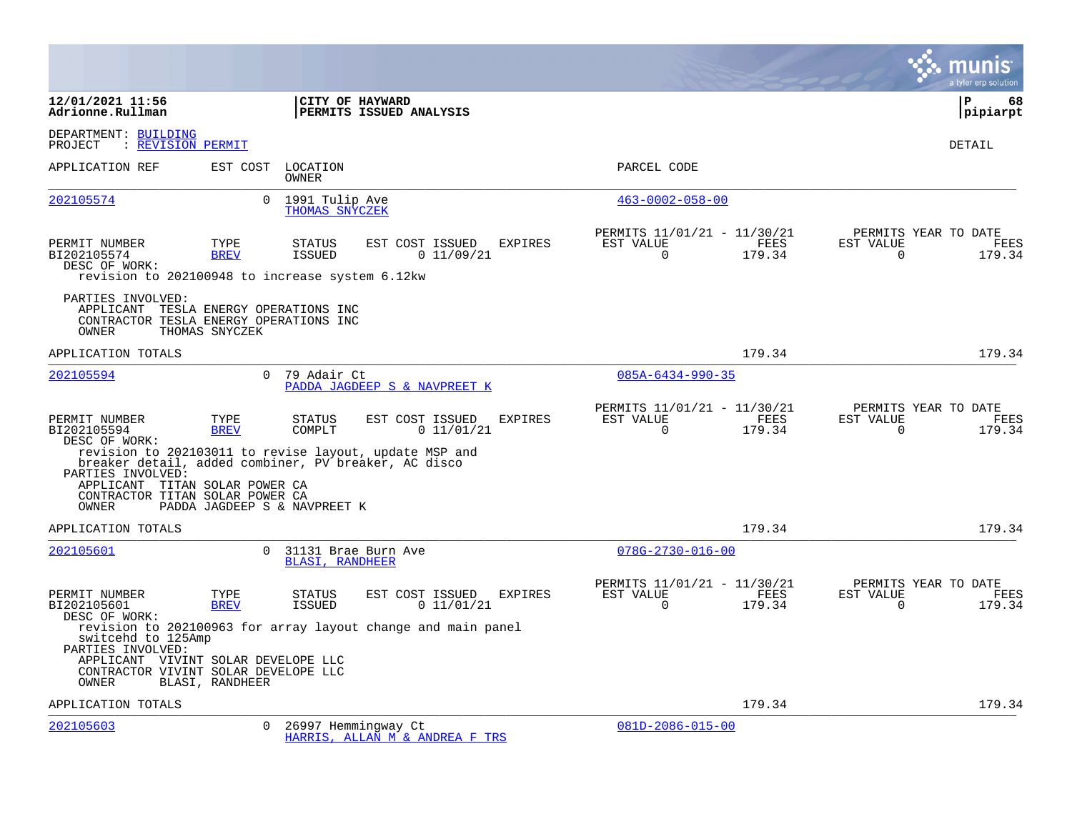**12/01/2021 11:56**
**Adrionne.Rullman**

**CITY OF HAYWARD**
**PERMITS ISSUED ANALYSIS**

**P 68**
**pipiarpt**

DEPARTMENT: BUILDING
PROJECT : REVISION PERMIT

DETAIL

| APPLICATION REF | EST COST | LOCATION / OWNER | PARCEL CODE |
|---|---|---|---|
| 202105574 | 0 | 1991 Tulip Ave / THOMAS SNYCZEK | 463-0002-058-00 |

| PERMIT NUMBER | TYPE | STATUS | EST COST | ISSUED | EXPIRES | PERMITS 11/01/21 - 11/30/21 EST VALUE | FEES | PERMITS YEAR TO DATE EST VALUE | FEES |
|---|---|---|---|---|---|---|---|---|---|
| BI202105574 | BREV | ISSUED | 0 | 11/09/21 | | 0 | 179.34 | 0 | 179.34 |

DESC OF WORK:
revision to 202100948 to increase system 6.12kw

PARTIES INVOLVED:
APPLICANT TESLA ENERGY OPERATIONS INC
CONTRACTOR TESLA ENERGY OPERATIONS INC
OWNER THOMAS SNYCZEK

APPLICATION TOTALS 179.34 179.34

| APPLICATION REF | EST COST | LOCATION / OWNER | PARCEL CODE |
|---|---|---|---|
| 202105594 | 0 | 79 Adair Ct / PADDA JAGDEEP S & NAVPREET K | 085A-6434-990-35 |

| PERMIT NUMBER | TYPE | STATUS | EST COST | ISSUED | EXPIRES | PERMITS 11/01/21 - 11/30/21 EST VALUE | FEES | PERMITS YEAR TO DATE EST VALUE | FEES |
|---|---|---|---|---|---|---|---|---|---|
| BI202105594 | BREV | COMPLT | 0 | 11/01/21 | | 0 | 179.34 | 0 | 179.34 |

DESC OF WORK:
revision to 202103011 to revise layout, update MSP and breaker detail, added combiner, PV breaker, AC disco

PARTIES INVOLVED:
APPLICANT TITAN SOLAR POWER CA
CONTRACTOR TITAN SOLAR POWER CA
OWNER PADDA JAGDEEP S & NAVPREET K

APPLICATION TOTALS 179.34 179.34

| APPLICATION REF | EST COST | LOCATION / OWNER | PARCEL CODE |
|---|---|---|---|
| 202105601 | 0 | 31131 Brae Burn Ave / BLASI, RANDHEER | 078G-2730-016-00 |

| PERMIT NUMBER | TYPE | STATUS | EST COST | ISSUED | EXPIRES | PERMITS 11/01/21 - 11/30/21 EST VALUE | FEES | PERMITS YEAR TO DATE EST VALUE | FEES |
|---|---|---|---|---|---|---|---|---|---|
| BI202105601 | BREV | ISSUED | 0 | 11/01/21 | | 0 | 179.34 | 0 | 179.34 |

DESC OF WORK:
revision to 202100963 for array layout change and main panel switcehd to 125Amp

PARTIES INVOLVED:
APPLICANT VIVINT SOLAR DEVELOPE LLC
CONTRACTOR VIVINT SOLAR DEVELOPE LLC
OWNER BLASI, RANDHEER

APPLICATION TOTALS 179.34 179.34

| APPLICATION REF | EST COST | LOCATION / OWNER | PARCEL CODE |
|---|---|---|---|
| 202105603 | 0 | 26997 Hemmingway Ct / HARRIS, ALLAN M & ANDREA F TRS | 081D-2086-015-00 |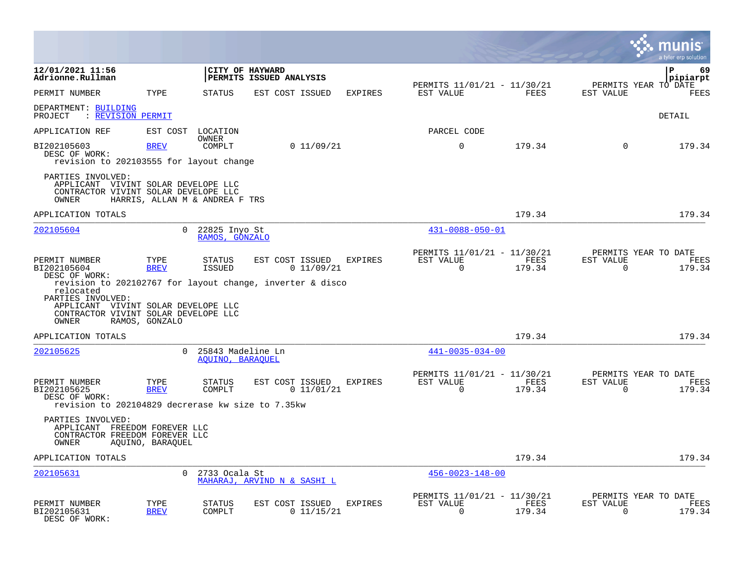**12/01/2021 11:56**
**Adrionne.Rullman**

**CITY OF HAYWARD**
**PERMITS ISSUED ANALYSIS**

**P 69**
**pipiarpt**

| PERMIT NUMBER | TYPE | STATUS | EST COST | ISSUED | EXPIRES | PERMITS 11/01/21 - 11/30/21 EST VALUE | FEES | PERMITS YEAR TO DATE EST VALUE | FEES |
|---|---|---|---|---|---|---|---|---|---|

DEPARTMENT: BUILDING
PROJECT : REVISION PERMIT

DETAIL

| APPLICATION REF | EST COST | LOCATION / OWNER | | | | PARCEL CODE | | | |
|---|---|---|---|---|---|---|---|---|---|
| BI202105603 | BREV | COMPLT | 0 | 11/09/21 | | 0 | 179.34 | 0 | 179.34 |

DESC OF WORK:
revision to 202103555 for layout change

PARTIES INVOLVED:
APPLICANT VIVINT SOLAR DEVELOPE LLC
CONTRACTOR VIVINT SOLAR DEVELOPE LLC
OWNER HARRIS, ALLAN M & ANDREA F TRS

APPLICATION TOTALS: 179.34 | 179.34

---

**202105604** — 0 — 22825 Inyo St — RAMOS, GONZALO — 431-0088-050-01

| PERMIT NUMBER | TYPE | STATUS | EST COST | ISSUED | EXPIRES | PERMITS 11/01/21 - 11/30/21 EST VALUE | FEES | PERMITS YEAR TO DATE EST VALUE | FEES |
|---|---|---|---|---|---|---|---|---|---|
| BI202105604 | BREV | ISSUED | 0 | 11/09/21 | | 0 | 179.34 | 0 | 179.34 |

DESC OF WORK:
revision to 202102767 for layout change, inverter & disco relocated

PARTIES INVOLVED:
APPLICANT VIVINT SOLAR DEVELOPE LLC
CONTRACTOR VIVINT SOLAR DEVELOPE LLC
OWNER RAMOS, GONZALO

APPLICATION TOTALS: 179.34 | 179.34

---

**202105625** — 0 — 25843 Madeline Ln — AQUINO, BARAQUEL — 441-0035-034-00

| PERMIT NUMBER | TYPE | STATUS | EST COST | ISSUED | EXPIRES | PERMITS 11/01/21 - 11/30/21 EST VALUE | FEES | PERMITS YEAR TO DATE EST VALUE | FEES |
|---|---|---|---|---|---|---|---|---|---|
| BI202105625 | BREV | COMPLT | 0 | 11/01/21 | | 0 | 179.34 | 0 | 179.34 |

DESC OF WORK:
revision to 202104829 decrerase kw size to 7.35kw

PARTIES INVOLVED:
APPLICANT FREEDOM FOREVER LLC
CONTRACTOR FREEDOM FOREVER LLC
OWNER AQUINO, BARAQUEL

APPLICATION TOTALS: 179.34 | 179.34

---

**202105631** — 0 — 2733 Ocala St — MAHARAJ, ARVIND N & SASHI L — 456-0023-148-00

| PERMIT NUMBER | TYPE | STATUS | EST COST | ISSUED | EXPIRES | PERMITS 11/01/21 - 11/30/21 EST VALUE | FEES | PERMITS YEAR TO DATE EST VALUE | FEES |
|---|---|---|---|---|---|---|---|---|---|
| BI202105631 | BREV | COMPLT | 0 | 11/15/21 | | 0 | 179.34 | 0 | 179.34 |

DESC OF WORK: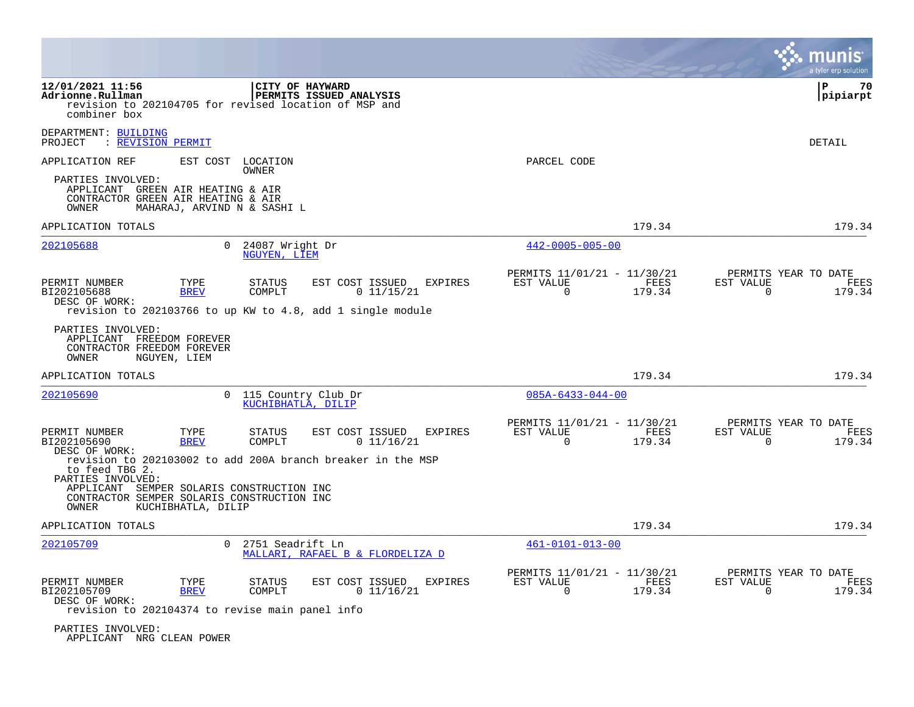revision to 202104705 for revised location of MSP and combiner box

DEPARTMENT: BUILDING
PROJECT : REVISION PERMIT

DETAIL

APPLICATION REF | EST COST | LOCATION / OWNER | PARCEL CODE

PARTIES INVOLVED:
- APPLICANT GREEN AIR HEATING & AIR
- CONTRACTOR GREEN AIR HEATING & AIR
- OWNER MAHARAJ, ARVIND N & SASHI L

APPLICATION TOTALS 179.34 179.34

---

**202105688** 0 24087 Wright Dr — NGUYEN, LIEM — 442-0005-005-00

| PERMIT NUMBER | TYPE | STATUS | EST COST | ISSUED | EXPIRES | PERMITS 11/01/21 - 11/30/21 EST VALUE | FEES | PERMITS YEAR TO DATE EST VALUE | FEES |
|---|---|---|---|---|---|---|---|---|---|
| BI202105688 | BREV | COMPLT | 0 | 11/15/21 | | 0 | 179.34 | 0 | 179.34 |

DESC OF WORK:
revision to 202103766 to up KW to 4.8, add 1 single module

PARTIES INVOLVED:
- APPLICANT FREEDOM FOREVER
- CONTRACTOR FREEDOM FOREVER
- OWNER NGUYEN, LIEM

APPLICATION TOTALS 179.34 179.34

---

**202105690** 0 115 Country Club Dr — KUCHIBHATLA, DILIP — 085A-6433-044-00

| PERMIT NUMBER | TYPE | STATUS | EST COST | ISSUED | EXPIRES | PERMITS 11/01/21 - 11/30/21 EST VALUE | FEES | PERMITS YEAR TO DATE EST VALUE | FEES |
|---|---|---|---|---|---|---|---|---|---|
| BI202105690 | BREV | COMPLT | 0 | 11/16/21 | | 0 | 179.34 | 0 | 179.34 |

DESC OF WORK:
revision to 202103002 to add 200A branch breaker in the MSP to feed TBG 2.

PARTIES INVOLVED:
- APPLICANT SEMPER SOLARIS CONSTRUCTION INC
- CONTRACTOR SEMPER SOLARIS CONSTRUCTION INC
- OWNER KUCHIBHATLA, DILIP

APPLICATION TOTALS 179.34 179.34

---

**202105709** 0 2751 Seadrift Ln — MALLARI, RAFAEL B & FLORDELIZA D — 461-0101-013-00

| PERMIT NUMBER | TYPE | STATUS | EST COST | ISSUED | EXPIRES | PERMITS 11/01/21 - 11/30/21 EST VALUE | FEES | PERMITS YEAR TO DATE EST VALUE | FEES |
|---|---|---|---|---|---|---|---|---|---|
| BI202105709 | BREV | COMPLT | 0 | 11/16/21 | | 0 | 179.34 | 0 | 179.34 |

DESC OF WORK:
revision to 202104374 to revise main panel info

PARTIES INVOLVED:
- APPLICANT NRG CLEAN POWER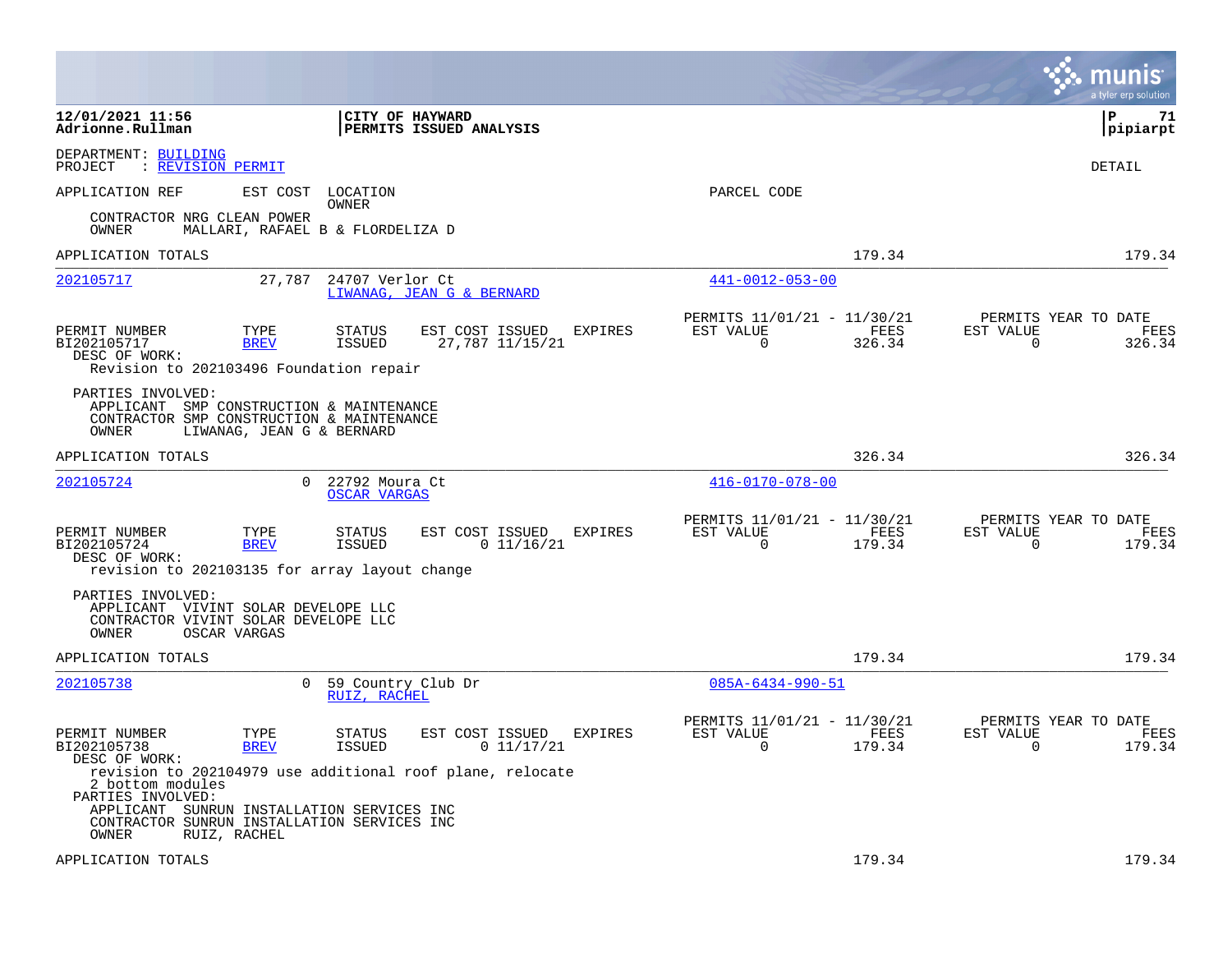12/01/2021 11:56
Adrionne.Rullman

CITY OF HAYWARD
PERMITS ISSUED ANALYSIS

DEPARTMENT: BUILDING
PROJECT : REVISION PERMIT

DETAIL

APPLICATION REF | EST COST | LOCATION / OWNER | PARCEL CODE

CONTRACTOR NRG CLEAN POWER
OWNER MALLARI, RAFAEL B & FLORDELIZA D

APPLICATION TOTALS 179.34 179.34

---

**202105717** | 27,787 | 24707 Verlor Ct | 441-0012-053-00
LIWANAG, JEAN G & BERNARD

| PERMIT NUMBER | TYPE | STATUS | EST COST | ISSUED | EXPIRES | PERMITS 11/01/21 - 11/30/21 EST VALUE | FEES | PERMITS YEAR TO DATE EST VALUE | FEES |
|---|---|---|---|---|---|---|---|---|---|
| BI202105717 | BREV | ISSUED | 27,787 | 11/15/21 | | 0 | 326.34 | 0 | 326.34 |

DESC OF WORK:
Revision to 202103496 Foundation repair

PARTIES INVOLVED:
APPLICANT SMP CONSTRUCTION & MAINTENANCE
CONTRACTOR SMP CONSTRUCTION & MAINTENANCE
OWNER LIWANAG, JEAN G & BERNARD

APPLICATION TOTALS 326.34 326.34

---

**202105724** | 0 | 22792 Moura Ct | 416-0170-078-00
OSCAR VARGAS

| PERMIT NUMBER | TYPE | STATUS | EST COST | ISSUED | EXPIRES | PERMITS 11/01/21 - 11/30/21 EST VALUE | FEES | PERMITS YEAR TO DATE EST VALUE | FEES |
|---|---|---|---|---|---|---|---|---|---|
| BI202105724 | BREV | ISSUED | 0 | 11/16/21 | | 0 | 179.34 | 0 | 179.34 |

DESC OF WORK:
revision to 202103135 for array layout change

PARTIES INVOLVED:
APPLICANT VIVINT SOLAR DEVELOPE LLC
CONTRACTOR VIVINT SOLAR DEVELOPE LLC
OWNER OSCAR VARGAS

APPLICATION TOTALS 179.34 179.34

---

**202105738** | 0 | 59 Country Club Dr | 085A-6434-990-51
RUIZ, RACHEL

| PERMIT NUMBER | TYPE | STATUS | EST COST | ISSUED | EXPIRES | PERMITS 11/01/21 - 11/30/21 EST VALUE | FEES | PERMITS YEAR TO DATE EST VALUE | FEES |
|---|---|---|---|---|---|---|---|---|---|
| BI202105738 | BREV | ISSUED | 0 | 11/17/21 | | 0 | 179.34 | 0 | 179.34 |

DESC OF WORK:
revision to 202104979 use additional roof plane, relocate 2 bottom modules

PARTIES INVOLVED:
APPLICANT SUNRUN INSTALLATION SERVICES INC
CONTRACTOR SUNRUN INSTALLATION SERVICES INC
OWNER RUIZ, RACHEL

APPLICATION TOTALS 179.34 179.34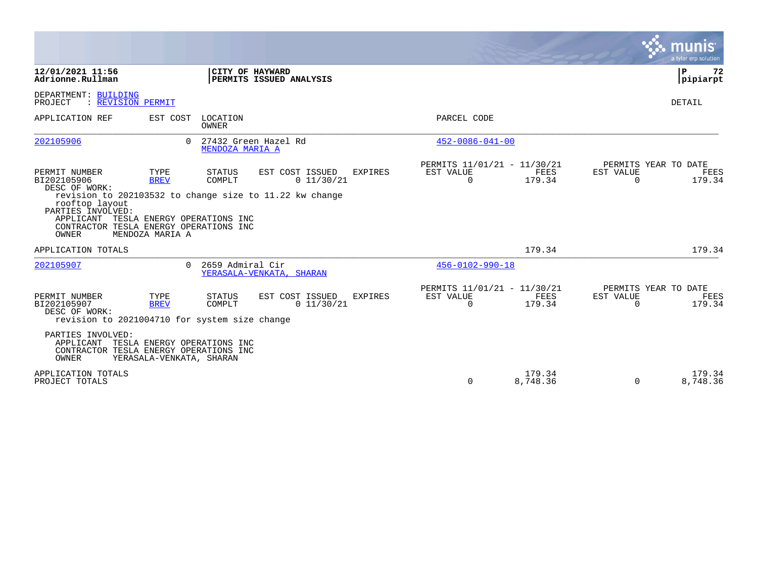12/01/2021 11:56
Adrionne.Rullman

**CITY OF HAYWARD**
**PERMITS ISSUED ANALYSIS**

P 72
pipiarpt

DEPARTMENT: BUILDING
PROJECT : REVISION PERMIT

DETAIL

| APPLICATION REF | EST COST | LOCATION / OWNER | PARCEL CODE |
|---|---|---|---|
| 202105906 | 0 | 27432 Green Hazel Rd / MENDOZA MARIA A | 452-0086-041-00 |

| PERMIT NUMBER | TYPE | STATUS | EST COST | ISSUED | EXPIRES | PERMITS 11/01/21 - 11/30/21 EST VALUE | FEES | PERMITS YEAR TO DATE EST VALUE | FEES |
|---|---|---|---|---|---|---|---|---|---|
| BI202105906 | BREV | COMPLT | 0 | 11/30/21 | | 0 | 179.34 | 0 | 179.34 |

DESC OF WORK:
revision to 202103532 to change size to 11.22 kw change rooftop layout

PARTIES INVOLVED:
APPLICANT TESLA ENERGY OPERATIONS INC
CONTRACTOR TESLA ENERGY OPERATIONS INC
OWNER MENDOZA MARIA A

APPLICATION TOTALS 179.34 179.34

| APPLICATION REF | EST COST | LOCATION / OWNER | PARCEL CODE |
|---|---|---|---|
| 202105907 | 0 | 2659 Admiral Cir / YERASALA-VENKATA, SHARAN | 456-0102-990-18 |

| PERMIT NUMBER | TYPE | STATUS | EST COST | ISSUED | EXPIRES | PERMITS 11/01/21 - 11/30/21 EST VALUE | FEES | PERMITS YEAR TO DATE EST VALUE | FEES |
|---|---|---|---|---|---|---|---|---|---|
| BI202105907 | BREV | COMPLT | 0 | 11/30/21 | | 0 | 179.34 | 0 | 179.34 |

DESC OF WORK:
revision to 2021004710 for system size change

PARTIES INVOLVED:
APPLICANT TESLA ENERGY OPERATIONS INC
CONTRACTOR TESLA ENERGY OPERATIONS INC
OWNER YERASALA-VENKATA, SHARAN

| | EST VALUE | FEES | EST VALUE | FEES |
|---|---|---|---|---|
| APPLICATION TOTALS | | 179.34 | | 179.34 |
| PROJECT TOTALS | 0 | 8,748.36 | 0 | 8,748.36 |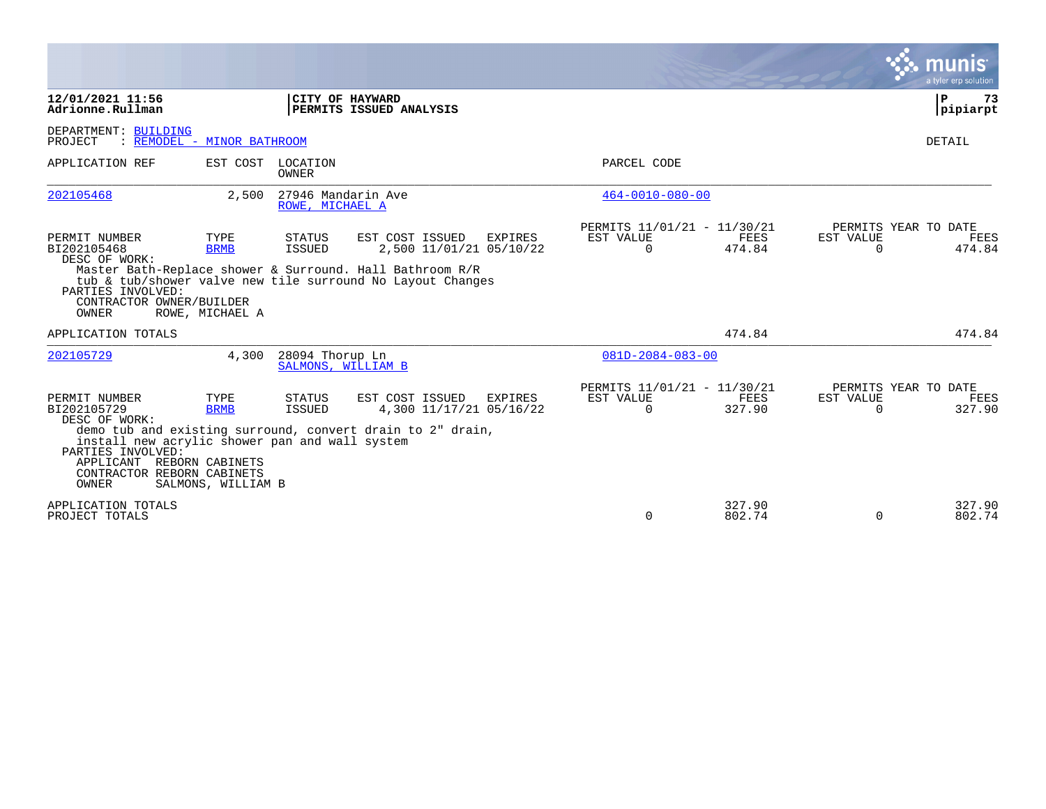**12/01/2021 11:56**
**Adrionne.Rullman**

**CITY OF HAYWARD**
**PERMITS ISSUED ANALYSIS**

DEPARTMENT: BUILDING
PROJECT : REMODEL - MINOR BATHROOM

DETAIL

| APPLICATION REF | EST COST | LOCATION / OWNER | PARCEL CODE |
|---|---|---|---|
| 202105468 | 2,500 | 27946 Mandarin Ave / ROWE, MICHAEL A | 464-0010-080-00 |

| PERMIT NUMBER | TYPE | STATUS | EST COST | ISSUED | EXPIRES | PERMITS 11/01/21 - 11/30/21 EST VALUE | FEES | PERMITS YEAR TO DATE EST VALUE | FEES |
|---|---|---|---|---|---|---|---|---|---|
| BI202105468 | BRMB | ISSUED | 2,500 | 11/01/21 | 05/10/22 | 0 | 474.84 | 0 | 474.84 |

DESC OF WORK:
Master Bath-Replace shower & Surround. Hall Bathroom R/R tub & tub/shower valve new tile surround No Layout Changes

PARTIES INVOLVED:
CONTRACTOR OWNER/BUILDER
OWNER ROWE, MICHAEL A

APPLICATION TOTALS 474.84 474.84

| APPLICATION REF | EST COST | LOCATION / OWNER | PARCEL CODE |
|---|---|---|---|
| 202105729 | 4,300 | 28094 Thorup Ln / SALMONS, WILLIAM B | 081D-2084-083-00 |

| PERMIT NUMBER | TYPE | STATUS | EST COST | ISSUED | EXPIRES | PERMITS 11/01/21 - 11/30/21 EST VALUE | FEES | PERMITS YEAR TO DATE EST VALUE | FEES |
|---|---|---|---|---|---|---|---|---|---|
| BI202105729 | BRMB | ISSUED | 4,300 | 11/17/21 | 05/16/22 | 0 | 327.90 | 0 | 327.90 |

DESC OF WORK:
demo tub and existing surround, convert drain to 2" drain, install new acrylic shower pan and wall system

PARTIES INVOLVED:
APPLICANT REBORN CABINETS
CONTRACTOR REBORN CABINETS
OWNER SALMONS, WILLIAM B

| | EST VALUE | FEES | EST VALUE | FEES |
|---|---|---|---|---|
| APPLICATION TOTALS | | 327.90 | | 327.90 |
| PROJECT TOTALS | 0 | 802.74 | 0 | 802.74 |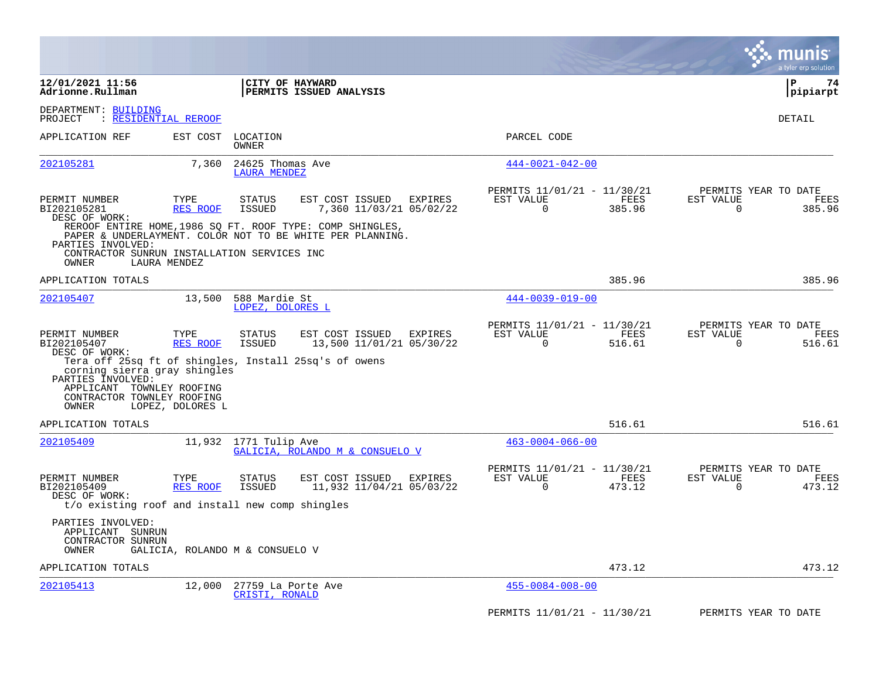**12/01/2021 11:56**
**Adrionne.Rullman**

**CITY OF HAYWARD**
**PERMITS ISSUED ANALYSIS**

**P 74**
**pipiarpt**

DEPARTMENT: BUILDING
PROJECT : RESIDENTIAL REROOF

DETAIL

| APPLICATION REF | EST COST | LOCATION / OWNER | PARCEL CODE |
|---|---|---|---|
| 202105281 | 7,360 | 24625 Thomas Ave / LAURA MENDEZ | 444-0021-042-00 |

| PERMIT NUMBER | TYPE | STATUS | EST COST | ISSUED | EXPIRES | PERMITS 11/01/21 - 11/30/21 EST VALUE | FEES | PERMITS YEAR TO DATE EST VALUE | FEES |
|---|---|---|---|---|---|---|---|---|---|
| BI202105281 | RES ROOF | ISSUED | 7,360 | 11/03/21 | 05/02/22 | 0 | 385.96 | 0 | 385.96 |

DESC OF WORK:
REROOF ENTIRE HOME,1986 SQ FT. ROOF TYPE: COMP SHINGLES, PAPER & UNDERLAYMENT. COLOR NOT TO BE WHITE PER PLANNING.

PARTIES INVOLVED:
CONTRACTOR SUNRUN INSTALLATION SERVICES INC
OWNER LAURA MENDEZ

APPLICATION TOTALS: 385.96 | 385.96

| APPLICATION REF | EST COST | LOCATION / OWNER | PARCEL CODE |
|---|---|---|---|
| 202105407 | 13,500 | 588 Mardie St / LOPEZ, DOLORES L | 444-0039-019-00 |

| PERMIT NUMBER | TYPE | STATUS | EST COST | ISSUED | EXPIRES | PERMITS 11/01/21 - 11/30/21 EST VALUE | FEES | PERMITS YEAR TO DATE EST VALUE | FEES |
|---|---|---|---|---|---|---|---|---|---|
| BI202105407 | RES ROOF | ISSUED | 13,500 | 11/01/21 | 05/30/22 | 0 | 516.61 | 0 | 516.61 |

DESC OF WORK:
Tera off 25sq ft of shingles, Install 25sq's of owens corning sierra gray shingles

PARTIES INVOLVED:
APPLICANT TOWNLEY ROOFING
CONTRACTOR TOWNLEY ROOFING
OWNER LOPEZ, DOLORES L

APPLICATION TOTALS: 516.61 | 516.61

| APPLICATION REF | EST COST | LOCATION / OWNER | PARCEL CODE |
|---|---|---|---|
| 202105409 | 11,932 | 1771 Tulip Ave / GALICIA, ROLANDO M & CONSUELO V | 463-0004-066-00 |

| PERMIT NUMBER | TYPE | STATUS | EST COST | ISSUED | EXPIRES | PERMITS 11/01/21 - 11/30/21 EST VALUE | FEES | PERMITS YEAR TO DATE EST VALUE | FEES |
|---|---|---|---|---|---|---|---|---|---|
| BI202105409 | RES ROOF | ISSUED | 11,932 | 11/04/21 | 05/03/22 | 0 | 473.12 | 0 | 473.12 |

DESC OF WORK:
t/o existing roof and install new comp shingles

PARTIES INVOLVED:
APPLICANT SUNRUN
CONTRACTOR SUNRUN
OWNER GALICIA, ROLANDO M & CONSUELO V

APPLICATION TOTALS: 473.12 | 473.12

| APPLICATION REF | EST COST | LOCATION / OWNER | PARCEL CODE |
|---|---|---|---|
| 202105413 | 12,000 | 27759 La Porte Ave / CRISTI, RONALD | 455-0084-008-00 |

PERMITS 11/01/21 - 11/30/21 PERMITS YEAR TO DATE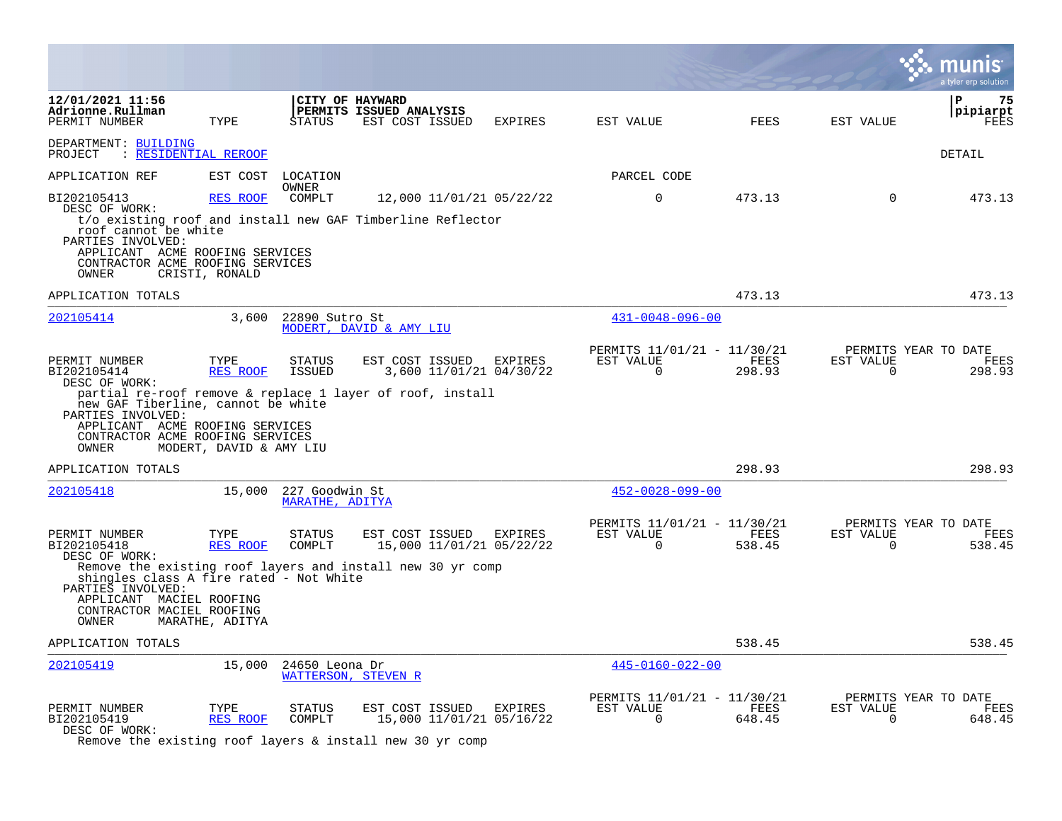12/01/2021 11:56 | CITY OF HAYWARD | P 75
Adrionne.Rullman | PERMITS ISSUED ANALYSIS | pipiarpt

DEPARTMENT: BUILDING
PROJECT : RESIDENTIAL REROOF

DETAIL

| PERMIT NUMBER | TYPE | STATUS | EST COST | ISSUED | EXPIRES | EST VALUE | FEES | EST VALUE | FEES |
|---|---|---|---|---|---|---|---|---|---|
| BI202105413 | RES ROOF | COMPLT | 12,000 | 11/01/21 | 05/22/22 | 0 | 473.13 | 0 | 473.13 |

DESC OF WORK:
t/o existing roof and install new GAF Timberline Reflector roof cannot be white

PARTIES INVOLVED:
- APPLICANT ACME ROOFING SERVICES
- CONTRACTOR ACME ROOFING SERVICES
- OWNER CRISTI, RONALD

APPLICATION TOTALS: 473.13 | 473.13

---

**202105414** | EST COST: 3,600 | 22890 Sutro St | MODERT, DAVID & AMY LIU | PARCEL CODE: 431-0048-096-00

| PERMIT NUMBER | TYPE | STATUS | EST COST | ISSUED | EXPIRES | PERMITS 11/01/21 - 11/30/21 EST VALUE | FEES | PERMITS YEAR TO DATE EST VALUE | FEES |
|---|---|---|---|---|---|---|---|---|---|
| BI202105414 | RES ROOF | ISSUED | 3,600 | 11/01/21 | 04/30/22 | 0 | 298.93 | 0 | 298.93 |

DESC OF WORK:
partial re-roof remove & replace 1 layer of roof, install new GAF Tiberline, cannot be white

PARTIES INVOLVED:
- APPLICANT ACME ROOFING SERVICES
- CONTRACTOR ACME ROOFING SERVICES
- OWNER MODERT, DAVID & AMY LIU

APPLICATION TOTALS: 298.93 | 298.93

---

**202105418** | EST COST: 15,000 | 227 Goodwin St | MARATHE, ADITYA | PARCEL CODE: 452-0028-099-00

| PERMIT NUMBER | TYPE | STATUS | EST COST | ISSUED | EXPIRES | PERMITS 11/01/21 - 11/30/21 EST VALUE | FEES | PERMITS YEAR TO DATE EST VALUE | FEES |
|---|---|---|---|---|---|---|---|---|---|
| BI202105418 | RES ROOF | COMPLT | 15,000 | 11/01/21 | 05/22/22 | 0 | 538.45 | 0 | 538.45 |

DESC OF WORK:
Remove the existing roof layers and install new 30 yr comp shingles class A fire rated - Not White

PARTIES INVOLVED:
- APPLICANT MACIEL ROOFING
- CONTRACTOR MACIEL ROOFING
- OWNER MARATHE, ADITYA

APPLICATION TOTALS: 538.45 | 538.45

---

**202105419** | EST COST: 15,000 | 24650 Leona Dr | WATTERSON, STEVEN R | PARCEL CODE: 445-0160-022-00

| PERMIT NUMBER | TYPE | STATUS | EST COST | ISSUED | EXPIRES | PERMITS 11/01/21 - 11/30/21 EST VALUE | FEES | PERMITS YEAR TO DATE EST VALUE | FEES |
|---|---|---|---|---|---|---|---|---|---|
| BI202105419 | RES ROOF | COMPLT | 15,000 | 11/01/21 | 05/16/22 | 0 | 648.45 | 0 | 648.45 |

DESC OF WORK:
Remove the existing roof layers & install new 30 yr comp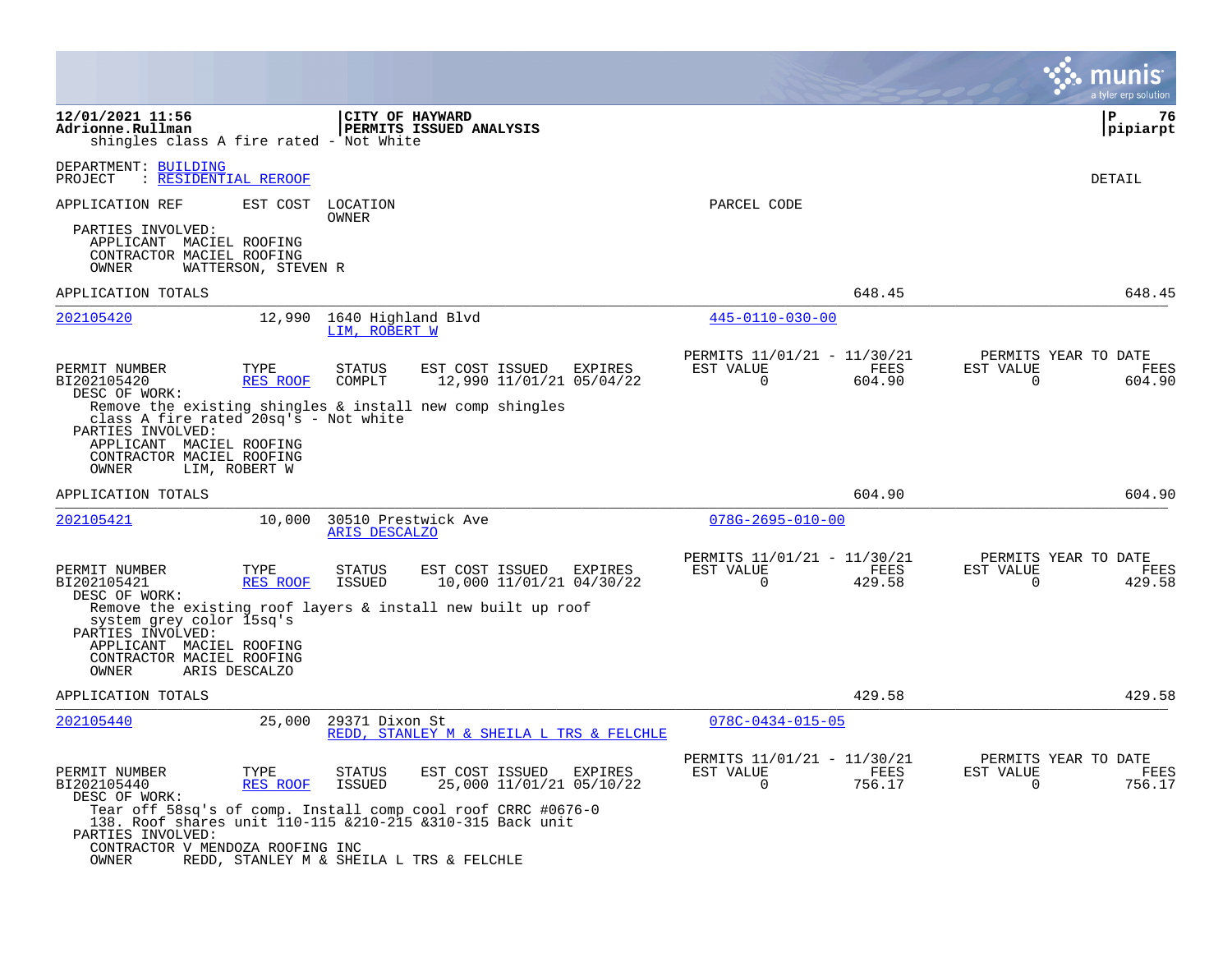shingles class A fire rated - Not White

DEPARTMENT: BUILDING
PROJECT : RESIDENTIAL REROOF

DETAIL

APPLICATION REF | EST COST | LOCATION / OWNER | PARCEL CODE

PARTIES INVOLVED:
- APPLICANT MACIEL ROOFING
- CONTRACTOR MACIEL ROOFING
- OWNER WATTERSON, STEVEN R

APPLICATION TOTALS 648.45 648.45

---

**202105420** | 12,990 | 1640 Highland Blvd | 445-0110-030-00
LIM, ROBERT W

| PERMIT NUMBER | TYPE | STATUS | EST COST | ISSUED | EXPIRES | PERMITS 11/01/21 - 11/30/21 EST VALUE | FEES | PERMITS YEAR TO DATE EST VALUE | FEES |
|---|---|---|---|---|---|---|---|---|---|
| BI202105420 | RES ROOF | COMPLT | 12,990 | 11/01/21 | 05/04/22 | 0 | 604.90 | 0 | 604.90 |

DESC OF WORK:
Remove the existing shingles & install new comp shingles class A fire rated 20sq's - Not white

PARTIES INVOLVED:
- APPLICANT MACIEL ROOFING
- CONTRACTOR MACIEL ROOFING
- OWNER LIM, ROBERT W

APPLICATION TOTALS 604.90 604.90

---

**202105421** | 10,000 | 30510 Prestwick Ave | 078G-2695-010-00
ARIS DESCALZO

| PERMIT NUMBER | TYPE | STATUS | EST COST | ISSUED | EXPIRES | PERMITS 11/01/21 - 11/30/21 EST VALUE | FEES | PERMITS YEAR TO DATE EST VALUE | FEES |
|---|---|---|---|---|---|---|---|---|---|
| BI202105421 | RES ROOF | ISSUED | 10,000 | 11/01/21 | 04/30/22 | 0 | 429.58 | 0 | 429.58 |

DESC OF WORK:
Remove the existing roof layers & install new built up roof system grey color 15sq's

PARTIES INVOLVED:
- APPLICANT MACIEL ROOFING
- CONTRACTOR MACIEL ROOFING
- OWNER ARIS DESCALZO

APPLICATION TOTALS 429.58 429.58

---

**202105440** | 25,000 | 29371 Dixon St | 078C-0434-015-05
REDD, STANLEY M & SHEILA L TRS & FELCHLE

| PERMIT NUMBER | TYPE | STATUS | EST COST | ISSUED | EXPIRES | PERMITS 11/01/21 - 11/30/21 EST VALUE | FEES | PERMITS YEAR TO DATE EST VALUE | FEES |
|---|---|---|---|---|---|---|---|---|---|
| BI202105440 | RES ROOF | ISSUED | 25,000 | 11/01/21 | 05/10/22 | 0 | 756.17 | 0 | 756.17 |

DESC OF WORK:
Tear off 58sq's of comp. Install comp cool roof CRRC #0676-0 138. Roof shares unit 110-115 &210-215 &310-315 Back unit

PARTIES INVOLVED:
- CONTRACTOR V MENDOZA ROOFING INC
- OWNER REDD, STANLEY M & SHEILA L TRS & FELCHLE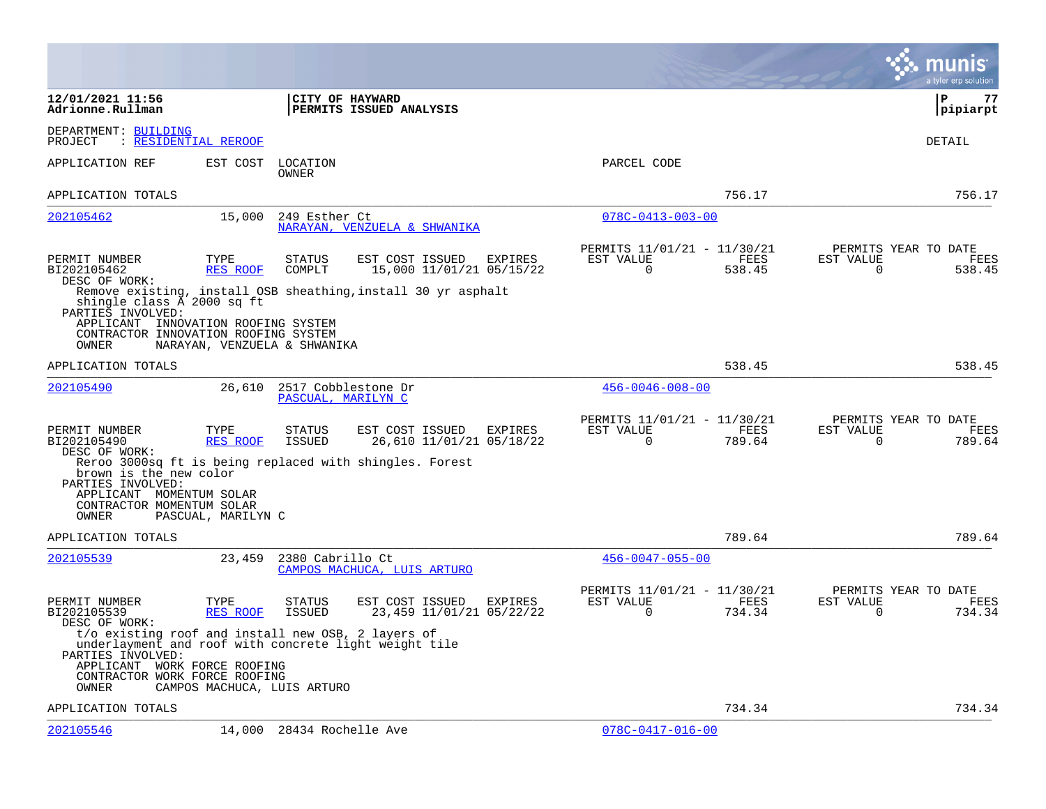**12/01/2021 11:56**
**Adrionne.Rullman**

**CITY OF HAYWARD**
**PERMITS ISSUED ANALYSIS**

**P 77**
**pipiarpt**

DEPARTMENT: BUILDING
PROJECT : RESIDENTIAL REROOF

DETAIL

| APPLICATION REF | EST COST | LOCATION / OWNER | PARCEL CODE | | |
|---|---|---|---|---|---|
| APPLICATION TOTALS | | | | 756.17 | 756.17 |

---

**202105462** | 15,000 | 249 Esther Ct / NARAYAN, VENZUELA & SHWANIKA | 078C-0413-003-00

| PERMIT NUMBER | TYPE | STATUS | EST COST | ISSUED | EXPIRES | PERMITS 11/01/21 - 11/30/21 EST VALUE | FEES | PERMITS YEAR TO DATE EST VALUE | FEES |
|---|---|---|---|---|---|---|---|---|---|
| BI202105462 | RES ROOF | COMPLT | 15,000 | 11/01/21 | 05/15/22 | 0 | 538.45 | 0 | 538.45 |

DESC OF WORK:
Remove existing, install OSB sheathing,install 30 yr asphalt shingle class A 2000 sq ft

PARTIES INVOLVED:
- APPLICANT INNOVATION ROOFING SYSTEM
- CONTRACTOR INNOVATION ROOFING SYSTEM
- OWNER NARAYAN, VENZUELA & SHWANIKA

APPLICATION TOTALS: 538.45 | 538.45

---

**202105490** | 26,610 | 2517 Cobblestone Dr / PASCUAL, MARILYN C | 456-0046-008-00

| PERMIT NUMBER | TYPE | STATUS | EST COST | ISSUED | EXPIRES | PERMITS 11/01/21 - 11/30/21 EST VALUE | FEES | PERMITS YEAR TO DATE EST VALUE | FEES |
|---|---|---|---|---|---|---|---|---|---|
| BI202105490 | RES ROOF | ISSUED | 26,610 | 11/01/21 | 05/18/22 | 0 | 789.64 | 0 | 789.64 |

DESC OF WORK:
Reroo 3000sq ft is being replaced with shingles. Forest brown is the new color

PARTIES INVOLVED:
- APPLICANT MOMENTUM SOLAR
- CONTRACTOR MOMENTUM SOLAR
- OWNER PASCUAL, MARILYN C

APPLICATION TOTALS: 789.64 | 789.64

---

**202105539** | 23,459 | 2380 Cabrillo Ct / CAMPOS MACHUCA, LUIS ARTURO | 456-0047-055-00

| PERMIT NUMBER | TYPE | STATUS | EST COST | ISSUED | EXPIRES | PERMITS 11/01/21 - 11/30/21 EST VALUE | FEES | PERMITS YEAR TO DATE EST VALUE | FEES |
|---|---|---|---|---|---|---|---|---|---|
| BI202105539 | RES ROOF | ISSUED | 23,459 | 11/01/21 | 05/22/22 | 0 | 734.34 | 0 | 734.34 |

DESC OF WORK:
t/o existing roof and install new OSB, 2 layers of underlayment and roof with concrete light weight tile

PARTIES INVOLVED:
- APPLICANT WORK FORCE ROOFING
- CONTRACTOR WORK FORCE ROOFING
- OWNER CAMPOS MACHUCA, LUIS ARTURO

APPLICATION TOTALS: 734.34 | 734.34

---

**202105546** | 14,000 | 28434 Rochelle Ave | 078C-0417-016-00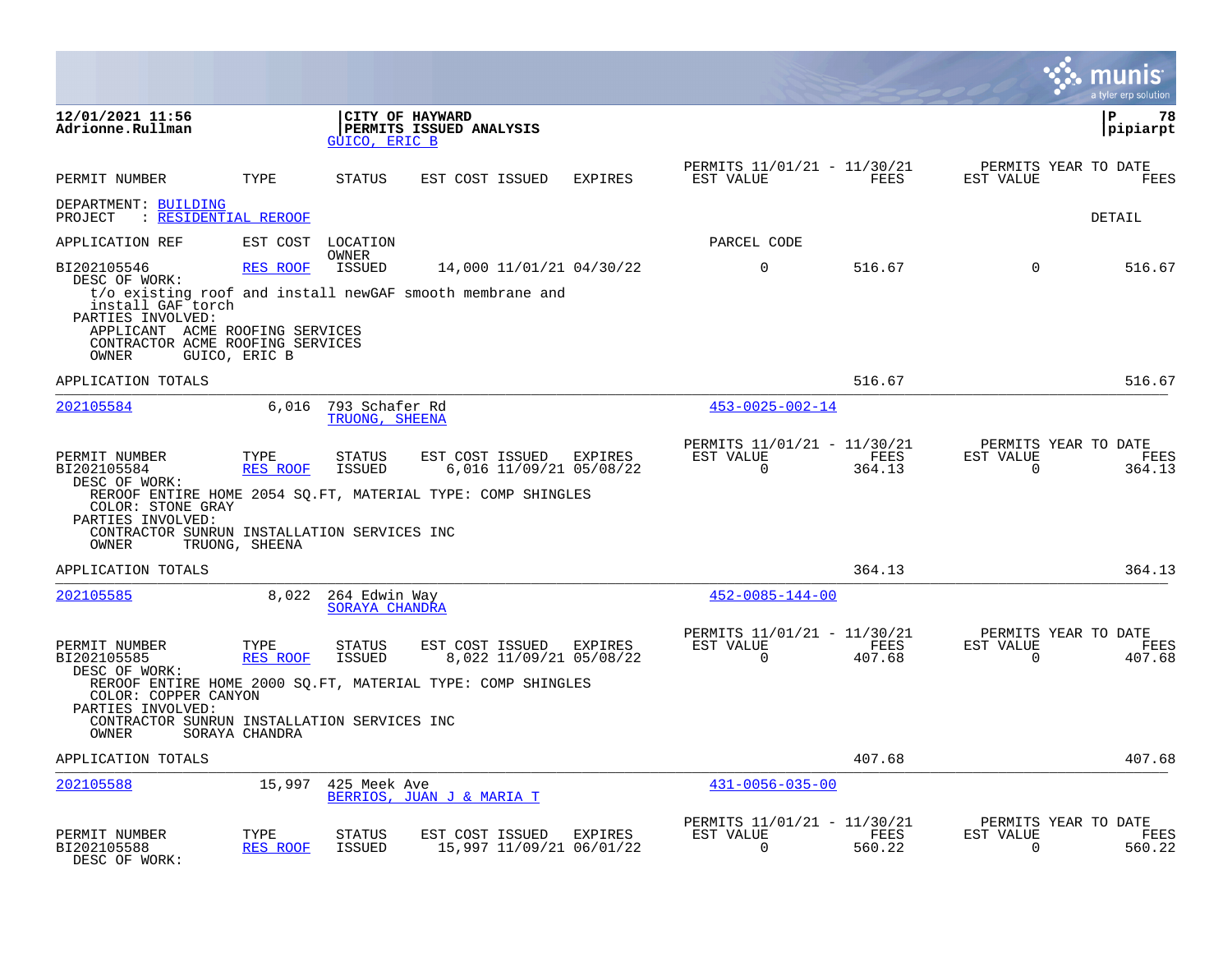12/01/2021 11:56
Adrionne.Rullman

**CITY OF HAYWARD**
**PERMITS ISSUED ANALYSIS**
GUICO, ERIC B

| PERMIT NUMBER | TYPE | STATUS | EST COST | ISSUED | EXPIRES | PERMITS 11/01/21 - 11/30/21 EST VALUE | FEES | PERMITS YEAR TO DATE EST VALUE | FEES |
|---|---|---|---|---|---|---|---|---|---|

DEPARTMENT: BUILDING
PROJECT : RESIDENTIAL REROOF

DETAIL

APPLICATION REF | EST COST | LOCATION / OWNER | PARCEL CODE

| PERMIT NUMBER | TYPE | STATUS | EST COST | ISSUED | EXPIRES | EST VALUE | FEES | EST VALUE | FEES |
|---|---|---|---|---|---|---|---|---|---|
| BI202105546 | RES ROOF | ISSUED | 14,000 | 11/01/21 | 04/30/22 | 0 | 516.67 | 0 | 516.67 |

DESC OF WORK:
t/o existing roof and install newGAF smooth membrane and install GAF torch
PARTIES INVOLVED:
APPLICANT ACME ROOFING SERVICES
CONTRACTOR ACME ROOFING SERVICES
OWNER GUICO, ERIC B

APPLICATION TOTALS: 516.67 | 516.67

---

202105584 | 6,016 | 793 Schafer Rd | 453-0025-002-14
TRUONG, SHEENA

| PERMIT NUMBER | TYPE | STATUS | EST COST | ISSUED | EXPIRES | PERMITS 11/01/21 - 11/30/21 EST VALUE | FEES | PERMITS YEAR TO DATE EST VALUE | FEES |
|---|---|---|---|---|---|---|---|---|---|
| BI202105584 | RES ROOF | ISSUED | 6,016 | 11/09/21 | 05/08/22 | 0 | 364.13 | 0 | 364.13 |

DESC OF WORK:
REROOF ENTIRE HOME 2054 SQ.FT, MATERIAL TYPE: COMP SHINGLES
COLOR: STONE GRAY
PARTIES INVOLVED:
CONTRACTOR SUNRUN INSTALLATION SERVICES INC
OWNER TRUONG, SHEENA

APPLICATION TOTALS: 364.13 | 364.13

---

202105585 | 8,022 | 264 Edwin Way | 452-0085-144-00
SORAYA CHANDRA

| PERMIT NUMBER | TYPE | STATUS | EST COST | ISSUED | EXPIRES | PERMITS 11/01/21 - 11/30/21 EST VALUE | FEES | PERMITS YEAR TO DATE EST VALUE | FEES |
|---|---|---|---|---|---|---|---|---|---|
| BI202105585 | RES ROOF | ISSUED | 8,022 | 11/09/21 | 05/08/22 | 0 | 407.68 | 0 | 407.68 |

DESC OF WORK:
REROOF ENTIRE HOME 2000 SQ.FT, MATERIAL TYPE: COMP SHINGLES
COLOR: COPPER CANYON
PARTIES INVOLVED:
CONTRACTOR SUNRUN INSTALLATION SERVICES INC
OWNER SORAYA CHANDRA

APPLICATION TOTALS: 407.68 | 407.68

---

202105588 | 15,997 | 425 Meek Ave | 431-0056-035-00
BERRIOS, JUAN J & MARIA T

| PERMIT NUMBER | TYPE | STATUS | EST COST | ISSUED | EXPIRES | PERMITS 11/01/21 - 11/30/21 EST VALUE | FEES | PERMITS YEAR TO DATE EST VALUE | FEES |
|---|---|---|---|---|---|---|---|---|---|
| BI202105588 | RES ROOF | ISSUED | 15,997 | 11/09/21 | 06/01/22 | 0 | 560.22 | 0 | 560.22 |

DESC OF WORK: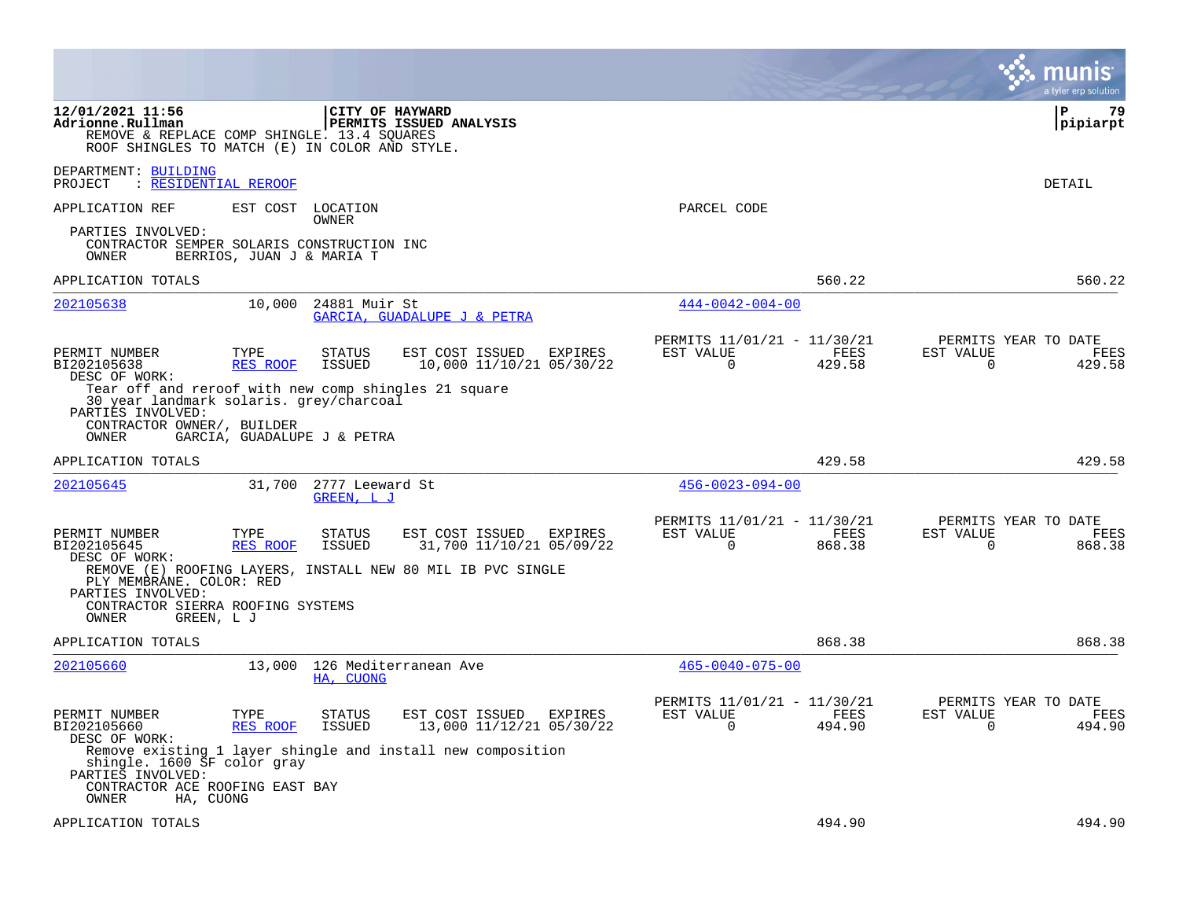**12/01/2021 11:56** | **CITY OF HAYWARD** | **P 79**
**Adrionne.Rullman** | **PERMITS ISSUED ANALYSIS** | **pipiarpt**

REMOVE & REPLACE COMP SHINGLE. 13.4 SQUARES
ROOF SHINGLES TO MATCH (E) IN COLOR AND STYLE.

DEPARTMENT: BUILDING
PROJECT : RESIDENTIAL REROOF

DETAIL

APPLICATION REF | EST COST | LOCATION / OWNER | PARCEL CODE

PARTIES INVOLVED:
CONTRACTOR SEMPER SOLARIS CONSTRUCTION INC
OWNER BERRIOS, JUAN J & MARIA T

APPLICATION TOTALS 560.22 560.22

---

**202105638** | 10,000 | 24881 Muir St | GARCIA, GUADALUPE J & PETRA | 444-0042-004-00

| PERMIT NUMBER | TYPE | STATUS | EST COST | ISSUED | EXPIRES | PERMITS 11/01/21 - 11/30/21 EST VALUE | FEES | PERMITS YEAR TO DATE EST VALUE | FEES |
|---|---|---|---|---|---|---|---|---|---|
| BI202105638 | RES ROOF | ISSUED | 10,000 | 11/10/21 | 05/30/22 | 0 | 429.58 | 0 | 429.58 |

DESC OF WORK:
Tear off and reroof with new comp shingles 21 square
30 year landmark solaris. grey/charcoal
PARTIES INVOLVED:
CONTRACTOR OWNER/, BUILDER
OWNER GARCIA, GUADALUPE J & PETRA

APPLICATION TOTALS 429.58 429.58

---

**202105645** | 31,700 | 2777 Leeward St | GREEN, L J | 456-0023-094-00

| PERMIT NUMBER | TYPE | STATUS | EST COST | ISSUED | EXPIRES | PERMITS 11/01/21 - 11/30/21 EST VALUE | FEES | PERMITS YEAR TO DATE EST VALUE | FEES |
|---|---|---|---|---|---|---|---|---|---|
| BI202105645 | RES ROOF | ISSUED | 31,700 | 11/10/21 | 05/09/22 | 0 | 868.38 | 0 | 868.38 |

DESC OF WORK:
REMOVE (E) ROOFING LAYERS, INSTALL NEW 80 MIL IB PVC SINGLE
PLY MEMBRANE. COLOR: RED
PARTIES INVOLVED:
CONTRACTOR SIERRA ROOFING SYSTEMS
OWNER GREEN, L J

APPLICATION TOTALS 868.38 868.38

---

**202105660** | 13,000 | 126 Mediterranean Ave | HA, CUONG | 465-0040-075-00

| PERMIT NUMBER | TYPE | STATUS | EST COST | ISSUED | EXPIRES | PERMITS 11/01/21 - 11/30/21 EST VALUE | FEES | PERMITS YEAR TO DATE EST VALUE | FEES |
|---|---|---|---|---|---|---|---|---|---|
| BI202105660 | RES ROOF | ISSUED | 13,000 | 11/12/21 | 05/30/22 | 0 | 494.90 | 0 | 494.90 |

DESC OF WORK:
Remove existing 1 layer shingle and install new composition
shingle. 1600 SF color gray
PARTIES INVOLVED:
CONTRACTOR ACE ROOFING EAST BAY
OWNER HA, CUONG

APPLICATION TOTALS 494.90 494.90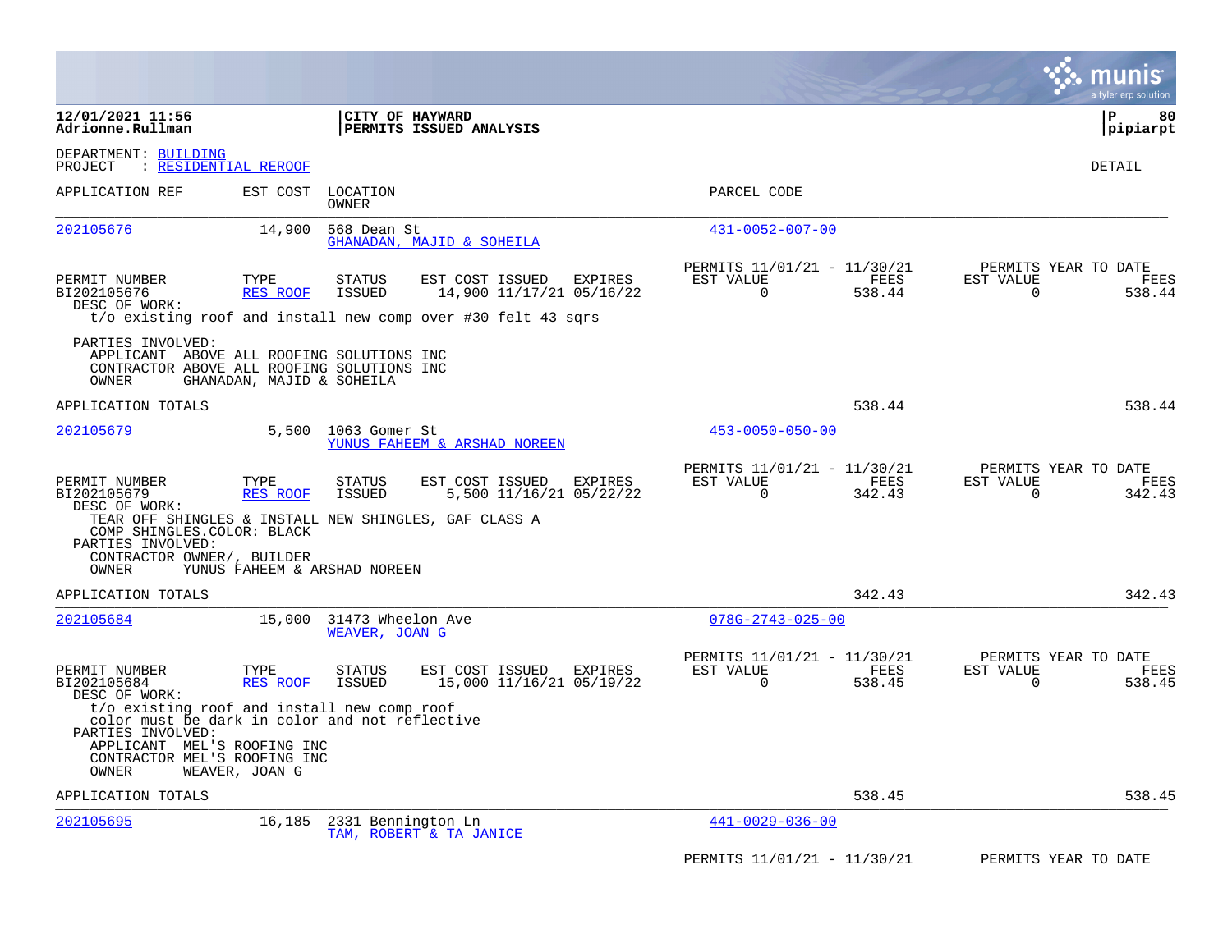**12/01/2021 11:56**
**Adrionne.Rullman**

**CITY OF HAYWARD**
**PERMITS ISSUED ANALYSIS**

**P 80**
**pipiarpt**

DEPARTMENT: BUILDING
PROJECT : RESIDENTIAL REROOF

DETAIL

| APPLICATION REF | EST COST | LOCATION / OWNER | PARCEL CODE |
|---|---|---|---|
| 202105676 | 14,900 | 568 Dean St / GHANADAN, MAJID & SOHEILA | 431-0052-007-00 |

| PERMIT NUMBER | TYPE | STATUS | EST COST | ISSUED | EXPIRES | PERMITS 11/01/21 - 11/30/21 EST VALUE | FEES | PERMITS YEAR TO DATE EST VALUE | FEES |
|---|---|---|---|---|---|---|---|---|---|
| BI202105676 | RES ROOF | ISSUED | 14,900 | 11/17/21 | 05/16/22 | 0 | 538.44 | 0 | 538.44 |

DESC OF WORK:
t/o existing roof and install new comp over #30 felt 43 sqrs

PARTIES INVOLVED:
APPLICANT ABOVE ALL ROOFING SOLUTIONS INC
CONTRACTOR ABOVE ALL ROOFING SOLUTIONS INC
OWNER GHANADAN, MAJID & SOHEILA

APPLICATION TOTALS 538.44 538.44

| APPLICATION REF | EST COST | LOCATION / OWNER | PARCEL CODE |
|---|---|---|---|
| 202105679 | 5,500 | 1063 Gomer St / YUNUS FAHEEM & ARSHAD NOREEN | 453-0050-050-00 |

| PERMIT NUMBER | TYPE | STATUS | EST COST | ISSUED | EXPIRES | PERMITS 11/01/21 - 11/30/21 EST VALUE | FEES | PERMITS YEAR TO DATE EST VALUE | FEES |
|---|---|---|---|---|---|---|---|---|---|
| BI202105679 | RES ROOF | ISSUED | 5,500 | 11/16/21 | 05/22/22 | 0 | 342.43 | 0 | 342.43 |

DESC OF WORK:
TEAR OFF SHINGLES & INSTALL NEW SHINGLES, GAF CLASS A
COMP SHINGLES.COLOR: BLACK

PARTIES INVOLVED:
CONTRACTOR OWNER/, BUILDER
OWNER YUNUS FAHEEM & ARSHAD NOREEN

APPLICATION TOTALS 342.43 342.43

| APPLICATION REF | EST COST | LOCATION / OWNER | PARCEL CODE |
|---|---|---|---|
| 202105684 | 15,000 | 31473 Wheelon Ave / WEAVER, JOAN G | 078G-2743-025-00 |

| PERMIT NUMBER | TYPE | STATUS | EST COST | ISSUED | EXPIRES | PERMITS 11/01/21 - 11/30/21 EST VALUE | FEES | PERMITS YEAR TO DATE EST VALUE | FEES |
|---|---|---|---|---|---|---|---|---|---|
| BI202105684 | RES ROOF | ISSUED | 15,000 | 11/16/21 | 05/19/22 | 0 | 538.45 | 0 | 538.45 |

DESC OF WORK:
t/o existing roof and install new comp roof
color must be dark in color and not reflective

PARTIES INVOLVED:
APPLICANT MEL'S ROOFING INC
CONTRACTOR MEL'S ROOFING INC
OWNER WEAVER, JOAN G

APPLICATION TOTALS 538.45 538.45

| APPLICATION REF | EST COST | LOCATION / OWNER | PARCEL CODE |
|---|---|---|---|
| 202105695 | 16,185 | 2331 Bennington Ln / TAM, ROBERT & TA JANICE | 441-0029-036-00 |

PERMITS 11/01/21 - 11/30/21 PERMITS YEAR TO DATE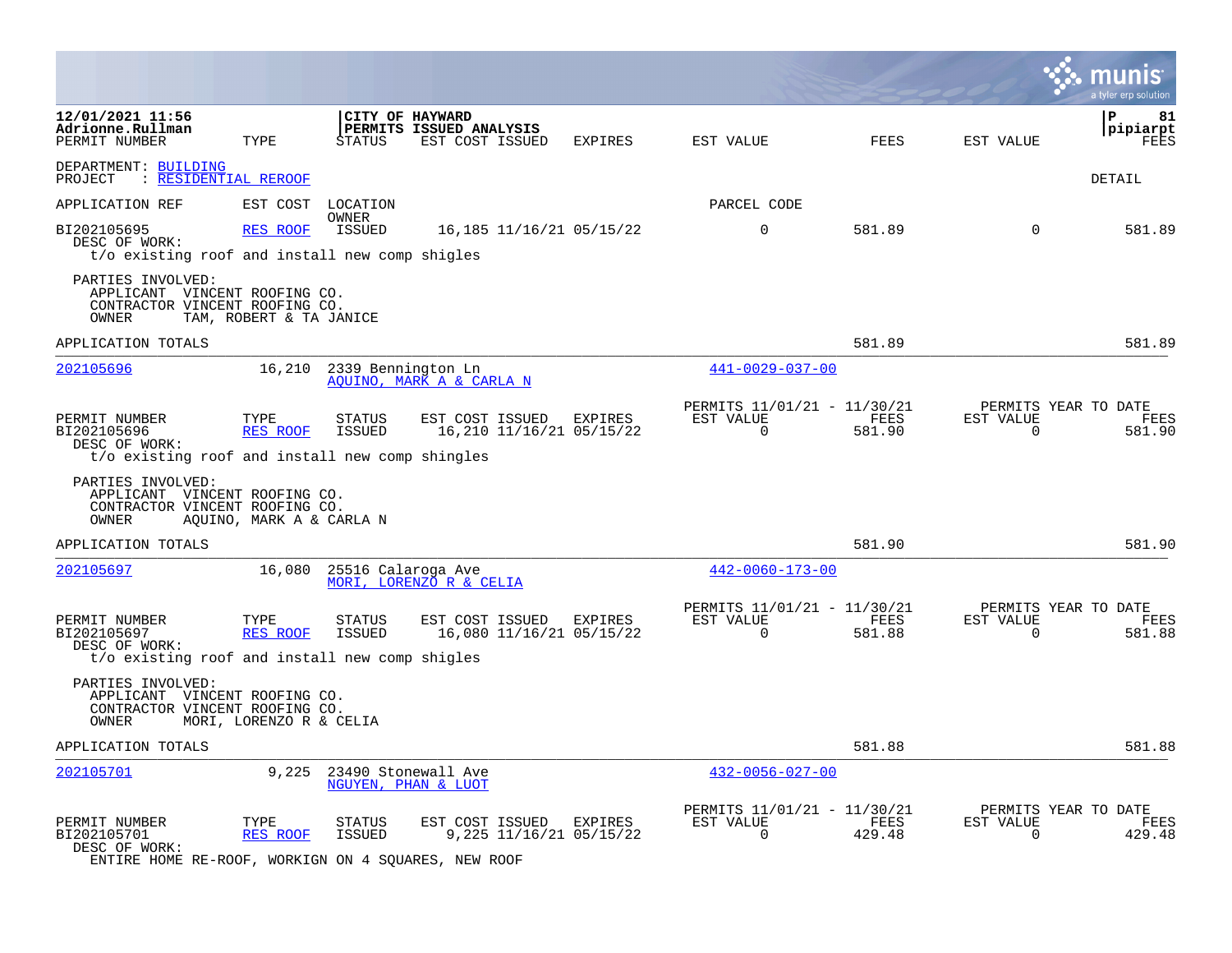12/01/2021 11:56 | CITY OF HAYWARD | P 81
Adrionne.Rullman | PERMITS ISSUED ANALYSIS | pipiarpt

DEPARTMENT: BUILDING
PROJECT : RESIDENTIAL REROOF

DETAIL

| PERMIT NUMBER | TYPE | STATUS | EST COST | ISSUED | EXPIRES | EST VALUE | FEES | EST VALUE | FEES |
|---|---|---|---|---|---|---|---|---|---|
| BI202105695 | RES ROOF | ISSUED | 16,185 | 11/16/21 | 05/15/22 | 0 | 581.89 | 0 | 581.89 |

DESC OF WORK:
t/o existing roof and install new comp shigles

PARTIES INVOLVED:
APPLICANT VINCENT ROOFING CO.
CONTRACTOR VINCENT ROOFING CO.
OWNER TAM, ROBERT & TA JANICE

APPLICATION TOTALS 581.89 581.89

---

| APPLICATION REF | EST COST | LOCATION / OWNER | PARCEL CODE |
|---|---|---|---|
| 202105696 | 16,210 | 2339 Bennington Ln / AQUINO, MARK A & CARLA N | 441-0029-037-00 |

| PERMIT NUMBER | TYPE | STATUS | EST COST | ISSUED | EXPIRES | PERMITS 11/01/21 - 11/30/21 EST VALUE | FEES | PERMITS YEAR TO DATE EST VALUE | FEES |
|---|---|---|---|---|---|---|---|---|---|
| BI202105696 | RES ROOF | ISSUED | 16,210 | 11/16/21 | 05/15/22 | 0 | 581.90 | 0 | 581.90 |

DESC OF WORK:
t/o existing roof and install new comp shingles

PARTIES INVOLVED:
APPLICANT VINCENT ROOFING CO.
CONTRACTOR VINCENT ROOFING CO.
OWNER AQUINO, MARK A & CARLA N

APPLICATION TOTALS 581.90 581.90

---

| APPLICATION REF | EST COST | LOCATION / OWNER | PARCEL CODE |
|---|---|---|---|
| 202105697 | 16,080 | 25516 Calaroga Ave / MORI, LORENZO R & CELIA | 442-0060-173-00 |

| PERMIT NUMBER | TYPE | STATUS | EST COST | ISSUED | EXPIRES | PERMITS 11/01/21 - 11/30/21 EST VALUE | FEES | PERMITS YEAR TO DATE EST VALUE | FEES |
|---|---|---|---|---|---|---|---|---|---|
| BI202105697 | RES ROOF | ISSUED | 16,080 | 11/16/21 | 05/15/22 | 0 | 581.88 | 0 | 581.88 |

DESC OF WORK:
t/o existing roof and install new comp shigles

PARTIES INVOLVED:
APPLICANT VINCENT ROOFING CO.
CONTRACTOR VINCENT ROOFING CO.
OWNER MORI, LORENZO R & CELIA

APPLICATION TOTALS 581.88 581.88

---

| APPLICATION REF | EST COST | LOCATION / OWNER | PARCEL CODE |
|---|---|---|---|
| 202105701 | 9,225 | 23490 Stonewall Ave / NGUYEN, PHAN & LUOT | 432-0056-027-00 |

| PERMIT NUMBER | TYPE | STATUS | EST COST | ISSUED | EXPIRES | PERMITS 11/01/21 - 11/30/21 EST VALUE | FEES | PERMITS YEAR TO DATE EST VALUE | FEES |
|---|---|---|---|---|---|---|---|---|---|
| BI202105701 | RES ROOF | ISSUED | 9,225 | 11/16/21 | 05/15/22 | 0 | 429.48 | 0 | 429.48 |

DESC OF WORK:
ENTIRE HOME RE-ROOF, WORKIGN ON 4 SQUARES, NEW ROOF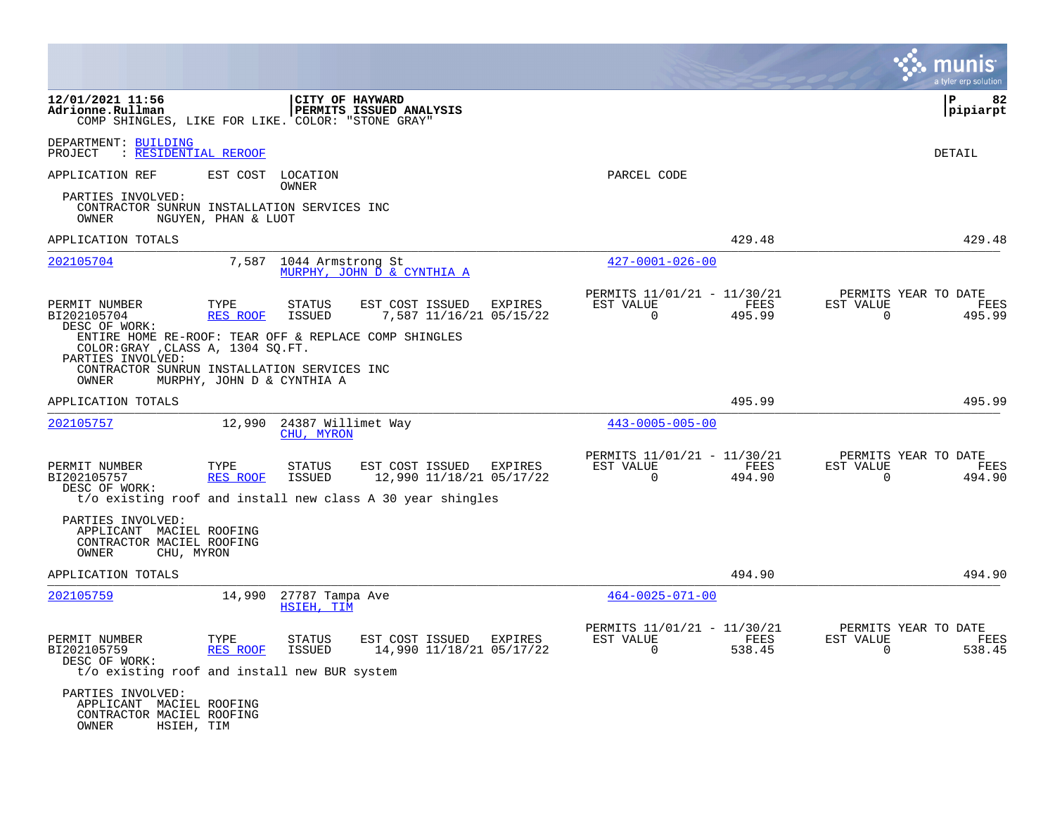**12/01/2021 11:56** | **CITY OF HAYWARD**
**Adrionne.Rullman** | **PERMITS ISSUED ANALYSIS**

COMP SHINGLES, LIKE FOR LIKE. COLOR: "STONE GRAY"

DEPARTMENT: BUILDING
PROJECT : RESIDENTIAL REROOF

DETAIL

APPLICATION REF | EST COST | LOCATION / OWNER | PARCEL CODE

PARTIES INVOLVED:
CONTRACTOR SUNRUN INSTALLATION SERVICES INC
OWNER NGUYEN, PHAN & LUOT

APPLICATION TOTALS 429.48 429.48

---

**202105704** | 7,587 | 1044 Armstrong St | MURPHY, JOHN D & CYNTHIA A | 427-0001-026-00

| PERMIT NUMBER | TYPE | STATUS | EST COST | ISSUED | EXPIRES | PERMITS 11/01/21 - 11/30/21 EST VALUE | FEES | PERMITS YEAR TO DATE EST VALUE | FEES |
|---|---|---|---|---|---|---|---|---|---|
| BI202105704 | RES ROOF | ISSUED | 7,587 | 11/16/21 | 05/15/22 | 0 | 495.99 | 0 | 495.99 |

DESC OF WORK:
ENTIRE HOME RE-ROOF: TEAR OFF & REPLACE COMP SHINGLES
COLOR:GRAY ,CLASS A, 1304 SQ.FT.

PARTIES INVOLVED:
CONTRACTOR SUNRUN INSTALLATION SERVICES INC
OWNER MURPHY, JOHN D & CYNTHIA A

APPLICATION TOTALS 495.99 495.99

---

**202105757** | 12,990 | 24387 Willimet Way | CHU, MYRON | 443-0005-005-00

| PERMIT NUMBER | TYPE | STATUS | EST COST | ISSUED | EXPIRES | PERMITS 11/01/21 - 11/30/21 EST VALUE | FEES | PERMITS YEAR TO DATE EST VALUE | FEES |
|---|---|---|---|---|---|---|---|---|---|
| BI202105757 | RES ROOF | ISSUED | 12,990 | 11/18/21 | 05/17/22 | 0 | 494.90 | 0 | 494.90 |

DESC OF WORK:
t/o existing roof and install new class A 30 year shingles

PARTIES INVOLVED:
APPLICANT MACIEL ROOFING
CONTRACTOR MACIEL ROOFING
OWNER CHU, MYRON

APPLICATION TOTALS 494.90 494.90

---

**202105759** | 14,990 | 27787 Tampa Ave | HSIEH, TIM | 464-0025-071-00

| PERMIT NUMBER | TYPE | STATUS | EST COST | ISSUED | EXPIRES | PERMITS 11/01/21 - 11/30/21 EST VALUE | FEES | PERMITS YEAR TO DATE EST VALUE | FEES |
|---|---|---|---|---|---|---|---|---|---|
| BI202105759 | RES ROOF | ISSUED | 14,990 | 11/18/21 | 05/17/22 | 0 | 538.45 | 0 | 538.45 |

DESC OF WORK:
t/o existing roof and install new BUR system

PARTIES INVOLVED:
APPLICANT MACIEL ROOFING
CONTRACTOR MACIEL ROOFING
OWNER HSIEH, TIM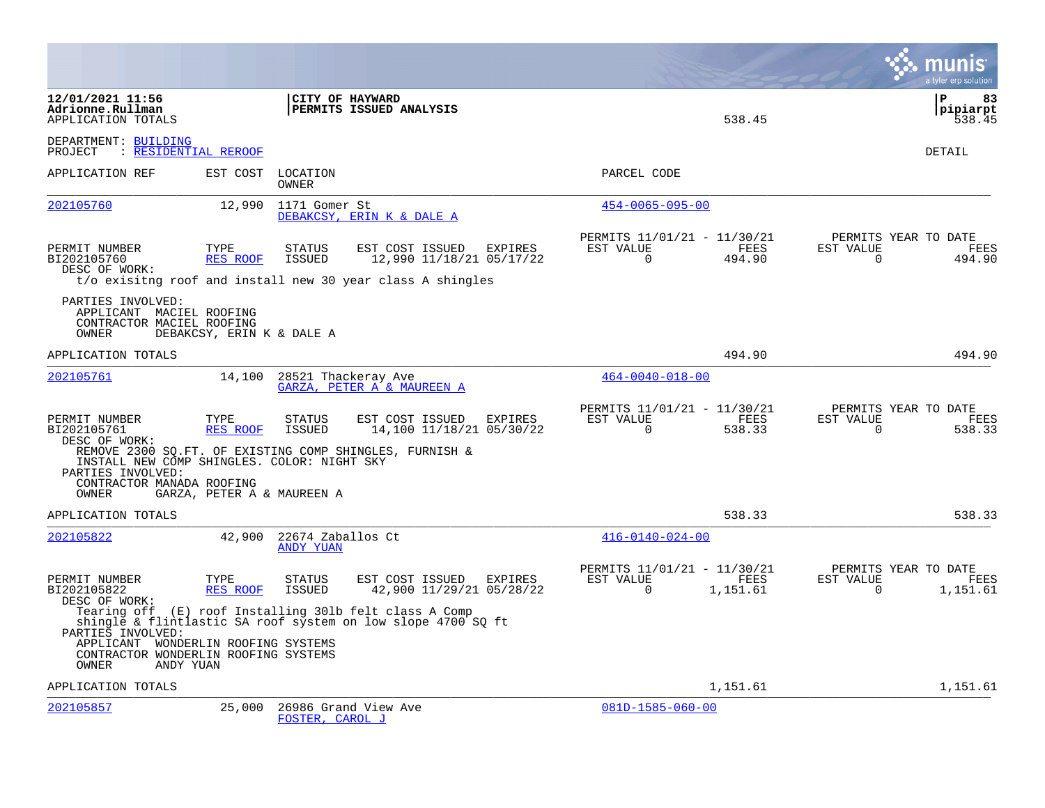12/01/2021 11:56
Adrionne.Rullman
APPLICATION TOTALS

**CITY OF HAYWARD**
**PERMITS ISSUED ANALYSIS**

538.45

P 83
pipiarpt
538.45

DEPARTMENT: BUILDING
PROJECT : RESIDENTIAL REROOF

DETAIL

| APPLICATION REF | EST COST | LOCATION / OWNER | PARCEL CODE |
|---|---|---|---|
| 202105760 | 12,990 | 1171 Gomer St / DEBAKCSY, ERIN K & DALE A | 454-0065-095-00 |

| PERMIT NUMBER | TYPE | STATUS | EST COST | ISSUED | EXPIRES | PERMITS 11/01/21 - 11/30/21 EST VALUE | FEES | PERMITS YEAR TO DATE EST VALUE | FEES |
|---|---|---|---|---|---|---|---|---|---|
| BI202105760 | RES ROOF | ISSUED | 12,990 | 11/18/21 | 05/17/22 | 0 | 494.90 | 0 | 494.90 |

DESC OF WORK:
t/o exisitng roof and install new 30 year class A shingles

PARTIES INVOLVED:
APPLICANT MACIEL ROOFING
CONTRACTOR MACIEL ROOFING
OWNER DEBAKCSY, ERIN K & DALE A

APPLICATION TOTALS 494.90 494.90

| APPLICATION REF | EST COST | LOCATION / OWNER | PARCEL CODE |
|---|---|---|---|
| 202105761 | 14,100 | 28521 Thackeray Ave / GARZA, PETER A & MAUREEN A | 464-0040-018-00 |

| PERMIT NUMBER | TYPE | STATUS | EST COST | ISSUED | EXPIRES | PERMITS 11/01/21 - 11/30/21 EST VALUE | FEES | PERMITS YEAR TO DATE EST VALUE | FEES |
|---|---|---|---|---|---|---|---|---|---|
| BI202105761 | RES ROOF | ISSUED | 14,100 | 11/18/21 | 05/30/22 | 0 | 538.33 | 0 | 538.33 |

DESC OF WORK:
REMOVE 2300 SQ.FT. OF EXISTING COMP SHINGLES, FURNISH & INSTALL NEW COMP SHINGLES. COLOR: NIGHT SKY

PARTIES INVOLVED:
CONTRACTOR MANADA ROOFING
OWNER GARZA, PETER A & MAUREEN A

APPLICATION TOTALS 538.33 538.33

| APPLICATION REF | EST COST | LOCATION / OWNER | PARCEL CODE |
|---|---|---|---|
| 202105822 | 42,900 | 22674 Zaballos Ct / ANDY YUAN | 416-0140-024-00 |

| PERMIT NUMBER | TYPE | STATUS | EST COST | ISSUED | EXPIRES | PERMITS 11/01/21 - 11/30/21 EST VALUE | FEES | PERMITS YEAR TO DATE EST VALUE | FEES |
|---|---|---|---|---|---|---|---|---|---|
| BI202105822 | RES ROOF | ISSUED | 42,900 | 11/29/21 | 05/28/22 | 0 | 1,151.61 | 0 | 1,151.61 |

DESC OF WORK:
Tearing off (E) roof Installing 30lb felt class A Comp shingle & flintlastic SA roof system on low slope 4700 SQ ft

PARTIES INVOLVED:
APPLICANT WONDERLIN ROOFING SYSTEMS
CONTRACTOR WONDERLIN ROOFING SYSTEMS
OWNER ANDY YUAN

APPLICATION TOTALS 1,151.61 1,151.61

| APPLICATION REF | EST COST | LOCATION / OWNER | PARCEL CODE |
|---|---|---|---|
| 202105857 | 25,000 | 26986 Grand View Ave / FOSTER, CAROL J | 081D-1585-060-00 |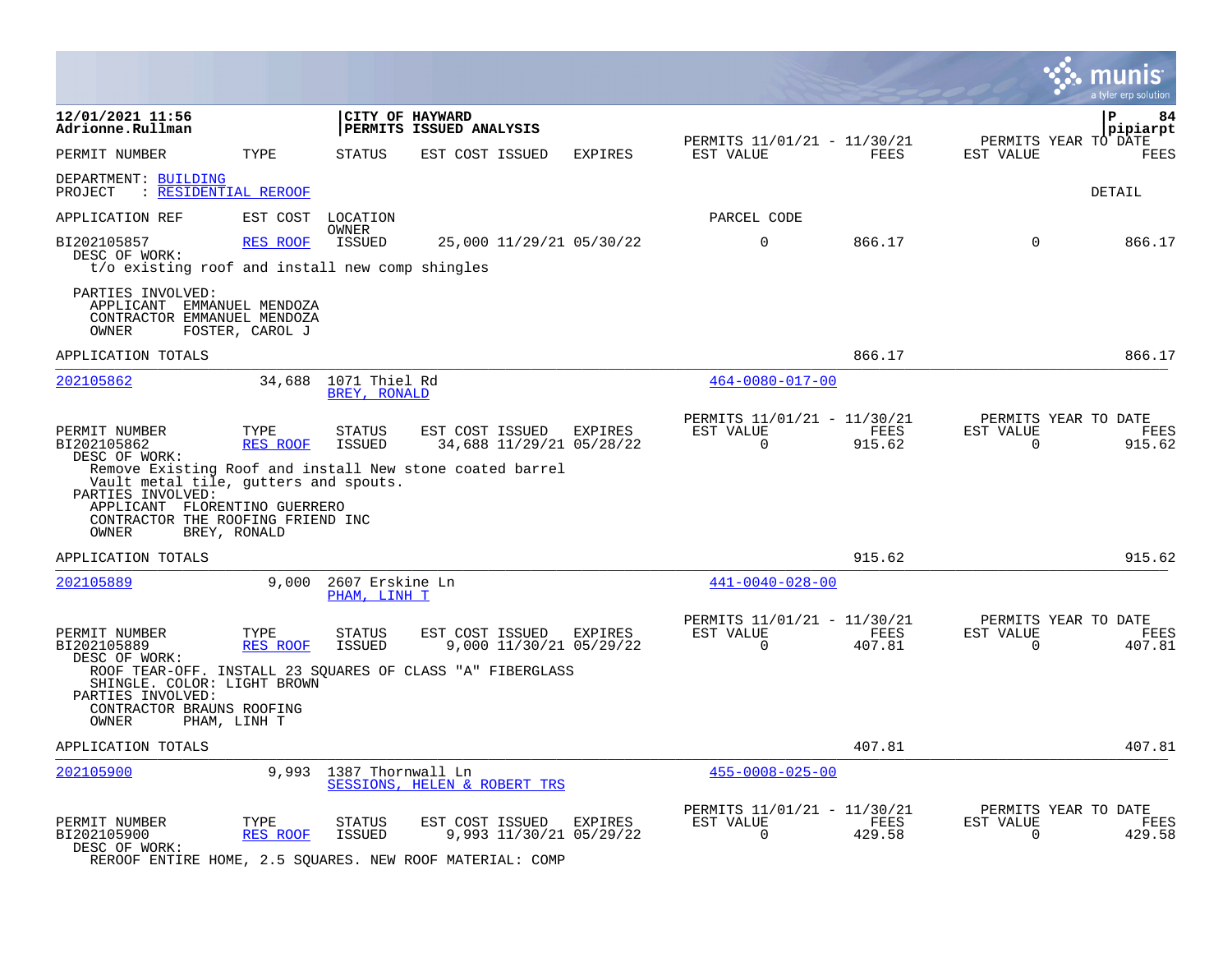**12/01/2021 11:56**
**Adrionne.Rullman**

**CITY OF HAYWARD**
**PERMITS ISSUED ANALYSIS**

**pipiarpt**

| PERMIT NUMBER | TYPE | STATUS | EST COST | ISSUED | EXPIRES | PERMITS 11/01/21 - 11/30/21 EST VALUE | FEES | PERMITS YEAR TO DATE EST VALUE | FEES |
|---|---|---|---|---|---|---|---|---|---|

DEPARTMENT: BUILDING
PROJECT : RESIDENTIAL REROOF

DETAIL

| APPLICATION REF | EST COST | LOCATION / OWNER | | | | PARCEL CODE | | | |
|---|---|---|---|---|---|---|---|---|---|
| BI202105857 | RES ROOF | ISSUED | 25,000 | 11/29/21 | 05/30/22 | 0 | 866.17 | 0 | 866.17 |

DESC OF WORK:
t/o existing roof and install new comp shingles

PARTIES INVOLVED:
APPLICANT EMMANUEL MENDOZA
CONTRACTOR EMMANUEL MENDOZA
OWNER FOSTER, CAROL J

APPLICATION TOTALS — 866.17 — 866.17

---

202105862 — 34,688 — 1071 Thiel Rd — BREY, RONALD — 464-0080-017-00

| PERMIT NUMBER | TYPE | STATUS | EST COST | ISSUED | EXPIRES | PERMITS 11/01/21 - 11/30/21 EST VALUE | FEES | PERMITS YEAR TO DATE EST VALUE | FEES |
|---|---|---|---|---|---|---|---|---|---|
| BI202105862 | RES ROOF | ISSUED | 34,688 | 11/29/21 | 05/28/22 | 0 | 915.62 | 0 | 915.62 |

DESC OF WORK:
Remove Existing Roof and install New stone coated barrel Vault metal tile, gutters and spouts.

PARTIES INVOLVED:
APPLICANT FLORENTINO GUERRERO
CONTRACTOR THE ROOFING FRIEND INC
OWNER BREY, RONALD

APPLICATION TOTALS — 915.62 — 915.62

---

202105889 — 9,000 — 2607 Erskine Ln — PHAM, LINH T — 441-0040-028-00

| PERMIT NUMBER | TYPE | STATUS | EST COST | ISSUED | EXPIRES | PERMITS 11/01/21 - 11/30/21 EST VALUE | FEES | PERMITS YEAR TO DATE EST VALUE | FEES |
|---|---|---|---|---|---|---|---|---|---|
| BI202105889 | RES ROOF | ISSUED | 9,000 | 11/30/21 | 05/29/22 | 0 | 407.81 | 0 | 407.81 |

DESC OF WORK:
ROOF TEAR-OFF. INSTALL 23 SQUARES OF CLASS "A" FIBERGLASS SHINGLE. COLOR: LIGHT BROWN

PARTIES INVOLVED:
CONTRACTOR BRAUNS ROOFING
OWNER PHAM, LINH T

APPLICATION TOTALS — 407.81 — 407.81

---

202105900 — 9,993 — 1387 Thornwall Ln — SESSIONS, HELEN & ROBERT TRS — 455-0008-025-00

| PERMIT NUMBER | TYPE | STATUS | EST COST | ISSUED | EXPIRES | PERMITS 11/01/21 - 11/30/21 EST VALUE | FEES | PERMITS YEAR TO DATE EST VALUE | FEES |
|---|---|---|---|---|---|---|---|---|---|
| BI202105900 | RES ROOF | ISSUED | 9,993 | 11/30/21 | 05/29/22 | 0 | 429.58 | 0 | 429.58 |

DESC OF WORK:
REROOF ENTIRE HOME, 2.5 SQUARES. NEW ROOF MATERIAL: COMP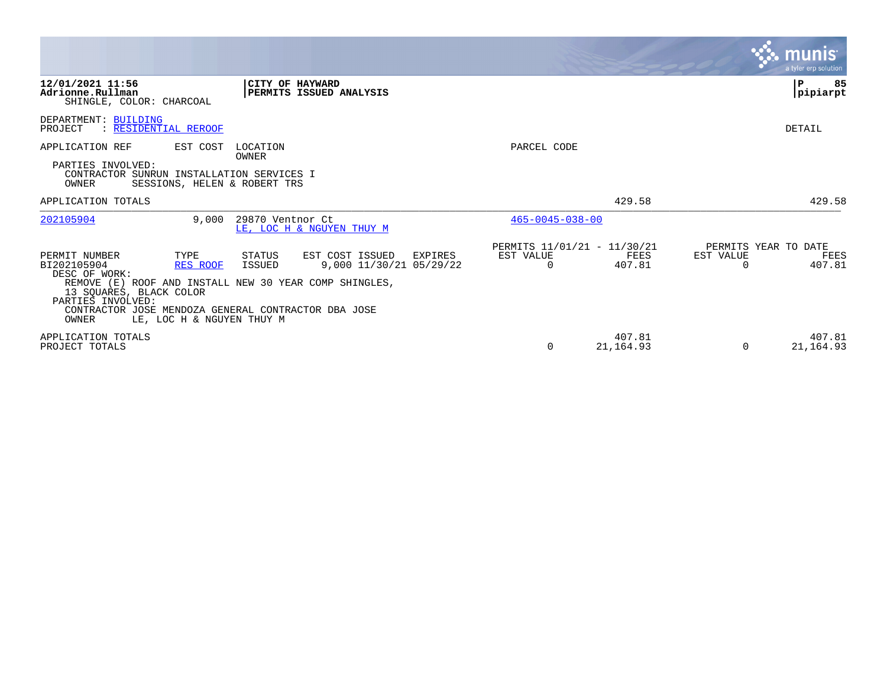12/01/2021 11:56
Adrionne.Rullman
SHINGLE, COLOR: CHARCOAL

**CITY OF HAYWARD**
**PERMITS ISSUED ANALYSIS**

P 85
pipiarpt

DEPARTMENT: BUILDING
PROJECT : RESIDENTIAL REROOF

DETAIL

| APPLICATION REF | EST COST | LOCATION / OWNER | PARCEL CODE | | | |
|---|---|---|---|---|---|---|

PARTIES INVOLVED:
CONTRACTOR SUNRUN INSTALLATION SERVICES I
OWNER SESSIONS, HELEN & ROBERT TRS

| APPLICATION TOTALS | | | 429.58 | | 429.58 |
|---|---|---|---|---|---|

| 202105904 | 9,000 | 29870 Ventnor Ct / LE, LOC H & NGUYEN THUY M | 465-0045-038-00 |
|---|---|---|---|

| PERMIT NUMBER | TYPE | STATUS | EST COST | ISSUED | EXPIRES | PERMITS 11/01/21 - 11/30/21 EST VALUE | FEES | PERMITS YEAR TO DATE EST VALUE | FEES |
|---|---|---|---|---|---|---|---|---|---|
| BI202105904 | RES ROOF | ISSUED | 9,000 | 11/30/21 | 05/29/22 | 0 | 407.81 | 0 | 407.81 |

DESC OF WORK:
REMOVE (E) ROOF AND INSTALL NEW 30 YEAR COMP SHINGLES,
13 SQUARES, BLACK COLOR
PARTIES INVOLVED:
CONTRACTOR JOSE MENDOZA GENERAL CONTRACTOR DBA JOSE
OWNER LE, LOC H & NGUYEN THUY M

| | EST VALUE | FEES | EST VALUE | FEES |
|---|---|---|---|---|
| APPLICATION TOTALS | | 407.81 | | 407.81 |
| PROJECT TOTALS | 0 | 21,164.93 | 0 | 21,164.93 |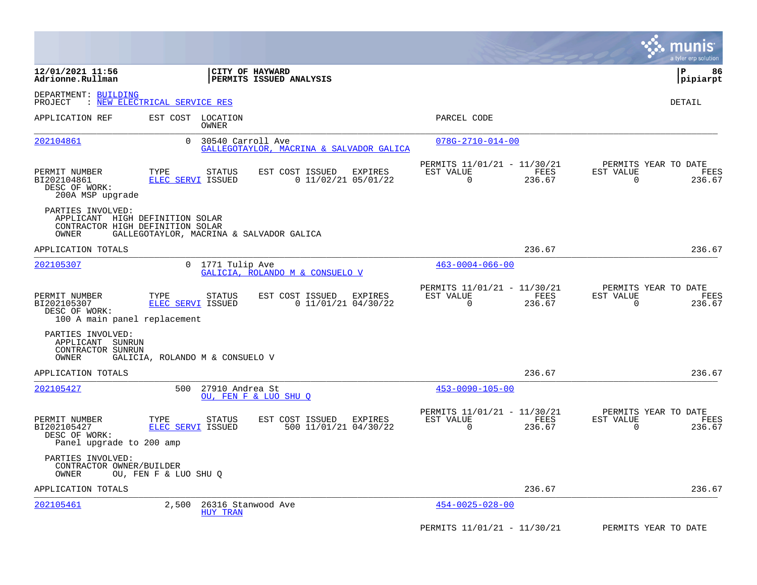**12/01/2021 11:56**
**Adrionne.Rullman**

**CITY OF HAYWARD**
**PERMITS ISSUED ANALYSIS**

**P 86**
**pipiarpt**

DEPARTMENT: BUILDING
PROJECT : NEW ELECTRICAL SERVICE RES

DETAIL

| APPLICATION REF | EST COST | LOCATION / OWNER | PARCEL CODE |
|---|---|---|---|
| 202104861 | 0 | 30540 Carroll Ave / GALLEGOTAYLOR, MACRINA & SALVADOR GALICA | 078G-2710-014-00 |

| PERMIT NUMBER | TYPE | STATUS | EST COST | ISSUED | EXPIRES | PERMITS 11/01/21 - 11/30/21 EST VALUE | FEES | PERMITS YEAR TO DATE EST VALUE | FEES |
|---|---|---|---|---|---|---|---|---|---|
| BI202104861 | ELEC SERVI | ISSUED | 0 | 11/02/21 | 05/01/22 | 0 | 236.67 | 0 | 236.67 |

DESC OF WORK:
200A MSP upgrade

PARTIES INVOLVED:
APPLICANT HIGH DEFINITION SOLAR
CONTRACTOR HIGH DEFINITION SOLAR
OWNER GALLEGOTAYLOR, MACRINA & SALVADOR GALICA

APPLICATION TOTALS 236.67 236.67

| APPLICATION REF | EST COST | LOCATION / OWNER | PARCEL CODE |
|---|---|---|---|
| 202105307 | 0 | 1771 Tulip Ave / GALICIA, ROLANDO M & CONSUELO V | 463-0004-066-00 |

| PERMIT NUMBER | TYPE | STATUS | EST COST | ISSUED | EXPIRES | PERMITS 11/01/21 - 11/30/21 EST VALUE | FEES | PERMITS YEAR TO DATE EST VALUE | FEES |
|---|---|---|---|---|---|---|---|---|---|
| BI202105307 | ELEC SERVI | ISSUED | 0 | 11/01/21 | 04/30/22 | 0 | 236.67 | 0 | 236.67 |

DESC OF WORK:
100 A main panel replacement

PARTIES INVOLVED:
APPLICANT SUNRUN
CONTRACTOR SUNRUN
OWNER GALICIA, ROLANDO M & CONSUELO V

APPLICATION TOTALS 236.67 236.67

| APPLICATION REF | EST COST | LOCATION / OWNER | PARCEL CODE |
|---|---|---|---|
| 202105427 | 500 | 27910 Andrea St / OU, FEN F & LUO SHU Q | 453-0090-105-00 |

| PERMIT NUMBER | TYPE | STATUS | EST COST | ISSUED | EXPIRES | PERMITS 11/01/21 - 11/30/21 EST VALUE | FEES | PERMITS YEAR TO DATE EST VALUE | FEES |
|---|---|---|---|---|---|---|---|---|---|
| BI202105427 | ELEC SERVI | ISSUED | 500 | 11/01/21 | 04/30/22 | 0 | 236.67 | 0 | 236.67 |

DESC OF WORK:
Panel upgrade to 200 amp

PARTIES INVOLVED:
CONTRACTOR OWNER/BUILDER
OWNER OU, FEN F & LUO SHU Q

APPLICATION TOTALS 236.67 236.67

| APPLICATION REF | EST COST | LOCATION / OWNER | PARCEL CODE |
|---|---|---|---|
| 202105461 | 2,500 | 26316 Stanwood Ave / HUY TRAN | 454-0025-028-00 |

PERMITS 11/01/21 - 11/30/21 PERMITS YEAR TO DATE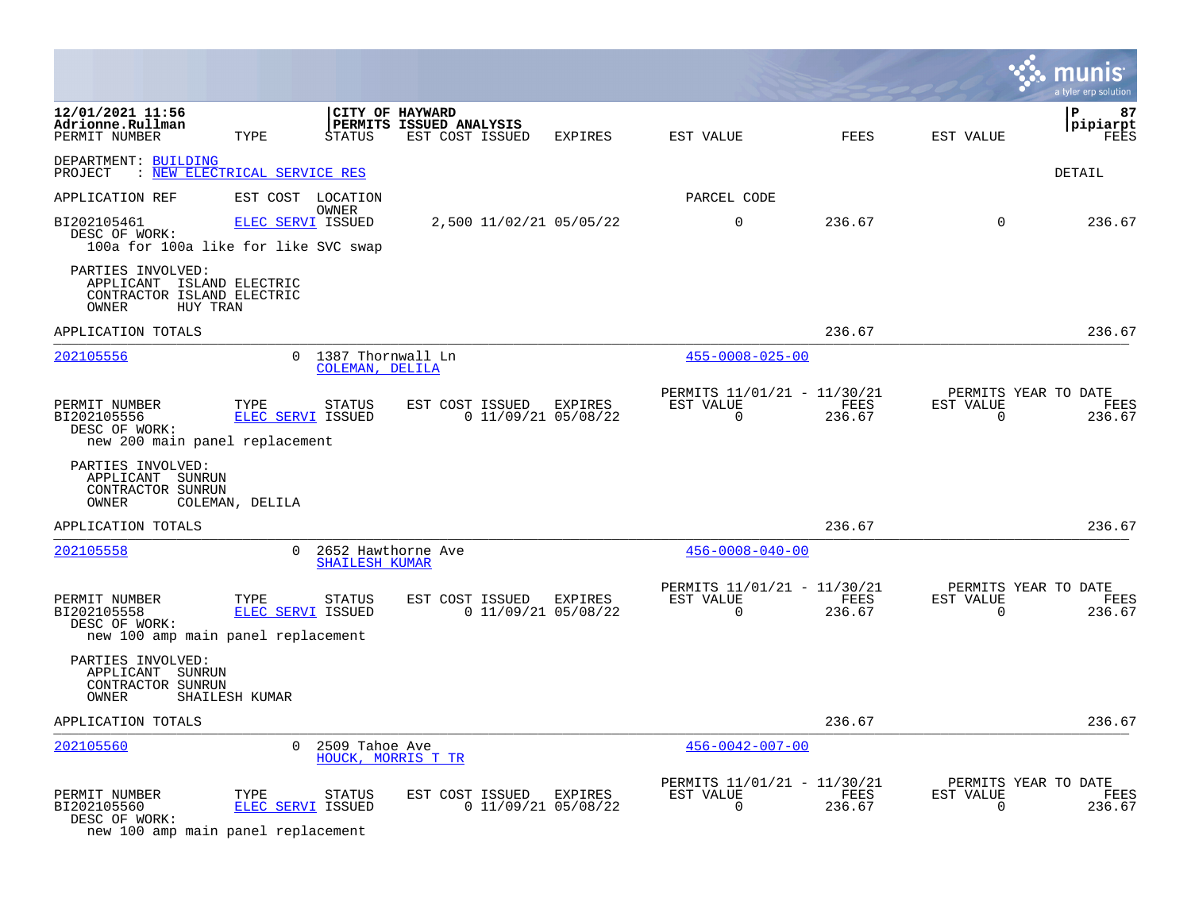12/01/2021 11:56
Adrionne.Rullman

**CITY OF HAYWARD**
**PERMITS ISSUED ANALYSIS**

pipiarpt

DEPARTMENT: BUILDING
PROJECT : NEW ELECTRICAL SERVICE RES

DETAIL

| PERMIT NUMBER | TYPE | STATUS | EST COST | ISSUED | EXPIRES | EST VALUE | FEES | EST VALUE | FEES |
|---|---|---|---|---|---|---|---|---|---|
| BI202105461 | ELEC SERVI | ISSUED | 2,500 | 11/02/21 | 05/05/22 | 0 | 236.67 | 0 | 236.67 |

DESC OF WORK:
100a for 100a like for like SVC swap

PARTIES INVOLVED:
APPLICANT ISLAND ELECTRIC
CONTRACTOR ISLAND ELECTRIC
OWNER HUY TRAN

APPLICATION TOTALS 236.67 236.67

---

| APPLICATION REF | EST COST | LOCATION / OWNER | PARCEL CODE |
|---|---|---|---|
| 202105556 | 0 | 1387 Thornwall Ln / COLEMAN, DELILA | 455-0008-025-00 |

| PERMIT NUMBER | TYPE | STATUS | EST COST | ISSUED | EXPIRES | PERMITS 11/01/21 - 11/30/21 EST VALUE | FEES | PERMITS YEAR TO DATE EST VALUE | FEES |
|---|---|---|---|---|---|---|---|---|---|
| BI202105556 | ELEC SERVI | ISSUED | 0 | 11/09/21 | 05/08/22 | 0 | 236.67 | 0 | 236.67 |

DESC OF WORK:
new 200 main panel replacement

PARTIES INVOLVED:
APPLICANT SUNRUN
CONTRACTOR SUNRUN
OWNER COLEMAN, DELILA

APPLICATION TOTALS 236.67 236.67

---

| APPLICATION REF | EST COST | LOCATION / OWNER | PARCEL CODE |
|---|---|---|---|
| 202105558 | 0 | 2652 Hawthorne Ave / SHAILESH KUMAR | 456-0008-040-00 |

| PERMIT NUMBER | TYPE | STATUS | EST COST | ISSUED | EXPIRES | PERMITS 11/01/21 - 11/30/21 EST VALUE | FEES | PERMITS YEAR TO DATE EST VALUE | FEES |
|---|---|---|---|---|---|---|---|---|---|
| BI202105558 | ELEC SERVI | ISSUED | 0 | 11/09/21 | 05/08/22 | 0 | 236.67 | 0 | 236.67 |

DESC OF WORK:
new 100 amp main panel replacement

PARTIES INVOLVED:
APPLICANT SUNRUN
CONTRACTOR SUNRUN
OWNER SHAILESH KUMAR

APPLICATION TOTALS 236.67 236.67

---

| APPLICATION REF | EST COST | LOCATION / OWNER | PARCEL CODE |
|---|---|---|---|
| 202105560 | 0 | 2509 Tahoe Ave / HOUCK, MORRIS T TR | 456-0042-007-00 |

| PERMIT NUMBER | TYPE | STATUS | EST COST | ISSUED | EXPIRES | PERMITS 11/01/21 - 11/30/21 EST VALUE | FEES | PERMITS YEAR TO DATE EST VALUE | FEES |
|---|---|---|---|---|---|---|---|---|---|
| BI202105560 | ELEC SERVI | ISSUED | 0 | 11/09/21 | 05/08/22 | 0 | 236.67 | 0 | 236.67 |

DESC OF WORK:
new 100 amp main panel replacement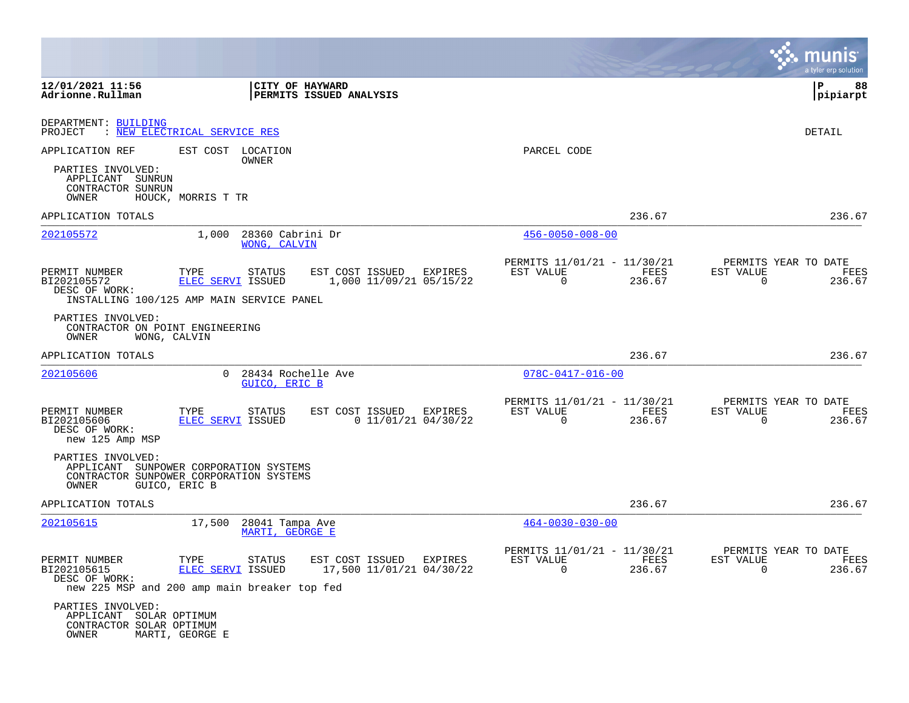**12/01/2021 11:56**
**Adrionne.Rullman**

**CITY OF HAYWARD**
**PERMITS ISSUED ANALYSIS**

**P 88**
**pipiarpt**

DEPARTMENT: BUILDING
PROJECT : NEW ELECTRICAL SERVICE RES

DETAIL

APPLICATION REF | EST COST | LOCATION / OWNER | PARCEL CODE

PARTIES INVOLVED:
- APPLICANT SUNRUN
- CONTRACTOR SUNRUN
- OWNER HOUCK, MORRIS T TR

APPLICATION TOTALS: 236.67 | 236.67

---

**202105572** | 1,000 | 28360 Cabrini Dr / WONG, CALVIN | 456-0050-008-00

| PERMIT NUMBER | TYPE | STATUS | EST COST | ISSUED | EXPIRES | PERMITS 11/01/21 - 11/30/21 EST VALUE | FEES | PERMITS YEAR TO DATE EST VALUE | FEES |
|---|---|---|---|---|---|---|---|---|---|
| BI202105572 | ELEC SERVI | ISSUED | 1,000 | 11/09/21 | 05/15/22 | 0 | 236.67 | 0 | 236.67 |

DESC OF WORK:
INSTALLING 100/125 AMP MAIN SERVICE PANEL

PARTIES INVOLVED:
- CONTRACTOR ON POINT ENGINEERING
- OWNER WONG, CALVIN

APPLICATION TOTALS: 236.67 | 236.67

---

**202105606** | 0 | 28434 Rochelle Ave / GUICO, ERIC B | 078C-0417-016-00

| PERMIT NUMBER | TYPE | STATUS | EST COST | ISSUED | EXPIRES | PERMITS 11/01/21 - 11/30/21 EST VALUE | FEES | PERMITS YEAR TO DATE EST VALUE | FEES |
|---|---|---|---|---|---|---|---|---|---|
| BI202105606 | ELEC SERVI | ISSUED | 0 | 11/01/21 | 04/30/22 | 0 | 236.67 | 0 | 236.67 |

DESC OF WORK:
new 125 Amp MSP

PARTIES INVOLVED:
- APPLICANT SUNPOWER CORPORATION SYSTEMS
- CONTRACTOR SUNPOWER CORPORATION SYSTEMS
- OWNER GUICO, ERIC B

APPLICATION TOTALS: 236.67 | 236.67

---

**202105615** | 17,500 | 28041 Tampa Ave / MARTI, GEORGE E | 464-0030-030-00

| PERMIT NUMBER | TYPE | STATUS | EST COST | ISSUED | EXPIRES | PERMITS 11/01/21 - 11/30/21 EST VALUE | FEES | PERMITS YEAR TO DATE EST VALUE | FEES |
|---|---|---|---|---|---|---|---|---|---|
| BI202105615 | ELEC SERVI | ISSUED | 17,500 | 11/01/21 | 04/30/22 | 0 | 236.67 | 0 | 236.67 |

DESC OF WORK:
new 225 MSP and 200 amp main breaker top fed

PARTIES INVOLVED:
- APPLICANT SOLAR OPTIMUM
- CONTRACTOR SOLAR OPTIMUM
- OWNER MARTI, GEORGE E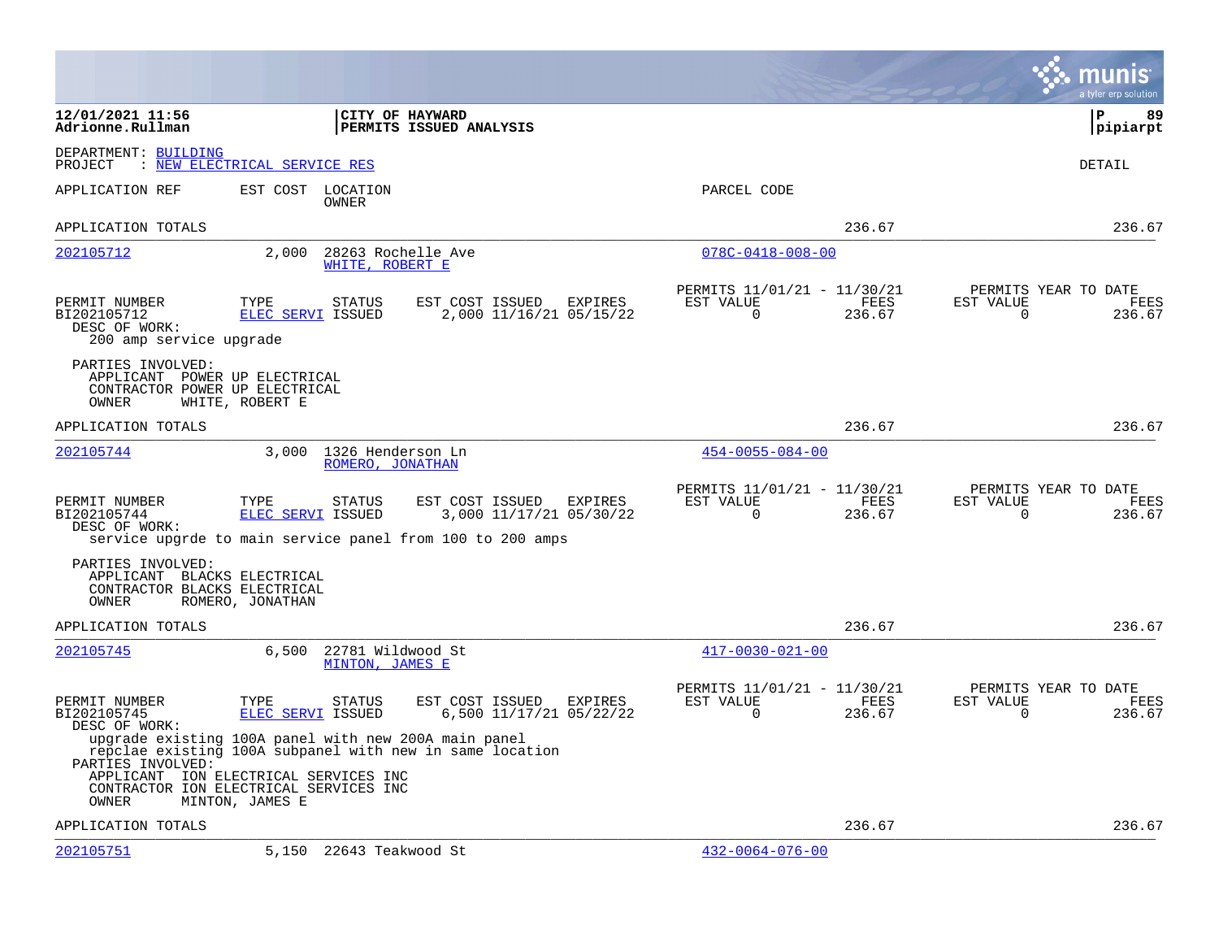**12/01/2021 11:56**
**Adrionne.Rullman**

**CITY OF HAYWARD**
**PERMITS ISSUED ANALYSIS**

**P 89**
**pipiarpt**

DEPARTMENT: BUILDING
PROJECT : NEW ELECTRICAL SERVICE RES

DETAIL

APPLICATION REF | EST COST | LOCATION / OWNER | PARCEL CODE

APPLICATION TOTALS — 236.67 — 236.67

---

**202105712** — 2,000 — 28263 Rochelle Ave — WHITE, ROBERT E — 078C-0418-008-00

| PERMIT NUMBER | TYPE | STATUS | EST COST | ISSUED | EXPIRES | PERMITS 11/01/21 - 11/30/21 EST VALUE | FEES | PERMITS YEAR TO DATE EST VALUE | FEES |
|---|---|---|---|---|---|---|---|---|---|
| BI202105712 | ELEC SERVI | ISSUED | 2,000 | 11/16/21 | 05/15/22 | 0 | 236.67 | 0 | 236.67 |

DESC OF WORK:
200 amp service upgrade

PARTIES INVOLVED:
APPLICANT POWER UP ELECTRICAL
CONTRACTOR POWER UP ELECTRICAL
OWNER WHITE, ROBERT E

APPLICATION TOTALS — 236.67 — 236.67

---

**202105744** — 3,000 — 1326 Henderson Ln — ROMERO, JONATHAN — 454-0055-084-00

| PERMIT NUMBER | TYPE | STATUS | EST COST | ISSUED | EXPIRES | PERMITS 11/01/21 - 11/30/21 EST VALUE | FEES | PERMITS YEAR TO DATE EST VALUE | FEES |
|---|---|---|---|---|---|---|---|---|---|
| BI202105744 | ELEC SERVI | ISSUED | 3,000 | 11/17/21 | 05/30/22 | 0 | 236.67 | 0 | 236.67 |

DESC OF WORK:
service upgrde to main service panel from 100 to 200 amps

PARTIES INVOLVED:
APPLICANT BLACKS ELECTRICAL
CONTRACTOR BLACKS ELECTRICAL
OWNER ROMERO, JONATHAN

APPLICATION TOTALS — 236.67 — 236.67

---

**202105745** — 6,500 — 22781 Wildwood St — MINTON, JAMES E — 417-0030-021-00

| PERMIT NUMBER | TYPE | STATUS | EST COST | ISSUED | EXPIRES | PERMITS 11/01/21 - 11/30/21 EST VALUE | FEES | PERMITS YEAR TO DATE EST VALUE | FEES |
|---|---|---|---|---|---|---|---|---|---|
| BI202105745 | ELEC SERVI | ISSUED | 6,500 | 11/17/21 | 05/22/22 | 0 | 236.67 | 0 | 236.67 |

DESC OF WORK:
upgrade existing 100A panel with new 200A main panel
repclae existing 100A subpanel with new in same location

PARTIES INVOLVED:
APPLICANT ION ELECTRICAL SERVICES INC
CONTRACTOR ION ELECTRICAL SERVICES INC
OWNER MINTON, JAMES E

APPLICATION TOTALS — 236.67 — 236.67

---

**202105751** — 5,150 — 22643 Teakwood St — 432-0064-076-00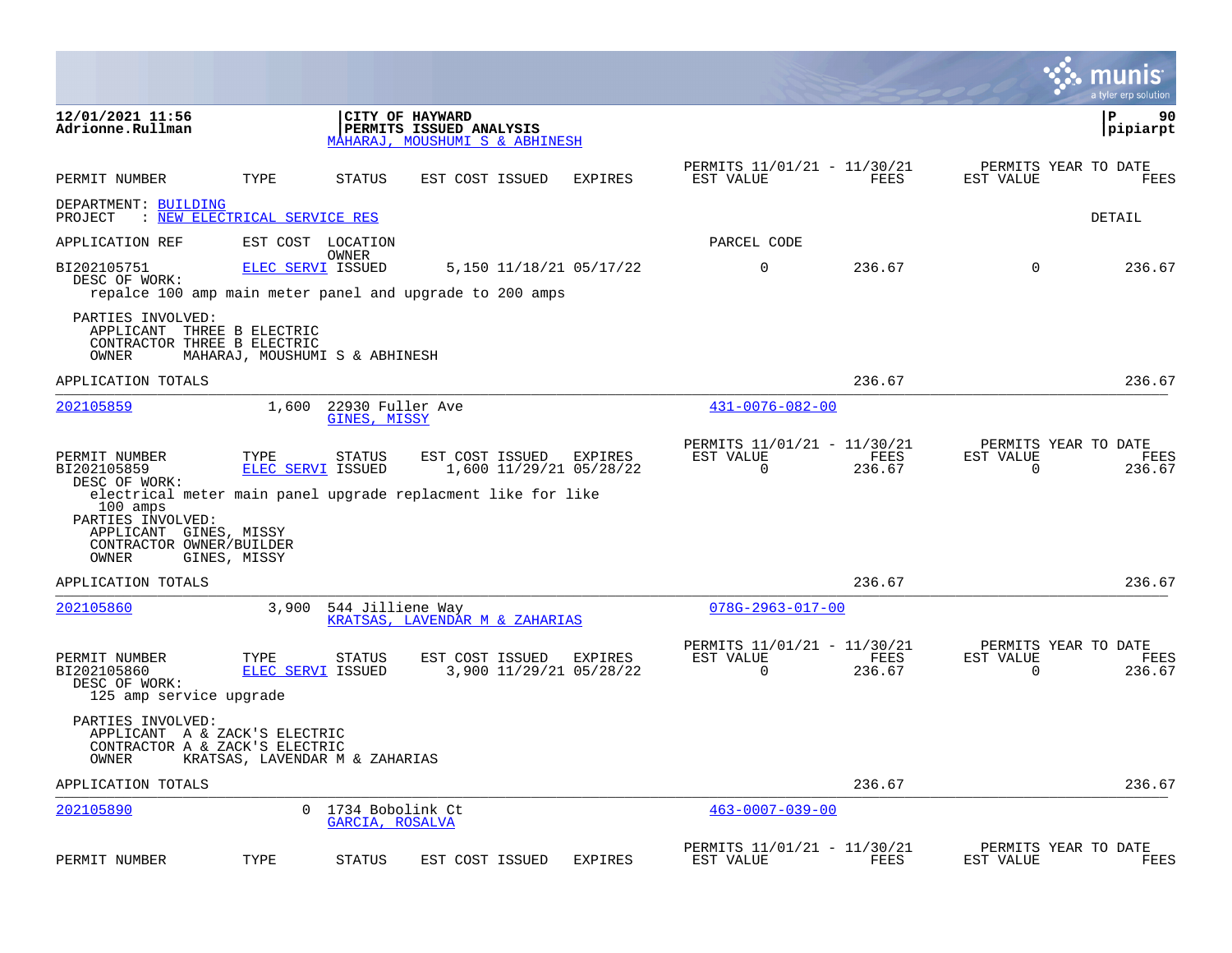**12/01/2021 11:56**
**Adrionne.Rullman**

**CITY OF HAYWARD**
**PERMITS ISSUED ANALYSIS**
MAHARAJ, MOUSHUMI S & ABHINESH

**P 90**
**pipiarpt**

| PERMIT NUMBER | TYPE | STATUS | EST COST | ISSUED | EXPIRES | PERMITS 11/01/21 - 11/30/21 EST VALUE | FEES | PERMITS YEAR TO DATE EST VALUE | FEES |
|---|---|---|---|---|---|---|---|---|---|

DEPARTMENT: BUILDING
PROJECT : NEW ELECTRICAL SERVICE RES — DETAIL

APPLICATION REF | EST COST | LOCATION / OWNER | PARCEL CODE

| PERMIT NUMBER | TYPE | STATUS | EST COST | ISSUED | EXPIRES | EST VALUE | FEES | YTD EST VALUE | YTD FEES |
|---|---|---|---|---|---|---|---|---|---|
| BI202105751 | ELEC SERVI | ISSUED | 5,150 | 11/18/21 | 05/17/22 | 0 | 236.67 | 0 | 236.67 |

DESC OF WORK:
repalce 100 amp main meter panel and upgrade to 200 amps

PARTIES INVOLVED:
APPLICANT THREE B ELECTRIC
CONTRACTOR THREE B ELECTRIC
OWNER MAHARAJ, MOUSHUMI S & ABHINESH

APPLICATION TOTALS — 236.67 — 236.67

---

202105859 | 1,600 | 22930 Fuller Ave / GINES, MISSY | 431-0076-082-00

| PERMIT NUMBER | TYPE | STATUS | EST COST | ISSUED | EXPIRES | EST VALUE | FEES | YTD EST VALUE | YTD FEES |
|---|---|---|---|---|---|---|---|---|---|
| BI202105859 | ELEC SERVI | ISSUED | 1,600 | 11/29/21 | 05/28/22 | 0 | 236.67 | 0 | 236.67 |

DESC OF WORK:
electrical meter main panel upgrade replacment like for like 100 amps

PARTIES INVOLVED:
APPLICANT GINES, MISSY
CONTRACTOR OWNER/BUILDER
OWNER GINES, MISSY

APPLICATION TOTALS — 236.67 — 236.67

---

202105860 | 3,900 | 544 Jilliene Way / KRATSAS, LAVENDAR M & ZAHARIAS | 078G-2963-017-00

| PERMIT NUMBER | TYPE | STATUS | EST COST | ISSUED | EXPIRES | EST VALUE | FEES | YTD EST VALUE | YTD FEES |
|---|---|---|---|---|---|---|---|---|---|
| BI202105860 | ELEC SERVI | ISSUED | 3,900 | 11/29/21 | 05/28/22 | 0 | 236.67 | 0 | 236.67 |

DESC OF WORK:
125 amp service upgrade

PARTIES INVOLVED:
APPLICANT A & ZACK'S ELECTRIC
CONTRACTOR A & ZACK'S ELECTRIC
OWNER KRATSAS, LAVENDAR M & ZAHARIAS

APPLICATION TOTALS — 236.67 — 236.67

---

202105890 | 0 | 1734 Bobolink Ct / GARCIA, ROSALVA | 463-0007-039-00

| PERMIT NUMBER | TYPE | STATUS | EST COST | ISSUED | EXPIRES | PERMITS 11/01/21 - 11/30/21 EST VALUE | FEES | PERMITS YEAR TO DATE EST VALUE | FEES |
|---|---|---|---|---|---|---|---|---|---|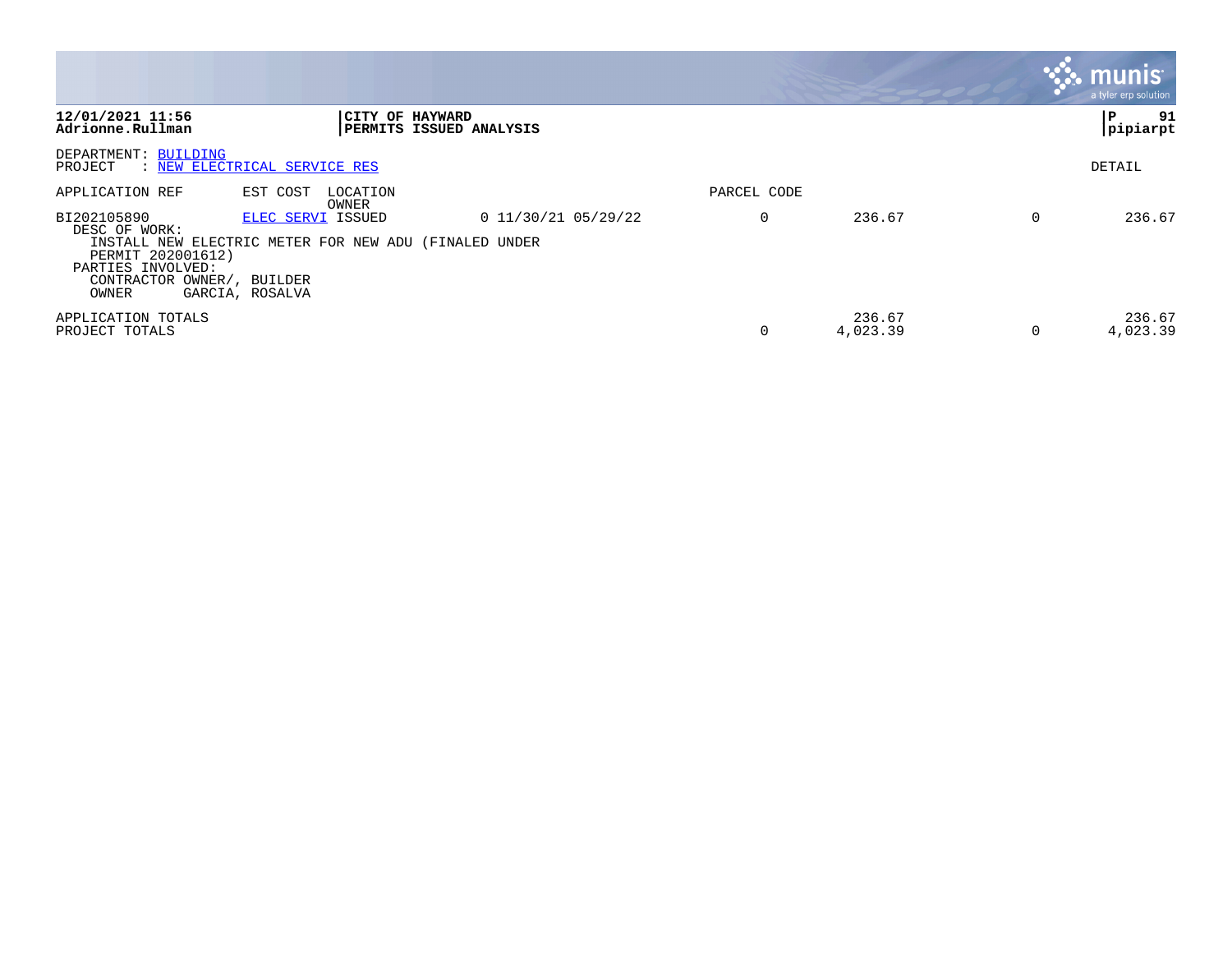**CITY OF HAYWARD**
**PERMITS ISSUED ANALYSIS**

12/01/2021 11:56
Adrionne.Rullman

pipiarpt

DEPARTMENT: BUILDING
PROJECT : NEW ELECTRICAL SERVICE RES

DETAIL

| APPLICATION REF | EST COST | LOCATION OWNER | | PARCEL CODE | | | |
|---|---|---|---|---|---|---|---|
| BI202105890 | ELEC SERVI | ISSUED | 0 11/30/21 05/29/22 | 0 | 236.67 | 0 | 236.67 |

DESC OF WORK:
INSTALL NEW ELECTRIC METER FOR NEW ADU (FINALED UNDER PERMIT 202001612)

PARTIES INVOLVED:
CONTRACTOR OWNER/, BUILDER
OWNER GARCIA, ROSALVA

| | | | | |
|---|---|---|---|---|
| APPLICATION TOTALS | | 236.67 | | 236.67 |
| PROJECT TOTALS | 0 | 4,023.39 | 0 | 4,023.39 |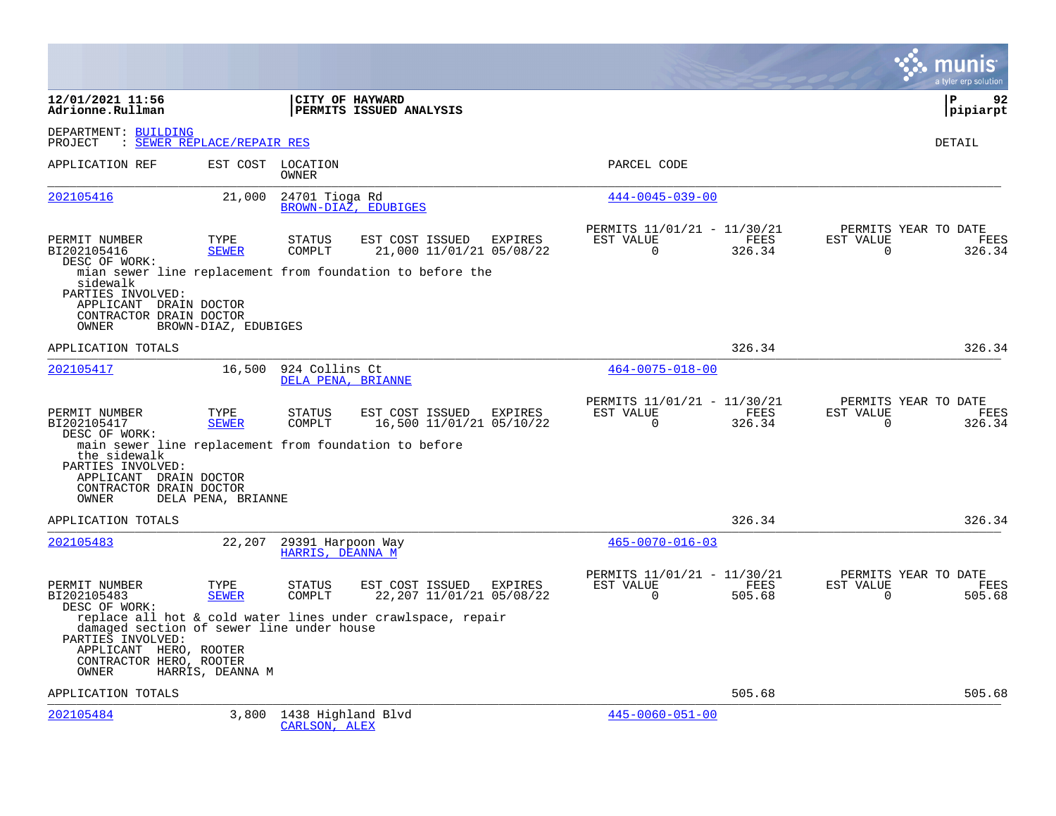**12/01/2021 11:56**
**Adrionne.Rullman**

**CITY OF HAYWARD**
**PERMITS ISSUED ANALYSIS**

**P 92**
**pipiarpt**

DEPARTMENT: BUILDING
PROJECT : SEWER REPLACE/REPAIR RES

DETAIL

| APPLICATION REF | EST COST | LOCATION / OWNER | PARCEL CODE |
|---|---|---|---|
| 202105416 | 21,000 | 24701 Tioga Rd / BROWN-DIAZ, EDUBIGES | 444-0045-039-00 |

| PERMIT NUMBER | TYPE | STATUS | EST COST | ISSUED | EXPIRES | PERMITS 11/01/21 - 11/30/21 EST VALUE | FEES | PERMITS YEAR TO DATE EST VALUE | FEES |
|---|---|---|---|---|---|---|---|---|---|
| BI202105416 | SEWER | COMPLT | 21,000 | 11/01/21 | 05/08/22 | 0 | 326.34 | 0 | 326.34 |

DESC OF WORK:
mian sewer line replacement from foundation to before the sidewalk

PARTIES INVOLVED:
APPLICANT DRAIN DOCTOR
CONTRACTOR DRAIN DOCTOR
OWNER BROWN-DIAZ, EDUBIGES

APPLICATION TOTALS 326.34 326.34

| APPLICATION REF | EST COST | LOCATION / OWNER | PARCEL CODE |
|---|---|---|---|
| 202105417 | 16,500 | 924 Collins Ct / DELA PENA, BRIANNE | 464-0075-018-00 |

| PERMIT NUMBER | TYPE | STATUS | EST COST | ISSUED | EXPIRES | PERMITS 11/01/21 - 11/30/21 EST VALUE | FEES | PERMITS YEAR TO DATE EST VALUE | FEES |
|---|---|---|---|---|---|---|---|---|---|
| BI202105417 | SEWER | COMPLT | 16,500 | 11/01/21 | 05/10/22 | 0 | 326.34 | 0 | 326.34 |

DESC OF WORK:
main sewer line replacement from foundation to before the sidewalk

PARTIES INVOLVED:
APPLICANT DRAIN DOCTOR
CONTRACTOR DRAIN DOCTOR
OWNER DELA PENA, BRIANNE

APPLICATION TOTALS 326.34 326.34

| APPLICATION REF | EST COST | LOCATION / OWNER | PARCEL CODE |
|---|---|---|---|
| 202105483 | 22,207 | 29391 Harpoon Way / HARRIS, DEANNA M | 465-0070-016-03 |

| PERMIT NUMBER | TYPE | STATUS | EST COST | ISSUED | EXPIRES | PERMITS 11/01/21 - 11/30/21 EST VALUE | FEES | PERMITS YEAR TO DATE EST VALUE | FEES |
|---|---|---|---|---|---|---|---|---|---|
| BI202105483 | SEWER | COMPLT | 22,207 | 11/01/21 | 05/08/22 | 0 | 505.68 | 0 | 505.68 |

DESC OF WORK:
replace all hot & cold water lines under crawlspace, repair damaged section of sewer line under house

PARTIES INVOLVED:
APPLICANT HERO, ROOTER
CONTRACTOR HERO, ROOTER
OWNER HARRIS, DEANNA M

APPLICATION TOTALS 505.68 505.68

| APPLICATION REF | EST COST | LOCATION / OWNER | PARCEL CODE |
|---|---|---|---|
| 202105484 | 3,800 | 1438 Highland Blvd / CARLSON, ALEX | 445-0060-051-00 |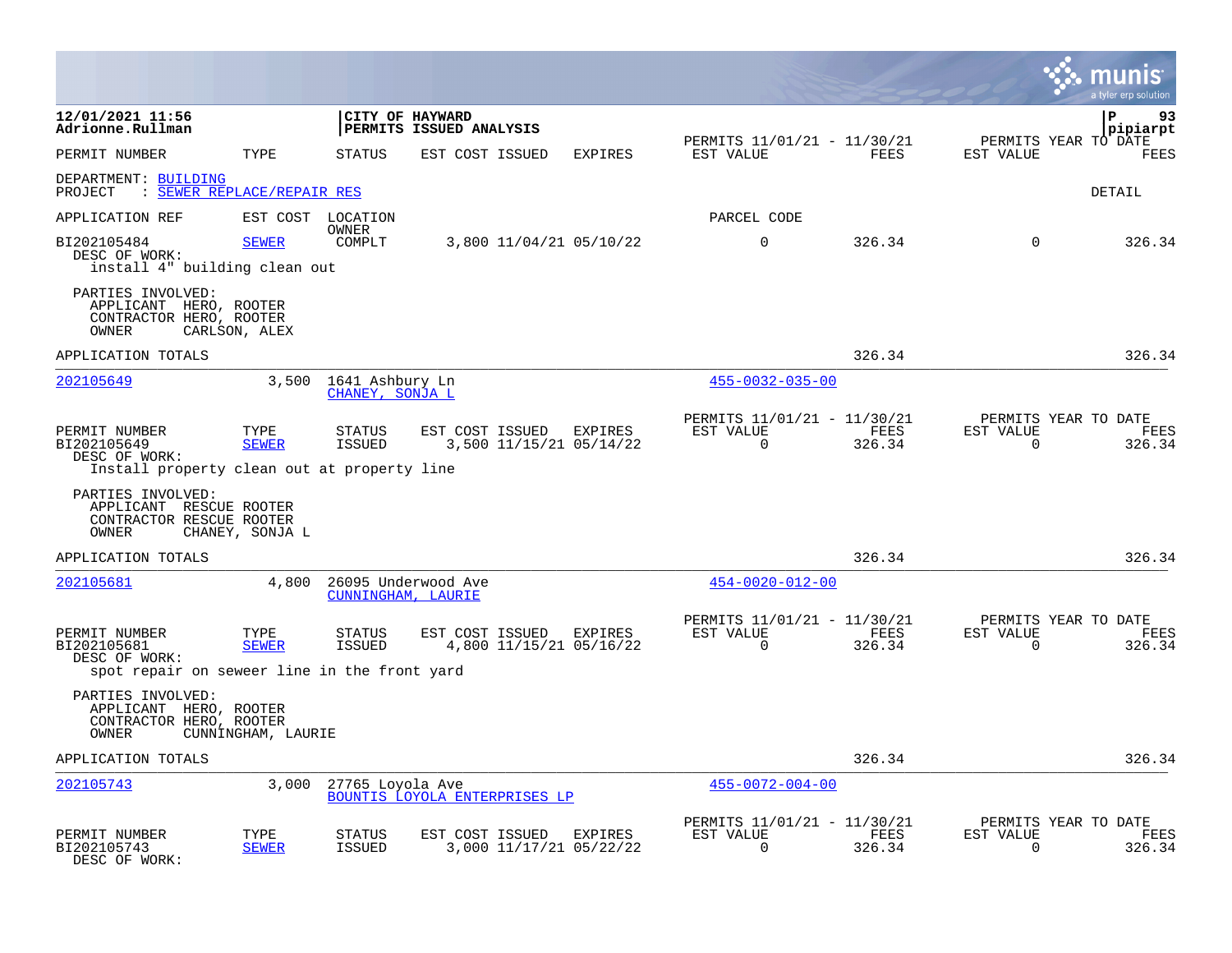12/01/2021 11:56
Adrionne.Rullman

**CITY OF HAYWARD**
**PERMITS ISSUED ANALYSIS**

pipiarpt

| PERMIT NUMBER | TYPE | STATUS | EST COST | ISSUED | EXPIRES | PERMITS 11/01/21 - 11/30/21 EST VALUE | FEES | PERMITS YEAR TO DATE EST VALUE | FEES |
|---|---|---|---|---|---|---|---|---|---|

DEPARTMENT: BUILDING
PROJECT : SEWER REPLACE/REPAIR RES

DETAIL

| APPLICATION REF | EST COST | LOCATION OWNER | | | | PARCEL CODE | | | |
|---|---|---|---|---|---|---|---|---|---|
| BI202105484 | SEWER | COMPLT | 3,800 | 11/04/21 | 05/10/22 | 0 | 326.34 | 0 | 326.34 |

DESC OF WORK:
install 4" building clean out

PARTIES INVOLVED:
APPLICANT HERO, ROOTER
CONTRACTOR HERO, ROOTER
OWNER CARLSON, ALEX

APPLICATION TOTALS 326.34 326.34

---

202105649 3,500 1641 Ashbury Ln
CHANEY, SONJA L
455-0032-035-00

| PERMIT NUMBER | TYPE | STATUS | EST COST | ISSUED | EXPIRES | PERMITS 11/01/21 - 11/30/21 EST VALUE | FEES | PERMITS YEAR TO DATE EST VALUE | FEES |
|---|---|---|---|---|---|---|---|---|---|
| BI202105649 | SEWER | ISSUED | 3,500 | 11/15/21 | 05/14/22 | 0 | 326.34 | 0 | 326.34 |

DESC OF WORK:
Install property clean out at property line

PARTIES INVOLVED:
APPLICANT RESCUE ROOTER
CONTRACTOR RESCUE ROOTER
OWNER CHANEY, SONJA L

APPLICATION TOTALS 326.34 326.34

---

202105681 4,800 26095 Underwood Ave
CUNNINGHAM, LAURIE
454-0020-012-00

| PERMIT NUMBER | TYPE | STATUS | EST COST | ISSUED | EXPIRES | PERMITS 11/01/21 - 11/30/21 EST VALUE | FEES | PERMITS YEAR TO DATE EST VALUE | FEES |
|---|---|---|---|---|---|---|---|---|---|
| BI202105681 | SEWER | ISSUED | 4,800 | 11/15/21 | 05/16/22 | 0 | 326.34 | 0 | 326.34 |

DESC OF WORK:
spot repair on seweer line in the front yard

PARTIES INVOLVED:
APPLICANT HERO, ROOTER
CONTRACTOR HERO, ROOTER
OWNER CUNNINGHAM, LAURIE

APPLICATION TOTALS 326.34 326.34

---

202105743 3,000 27765 Loyola Ave
BOUNTIS LOYOLA ENTERPRISES LP
455-0072-004-00

| PERMIT NUMBER | TYPE | STATUS | EST COST | ISSUED | EXPIRES | PERMITS 11/01/21 - 11/30/21 EST VALUE | FEES | PERMITS YEAR TO DATE EST VALUE | FEES |
|---|---|---|---|---|---|---|---|---|---|
| BI202105743 | SEWER | ISSUED | 3,000 | 11/17/21 | 05/22/22 | 0 | 326.34 | 0 | 326.34 |

DESC OF WORK: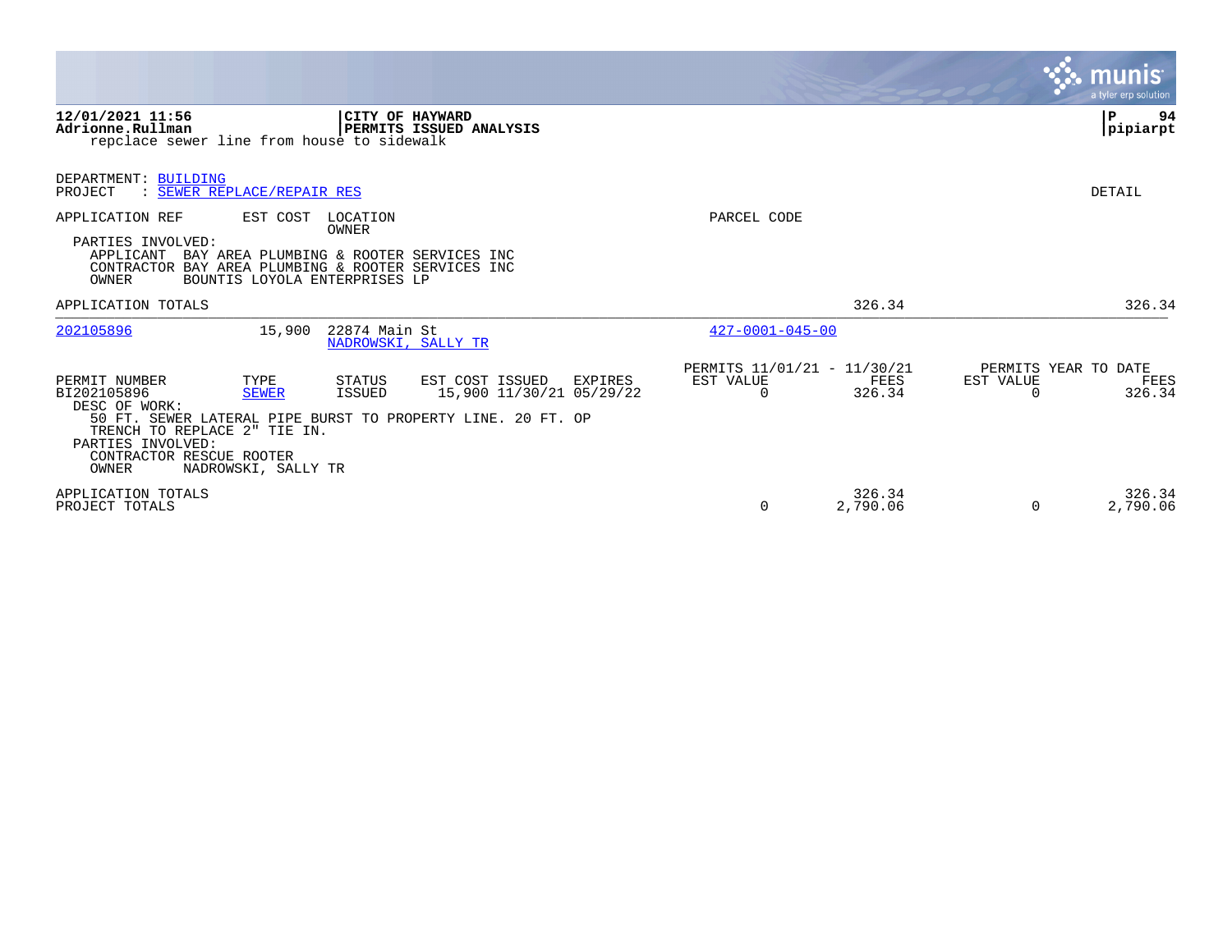**12/01/2021 11:56** **CITY OF HAYWARD**
**Adrionne.Rullman** **PERMITS ISSUED ANALYSIS**
repclace sewer line from house to sidewalk

**P 94**
**pipiarpt**

DEPARTMENT: BUILDING
PROJECT : SEWER REPLACE/REPAIR RES

DETAIL

APPLICATION REF EST COST LOCATION
OWNER
PARCEL CODE

PARTIES INVOLVED:
APPLICANT BAY AREA PLUMBING & ROOTER SERVICES INC
CONTRACTOR BAY AREA PLUMBING & ROOTER SERVICES INC
OWNER BOUNTIS LOYOLA ENTERPRISES LP

| | | | |
|---|---|---|---|
| APPLICATION TOTALS | | 326.34 | 326.34 |

202105896 15,900 22874 Main St
NADROWSKI, SALLY TR
427-0001-045-00

| PERMIT NUMBER | TYPE | STATUS | EST COST | ISSUED | EXPIRES | PERMITS 11/01/21 - 11/30/21 EST VALUE | FEES | PERMITS YEAR TO DATE EST VALUE | FEES |
|---|---|---|---|---|---|---|---|---|---|
| BI202105896 | SEWER | ISSUED | 15,900 | 11/30/21 | 05/29/22 | 0 | 326.34 | 0 | 326.34 |

DESC OF WORK:
50 FT. SEWER LATERAL PIPE BURST TO PROPERTY LINE. 20 FT. OP
TRENCH TO REPLACE 2" TIE IN.
PARTIES INVOLVED:
CONTRACTOR RESCUE ROOTER
OWNER NADROWSKI, SALLY TR

| | EST VALUE | FEES | EST VALUE | FEES |
|---|---|---|---|---|
| APPLICATION TOTALS | | 326.34 | | 326.34 |
| PROJECT TOTALS | 0 | 2,790.06 | 0 | 2,790.06 |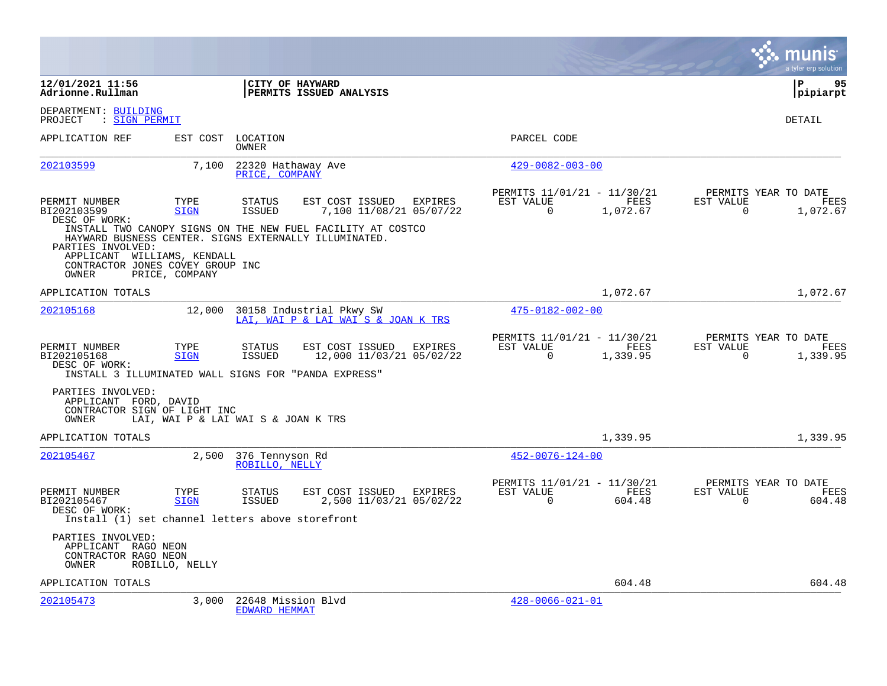**12/01/2021 11:56**
**Adrionne.Rullman**

**CITY OF HAYWARD**
**PERMITS ISSUED ANALYSIS**

**P 95**
**pipiarpt**

DEPARTMENT: BUILDING
PROJECT : SIGN PERMIT

DETAIL

| APPLICATION REF | EST COST | LOCATION / OWNER | PARCEL CODE |
|---|---|---|---|
| 202103599 | 7,100 | 22320 Hathaway Ave / PRICE, COMPANY | 429-0082-003-00 |

| PERMIT NUMBER | TYPE | STATUS | EST COST | ISSUED | EXPIRES | PERMITS 11/01/21 - 11/30/21 EST VALUE | FEES | PERMITS YEAR TO DATE EST VALUE | FEES |
|---|---|---|---|---|---|---|---|---|---|
| BI202103599 | SIGN | ISSUED | 7,100 | 11/08/21 | 05/07/22 | 0 | 1,072.67 | 0 | 1,072.67 |

DESC OF WORK:
INSTALL TWO CANOPY SIGNS ON THE NEW FUEL FACILITY AT COSTCO HAYWARD BUSNESS CENTER. SIGNS EXTERNALLY ILLUMINATED.

PARTIES INVOLVED:
APPLICANT WILLIAMS, KENDALL
CONTRACTOR JONES COVEY GROUP INC
OWNER PRICE, COMPANY

APPLICATION TOTALS: 1,072.67 | 1,072.67

| APPLICATION REF | EST COST | LOCATION / OWNER | PARCEL CODE |
|---|---|---|---|
| 202105168 | 12,000 | 30158 Industrial Pkwy SW / LAI, WAI P & LAI WAI S & JOAN K TRS | 475-0182-002-00 |

| PERMIT NUMBER | TYPE | STATUS | EST COST | ISSUED | EXPIRES | PERMITS 11/01/21 - 11/30/21 EST VALUE | FEES | PERMITS YEAR TO DATE EST VALUE | FEES |
|---|---|---|---|---|---|---|---|---|---|
| BI202105168 | SIGN | ISSUED | 12,000 | 11/03/21 | 05/02/22 | 0 | 1,339.95 | 0 | 1,339.95 |

DESC OF WORK:
INSTALL 3 ILLUMINATED WALL SIGNS FOR "PANDA EXPRESS"

PARTIES INVOLVED:
APPLICANT FORD, DAVID
CONTRACTOR SIGN OF LIGHT INC
OWNER LAI, WAI P & LAI WAI S & JOAN K TRS

APPLICATION TOTALS: 1,339.95 | 1,339.95

| APPLICATION REF | EST COST | LOCATION / OWNER | PARCEL CODE |
|---|---|---|---|
| 202105467 | 2,500 | 376 Tennyson Rd / ROBILLO, NELLY | 452-0076-124-00 |

| PERMIT NUMBER | TYPE | STATUS | EST COST | ISSUED | EXPIRES | PERMITS 11/01/21 - 11/30/21 EST VALUE | FEES | PERMITS YEAR TO DATE EST VALUE | FEES |
|---|---|---|---|---|---|---|---|---|---|
| BI202105467 | SIGN | ISSUED | 2,500 | 11/03/21 | 05/02/22 | 0 | 604.48 | 0 | 604.48 |

DESC OF WORK:
Install (1) set channel letters above storefront

PARTIES INVOLVED:
APPLICANT RAGO NEON
CONTRACTOR RAGO NEON
OWNER ROBILLO, NELLY

APPLICATION TOTALS: 604.48 | 604.48

| APPLICATION REF | EST COST | LOCATION / OWNER | PARCEL CODE |
|---|---|---|---|
| 202105473 | 3,000 | 22648 Mission Blvd / EDWARD HEMMAT | 428-0066-021-01 |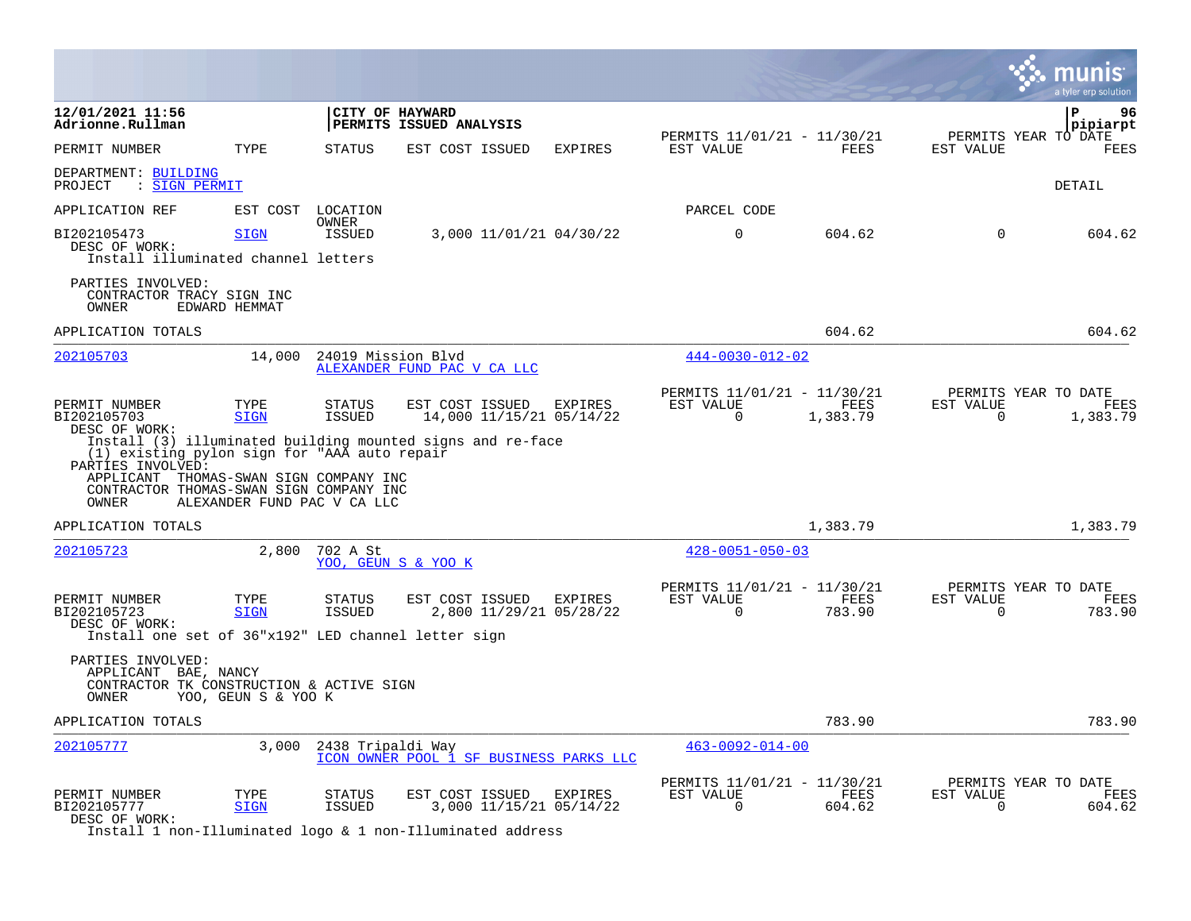**12/01/2021 11:56**
**Adrionne.Rullman**

**CITY OF HAYWARD**
**PERMITS ISSUED ANALYSIS**

**P 96**
**pipiarpt**

| PERMIT NUMBER | TYPE | STATUS | EST COST | ISSUED | EXPIRES | PERMITS 11/01/21 - 11/30/21 EST VALUE | FEES | PERMITS YEAR TO DATE EST VALUE | FEES |
|---|---|---|---|---|---|---|---|---|---|

DEPARTMENT: BUILDING
PROJECT : SIGN PERMIT

DETAIL

APPLICATION REF | EST COST | LOCATION OWNER | PARCEL CODE

| PERMIT NUMBER | TYPE | STATUS | EST COST | ISSUED | EXPIRES | EST VALUE | FEES | EST VALUE | FEES |
|---|---|---|---|---|---|---|---|---|---|
| BI202105473 | SIGN | ISSUED | 3,000 | 11/01/21 | 04/30/22 | 0 | 604.62 | 0 | 604.62 |

DESC OF WORK:
Install illuminated channel letters

PARTIES INVOLVED:
CONTRACTOR TRACY SIGN INC
OWNER EDWARD HEMMAT

APPLICATION TOTALS 604.62 604.62

---

202105703 | 14,000 | 24019 Mission Blvd | ALEXANDER FUND PAC V CA LLC | 444-0030-012-02

| PERMIT NUMBER | TYPE | STATUS | EST COST | ISSUED | EXPIRES | EST VALUE | FEES | EST VALUE | FEES |
|---|---|---|---|---|---|---|---|---|---|
| BI202105703 | SIGN | ISSUED | 14,000 | 11/15/21 | 05/14/22 | 0 | 1,383.79 | 0 | 1,383.79 |

DESC OF WORK:
Install (3) illuminated building mounted signs and re-face (1) existing pylon sign for "AAA auto repair

PARTIES INVOLVED:
APPLICANT THOMAS-SWAN SIGN COMPANY INC
CONTRACTOR THOMAS-SWAN SIGN COMPANY INC
OWNER ALEXANDER FUND PAC V CA LLC

APPLICATION TOTALS 1,383.79 1,383.79

---

202105723 | 2,800 | 702 A St | YOO, GEUN S & YOO K | 428-0051-050-03

| PERMIT NUMBER | TYPE | STATUS | EST COST | ISSUED | EXPIRES | EST VALUE | FEES | EST VALUE | FEES |
|---|---|---|---|---|---|---|---|---|---|
| BI202105723 | SIGN | ISSUED | 2,800 | 11/29/21 | 05/28/22 | 0 | 783.90 | 0 | 783.90 |

DESC OF WORK:
Install one set of 36"x192" LED channel letter sign

PARTIES INVOLVED:
APPLICANT BAE, NANCY
CONTRACTOR TK CONSTRUCTION & ACTIVE SIGN
OWNER YOO, GEUN S & YOO K

APPLICATION TOTALS 783.90 783.90

---

202105777 | 3,000 | 2438 Tripaldi Way | ICON OWNER POOL 1 SF BUSINESS PARKS LLC | 463-0092-014-00

| PERMIT NUMBER | TYPE | STATUS | EST COST | ISSUED | EXPIRES | EST VALUE | FEES | EST VALUE | FEES |
|---|---|---|---|---|---|---|---|---|---|
| BI202105777 | SIGN | ISSUED | 3,000 | 11/15/21 | 05/14/22 | 0 | 604.62 | 0 | 604.62 |

DESC OF WORK:
Install 1 non-Illuminated logo & 1 non-Illuminated address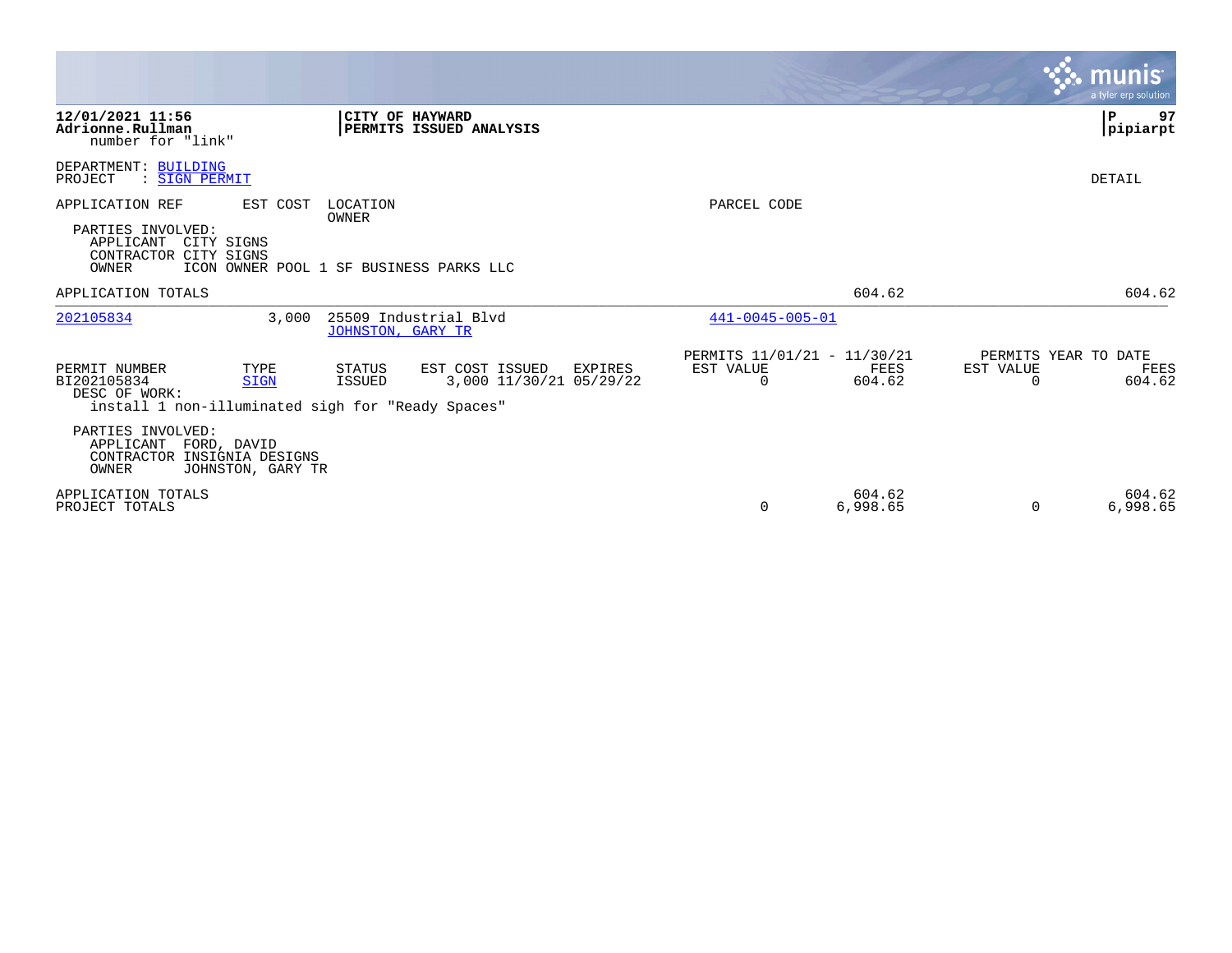**12/01/2021 11:56**
**Adrionne.Rullman**
number for "link"

**CITY OF HAYWARD**
**PERMITS ISSUED ANALYSIS**

**P 97**
**pipiarpt**

DEPARTMENT: BUILDING
PROJECT : SIGN PERMIT

DETAIL

| APPLICATION REF | EST COST | LOCATION / OWNER | PARCEL CODE |
|---|---|---|---|

PARTIES INVOLVED:
APPLICANT CITY SIGNS
CONTRACTOR CITY SIGNS
OWNER ICON OWNER POOL 1 SF BUSINESS PARKS LLC

| | | |
|---|---|---|
| APPLICATION TOTALS | 604.62 | 604.62 |

| APPLICATION REF | EST COST | LOCATION / OWNER | PARCEL CODE |
|---|---|---|---|
| 202105834 | 3,000 | 25509 Industrial Blvd / JOHNSTON, GARY TR | 441-0045-005-01 |

| PERMIT NUMBER | TYPE | STATUS | EST COST | ISSUED | EXPIRES | PERMITS 11/01/21 - 11/30/21 EST VALUE | FEES | PERMITS YEAR TO DATE EST VALUE | FEES |
|---|---|---|---|---|---|---|---|---|---|
| BI202105834 | SIGN | ISSUED | 3,000 | 11/30/21 | 05/29/22 | 0 | 604.62 | 0 | 604.62 |

DESC OF WORK:
install 1 non-illuminated sigh for "Ready Spaces"

PARTIES INVOLVED:
APPLICANT FORD, DAVID
CONTRACTOR INSIGNIA DESIGNS
OWNER JOHNSTON, GARY TR

| | EST VALUE | FEES | EST VALUE | FEES |
|---|---|---|---|---|
| APPLICATION TOTALS | | 604.62 | | 604.62 |
| PROJECT TOTALS | 0 | 6,998.65 | 0 | 6,998.65 |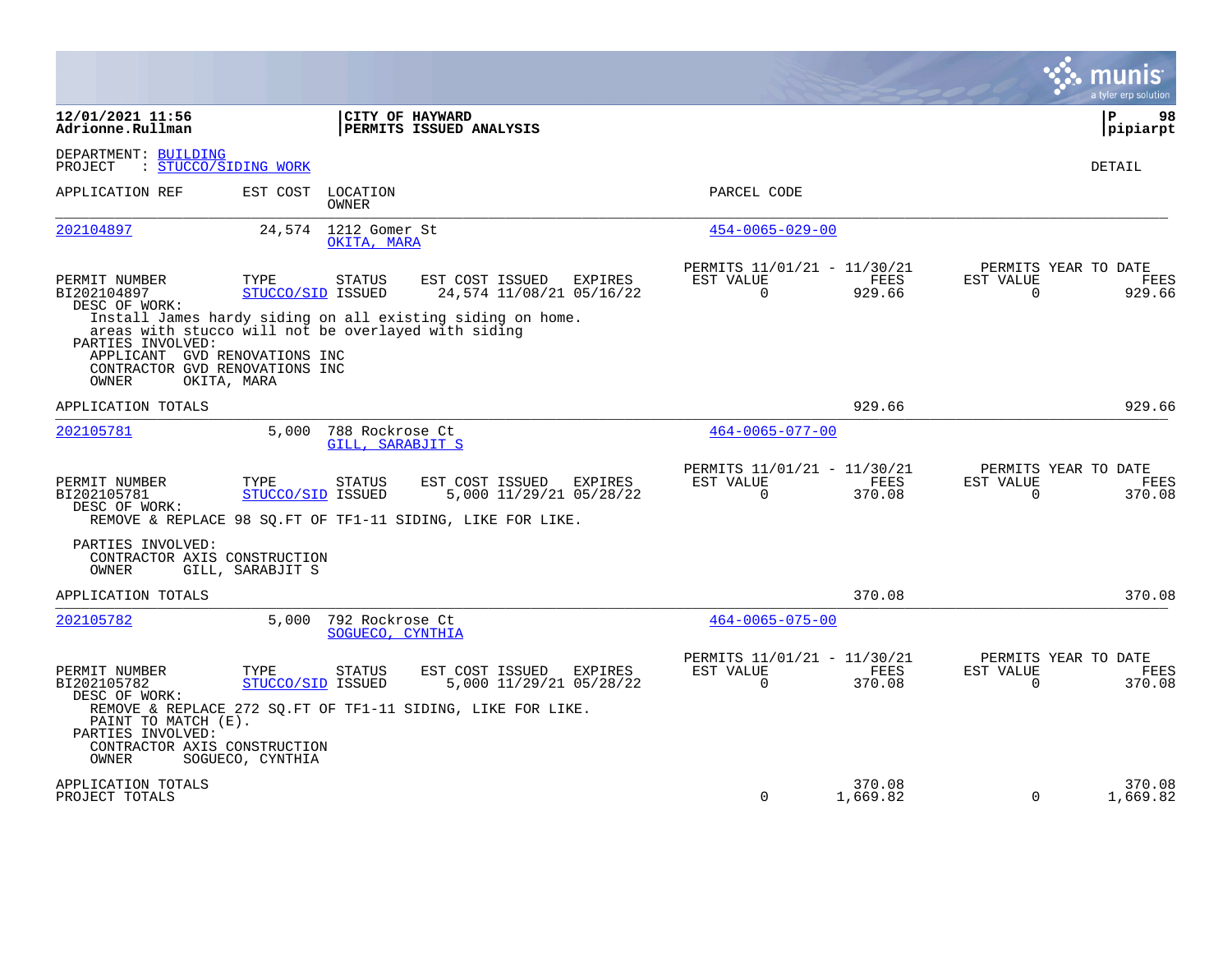**12/01/2021 11:56**
**Adrionne.Rullman**

**CITY OF HAYWARD**
**PERMITS ISSUED ANALYSIS**

**P 98**
**pipiarpt**

DEPARTMENT: BUILDING
PROJECT : STUCCO/SIDING WORK

DETAIL

| APPLICATION REF | EST COST | LOCATION / OWNER | PARCEL CODE |
|---|---|---|---|
| 202104897 | 24,574 | 1212 Gomer St / OKITA, MARA | 454-0065-029-00 |

| PERMIT NUMBER | TYPE | STATUS | EST COST | ISSUED | EXPIRES | PERMITS 11/01/21 - 11/30/21 EST VALUE | FEES | PERMITS YEAR TO DATE EST VALUE | FEES |
|---|---|---|---|---|---|---|---|---|---|
| BI202104897 | STUCCO/SID | ISSUED | 24,574 | 11/08/21 | 05/16/22 | 0 | 929.66 | 0 | 929.66 |

DESC OF WORK:
Install James hardy siding on all existing siding on home. areas with stucco will not be overlayed with siding

PARTIES INVOLVED:
APPLICANT GVD RENOVATIONS INC
CONTRACTOR GVD RENOVATIONS INC
OWNER OKITA, MARA

APPLICATION TOTALS — 929.66 — 929.66

| APPLICATION REF | EST COST | LOCATION / OWNER | PARCEL CODE |
|---|---|---|---|
| 202105781 | 5,000 | 788 Rockrose Ct / GILL, SARABJIT S | 464-0065-077-00 |

| PERMIT NUMBER | TYPE | STATUS | EST COST | ISSUED | EXPIRES | PERMITS 11/01/21 - 11/30/21 EST VALUE | FEES | PERMITS YEAR TO DATE EST VALUE | FEES |
|---|---|---|---|---|---|---|---|---|---|
| BI202105781 | STUCCO/SID | ISSUED | 5,000 | 11/29/21 | 05/28/22 | 0 | 370.08 | 0 | 370.08 |

DESC OF WORK:
REMOVE & REPLACE 98 SQ.FT OF TF1-11 SIDING, LIKE FOR LIKE.

PARTIES INVOLVED:
CONTRACTOR AXIS CONSTRUCTION
OWNER GILL, SARABJIT S

APPLICATION TOTALS — 370.08 — 370.08

| APPLICATION REF | EST COST | LOCATION / OWNER | PARCEL CODE |
|---|---|---|---|
| 202105782 | 5,000 | 792 Rockrose Ct / SOGUECO, CYNTHIA | 464-0065-075-00 |

| PERMIT NUMBER | TYPE | STATUS | EST COST | ISSUED | EXPIRES | PERMITS 11/01/21 - 11/30/21 EST VALUE | FEES | PERMITS YEAR TO DATE EST VALUE | FEES |
|---|---|---|---|---|---|---|---|---|---|
| BI202105782 | STUCCO/SID | ISSUED | 5,000 | 11/29/21 | 05/28/22 | 0 | 370.08 | 0 | 370.08 |

DESC OF WORK:
REMOVE & REPLACE 272 SQ.FT OF TF1-11 SIDING, LIKE FOR LIKE. PAINT TO MATCH (E).

PARTIES INVOLVED:
CONTRACTOR AXIS CONSTRUCTION
OWNER SOGUECO, CYNTHIA

| | EST VALUE | FEES | YTD EST VALUE | YTD FEES |
|---|---|---|---|---|
| APPLICATION TOTALS | | 370.08 | | 370.08 |
| PROJECT TOTALS | 0 | 1,669.82 | 0 | 1,669.82 |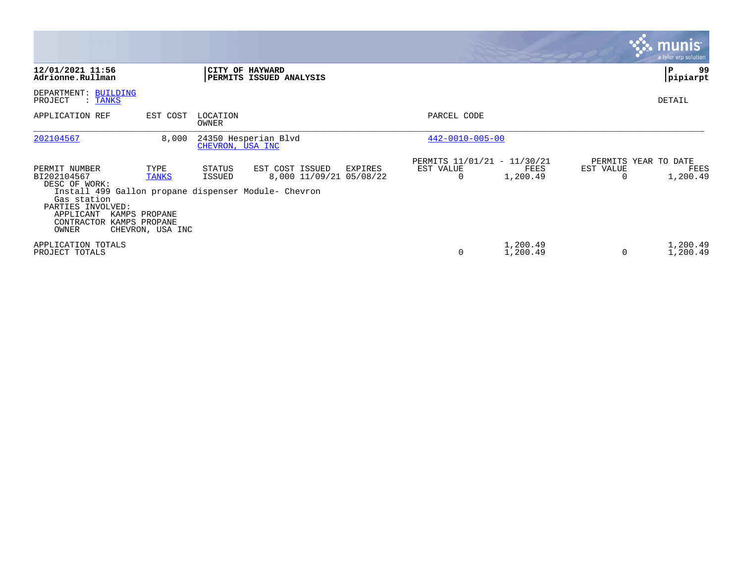**12/01/2021 11:56**
**Adrionne.Rullman**

**CITY OF HAYWARD**
**PERMITS ISSUED ANALYSIS**

DEPARTMENT: BUILDING
PROJECT : TANKS

DETAIL

| APPLICATION REF | EST COST | LOCATION / OWNER | PARCEL CODE |
|---|---|---|---|
| 202104567 | 8,000 | 24350 Hesperian Blvd / CHEVRON, USA INC | 442-0010-005-00 |

| PERMIT NUMBER | TYPE | STATUS | EST COST | ISSUED | EXPIRES | PERMITS 11/01/21 - 11/30/21 EST VALUE | PERMITS 11/01/21 - 11/30/21 FEES | PERMITS YEAR TO DATE EST VALUE | PERMITS YEAR TO DATE FEES |
|---|---|---|---|---|---|---|---|---|---|
| BI202104567 | TANKS | ISSUED | 8,000 | 11/09/21 | 05/08/22 | 0 | 1,200.49 | 0 | 1,200.49 |

DESC OF WORK:
Install 499 Gallon propane dispenser Module- Chevron Gas station

PARTIES INVOLVED:
APPLICANT KAMPS PROPANE
CONTRACTOR KAMPS PROPANE
OWNER CHEVRON, USA INC

| | EST VALUE | FEES | EST VALUE | FEES |
|---|---|---|---|---|
| APPLICATION TOTALS | 0 | 1,200.49 | 0 | 1,200.49 |
| PROJECT TOTALS | 0 | 1,200.49 | 0 | 1,200.49 |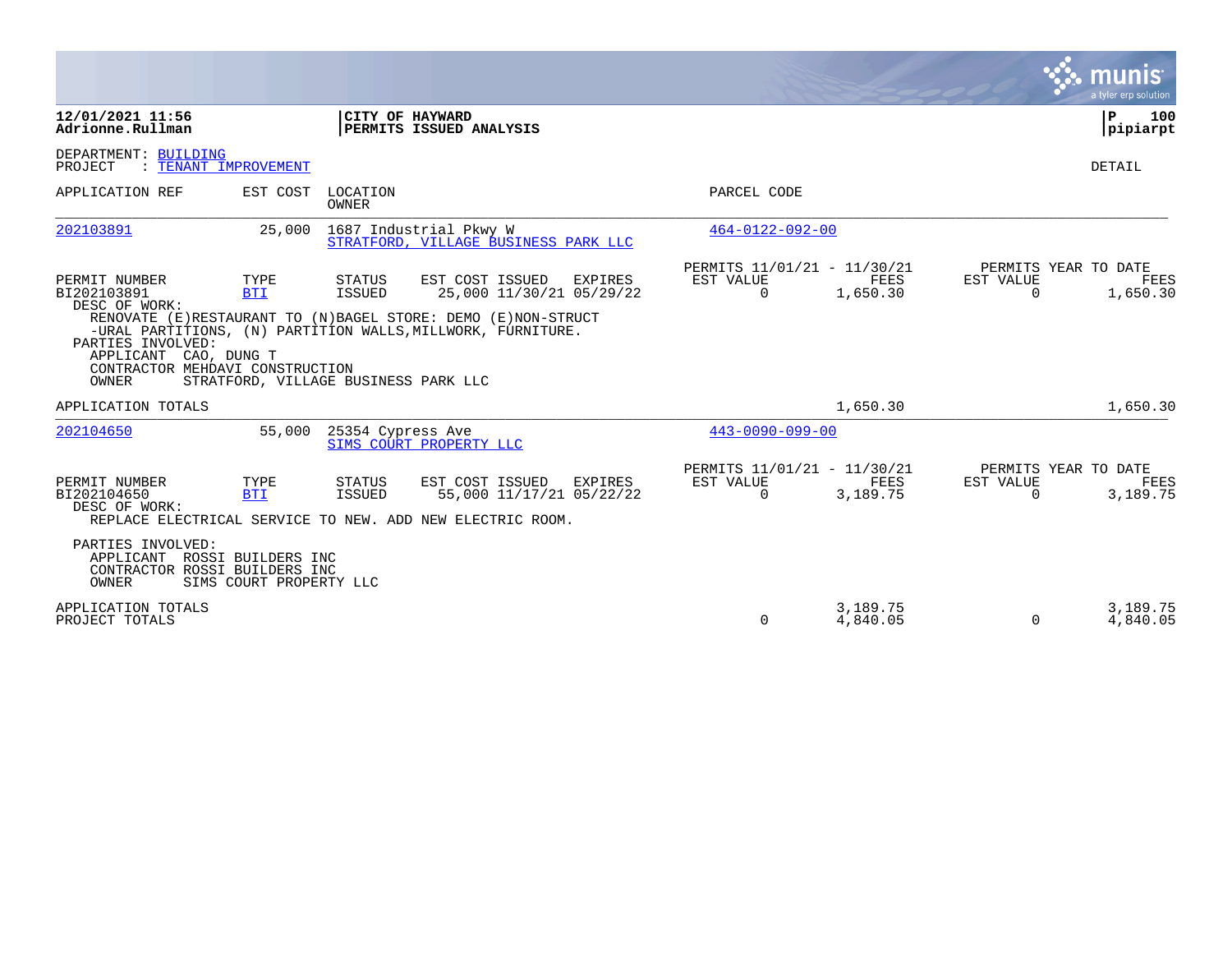**12/01/2021 11:56**
**Adrionne.Rullman**

**CITY OF HAYWARD**
**PERMITS ISSUED ANALYSIS**

**P 100**
**pipiarpt**

DEPARTMENT: BUILDING
PROJECT : TENANT IMPROVEMENT

DETAIL

| APPLICATION REF | EST COST | LOCATION / OWNER | PARCEL CODE |
|---|---|---|---|
| 202103891 | 25,000 | 1687 Industrial Pkwy W / STRATFORD, VILLAGE BUSINESS PARK LLC | 464-0122-092-00 |

| PERMIT NUMBER | TYPE | STATUS | EST COST | ISSUED | EXPIRES | PERMITS 11/01/21 - 11/30/21 EST VALUE | FEES | PERMITS YEAR TO DATE EST VALUE | FEES |
|---|---|---|---|---|---|---|---|---|---|
| BI202103891 | BTI | ISSUED | 25,000 | 11/30/21 | 05/29/22 | 0 | 1,650.30 | 0 | 1,650.30 |

DESC OF WORK:
RENOVATE (E)RESTAURANT TO (N)BAGEL STORE: DEMO (E)NON-STRUCT -URAL PARTITIONS, (N) PARTITION WALLS,MILLWORK, FURNITURE.

PARTIES INVOLVED:
APPLICANT CAO, DUNG T
CONTRACTOR MEHDAVI CONSTRUCTION
OWNER STRATFORD, VILLAGE BUSINESS PARK LLC

APPLICATION TOTALS — 1,650.30 — 1,650.30

| APPLICATION REF | EST COST | LOCATION / OWNER | PARCEL CODE |
|---|---|---|---|
| 202104650 | 55,000 | 25354 Cypress Ave / SIMS COURT PROPERTY LLC | 443-0090-099-00 |

| PERMIT NUMBER | TYPE | STATUS | EST COST | ISSUED | EXPIRES | PERMITS 11/01/21 - 11/30/21 EST VALUE | FEES | PERMITS YEAR TO DATE EST VALUE | FEES |
|---|---|---|---|---|---|---|---|---|---|
| BI202104650 | BTI | ISSUED | 55,000 | 11/17/21 | 05/22/22 | 0 | 3,189.75 | 0 | 3,189.75 |

DESC OF WORK:
REPLACE ELECTRICAL SERVICE TO NEW. ADD NEW ELECTRIC ROOM.

PARTIES INVOLVED:
APPLICANT ROSSI BUILDERS INC
CONTRACTOR ROSSI BUILDERS INC
OWNER SIMS COURT PROPERTY LLC

| | EST VALUE | FEES | YTD EST VALUE | YTD FEES |
|---|---|---|---|---|
| APPLICATION TOTALS | | 3,189.75 | | 3,189.75 |
| PROJECT TOTALS | 0 | 4,840.05 | 0 | 4,840.05 |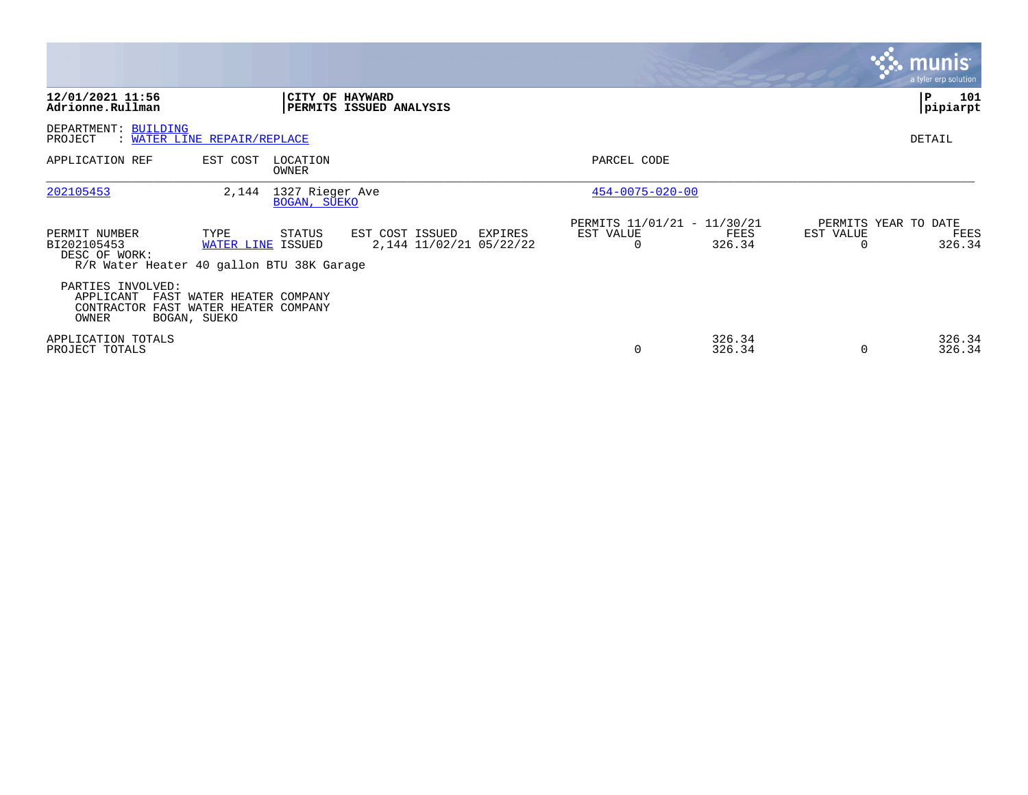**12/01/2021 11:56**
**Adrionne.Rullman**

**CITY OF HAYWARD**
**PERMITS ISSUED ANALYSIS**

**P 101**
**pipiarpt**

DEPARTMENT: BUILDING
PROJECT : WATER LINE REPAIR/REPLACE

DETAIL

| APPLICATION REF | EST COST | LOCATION / OWNER | PARCEL CODE |
|---|---|---|---|
| 202105453 | 2,144 | 1327 Rieger Ave / BOGAN, SUEKO | 454-0075-020-00 |

| PERMIT NUMBER | TYPE | STATUS | EST COST | ISSUED | EXPIRES | PERMITS 11/01/21 - 11/30/21 EST VALUE | FEES | PERMITS YEAR TO DATE EST VALUE | FEES |
|---|---|---|---|---|---|---|---|---|---|
| BI202105453 | WATER LINE | ISSUED | 2,144 | 11/02/21 | 05/22/22 | 0 | 326.34 | 0 | 326.34 |

DESC OF WORK:
R/R Water Heater 40 gallon BTU 38K Garage

PARTIES INVOLVED:
APPLICANT FAST WATER HEATER COMPANY
CONTRACTOR FAST WATER HEATER COMPANY
OWNER BOGAN, SUEKO

| | EST VALUE | FEES | EST VALUE | FEES |
|---|---|---|---|---|
| APPLICATION TOTALS | | 326.34 | | 326.34 |
| PROJECT TOTALS | 0 | 326.34 | 0 | 326.34 |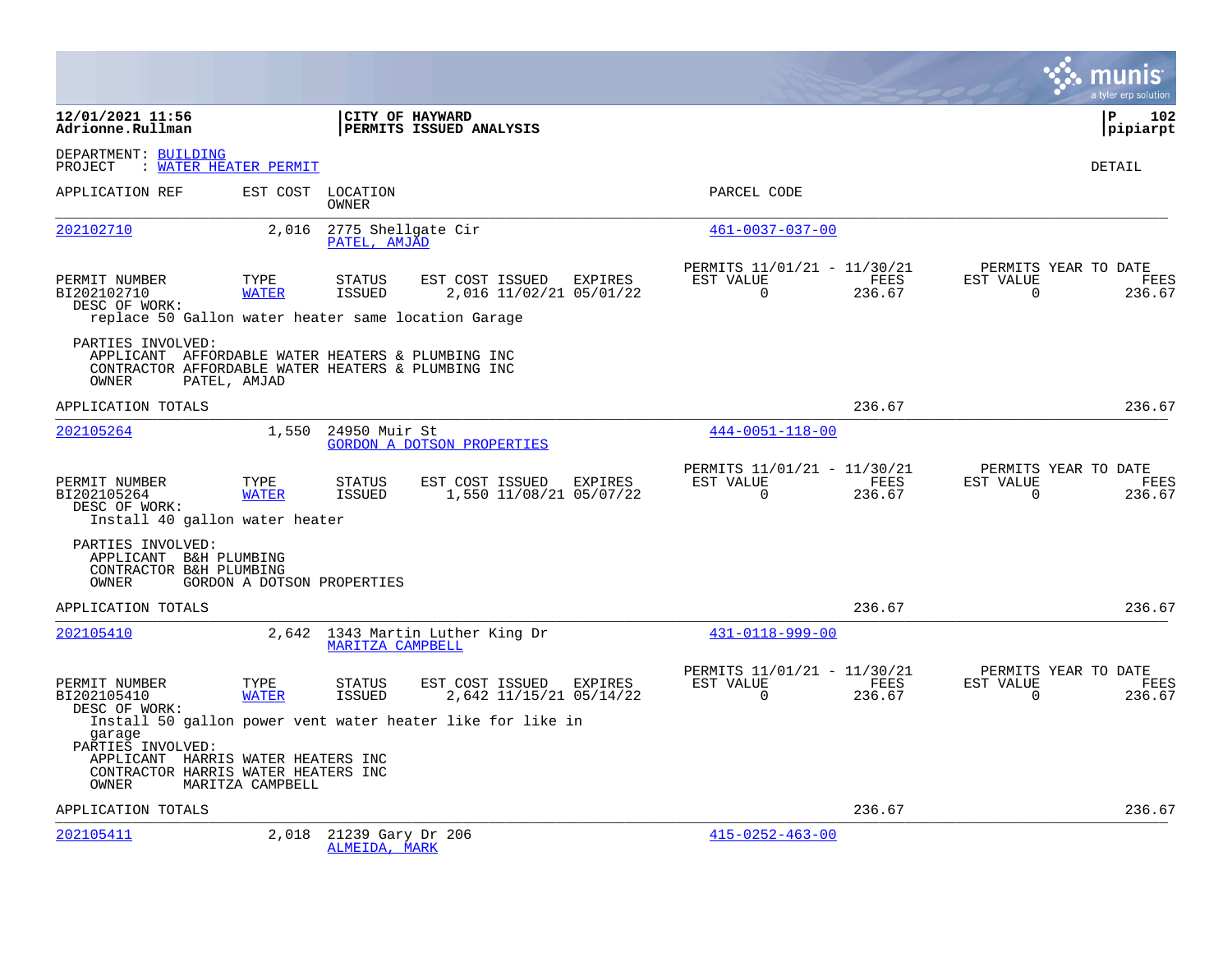**12/01/2021 11:56**
**Adrionne.Rullman**

**CITY OF HAYWARD**
**PERMITS ISSUED ANALYSIS**

**P 102**
**pipiarpt**

DEPARTMENT: BUILDING
PROJECT : WATER HEATER PERMIT

DETAIL

| APPLICATION REF | EST COST | LOCATION / OWNER | PARCEL CODE |
|---|---|---|---|
| 202102710 | 2,016 | 2775 Shellgate Cir / PATEL, AMJAD | 461-0037-037-00 |

| PERMIT NUMBER | TYPE | STATUS | EST COST | ISSUED | EXPIRES | PERMITS 11/01/21 - 11/30/21 EST VALUE | FEES | PERMITS YEAR TO DATE EST VALUE | FEES |
|---|---|---|---|---|---|---|---|---|---|
| BI202102710 | WATER | ISSUED | 2,016 | 11/02/21 | 05/01/22 | 0 | 236.67 | 0 | 236.67 |

DESC OF WORK:
replace 50 Gallon water heater same location Garage

PARTIES INVOLVED:
APPLICANT AFFORDABLE WATER HEATERS & PLUMBING INC
CONTRACTOR AFFORDABLE WATER HEATERS & PLUMBING INC
OWNER PATEL, AMJAD

APPLICATION TOTALS 236.67 236.67

| APPLICATION REF | EST COST | LOCATION / OWNER | PARCEL CODE |
|---|---|---|---|
| 202105264 | 1,550 | 24950 Muir St / GORDON A DOTSON PROPERTIES | 444-0051-118-00 |

| PERMIT NUMBER | TYPE | STATUS | EST COST | ISSUED | EXPIRES | PERMITS 11/01/21 - 11/30/21 EST VALUE | FEES | PERMITS YEAR TO DATE EST VALUE | FEES |
|---|---|---|---|---|---|---|---|---|---|
| BI202105264 | WATER | ISSUED | 1,550 | 11/08/21 | 05/07/22 | 0 | 236.67 | 0 | 236.67 |

DESC OF WORK:
Install 40 gallon water heater

PARTIES INVOLVED:
APPLICANT B&H PLUMBING
CONTRACTOR B&H PLUMBING
OWNER GORDON A DOTSON PROPERTIES

APPLICATION TOTALS 236.67 236.67

| APPLICATION REF | EST COST | LOCATION / OWNER | PARCEL CODE |
|---|---|---|---|
| 202105410 | 2,642 | 1343 Martin Luther King Dr / MARITZA CAMPBELL | 431-0118-999-00 |

| PERMIT NUMBER | TYPE | STATUS | EST COST | ISSUED | EXPIRES | PERMITS 11/01/21 - 11/30/21 EST VALUE | FEES | PERMITS YEAR TO DATE EST VALUE | FEES |
|---|---|---|---|---|---|---|---|---|---|
| BI202105410 | WATER | ISSUED | 2,642 | 11/15/21 | 05/14/22 | 0 | 236.67 | 0 | 236.67 |

DESC OF WORK:
Install 50 gallon power vent water heater like for like in garage

PARTIES INVOLVED:
APPLICANT HARRIS WATER HEATERS INC
CONTRACTOR HARRIS WATER HEATERS INC
OWNER MARITZA CAMPBELL

APPLICATION TOTALS 236.67 236.67

| APPLICATION REF | EST COST | LOCATION / OWNER | PARCEL CODE |
|---|---|---|---|
| 202105411 | 2,018 | 21239 Gary Dr 206 / ALMEIDA, MARK | 415-0252-463-00 |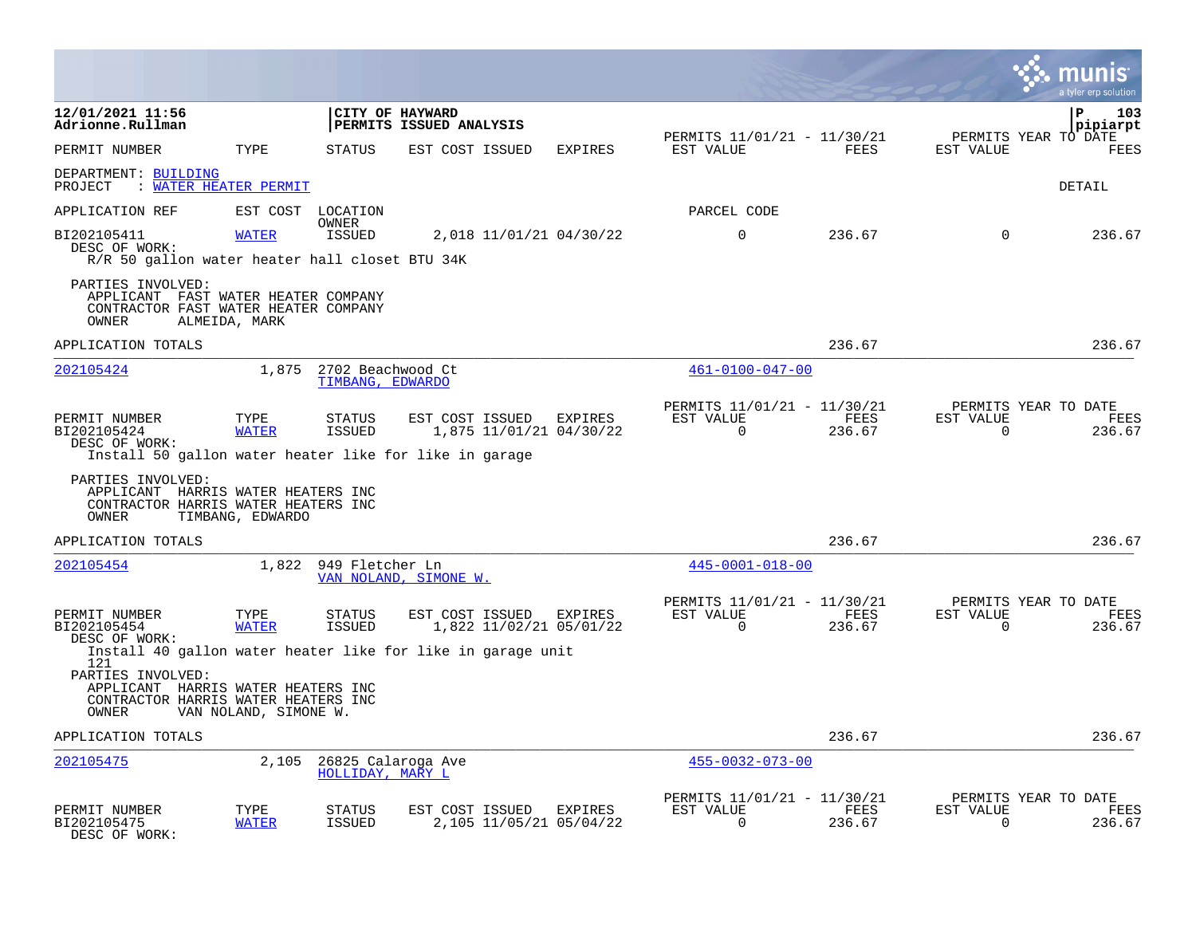12/01/2021 11:56
Adrionne.Rullman

CITY OF HAYWARD
PERMITS ISSUED ANALYSIS

P 103
pipiarpt

| PERMIT NUMBER | TYPE | STATUS | EST COST | ISSUED | EXPIRES | PERMITS 11/01/21 - 11/30/21 EST VALUE | FEES | PERMITS YEAR TO DATE EST VALUE | FEES |
|---|---|---|---|---|---|---|---|---|---|

DEPARTMENT: BUILDING
PROJECT : WATER HEATER PERMIT

DETAIL

APPLICATION REF | EST COST | LOCATION / OWNER | PARCEL CODE

| PERMIT NUMBER | TYPE | STATUS | EST COST | ISSUED | EXPIRES | EST VALUE | FEES | EST VALUE | FEES |
|---|---|---|---|---|---|---|---|---|---|
| BI202105411 | WATER | ISSUED | 2,018 | 11/01/21 | 04/30/22 | 0 | 236.67 | 0 | 236.67 |

DESC OF WORK:
R/R 50 gallon water heater hall closet BTU 34K

PARTIES INVOLVED:
APPLICANT FAST WATER HEATER COMPANY
CONTRACTOR FAST WATER HEATER COMPANY
OWNER ALMEIDA, MARK

APPLICATION TOTALS 236.67 236.67

---

202105424 1,875 2702 Beachwood Ct TIMBANG, EDWARDO 461-0100-047-00

| PERMIT NUMBER | TYPE | STATUS | EST COST | ISSUED | EXPIRES | PERMITS 11/01/21 - 11/30/21 EST VALUE | FEES | PERMITS YEAR TO DATE EST VALUE | FEES |
|---|---|---|---|---|---|---|---|---|---|
| BI202105424 | WATER | ISSUED | 1,875 | 11/01/21 | 04/30/22 | 0 | 236.67 | 0 | 236.67 |

DESC OF WORK:
Install 50 gallon water heater like for like in garage

PARTIES INVOLVED:
APPLICANT HARRIS WATER HEATERS INC
CONTRACTOR HARRIS WATER HEATERS INC
OWNER TIMBANG, EDWARDO

APPLICATION TOTALS 236.67 236.67

---

202105454 1,822 949 Fletcher Ln VAN NOLAND, SIMONE W. 445-0001-018-00

| PERMIT NUMBER | TYPE | STATUS | EST COST | ISSUED | EXPIRES | PERMITS 11/01/21 - 11/30/21 EST VALUE | FEES | PERMITS YEAR TO DATE EST VALUE | FEES |
|---|---|---|---|---|---|---|---|---|---|
| BI202105454 | WATER | ISSUED | 1,822 | 11/02/21 | 05/01/22 | 0 | 236.67 | 0 | 236.67 |

DESC OF WORK:
Install 40 gallon water heater like for like in garage unit 121

PARTIES INVOLVED:
APPLICANT HARRIS WATER HEATERS INC
CONTRACTOR HARRIS WATER HEATERS INC
OWNER VAN NOLAND, SIMONE W.

APPLICATION TOTALS 236.67 236.67

---

202105475 2,105 26825 Calaroga Ave HOLLIDAY, MARY L 455-0032-073-00

| PERMIT NUMBER | TYPE | STATUS | EST COST | ISSUED | EXPIRES | PERMITS 11/01/21 - 11/30/21 EST VALUE | FEES | PERMITS YEAR TO DATE EST VALUE | FEES |
|---|---|---|---|---|---|---|---|---|---|
| BI202105475 | WATER | ISSUED | 2,105 | 11/05/21 | 05/04/22 | 0 | 236.67 | 0 | 236.67 |

DESC OF WORK: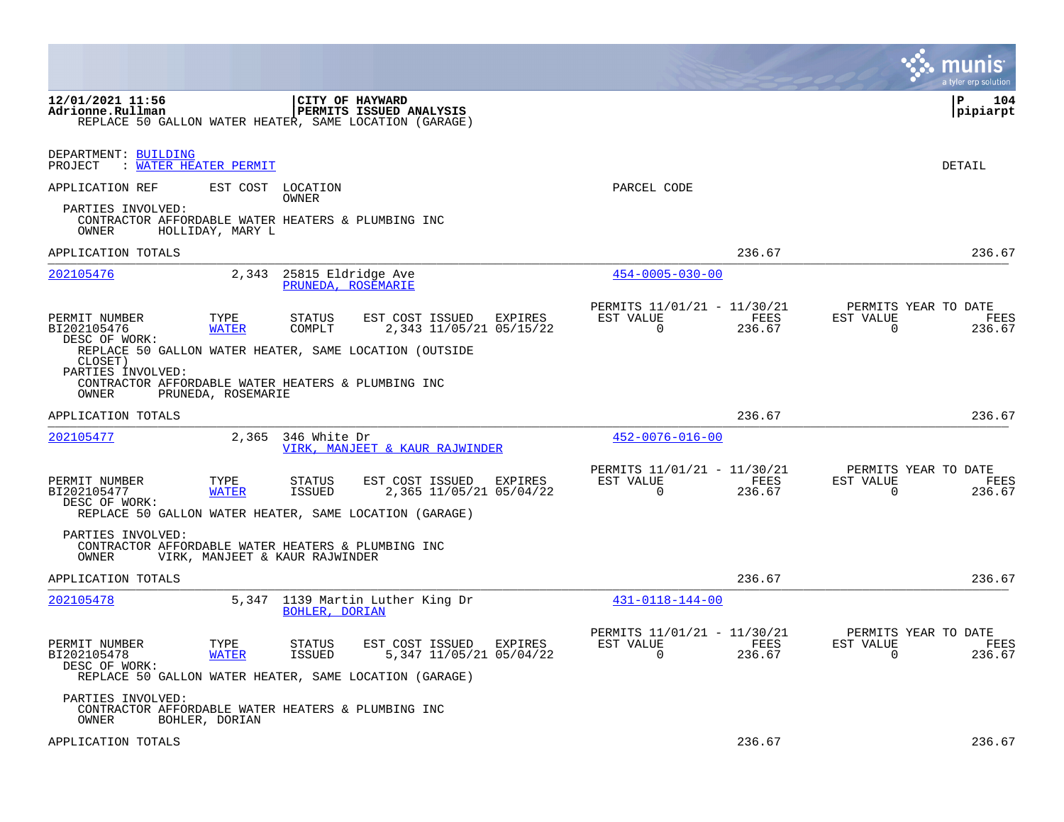CITY OF HAYWARD
PERMITS ISSUED ANALYSIS

12/01/2021 11:56
Adrionne.Rullman

REPLACE 50 GALLON WATER HEATER, SAME LOCATION (GARAGE)

DEPARTMENT: BUILDING
PROJECT : WATER HEATER PERMIT

DETAIL

APPLICATION REF | EST COST | LOCATION / OWNER | PARCEL CODE

PARTIES INVOLVED:
CONTRACTOR AFFORDABLE WATER HEATERS & PLUMBING INC
OWNER HOLLIDAY, MARY L

APPLICATION TOTALS 236.67 236.67

---

**202105476** | 2,343 | 25815 Eldridge Ave / PRUNEDA, ROSEMARIE | 454-0005-030-00

| PERMIT NUMBER | TYPE | STATUS | EST COST | ISSUED | EXPIRES | PERMITS 11/01/21 - 11/30/21 EST VALUE | FEES | PERMITS YEAR TO DATE EST VALUE | FEES |
|---|---|---|---|---|---|---|---|---|---|
| BI202105476 | WATER | COMPLT | 2,343 | 11/05/21 | 05/15/22 | 0 | 236.67 | 0 | 236.67 |

DESC OF WORK:
REPLACE 50 GALLON WATER HEATER, SAME LOCATION (OUTSIDE CLOSET)

PARTIES INVOLVED:
CONTRACTOR AFFORDABLE WATER HEATERS & PLUMBING INC
OWNER PRUNEDA, ROSEMARIE

APPLICATION TOTALS 236.67 236.67

---

**202105477** | 2,365 | 346 White Dr / VIRK, MANJEET & KAUR RAJWINDER | 452-0076-016-00

| PERMIT NUMBER | TYPE | STATUS | EST COST | ISSUED | EXPIRES | PERMITS 11/01/21 - 11/30/21 EST VALUE | FEES | PERMITS YEAR TO DATE EST VALUE | FEES |
|---|---|---|---|---|---|---|---|---|---|
| BI202105477 | WATER | ISSUED | 2,365 | 11/05/21 | 05/04/22 | 0 | 236.67 | 0 | 236.67 |

DESC OF WORK:
REPLACE 50 GALLON WATER HEATER, SAME LOCATION (GARAGE)

PARTIES INVOLVED:
CONTRACTOR AFFORDABLE WATER HEATERS & PLUMBING INC
OWNER VIRK, MANJEET & KAUR RAJWINDER

APPLICATION TOTALS 236.67 236.67

---

**202105478** | 5,347 | 1139 Martin Luther King Dr / BOHLER, DORIAN | 431-0118-144-00

| PERMIT NUMBER | TYPE | STATUS | EST COST | ISSUED | EXPIRES | PERMITS 11/01/21 - 11/30/21 EST VALUE | FEES | PERMITS YEAR TO DATE EST VALUE | FEES |
|---|---|---|---|---|---|---|---|---|---|
| BI202105478 | WATER | ISSUED | 5,347 | 11/05/21 | 05/04/22 | 0 | 236.67 | 0 | 236.67 |

DESC OF WORK:
REPLACE 50 GALLON WATER HEATER, SAME LOCATION (GARAGE)

PARTIES INVOLVED:
CONTRACTOR AFFORDABLE WATER HEATERS & PLUMBING INC
OWNER BOHLER, DORIAN

APPLICATION TOTALS 236.67 236.67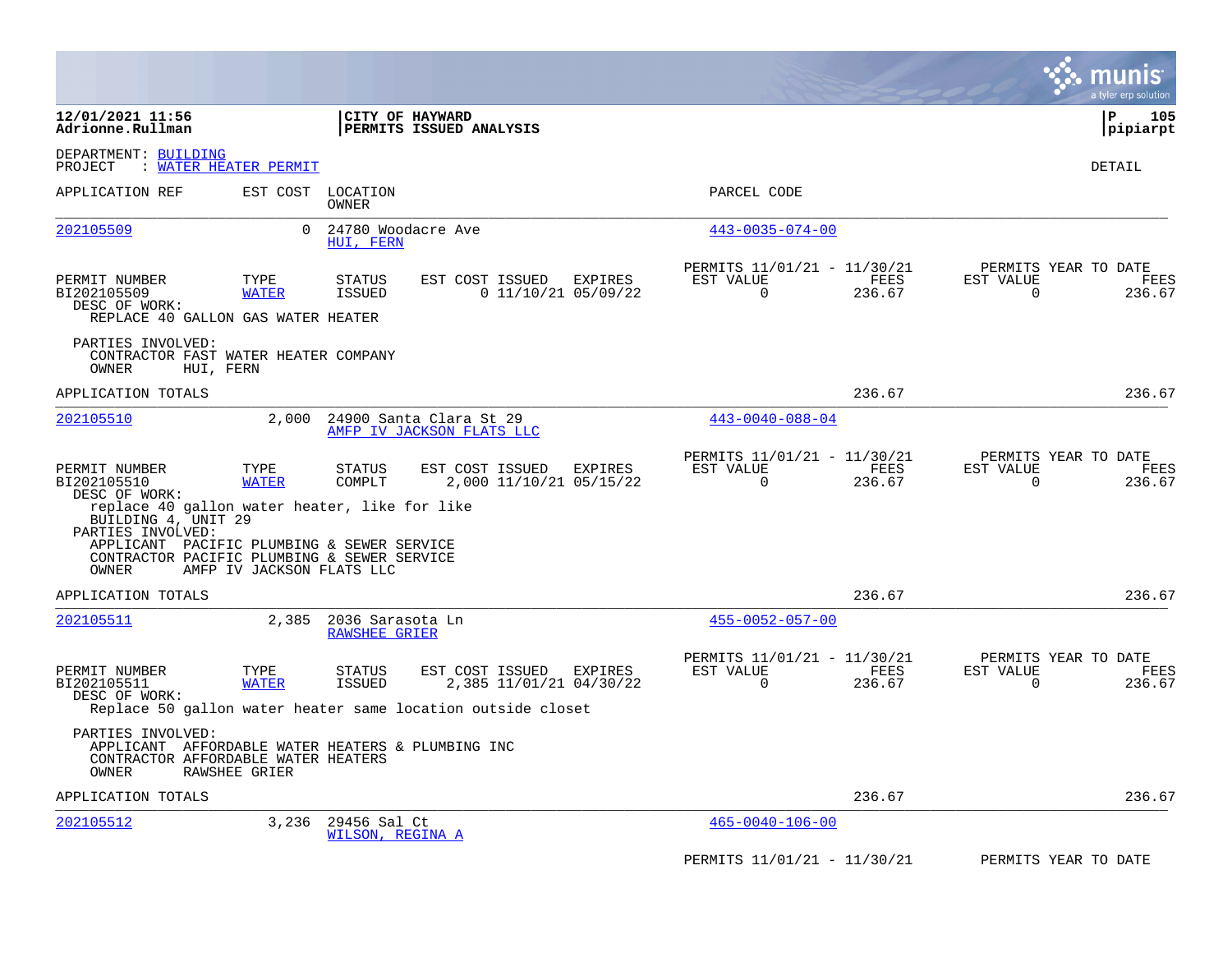**12/01/2021 11:56**
**Adrionne.Rullman**

**CITY OF HAYWARD**
**PERMITS ISSUED ANALYSIS**

**P 105**
**pipiarpt**

DEPARTMENT: BUILDING
PROJECT : WATER HEATER PERMIT

DETAIL

| APPLICATION REF | EST COST | LOCATION / OWNER | PARCEL CODE |
|---|---|---|---|
| 202105509 | 0 | 24780 Woodacre Ave / HUI, FERN | 443-0035-074-00 |

| PERMIT NUMBER | TYPE | STATUS | EST COST | ISSUED | EXPIRES | PERMITS 11/01/21 - 11/30/21 EST VALUE | FEES | PERMITS YEAR TO DATE EST VALUE | FEES |
|---|---|---|---|---|---|---|---|---|---|
| BI202105509 | WATER | ISSUED | 0 | 11/10/21 | 05/09/22 | 0 | 236.67 | 0 | 236.67 |

DESC OF WORK:
REPLACE 40 GALLON GAS WATER HEATER

PARTIES INVOLVED:
CONTRACTOR FAST WATER HEATER COMPANY
OWNER HUI, FERN

APPLICATION TOTALS 236.67 236.67

| APPLICATION REF | EST COST | LOCATION / OWNER | PARCEL CODE |
|---|---|---|---|
| 202105510 | 2,000 | 24900 Santa Clara St 29 / AMFP IV JACKSON FLATS LLC | 443-0040-088-04 |

| PERMIT NUMBER | TYPE | STATUS | EST COST | ISSUED | EXPIRES | PERMITS 11/01/21 - 11/30/21 EST VALUE | FEES | PERMITS YEAR TO DATE EST VALUE | FEES |
|---|---|---|---|---|---|---|---|---|---|
| BI202105510 | WATER | COMPLT | 2,000 | 11/10/21 | 05/15/22 | 0 | 236.67 | 0 | 236.67 |

DESC OF WORK:
replace 40 gallon water heater, like for like
BUILDING 4, UNIT 29

PARTIES INVOLVED:
APPLICANT PACIFIC PLUMBING & SEWER SERVICE
CONTRACTOR PACIFIC PLUMBING & SEWER SERVICE
OWNER AMFP IV JACKSON FLATS LLC

APPLICATION TOTALS 236.67 236.67

| APPLICATION REF | EST COST | LOCATION / OWNER | PARCEL CODE |
|---|---|---|---|
| 202105511 | 2,385 | 2036 Sarasota Ln / RAWSHEE GRIER | 455-0052-057-00 |

| PERMIT NUMBER | TYPE | STATUS | EST COST | ISSUED | EXPIRES | PERMITS 11/01/21 - 11/30/21 EST VALUE | FEES | PERMITS YEAR TO DATE EST VALUE | FEES |
|---|---|---|---|---|---|---|---|---|---|
| BI202105511 | WATER | ISSUED | 2,385 | 11/01/21 | 04/30/22 | 0 | 236.67 | 0 | 236.67 |

DESC OF WORK:
Replace 50 gallon water heater same location outside closet

PARTIES INVOLVED:
APPLICANT AFFORDABLE WATER HEATERS & PLUMBING INC
CONTRACTOR AFFORDABLE WATER HEATERS
OWNER RAWSHEE GRIER

APPLICATION TOTALS 236.67 236.67

| APPLICATION REF | EST COST | LOCATION / OWNER | PARCEL CODE |
|---|---|---|---|
| 202105512 | 3,236 | 29456 Sal Ct / WILSON, REGINA A | 465-0040-106-00 |

PERMITS 11/01/21 - 11/30/21 PERMITS YEAR TO DATE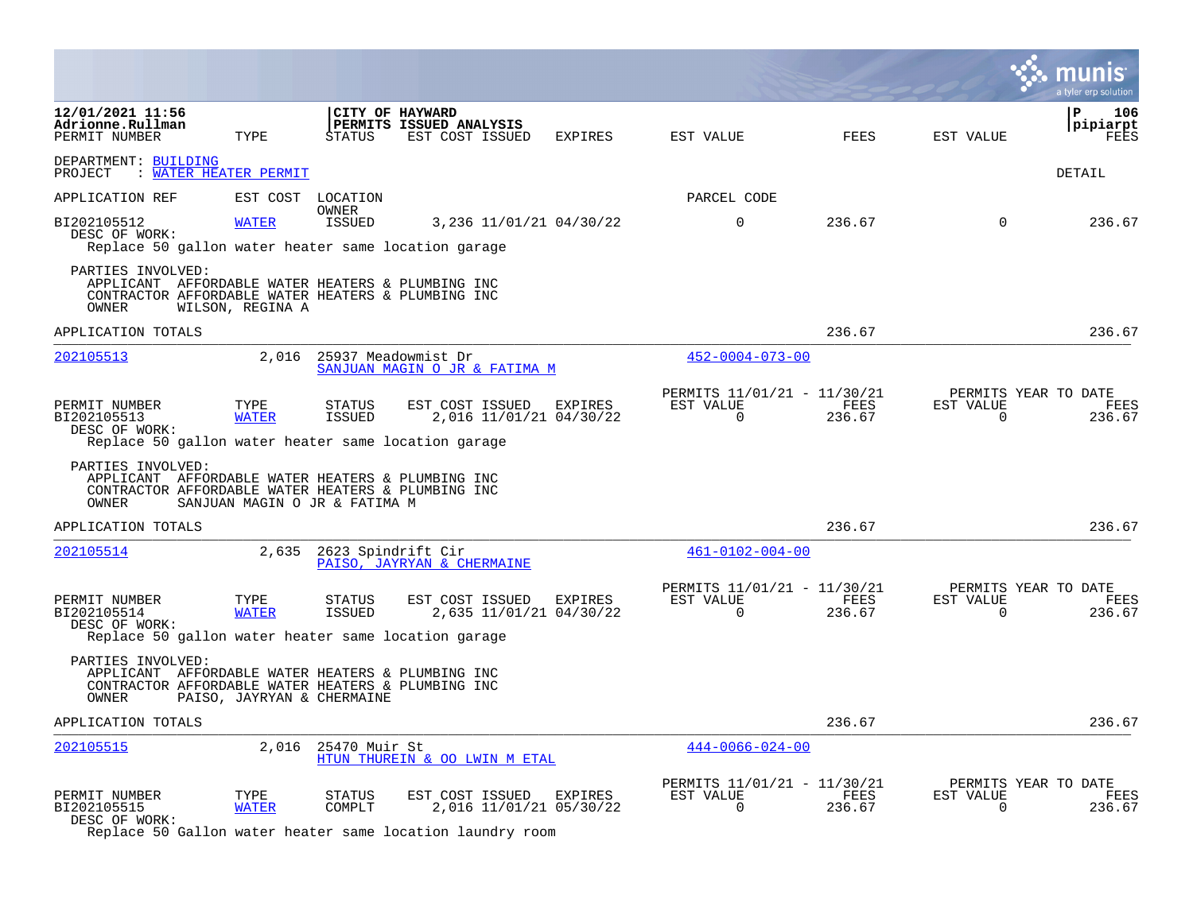12/01/2021 11:56 | CITY OF HAYWARD | P 106
Adrionne.Rullman | PERMITS ISSUED ANALYSIS | pipiarpt

PERMIT NUMBER | TYPE | STATUS | EST COST ISSUED | EXPIRES | EST VALUE | FEES | EST VALUE | FEES

DEPARTMENT: BUILDING
PROJECT : WATER HEATER PERMIT

DETAIL

APPLICATION REF | EST COST | LOCATION / OWNER | PARCEL CODE

| PERMIT NUMBER | TYPE | STATUS | EST COST | ISSUED | EXPIRES | EST VALUE | FEES | EST VALUE | FEES |
|---|---|---|---|---|---|---|---|---|---|
| BI202105512 | WATER | ISSUED | 3,236 | 11/01/21 | 04/30/22 | 0 | 236.67 | 0 | 236.67 |

DESC OF WORK:
Replace 50 gallon water heater same location garage

PARTIES INVOLVED:
APPLICANT AFFORDABLE WATER HEATERS & PLUMBING INC
CONTRACTOR AFFORDABLE WATER HEATERS & PLUMBING INC
OWNER WILSON, REGINA A

APPLICATION TOTALS 236.67 236.67

---

202105513 | 2,016 | 25937 Meadowmist Dr | 452-0004-073-00
SANJUAN MAGIN O JR & FATIMA M

| PERMIT NUMBER | TYPE | STATUS | EST COST | ISSUED | EXPIRES | PERMITS 11/01/21 - 11/30/21 EST VALUE | FEES | PERMITS YEAR TO DATE EST VALUE | FEES |
|---|---|---|---|---|---|---|---|---|---|
| BI202105513 | WATER | ISSUED | 2,016 | 11/01/21 | 04/30/22 | 0 | 236.67 | 0 | 236.67 |

DESC OF WORK:
Replace 50 gallon water heater same location garage

PARTIES INVOLVED:
APPLICANT AFFORDABLE WATER HEATERS & PLUMBING INC
CONTRACTOR AFFORDABLE WATER HEATERS & PLUMBING INC
OWNER SANJUAN MAGIN O JR & FATIMA M

APPLICATION TOTALS 236.67 236.67

---

202105514 | 2,635 | 2623 Spindrift Cir | 461-0102-004-00
PAISO, JAYRYAN & CHERMAINE

| PERMIT NUMBER | TYPE | STATUS | EST COST | ISSUED | EXPIRES | PERMITS 11/01/21 - 11/30/21 EST VALUE | FEES | PERMITS YEAR TO DATE EST VALUE | FEES |
|---|---|---|---|---|---|---|---|---|---|
| BI202105514 | WATER | ISSUED | 2,635 | 11/01/21 | 04/30/22 | 0 | 236.67 | 0 | 236.67 |

DESC OF WORK:
Replace 50 gallon water heater same location garage

PARTIES INVOLVED:
APPLICANT AFFORDABLE WATER HEATERS & PLUMBING INC
CONTRACTOR AFFORDABLE WATER HEATERS & PLUMBING INC
OWNER PAISO, JAYRYAN & CHERMAINE

APPLICATION TOTALS 236.67 236.67

---

202105515 | 2,016 | 25470 Muir St | 444-0066-024-00
HTUN THUREIN & OO LWIN M ETAL

| PERMIT NUMBER | TYPE | STATUS | EST COST | ISSUED | EXPIRES | PERMITS 11/01/21 - 11/30/21 EST VALUE | FEES | PERMITS YEAR TO DATE EST VALUE | FEES |
|---|---|---|---|---|---|---|---|---|---|
| BI202105515 | WATER | COMPLT | 2,016 | 11/01/21 | 05/30/22 | 0 | 236.67 | 0 | 236.67 |

DESC OF WORK:
Replace 50 Gallon water heater same location laundry room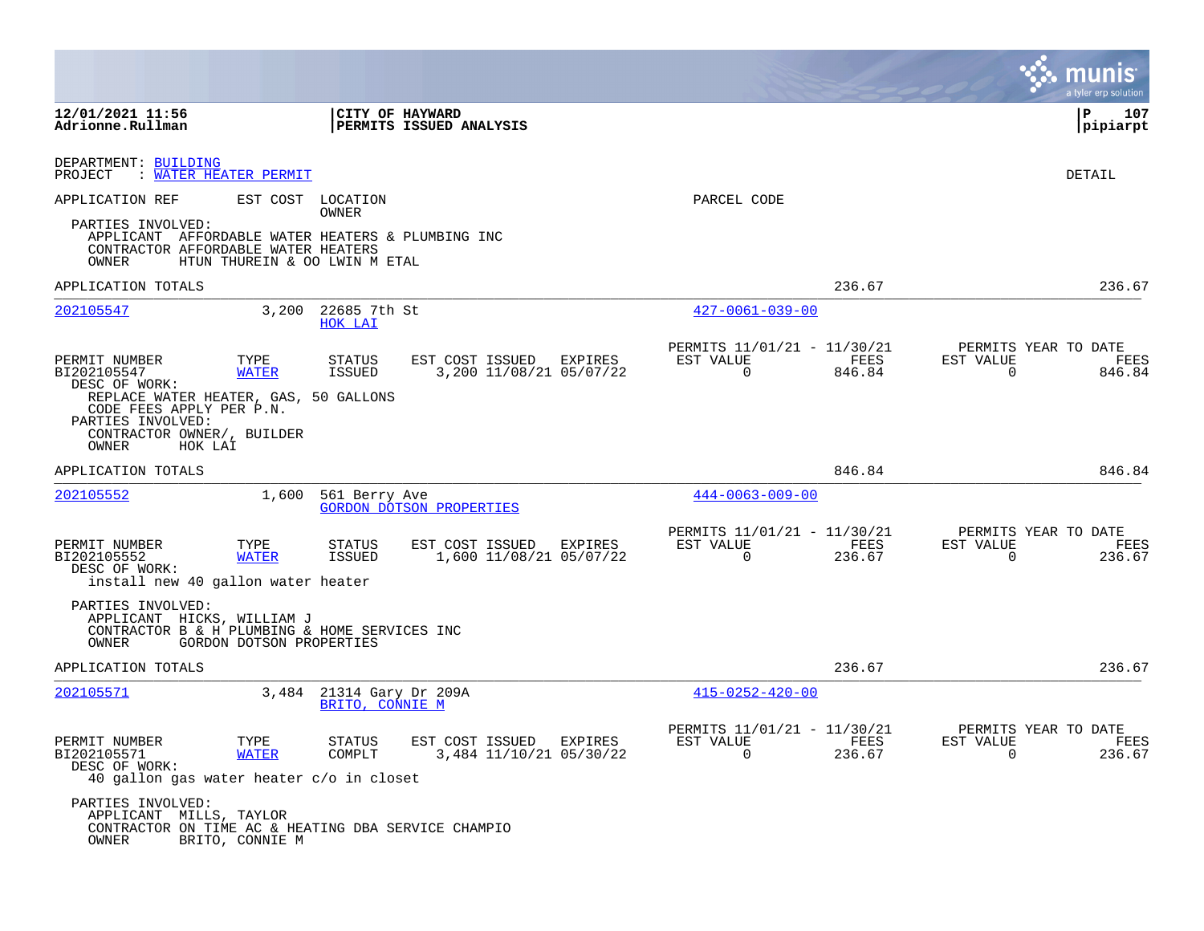**12/01/2021 11:56**
**Adrionne.Rullman**

**CITY OF HAYWARD**
**PERMITS ISSUED ANALYSIS**

**P 107**
**pipiarpt**

DEPARTMENT: BUILDING
PROJECT : WATER HEATER PERMIT

DETAIL

APPLICATION REF | EST COST | LOCATION / OWNER | PARCEL CODE

PARTIES INVOLVED:
APPLICANT AFFORDABLE WATER HEATERS & PLUMBING INC
CONTRACTOR AFFORDABLE WATER HEATERS
OWNER HTUN THUREIN & OO LWIN M ETAL

APPLICATION TOTALS 236.67 236.67

---

**202105547** 3,200 22685 7th St — HOK LAI — 427-0061-039-00

| PERMIT NUMBER | TYPE | STATUS | EST COST | ISSUED | EXPIRES | PERMITS 11/01/21 - 11/30/21 EST VALUE | FEES | PERMITS YEAR TO DATE EST VALUE | FEES |
|---|---|---|---|---|---|---|---|---|---|
| BI202105547 | WATER | ISSUED | 3,200 | 11/08/21 | 05/07/22 | 0 | 846.84 | 0 | 846.84 |

DESC OF WORK:
REPLACE WATER HEATER, GAS, 50 GALLONS
CODE FEES APPLY PER P.N.
PARTIES INVOLVED:
CONTRACTOR OWNER/, BUILDER
OWNER HOK LAI

APPLICATION TOTALS 846.84 846.84

---

**202105552** 1,600 561 Berry Ave — GORDON DOTSON PROPERTIES — 444-0063-009-00

| PERMIT NUMBER | TYPE | STATUS | EST COST | ISSUED | EXPIRES | PERMITS 11/01/21 - 11/30/21 EST VALUE | FEES | PERMITS YEAR TO DATE EST VALUE | FEES |
|---|---|---|---|---|---|---|---|---|---|
| BI202105552 | WATER | ISSUED | 1,600 | 11/08/21 | 05/07/22 | 0 | 236.67 | 0 | 236.67 |

DESC OF WORK:
install new 40 gallon water heater

PARTIES INVOLVED:
APPLICANT HICKS, WILLIAM J
CONTRACTOR B & H PLUMBING & HOME SERVICES INC
OWNER GORDON DOTSON PROPERTIES

APPLICATION TOTALS 236.67 236.67

---

**202105571** 3,484 21314 Gary Dr 209A — BRITO, CONNIE M — 415-0252-420-00

| PERMIT NUMBER | TYPE | STATUS | EST COST | ISSUED | EXPIRES | PERMITS 11/01/21 - 11/30/21 EST VALUE | FEES | PERMITS YEAR TO DATE EST VALUE | FEES |
|---|---|---|---|---|---|---|---|---|---|
| BI202105571 | WATER | COMPLT | 3,484 | 11/10/21 | 05/30/22 | 0 | 236.67 | 0 | 236.67 |

DESC OF WORK:
40 gallon gas water heater c/o in closet

PARTIES INVOLVED:
APPLICANT MILLS, TAYLOR
CONTRACTOR ON TIME AC & HEATING DBA SERVICE CHAMPIO
OWNER BRITO, CONNIE M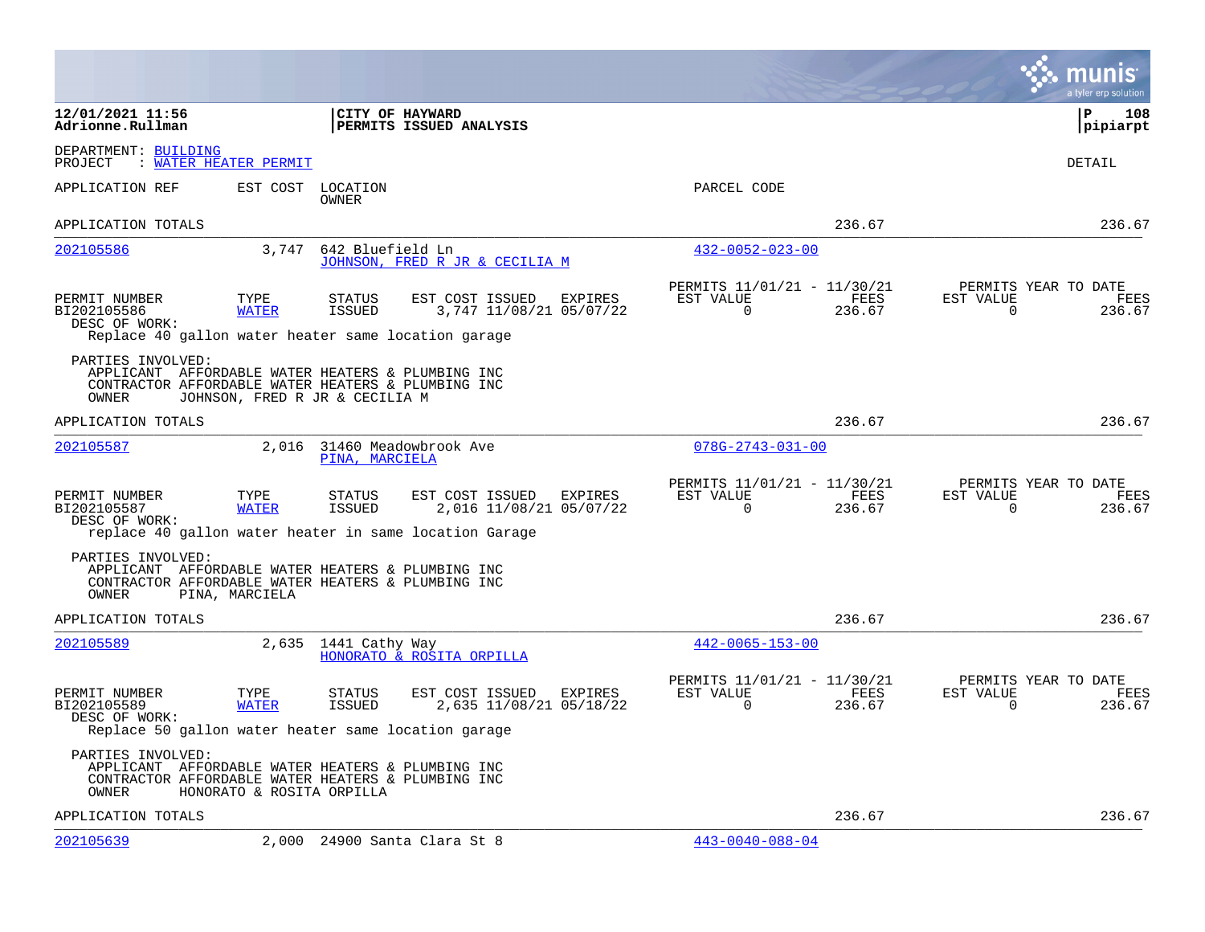12/01/2021 11:56
Adrionne.Rullman

**CITY OF HAYWARD**
**PERMITS ISSUED ANALYSIS**

P 108
pipiarpt

DEPARTMENT: BUILDING
PROJECT : WATER HEATER PERMIT

DETAIL

| APPLICATION REF | EST COST | LOCATION / OWNER | PARCEL CODE | | |
|---|---|---|---|---|---|
| APPLICATION TOTALS | | | | 236.67 | 236.67 |
| 202105586 | 3,747 | 642 Bluefield Ln / JOHNSON, FRED R JR & CECILIA M | 432-0052-023-00 | | |

| PERMIT NUMBER | TYPE | STATUS | EST COST | ISSUED | EXPIRES | PERMITS 11/01/21 - 11/30/21 EST VALUE | FEES | PERMITS YEAR TO DATE EST VALUE | FEES |
|---|---|---|---|---|---|---|---|---|---|
| BI202105586 | WATER | ISSUED | 3,747 | 11/08/21 | 05/07/22 | 0 | 236.67 | 0 | 236.67 |

DESC OF WORK:
Replace 40 gallon water heater same location garage

PARTIES INVOLVED:
APPLICANT AFFORDABLE WATER HEATERS & PLUMBING INC
CONTRACTOR AFFORDABLE WATER HEATERS & PLUMBING INC
OWNER JOHNSON, FRED R JR & CECILIA M

APPLICATION TOTALS 236.67 236.67

| APPLICATION REF | EST COST | LOCATION / OWNER | PARCEL CODE |
|---|---|---|---|
| 202105587 | 2,016 | 31460 Meadowbrook Ave / PINA, MARCIELA | 078G-2743-031-00 |

| PERMIT NUMBER | TYPE | STATUS | EST COST | ISSUED | EXPIRES | PERMITS 11/01/21 - 11/30/21 EST VALUE | FEES | PERMITS YEAR TO DATE EST VALUE | FEES |
|---|---|---|---|---|---|---|---|---|---|
| BI202105587 | WATER | ISSUED | 2,016 | 11/08/21 | 05/07/22 | 0 | 236.67 | 0 | 236.67 |

DESC OF WORK:
replace 40 gallon water heater in same location Garage

PARTIES INVOLVED:
APPLICANT AFFORDABLE WATER HEATERS & PLUMBING INC
CONTRACTOR AFFORDABLE WATER HEATERS & PLUMBING INC
OWNER PINA, MARCIELA

APPLICATION TOTALS 236.67 236.67

| APPLICATION REF | EST COST | LOCATION / OWNER | PARCEL CODE |
|---|---|---|---|
| 202105589 | 2,635 | 1441 Cathy Way / HONORATO & ROSITA ORPILLA | 442-0065-153-00 |

| PERMIT NUMBER | TYPE | STATUS | EST COST | ISSUED | EXPIRES | PERMITS 11/01/21 - 11/30/21 EST VALUE | FEES | PERMITS YEAR TO DATE EST VALUE | FEES |
|---|---|---|---|---|---|---|---|---|---|
| BI202105589 | WATER | ISSUED | 2,635 | 11/08/21 | 05/18/22 | 0 | 236.67 | 0 | 236.67 |

DESC OF WORK:
Replace 50 gallon water heater same location garage

PARTIES INVOLVED:
APPLICANT AFFORDABLE WATER HEATERS & PLUMBING INC
CONTRACTOR AFFORDABLE WATER HEATERS & PLUMBING INC
OWNER HONORATO & ROSITA ORPILLA

APPLICATION TOTALS 236.67 236.67

| APPLICATION REF | EST COST | LOCATION | PARCEL CODE |
|---|---|---|---|
| 202105639 | 2,000 | 24900 Santa Clara St 8 | 443-0040-088-04 |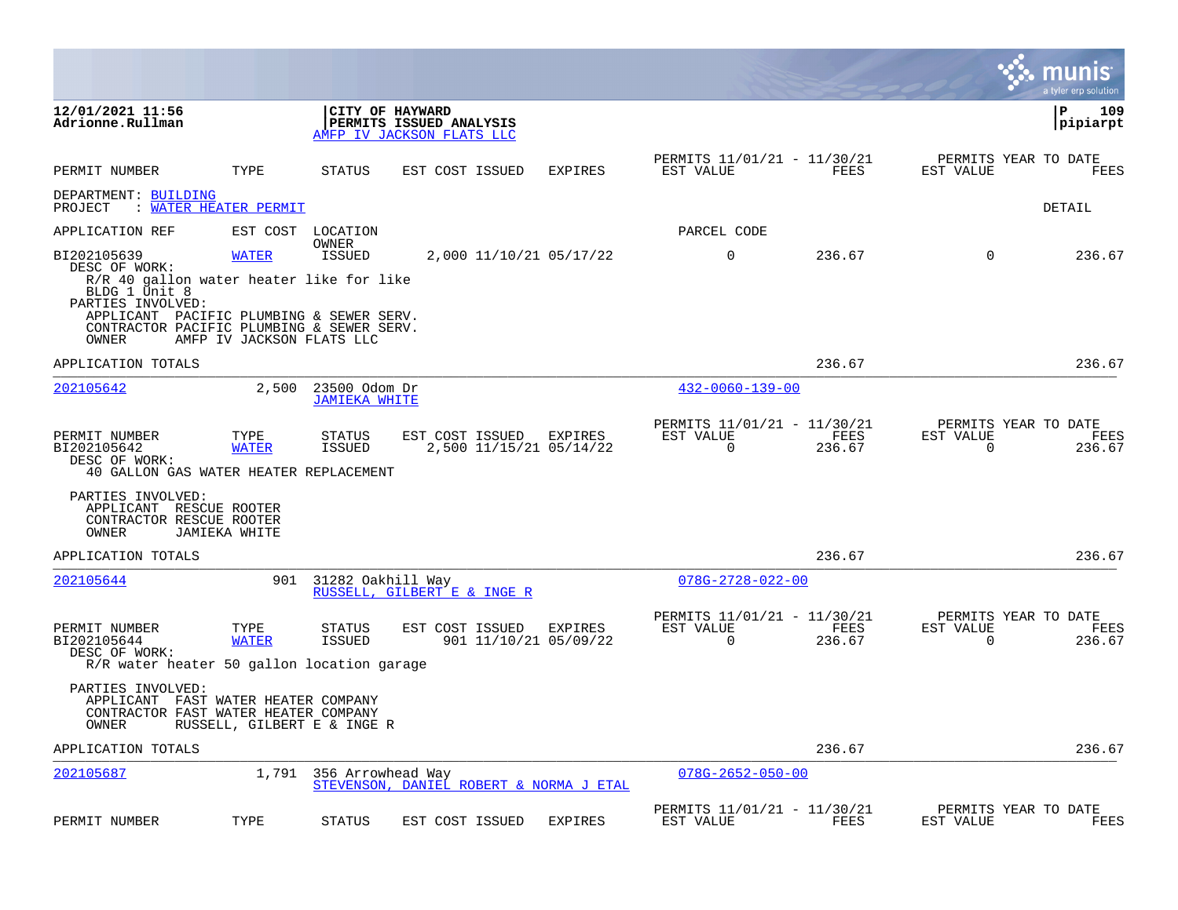**12/01/2021 11:56**
**Adrionne.Rullman**

**CITY OF HAYWARD**
**PERMITS ISSUED ANALYSIS**
AMFP IV JACKSON FLATS LLC

**P 109**
**pipiarpt**

| PERMIT NUMBER | TYPE | STATUS | EST COST | ISSUED | EXPIRES | PERMITS 11/01/21 - 11/30/21 EST VALUE | FEES | PERMITS YEAR TO DATE EST VALUE | FEES |
|---|---|---|---|---|---|---|---|---|---|

DEPARTMENT: BUILDING
PROJECT : WATER HEATER PERMIT

DETAIL

| APPLICATION REF | EST COST | LOCATION / OWNER | | | | PARCEL CODE | | | |
|---|---|---|---|---|---|---|---|---|---|
| BI202105639 | WATER | ISSUED | 2,000 | 11/10/21 | 05/17/22 | 0 | 236.67 | 0 | 236.67 |

DESC OF WORK:
R/R 40 gallon water heater like for like
BLDG 1 Unit 8

PARTIES INVOLVED:
APPLICANT PACIFIC PLUMBING & SEWER SERV.
CONTRACTOR PACIFIC PLUMBING & SEWER SERV.
OWNER AMFP IV JACKSON FLATS LLC

APPLICATION TOTALS — 236.67 — 236.67

---

202105642 — 2,500 — 23500 Odom Dr — JAMIEKA WHITE — 432-0060-139-00

| PERMIT NUMBER | TYPE | STATUS | EST COST | ISSUED | EXPIRES | PERMITS 11/01/21 - 11/30/21 EST VALUE | FEES | PERMITS YEAR TO DATE EST VALUE | FEES |
|---|---|---|---|---|---|---|---|---|---|
| BI202105642 | WATER | ISSUED | 2,500 | 11/15/21 | 05/14/22 | 0 | 236.67 | 0 | 236.67 |

DESC OF WORK:
40 GALLON GAS WATER HEATER REPLACEMENT

PARTIES INVOLVED:
APPLICANT RESCUE ROOTER
CONTRACTOR RESCUE ROOTER
OWNER JAMIEKA WHITE

APPLICATION TOTALS — 236.67 — 236.67

---

202105644 — 901 — 31282 Oakhill Way — RUSSELL, GILBERT E & INGE R — 078G-2728-022-00

| PERMIT NUMBER | TYPE | STATUS | EST COST | ISSUED | EXPIRES | PERMITS 11/01/21 - 11/30/21 EST VALUE | FEES | PERMITS YEAR TO DATE EST VALUE | FEES |
|---|---|---|---|---|---|---|---|---|---|
| BI202105644 | WATER | ISSUED | 901 | 11/10/21 | 05/09/22 | 0 | 236.67 | 0 | 236.67 |

DESC OF WORK:
R/R water heater 50 gallon location garage

PARTIES INVOLVED:
APPLICANT FAST WATER HEATER COMPANY
CONTRACTOR FAST WATER HEATER COMPANY
OWNER RUSSELL, GILBERT E & INGE R

APPLICATION TOTALS — 236.67 — 236.67

---

202105687 — 1,791 — 356 Arrowhead Way — STEVENSON, DANIEL ROBERT & NORMA J ETAL — 078G-2652-050-00

| PERMIT NUMBER | TYPE | STATUS | EST COST | ISSUED | EXPIRES | PERMITS 11/01/21 - 11/30/21 EST VALUE | FEES | PERMITS YEAR TO DATE EST VALUE | FEES |
|---|---|---|---|---|---|---|---|---|---|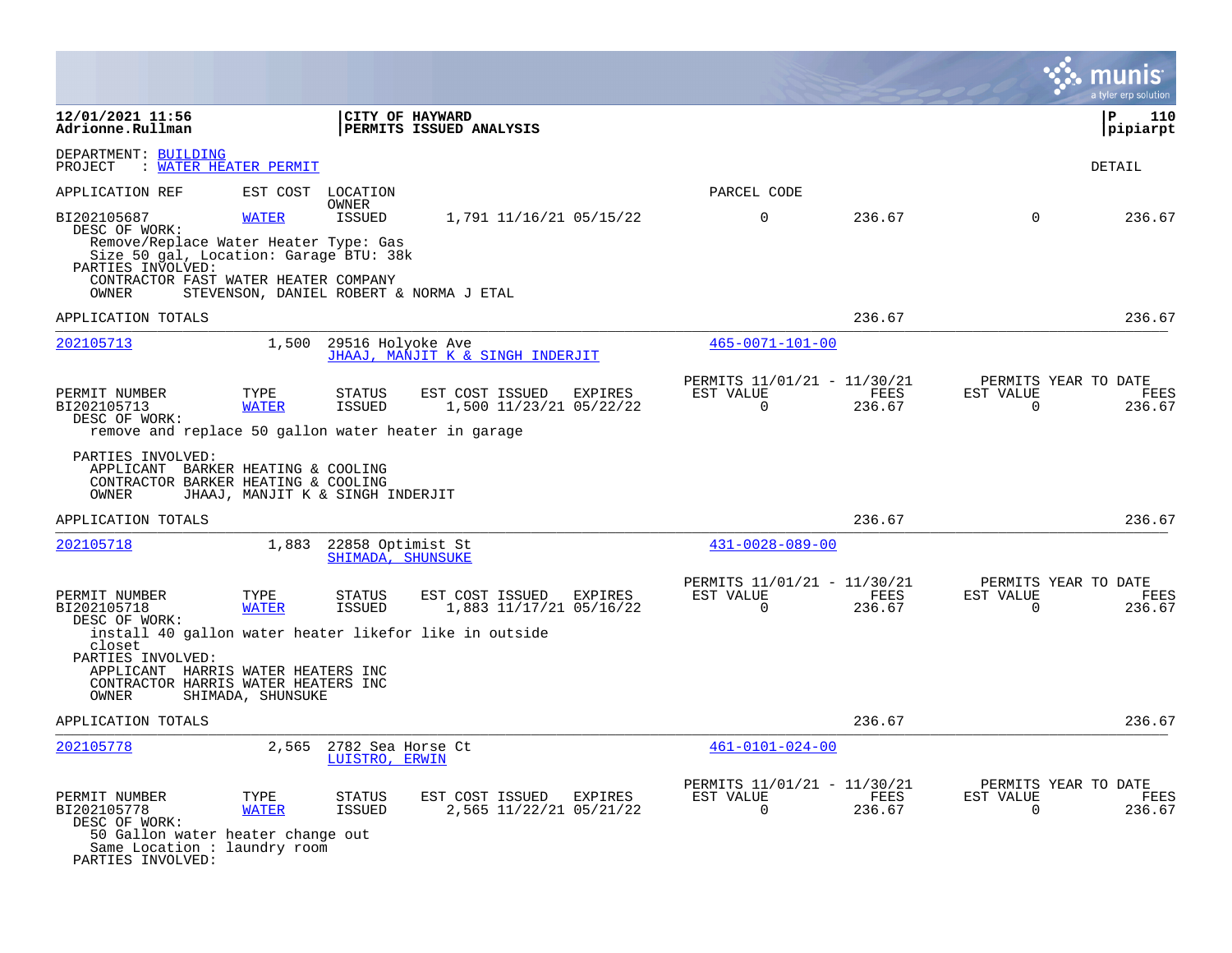12/01/2021 11:56
Adrionne.Rullman

CITY OF HAYWARD
PERMITS ISSUED ANALYSIS

P 110
pipiarpt

DEPARTMENT: BUILDING
PROJECT : WATER HEATER PERMIT

DETAIL

| APPLICATION REF | EST COST | LOCATION / OWNER | | | | PARCEL CODE | | | |
|---|---|---|---|---|---|---|---|---|---|
| BI202105687 | WATER | ISSUED | 1,791 11/16/21 05/15/22 | | | 0 | 236.67 | 0 | 236.67 |

DESC OF WORK:
Remove/Replace Water Heater Type: Gas
Size 50 gal, Location: Garage BTU: 38k
PARTIES INVOLVED:
CONTRACTOR FAST WATER HEATER COMPANY
OWNER STEVENSON, DANIEL ROBERT & NORMA J ETAL

APPLICATION TOTALS 236.67 236.67

---

202105713 1,500 29516 Holyoke Ave
JHAAJ, MANJIT K & SINGH INDERJIT
465-0071-101-00

| PERMIT NUMBER | TYPE | STATUS | EST COST | ISSUED | EXPIRES | PERMITS 11/01/21 - 11/30/21 EST VALUE | FEES | PERMITS YEAR TO DATE EST VALUE | FEES |
|---|---|---|---|---|---|---|---|---|---|
| BI202105713 | WATER | ISSUED | 1,500 | 11/23/21 | 05/22/22 | 0 | 236.67 | 0 | 236.67 |

DESC OF WORK:
remove and replace 50 gallon water heater in garage

PARTIES INVOLVED:
APPLICANT BARKER HEATING & COOLING
CONTRACTOR BARKER HEATING & COOLING
OWNER JHAAJ, MANJIT K & SINGH INDERJIT

APPLICATION TOTALS 236.67 236.67

---

202105718 1,883 22858 Optimist St
SHIMADA, SHUNSUKE
431-0028-089-00

| PERMIT NUMBER | TYPE | STATUS | EST COST | ISSUED | EXPIRES | PERMITS 11/01/21 - 11/30/21 EST VALUE | FEES | PERMITS YEAR TO DATE EST VALUE | FEES |
|---|---|---|---|---|---|---|---|---|---|
| BI202105718 | WATER | ISSUED | 1,883 | 11/17/21 | 05/16/22 | 0 | 236.67 | 0 | 236.67 |

DESC OF WORK:
install 40 gallon water heater likefor like in outside closet
PARTIES INVOLVED:
APPLICANT HARRIS WATER HEATERS INC
CONTRACTOR HARRIS WATER HEATERS INC
OWNER SHIMADA, SHUNSUKE

APPLICATION TOTALS 236.67 236.67

---

202105778 2,565 2782 Sea Horse Ct
LUISTRO, ERWIN
461-0101-024-00

| PERMIT NUMBER | TYPE | STATUS | EST COST | ISSUED | EXPIRES | PERMITS 11/01/21 - 11/30/21 EST VALUE | FEES | PERMITS YEAR TO DATE EST VALUE | FEES |
|---|---|---|---|---|---|---|---|---|---|
| BI202105778 | WATER | ISSUED | 2,565 | 11/22/21 | 05/21/22 | 0 | 236.67 | 0 | 236.67 |

DESC OF WORK:
50 Gallon water heater change out
Same Location : laundry room
PARTIES INVOLVED: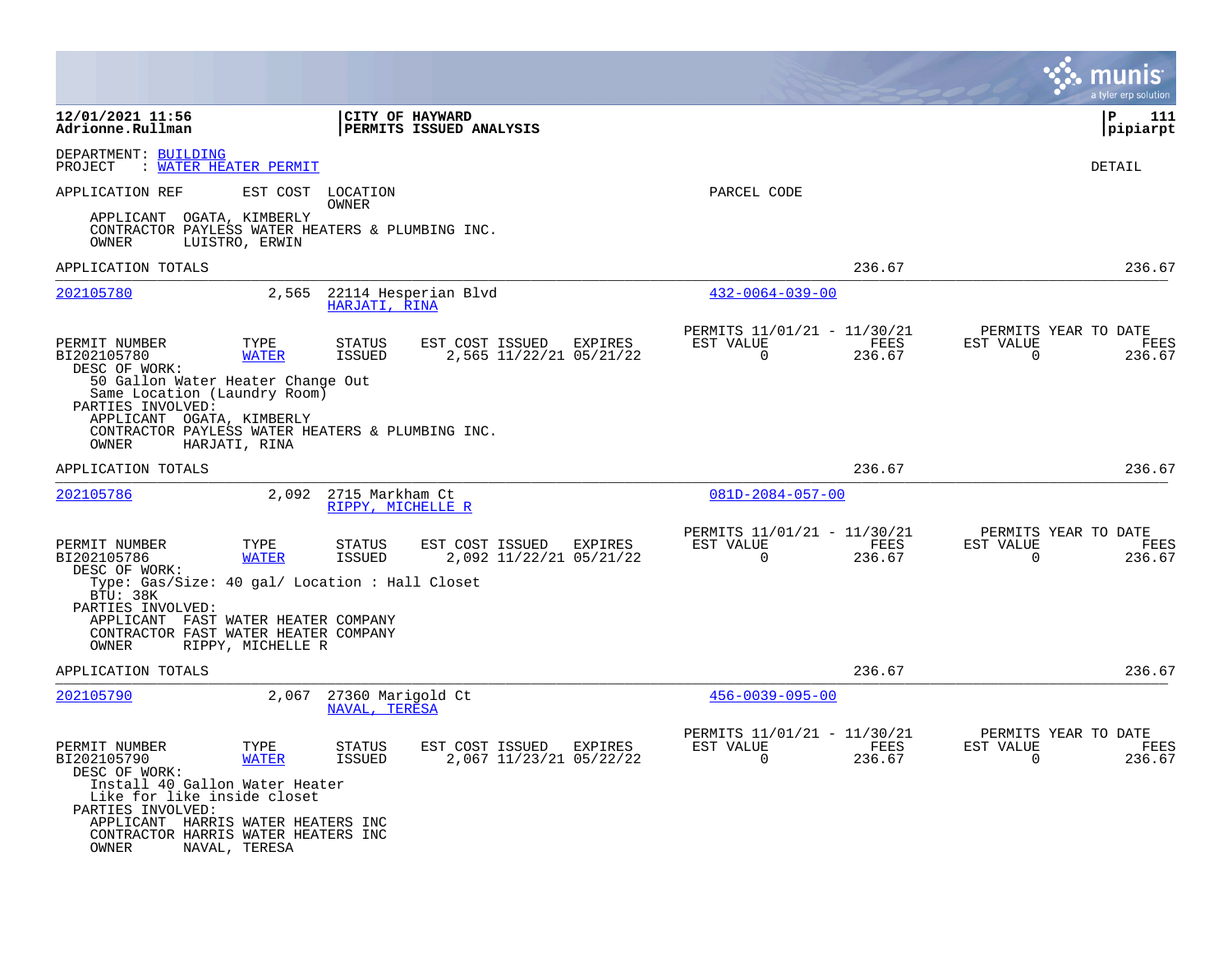12/01/2021 11:56
Adrionne.Rullman

**CITY OF HAYWARD**
**PERMITS ISSUED ANALYSIS**

P 111
pipiarpt

DEPARTMENT: BUILDING
PROJECT : WATER HEATER PERMIT

DETAIL

| APPLICATION REF | EST COST | LOCATION / OWNER | PARCEL CODE |
|---|---|---|---|

APPLICANT OGATA, KIMBERLY
CONTRACTOR PAYLESS WATER HEATERS & PLUMBING INC.
OWNER LUISTRO, ERWIN

APPLICATION TOTALS 236.67 236.67

---

**202105780** 2,565 22114 Hesperian Blvd HARJATI, RINA 432-0064-039-00

| PERMIT NUMBER | TYPE | STATUS | EST COST | ISSUED | EXPIRES | PERMITS 11/01/21 - 11/30/21 EST VALUE | FEES | PERMITS YEAR TO DATE EST VALUE | FEES |
|---|---|---|---|---|---|---|---|---|---|
| BI202105780 | WATER | ISSUED | 2,565 | 11/22/21 | 05/21/22 | 0 | 236.67 | 0 | 236.67 |

DESC OF WORK:
50 Gallon Water Heater Change Out
Same Location (Laundry Room)
PARTIES INVOLVED:
APPLICANT OGATA, KIMBERLY
CONTRACTOR PAYLESS WATER HEATERS & PLUMBING INC.
OWNER HARJATI, RINA

APPLICATION TOTALS 236.67 236.67

---

**202105786** 2,092 2715 Markham Ct RIPPY, MICHELLE R 081D-2084-057-00

| PERMIT NUMBER | TYPE | STATUS | EST COST | ISSUED | EXPIRES | PERMITS 11/01/21 - 11/30/21 EST VALUE | FEES | PERMITS YEAR TO DATE EST VALUE | FEES |
|---|---|---|---|---|---|---|---|---|---|
| BI202105786 | WATER | ISSUED | 2,092 | 11/22/21 | 05/21/22 | 0 | 236.67 | 0 | 236.67 |

DESC OF WORK:
Type: Gas/Size: 40 gal/ Location : Hall Closet
BTU: 38K
PARTIES INVOLVED:
APPLICANT FAST WATER HEATER COMPANY
CONTRACTOR FAST WATER HEATER COMPANY
OWNER RIPPY, MICHELLE R

APPLICATION TOTALS 236.67 236.67

---

**202105790** 2,067 27360 Marigold Ct NAVAL, TERESA 456-0039-095-00

| PERMIT NUMBER | TYPE | STATUS | EST COST | ISSUED | EXPIRES | PERMITS 11/01/21 - 11/30/21 EST VALUE | FEES | PERMITS YEAR TO DATE EST VALUE | FEES |
|---|---|---|---|---|---|---|---|---|---|
| BI202105790 | WATER | ISSUED | 2,067 | 11/23/21 | 05/22/22 | 0 | 236.67 | 0 | 236.67 |

DESC OF WORK:
Install 40 Gallon Water Heater
Like for like inside closet
PARTIES INVOLVED:
APPLICANT HARRIS WATER HEATERS INC
CONTRACTOR HARRIS WATER HEATERS INC
OWNER NAVAL, TERESA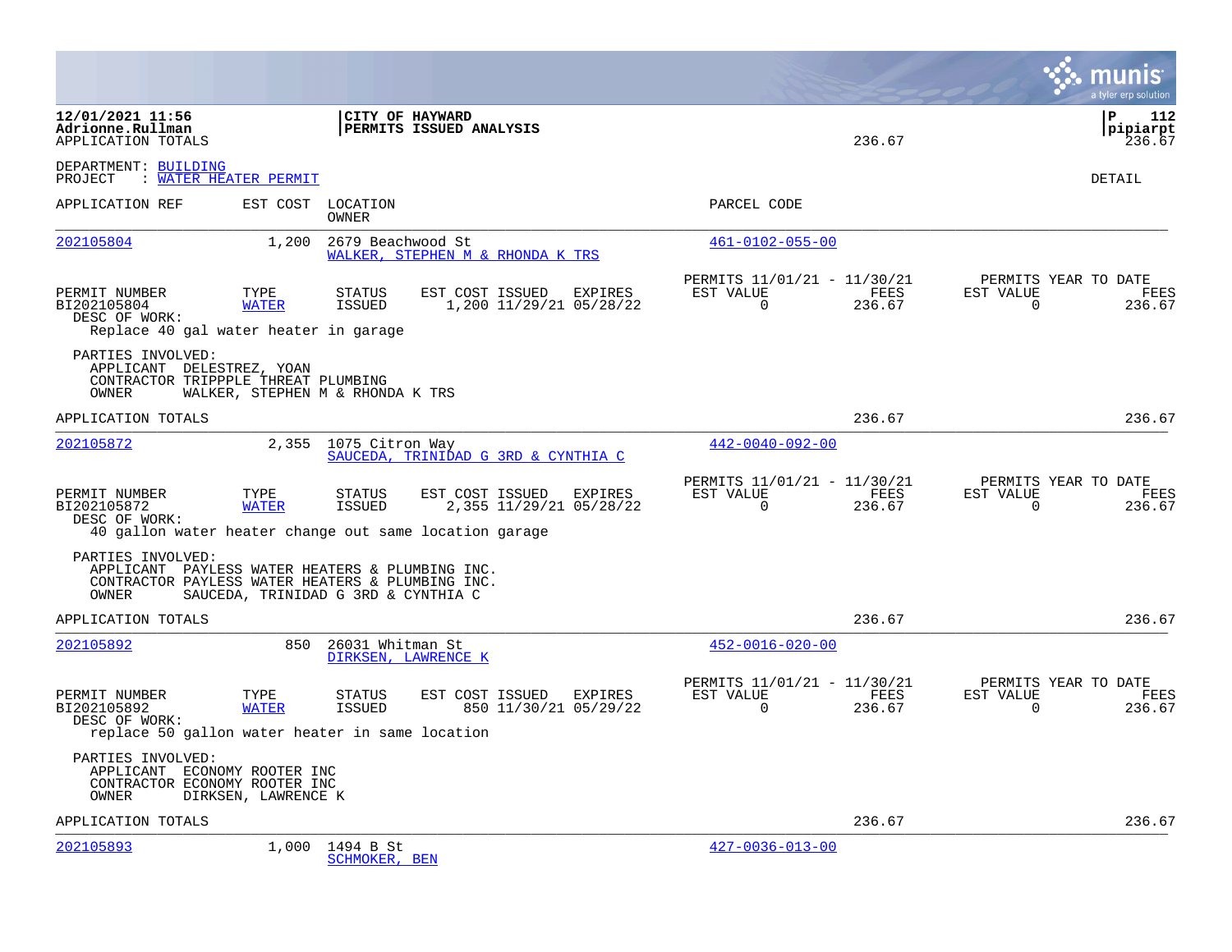12/01/2021 11:56 | CITY OF HAYWARD
Adrionne.Rullman | PERMITS ISSUED ANALYSIS
APPLICATION TOTALS 236.67 | pipiarpt 236.67

DEPARTMENT: BUILDING
PROJECT : WATER HEATER PERMIT

DETAIL

| APPLICATION REF | EST COST | LOCATION / OWNER | PARCEL CODE |
|---|---|---|---|
| 202105804 | 1,200 | 2679 Beachwood St / WALKER, STEPHEN M & RHONDA K TRS | 461-0102-055-00 |

| PERMIT NUMBER | TYPE | STATUS | EST COST | ISSUED | EXPIRES | PERMITS 11/01/21 - 11/30/21 EST VALUE | FEES | PERMITS YEAR TO DATE EST VALUE | FEES |
|---|---|---|---|---|---|---|---|---|---|
| BI202105804 | WATER | ISSUED | 1,200 | 11/29/21 | 05/28/22 | 0 | 236.67 | 0 | 236.67 |

DESC OF WORK:
Replace 40 gal water heater in garage

PARTIES INVOLVED:
APPLICANT DELESTREZ, YOAN
CONTRACTOR TRIPPPLE THREAT PLUMBING
OWNER WALKER, STEPHEN M & RHONDA K TRS

APPLICATION TOTALS 236.67 236.67

| APPLICATION REF | EST COST | LOCATION / OWNER | PARCEL CODE |
|---|---|---|---|
| 202105872 | 2,355 | 1075 Citron Way / SAUCEDA, TRINIDAD G 3RD & CYNTHIA C | 442-0040-092-00 |

| PERMIT NUMBER | TYPE | STATUS | EST COST | ISSUED | EXPIRES | PERMITS 11/01/21 - 11/30/21 EST VALUE | FEES | PERMITS YEAR TO DATE EST VALUE | FEES |
|---|---|---|---|---|---|---|---|---|---|
| BI202105872 | WATER | ISSUED | 2,355 | 11/29/21 | 05/28/22 | 0 | 236.67 | 0 | 236.67 |

DESC OF WORK:
40 gallon water heater change out same location garage

PARTIES INVOLVED:
APPLICANT PAYLESS WATER HEATERS & PLUMBING INC.
CONTRACTOR PAYLESS WATER HEATERS & PLUMBING INC.
OWNER SAUCEDA, TRINIDAD G 3RD & CYNTHIA C

APPLICATION TOTALS 236.67 236.67

| APPLICATION REF | EST COST | LOCATION / OWNER | PARCEL CODE |
|---|---|---|---|
| 202105892 | 850 | 26031 Whitman St / DIRKSEN, LAWRENCE K | 452-0016-020-00 |

| PERMIT NUMBER | TYPE | STATUS | EST COST | ISSUED | EXPIRES | PERMITS 11/01/21 - 11/30/21 EST VALUE | FEES | PERMITS YEAR TO DATE EST VALUE | FEES |
|---|---|---|---|---|---|---|---|---|---|
| BI202105892 | WATER | ISSUED | 850 | 11/30/21 | 05/29/22 | 0 | 236.67 | 0 | 236.67 |

DESC OF WORK:
replace 50 gallon water heater in same location

PARTIES INVOLVED:
APPLICANT ECONOMY ROOTER INC
CONTRACTOR ECONOMY ROOTER INC
OWNER DIRKSEN, LAWRENCE K

APPLICATION TOTALS 236.67 236.67

| APPLICATION REF | EST COST | LOCATION / OWNER | PARCEL CODE |
|---|---|---|---|
| 202105893 | 1,000 | 1494 B St / SCHMOKER, BEN | 427-0036-013-00 |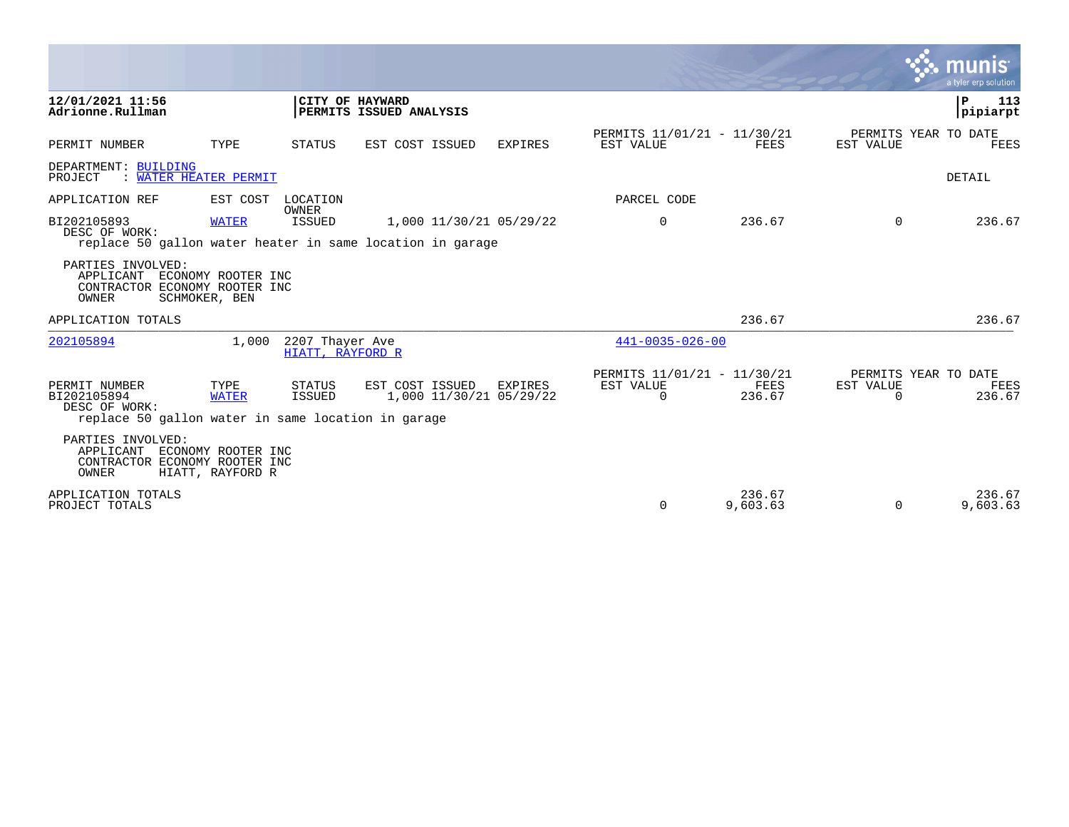**12/01/2021 11:56**
**Adrionne.Rullman**

**CITY OF HAYWARD**
**PERMITS ISSUED ANALYSIS**

**P 113**
**pipiarpt**

| PERMIT NUMBER | TYPE | STATUS | EST COST | ISSUED | EXPIRES | PERMITS 11/01/21 - 11/30/21 EST VALUE | FEES | PERMITS YEAR TO DATE EST VALUE | FEES |
|---|---|---|---|---|---|---|---|---|---|

DEPARTMENT: BUILDING
PROJECT : WATER HEATER PERMIT

DETAIL

| APPLICATION REF | EST COST | LOCATION / OWNER | | | | PARCEL CODE | | | |
|---|---|---|---|---|---|---|---|---|---|
| BI202105893 | WATER | ISSUED | 1,000 | 11/30/21 | 05/29/22 | 0 | 236.67 | 0 | 236.67 |

DESC OF WORK:
replace 50 gallon water heater in same location in garage

PARTIES INVOLVED:
APPLICANT ECONOMY ROOTER INC
CONTRACTOR ECONOMY ROOTER INC
OWNER SCHMOKER, BEN

APPLICATION TOTALS 236.67 236.67

| APPLICATION REF | EST COST | LOCATION / OWNER | PARCEL CODE |
|---|---|---|---|
| 202105894 | 1,000 | 2207 Thayer Ave / HIATT, RAYFORD R | 441-0035-026-00 |

| PERMIT NUMBER | TYPE | STATUS | EST COST | ISSUED | EXPIRES | PERMITS 11/01/21 - 11/30/21 EST VALUE | FEES | PERMITS YEAR TO DATE EST VALUE | FEES |
|---|---|---|---|---|---|---|---|---|---|
| BI202105894 | WATER | ISSUED | 1,000 | 11/30/21 | 05/29/22 | 0 | 236.67 | 0 | 236.67 |

DESC OF WORK:
replace 50 gallon water in same location in garage

PARTIES INVOLVED:
APPLICANT ECONOMY ROOTER INC
CONTRACTOR ECONOMY ROOTER INC
OWNER HIATT, RAYFORD R

| | EST VALUE | FEES | EST VALUE | FEES |
|---|---|---|---|---|
| APPLICATION TOTALS | | 236.67 | | 236.67 |
| PROJECT TOTALS | 0 | 9,603.63 | 0 | 9,603.63 |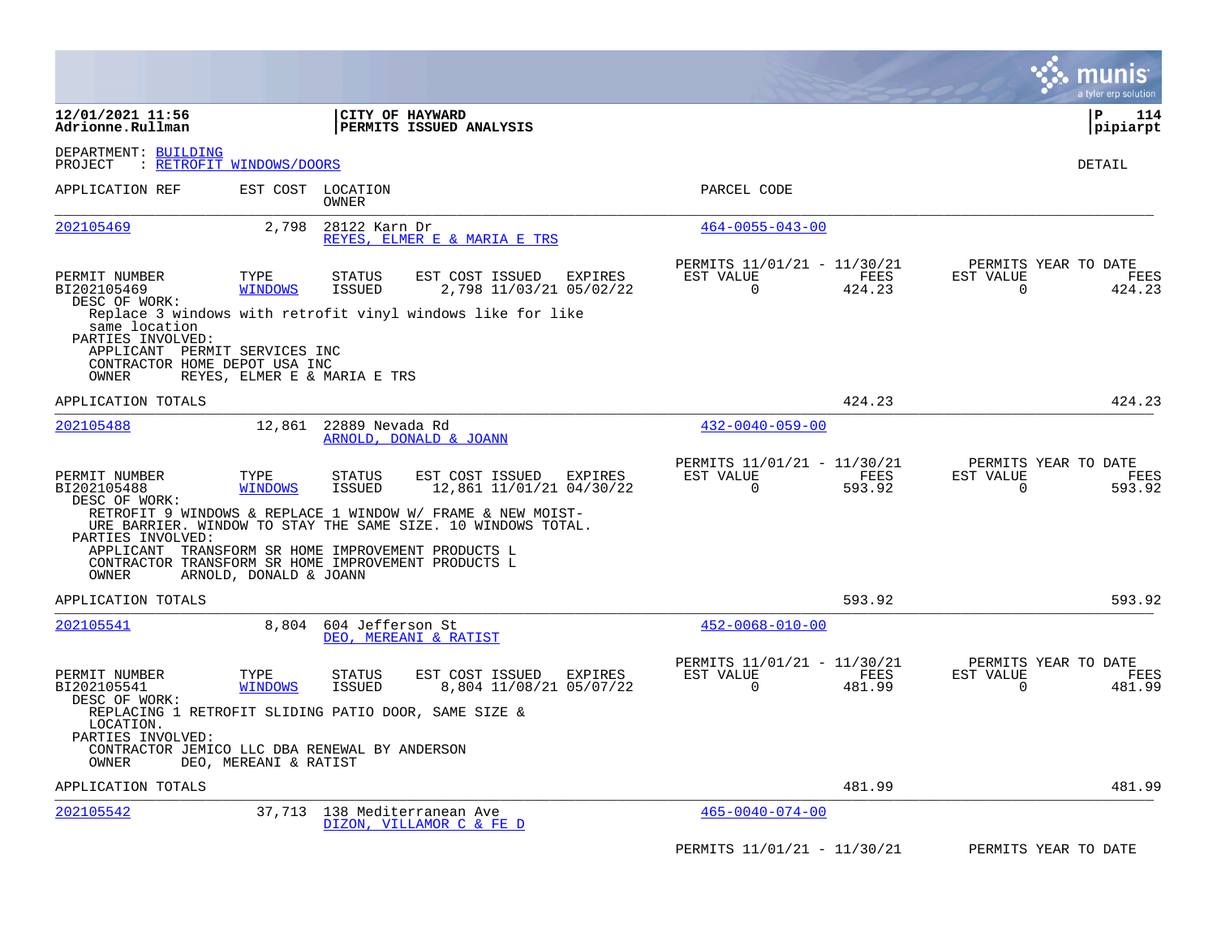**12/01/2021 11:56** | **CITY OF HAYWARD** | **P 114**
**Adrionne.Rullman** | **PERMITS ISSUED ANALYSIS** | **pipiarpt**

DEPARTMENT: BUILDING
PROJECT : RETROFIT WINDOWS/DOORS

DETAIL

| APPLICATION REF | EST COST | LOCATION / OWNER | PARCEL CODE |
|---|---|---|---|
| 202105469 | 2,798 | 28122 Karn Dr / REYES, ELMER E & MARIA E TRS | 464-0055-043-00 |

| PERMIT NUMBER | TYPE | STATUS | EST COST | ISSUED | EXPIRES | PERMITS 11/01/21 - 11/30/21 EST VALUE | FEES | PERMITS YEAR TO DATE EST VALUE | FEES |
|---|---|---|---|---|---|---|---|---|---|
| BI202105469 | WINDOWS | ISSUED | 2,798 | 11/03/21 | 05/02/22 | 0 | 424.23 | 0 | 424.23 |

DESC OF WORK:
Replace 3 windows with retrofit vinyl windows like for like same location

PARTIES INVOLVED:
- APPLICANT PERMIT SERVICES INC
- CONTRACTOR HOME DEPOT USA INC
- OWNER REYES, ELMER E & MARIA E TRS

APPLICATION TOTALS: 424.23 | 424.23

| APPLICATION REF | EST COST | LOCATION / OWNER | PARCEL CODE |
|---|---|---|---|
| 202105488 | 12,861 | 22889 Nevada Rd / ARNOLD, DONALD & JOANN | 432-0040-059-00 |

| PERMIT NUMBER | TYPE | STATUS | EST COST | ISSUED | EXPIRES | PERMITS 11/01/21 - 11/30/21 EST VALUE | FEES | PERMITS YEAR TO DATE EST VALUE | FEES |
|---|---|---|---|---|---|---|---|---|---|
| BI202105488 | WINDOWS | ISSUED | 12,861 | 11/01/21 | 04/30/22 | 0 | 593.92 | 0 | 593.92 |

DESC OF WORK:
RETROFIT 9 WINDOWS & REPLACE 1 WINDOW W/ FRAME & NEW MOIST-URE BARRIER. WINDOW TO STAY THE SAME SIZE. 10 WINDOWS TOTAL.

PARTIES INVOLVED:
- APPLICANT TRANSFORM SR HOME IMPROVEMENT PRODUCTS L
- CONTRACTOR TRANSFORM SR HOME IMPROVEMENT PRODUCTS L
- OWNER ARNOLD, DONALD & JOANN

APPLICATION TOTALS: 593.92 | 593.92

| APPLICATION REF | EST COST | LOCATION / OWNER | PARCEL CODE |
|---|---|---|---|
| 202105541 | 8,804 | 604 Jefferson St / DEO, MEREANI & RATIST | 452-0068-010-00 |

| PERMIT NUMBER | TYPE | STATUS | EST COST | ISSUED | EXPIRES | PERMITS 11/01/21 - 11/30/21 EST VALUE | FEES | PERMITS YEAR TO DATE EST VALUE | FEES |
|---|---|---|---|---|---|---|---|---|---|
| BI202105541 | WINDOWS | ISSUED | 8,804 | 11/08/21 | 05/07/22 | 0 | 481.99 | 0 | 481.99 |

DESC OF WORK:
REPLACING 1 RETROFIT SLIDING PATIO DOOR, SAME SIZE & LOCATION.

PARTIES INVOLVED:
- CONTRACTOR JEMICO LLC DBA RENEWAL BY ANDERSON
- OWNER DEO, MEREANI & RATIST

APPLICATION TOTALS: 481.99 | 481.99

| APPLICATION REF | EST COST | LOCATION / OWNER | PARCEL CODE |
|---|---|---|---|
| 202105542 | 37,713 | 138 Mediterranean Ave / DIZON, VILLAMOR C & FE D | 465-0040-074-00 |

PERMITS 11/01/21 - 11/30/21 | PERMITS YEAR TO DATE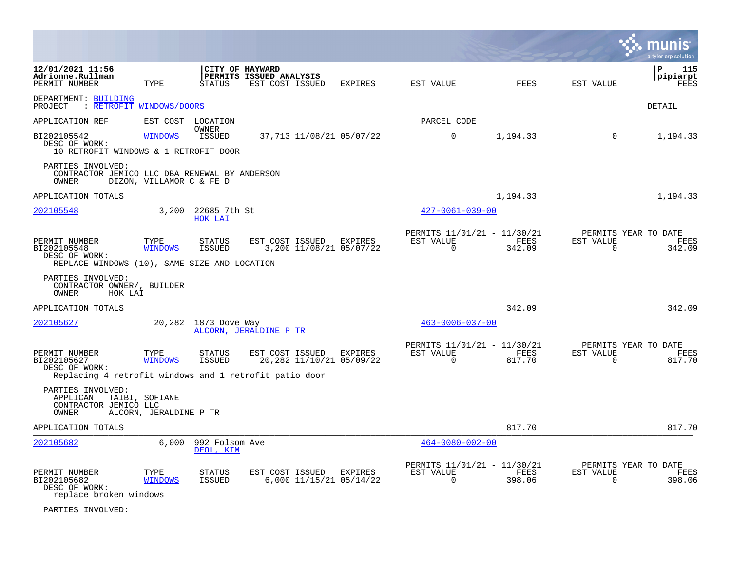**CITY OF HAYWARD**
**PERMITS ISSUED ANALYSIS**

12/01/2021 11:56
Adrionne.Rullman

| PERMIT NUMBER | TYPE | STATUS | EST COST ISSUED | EXPIRES | EST VALUE | FEES | EST VALUE | FEES |
|---|---|---|---|---|---|---|---|---|

DEPARTMENT: BUILDING
PROJECT : RETROFIT WINDOWS/DOORS

DETAIL

APPLICATION REF | EST COST | LOCATION / OWNER | PARCEL CODE

| PERMIT NUMBER | TYPE | STATUS | EST COST | ISSUED | EXPIRES | EST VALUE | FEES | EST VALUE | FEES |
|---|---|---|---|---|---|---|---|---|---|
| BI202105542 | WINDOWS | ISSUED | 37,713 | 11/08/21 | 05/07/22 | 0 | 1,194.33 | 0 | 1,194.33 |

DESC OF WORK:
10 RETROFIT WINDOWS & 1 RETROFIT DOOR

PARTIES INVOLVED:
CONTRACTOR JEMICO LLC DBA RENEWAL BY ANDERSON
OWNER DIZON, VILLAMOR C & FE D

APPLICATION TOTALS: 1,194.33 | 1,194.33

---

**202105548** — 3,200 — 22685 7th St — HOK LAI — Parcel: 427-0061-039-00

| PERMIT NUMBER | TYPE | STATUS | EST COST | ISSUED | EXPIRES | PERMITS 11/01/21 - 11/30/21 EST VALUE | FEES | PERMITS YEAR TO DATE EST VALUE | FEES |
|---|---|---|---|---|---|---|---|---|---|
| BI202105548 | WINDOWS | ISSUED | 3,200 | 11/08/21 | 05/07/22 | 0 | 342.09 | 0 | 342.09 |

DESC OF WORK:
REPLACE WINDOWS (10), SAME SIZE AND LOCATION

PARTIES INVOLVED:
CONTRACTOR OWNER/, BUILDER
OWNER HOK LAI

APPLICATION TOTALS: 342.09 | 342.09

---

**202105627** — 20,282 — 1873 Dove Way — ALCORN, JERALDINE P TR — Parcel: 463-0006-037-00

| PERMIT NUMBER | TYPE | STATUS | EST COST | ISSUED | EXPIRES | PERMITS 11/01/21 - 11/30/21 EST VALUE | FEES | PERMITS YEAR TO DATE EST VALUE | FEES |
|---|---|---|---|---|---|---|---|---|---|
| BI202105627 | WINDOWS | ISSUED | 20,282 | 11/10/21 | 05/09/22 | 0 | 817.70 | 0 | 817.70 |

DESC OF WORK:
Replacing 4 retrofit windows and 1 retrofit patio door

PARTIES INVOLVED:
APPLICANT TAIBI, SOFIANE
CONTRACTOR JEMICO LLC
OWNER ALCORN, JERALDINE P TR

APPLICATION TOTALS: 817.70 | 817.70

---

**202105682** — 6,000 — 992 Folsom Ave — DEOL, KIM — Parcel: 464-0080-002-00

| PERMIT NUMBER | TYPE | STATUS | EST COST | ISSUED | EXPIRES | PERMITS 11/01/21 - 11/30/21 EST VALUE | FEES | PERMITS YEAR TO DATE EST VALUE | FEES |
|---|---|---|---|---|---|---|---|---|---|
| BI202105682 | WINDOWS | ISSUED | 6,000 | 11/15/21 | 05/14/22 | 0 | 398.06 | 0 | 398.06 |

DESC OF WORK:
replace broken windows

PARTIES INVOLVED: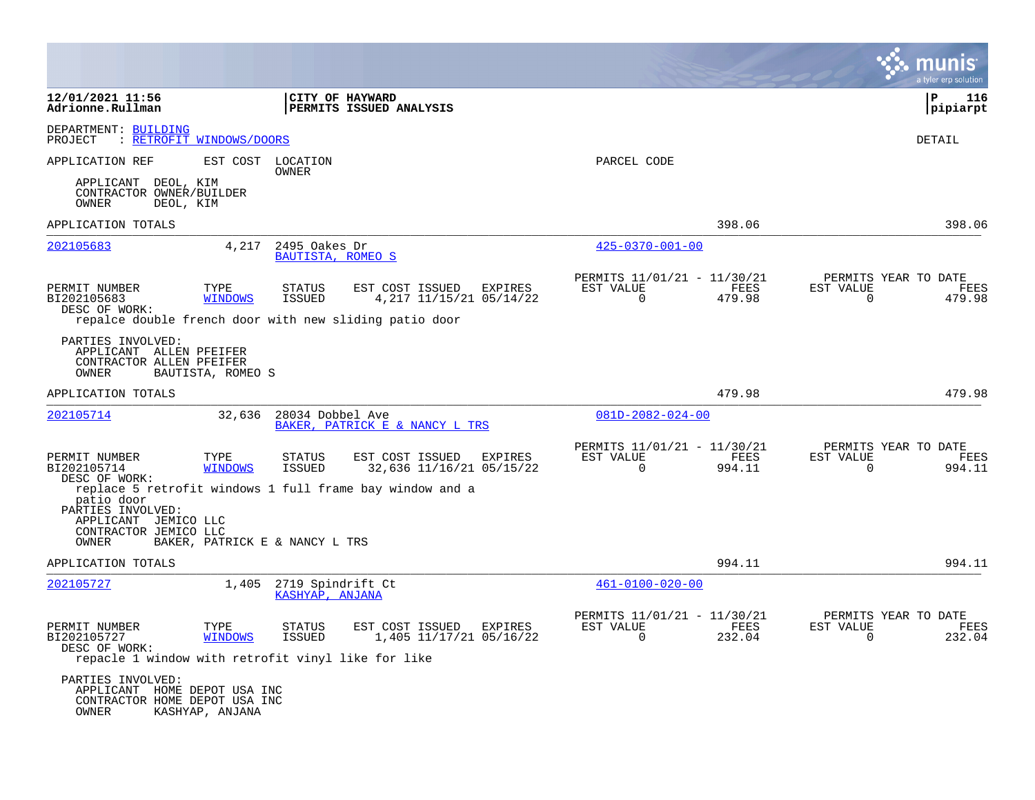12/01/2021 11:56
Adrionne.Rullman

CITY OF HAYWARD
PERMITS ISSUED ANALYSIS

DEPARTMENT: BUILDING
PROJECT : RETROFIT WINDOWS/DOORS

DETAIL

APPLICATION REF | EST COST | LOCATION / OWNER | PARCEL CODE

APPLICANT DEOL, KIM
CONTRACTOR OWNER/BUILDER
OWNER DEOL, KIM

APPLICATION TOTALS: 398.06 | 398.06

---

**202105683** | 4,217 | 2495 Oakes Dr | BAUTISTA, ROMEO S | 425-0370-001-00

| PERMIT NUMBER | TYPE | STATUS | EST COST | ISSUED | EXPIRES | PERMITS 11/01/21 - 11/30/21 EST VALUE | FEES | PERMITS YEAR TO DATE EST VALUE | FEES |
|---|---|---|---|---|---|---|---|---|---|
| BI202105683 | WINDOWS | ISSUED | 4,217 | 11/15/21 | 05/14/22 | 0 | 479.98 | 0 | 479.98 |

DESC OF WORK:
repalce double french door with new sliding patio door

PARTIES INVOLVED:
APPLICANT ALLEN PFEIFER
CONTRACTOR ALLEN PFEIFER
OWNER BAUTISTA, ROMEO S

APPLICATION TOTALS: 479.98 | 479.98

---

**202105714** | 32,636 | 28034 Dobbel Ave | BAKER, PATRICK E & NANCY L TRS | 081D-2082-024-00

| PERMIT NUMBER | TYPE | STATUS | EST COST | ISSUED | EXPIRES | PERMITS 11/01/21 - 11/30/21 EST VALUE | FEES | PERMITS YEAR TO DATE EST VALUE | FEES |
|---|---|---|---|---|---|---|---|---|---|
| BI202105714 | WINDOWS | ISSUED | 32,636 | 11/16/21 | 05/15/22 | 0 | 994.11 | 0 | 994.11 |

DESC OF WORK:
replace 5 retrofit windows 1 full frame bay window and a patio door

PARTIES INVOLVED:
APPLICANT JEMICO LLC
CONTRACTOR JEMICO LLC
OWNER BAKER, PATRICK E & NANCY L TRS

APPLICATION TOTALS: 994.11 | 994.11

---

**202105727** | 1,405 | 2719 Spindrift Ct | KASHYAP, ANJANA | 461-0100-020-00

| PERMIT NUMBER | TYPE | STATUS | EST COST | ISSUED | EXPIRES | PERMITS 11/01/21 - 11/30/21 EST VALUE | FEES | PERMITS YEAR TO DATE EST VALUE | FEES |
|---|---|---|---|---|---|---|---|---|---|
| BI202105727 | WINDOWS | ISSUED | 1,405 | 11/17/21 | 05/16/22 | 0 | 232.04 | 0 | 232.04 |

DESC OF WORK:
repacle 1 window with retrofit vinyl like for like

PARTIES INVOLVED:
APPLICANT HOME DEPOT USA INC
CONTRACTOR HOME DEPOT USA INC
OWNER KASHYAP, ANJANA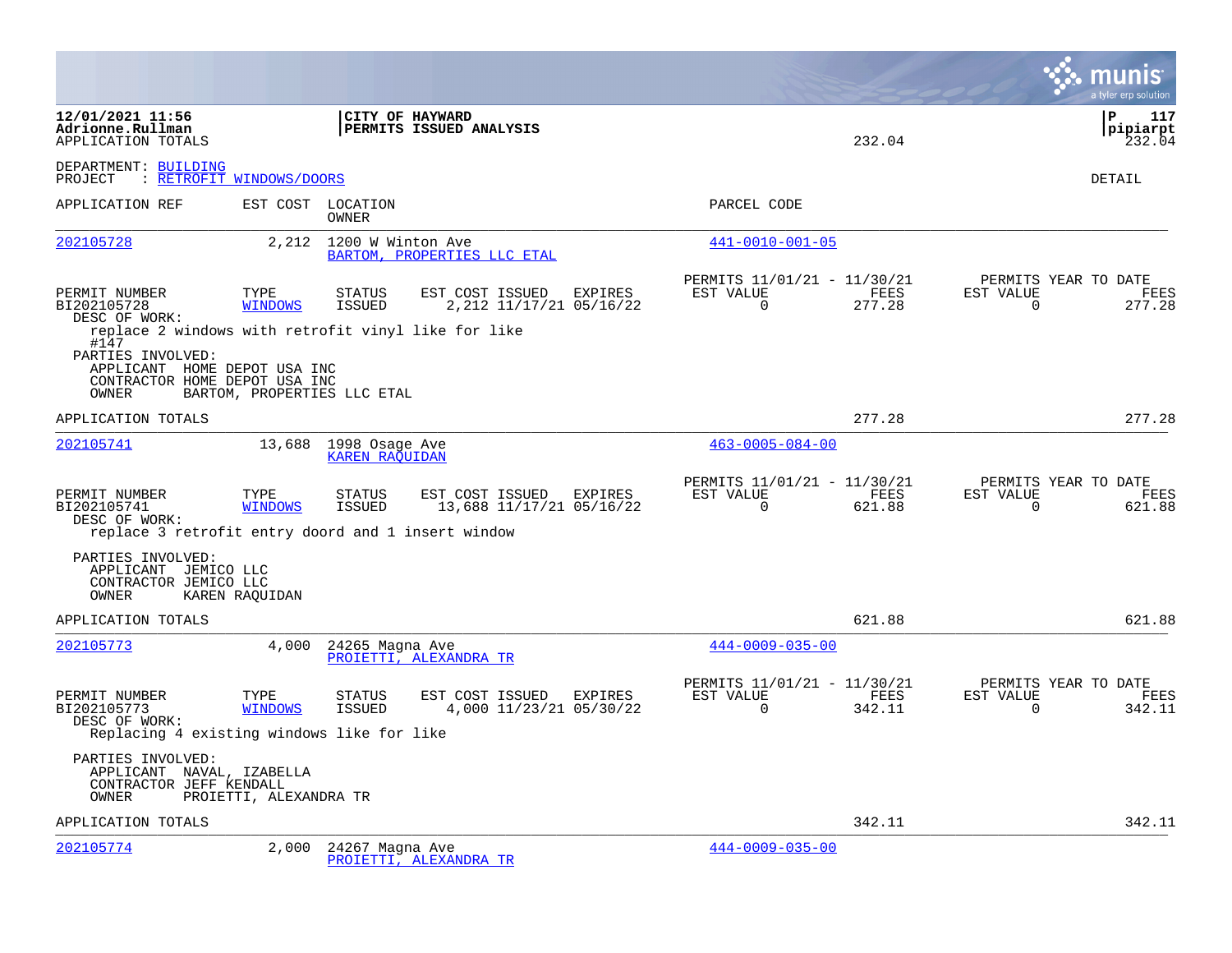**12/01/2021 11:56**
**Adrionne.Rullman**
APPLICATION TOTALS

**CITY OF HAYWARD**
**PERMITS ISSUED ANALYSIS**

232.04

**P 117**
**pipiarpt**
232.04

DEPARTMENT: BUILDING
PROJECT : RETROFIT WINDOWS/DOORS

DETAIL

| APPLICATION REF | EST COST | LOCATION / OWNER | PARCEL CODE |
|---|---|---|---|
| 202105728 | 2,212 | 1200 W Winton Ave / BARTOM, PROPERTIES LLC ETAL | 441-0010-001-05 |

| PERMIT NUMBER | TYPE | STATUS | EST COST | ISSUED | EXPIRES | PERMITS 11/01/21 - 11/30/21 EST VALUE | FEES | PERMITS YEAR TO DATE EST VALUE | FEES |
|---|---|---|---|---|---|---|---|---|---|
| BI202105728 | WINDOWS | ISSUED | 2,212 | 11/17/21 | 05/16/22 | 0 | 277.28 | 0 | 277.28 |

DESC OF WORK:
replace 2 windows with retrofit vinyl like for like
#147

PARTIES INVOLVED:
APPLICANT HOME DEPOT USA INC
CONTRACTOR HOME DEPOT USA INC
OWNER BARTOM, PROPERTIES LLC ETAL

APPLICATION TOTALS 277.28 277.28

| APPLICATION REF | EST COST | LOCATION / OWNER | PARCEL CODE |
|---|---|---|---|
| 202105741 | 13,688 | 1998 Osage Ave / KAREN RAQUIDAN | 463-0005-084-00 |

| PERMIT NUMBER | TYPE | STATUS | EST COST | ISSUED | EXPIRES | PERMITS 11/01/21 - 11/30/21 EST VALUE | FEES | PERMITS YEAR TO DATE EST VALUE | FEES |
|---|---|---|---|---|---|---|---|---|---|
| BI202105741 | WINDOWS | ISSUED | 13,688 | 11/17/21 | 05/16/22 | 0 | 621.88 | 0 | 621.88 |

DESC OF WORK:
replace 3 retrofit entry doord and 1 insert window

PARTIES INVOLVED:
APPLICANT JEMICO LLC
CONTRACTOR JEMICO LLC
OWNER KAREN RAQUIDAN

APPLICATION TOTALS 621.88 621.88

| APPLICATION REF | EST COST | LOCATION / OWNER | PARCEL CODE |
|---|---|---|---|
| 202105773 | 4,000 | 24265 Magna Ave / PROIETTI, ALEXANDRA TR | 444-0009-035-00 |

| PERMIT NUMBER | TYPE | STATUS | EST COST | ISSUED | EXPIRES | PERMITS 11/01/21 - 11/30/21 EST VALUE | FEES | PERMITS YEAR TO DATE EST VALUE | FEES |
|---|---|---|---|---|---|---|---|---|---|
| BI202105773 | WINDOWS | ISSUED | 4,000 | 11/23/21 | 05/30/22 | 0 | 342.11 | 0 | 342.11 |

DESC OF WORK:
Replacing 4 existing windows like for like

PARTIES INVOLVED:
APPLICANT NAVAL, IZABELLA
CONTRACTOR JEFF KENDALL
OWNER PROIETTI, ALEXANDRA TR

APPLICATION TOTALS 342.11 342.11

| APPLICATION REF | EST COST | LOCATION / OWNER | PARCEL CODE |
|---|---|---|---|
| 202105774 | 2,000 | 24267 Magna Ave / PROIETTI, ALEXANDRA TR | 444-0009-035-00 |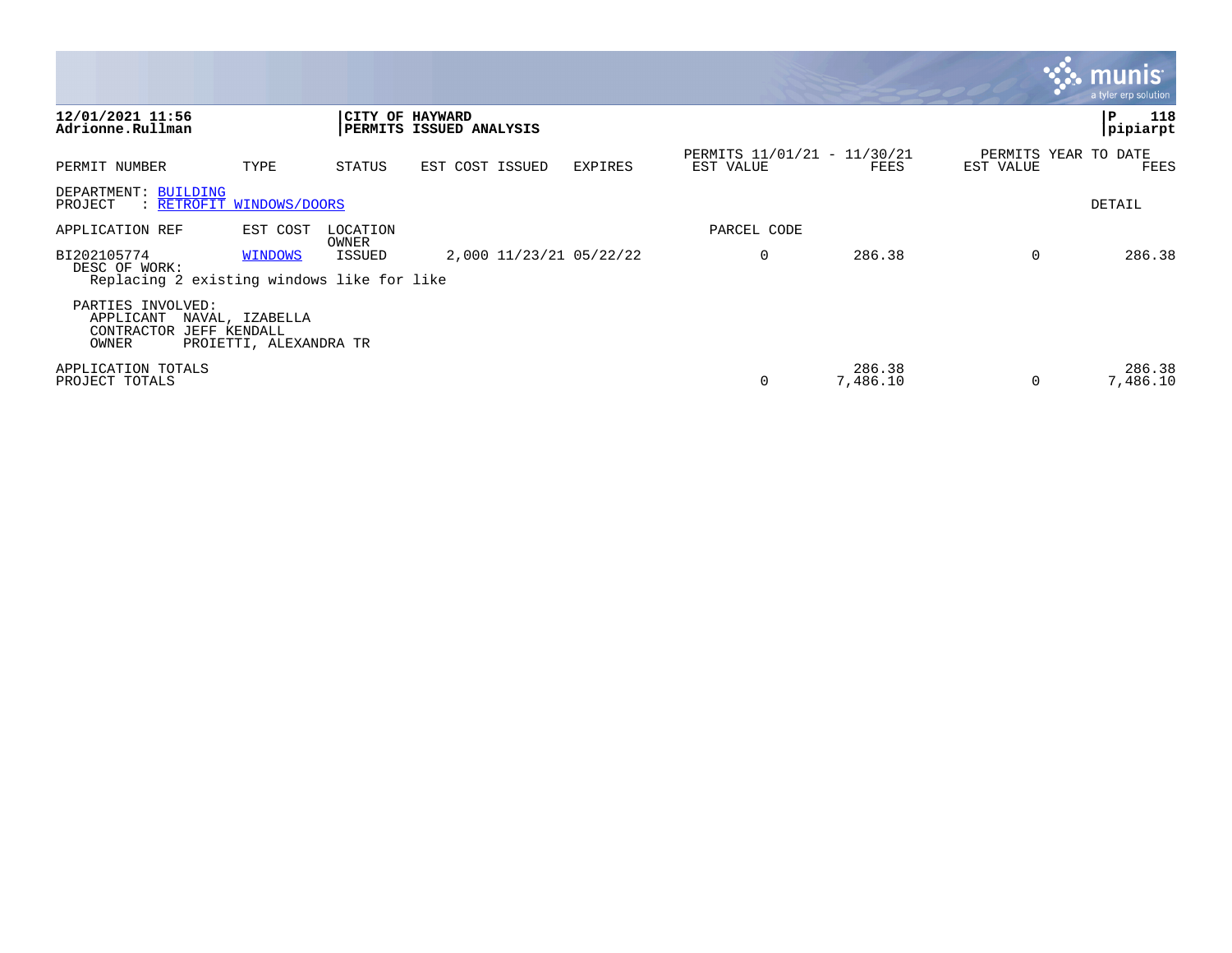**12/01/2021 11:56**
**Adrionne.Rullman**

**CITY OF HAYWARD**
**PERMITS ISSUED ANALYSIS**

**P 118**
**pipiarpt**

| PERMIT NUMBER | TYPE | STATUS | EST COST | ISSUED | EXPIRES | PERMITS 11/01/21 - 11/30/21 EST VALUE | FEES | PERMITS YEAR TO DATE EST VALUE | FEES |
|---|---|---|---|---|---|---|---|---|---|

DEPARTMENT: BUILDING
PROJECT : RETROFIT WINDOWS/DOORS

DETAIL

| APPLICATION REF | EST COST | LOCATION / OWNER | | | | PARCEL CODE | | | |
|---|---|---|---|---|---|---|---|---|---|
| BI202105774 | WINDOWS | ISSUED | 2,000 | 11/23/21 | 05/22/22 | 0 | 286.38 | 0 | 286.38 |

DESC OF WORK:
Replacing 2 existing windows like for like

PARTIES INVOLVED:
APPLICANT NAVAL, IZABELLA
CONTRACTOR JEFF KENDALL
OWNER PROIETTI, ALEXANDRA TR

| | EST VALUE | FEES | EST VALUE | FEES |
|---|---|---|---|---|
| APPLICATION TOTALS | | 286.38 | | 286.38 |
| PROJECT TOTALS | 0 | 7,486.10 | 0 | 7,486.10 |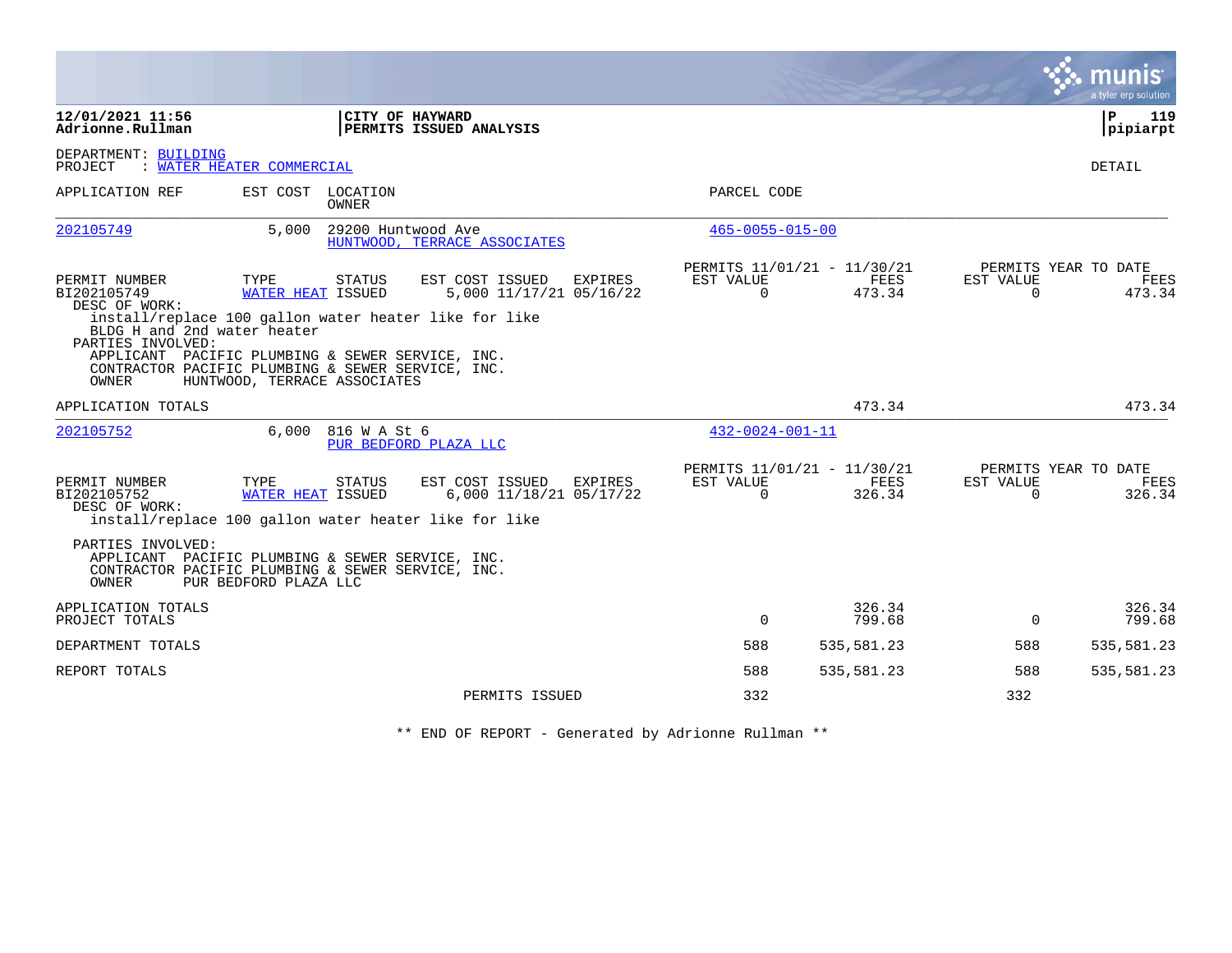**12/01/2021 11:56**
**Adrionne.Rullman**

**CITY OF HAYWARD**
**PERMITS ISSUED ANALYSIS**

**P 119**
**pipiarpt**

DEPARTMENT: BUILDING
PROJECT : WATER HEATER COMMERCIAL

DETAIL

| APPLICATION REF | EST COST | LOCATION / OWNER | PARCEL CODE |
|---|---|---|---|
| 202105749 | 5,000 | 29200 Huntwood Ave / HUNTWOOD, TERRACE ASSOCIATES | 465-0055-015-00 |

| PERMIT NUMBER | TYPE | STATUS | EST COST | ISSUED | EXPIRES | PERMITS 11/01/21 - 11/30/21 EST VALUE | FEES | PERMITS YEAR TO DATE EST VALUE | FEES |
|---|---|---|---|---|---|---|---|---|---|
| BI202105749 | WATER HEAT | ISSUED | 5,000 | 11/17/21 | 05/16/22 | 0 | 473.34 | 0 | 473.34 |

DESC OF WORK:
install/replace 100 gallon water heater like for like
BLDG H and 2nd water heater

PARTIES INVOLVED:
APPLICANT PACIFIC PLUMBING & SEWER SERVICE, INC.
CONTRACTOR PACIFIC PLUMBING & SEWER SERVICE, INC.
OWNER HUNTWOOD, TERRACE ASSOCIATES

APPLICATION TOTALS 473.34 473.34

| APPLICATION REF | EST COST | LOCATION / OWNER | PARCEL CODE |
|---|---|---|---|
| 202105752 | 6,000 | 816 W A St 6 / PUR BEDFORD PLAZA LLC | 432-0024-001-11 |

| PERMIT NUMBER | TYPE | STATUS | EST COST | ISSUED | EXPIRES | PERMITS 11/01/21 - 11/30/21 EST VALUE | FEES | PERMITS YEAR TO DATE EST VALUE | FEES |
|---|---|---|---|---|---|---|---|---|---|
| BI202105752 | WATER HEAT | ISSUED | 6,000 | 11/18/21 | 05/17/22 | 0 | 326.34 | 0 | 326.34 |

DESC OF WORK:
install/replace 100 gallon water heater like for like

PARTIES INVOLVED:
APPLICANT PACIFIC PLUMBING & SEWER SERVICE, INC.
CONTRACTOR PACIFIC PLUMBING & SEWER SERVICE, INC.
OWNER PUR BEDFORD PLAZA LLC

| | EST VALUE | FEES | YTD EST VALUE | YTD FEES |
|---|---|---|---|---|
| APPLICATION TOTALS | | 326.34 | | 326.34 |
| PROJECT TOTALS | 0 | 799.68 | 0 | 799.68 |
| DEPARTMENT TOTALS | 588 | 535,581.23 | 588 | 535,581.23 |
| REPORT TOTALS | 588 | 535,581.23 | 588 | 535,581.23 |
| PERMITS ISSUED | 332 | | 332 | |

\*\* END OF REPORT - Generated by Adrionne Rullman \*\*